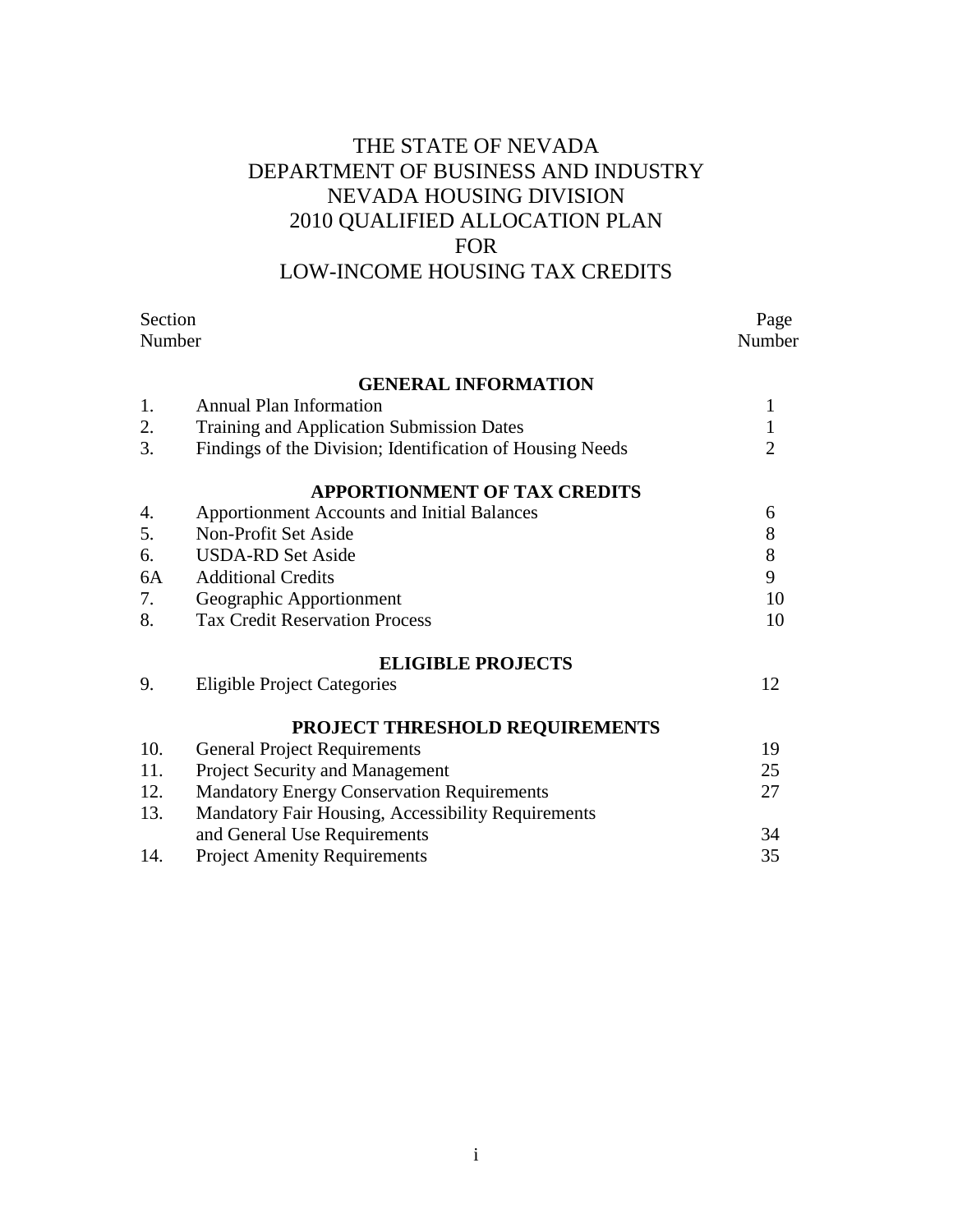# THE STATE OF NEVADA
# DEPARTMENT OF BUSINESS AND INDUSTRY
# NEVADA HOUSING DIVISION
# 2010 QUALIFIED ALLOCATION PLAN
# FOR
# LOW-INCOME HOUSING TAX CREDITS

| Section Number | | Page Number |
|---|---|---|
| | **GENERAL INFORMATION** | |
| 1. | Annual Plan Information | 1 |
| 2. | Training and Application Submission Dates | 1 |
| 3. | Findings of the Division; Identification of Housing Needs | 2 |
| | **APPORTIONMENT OF TAX CREDITS** | |
| 4. | Apportionment Accounts and Initial Balances | 6 |
| 5. | Non-Profit Set Aside | 8 |
| 6. | USDA-RD Set Aside | 8 |
| 6A | Additional Credits | 9 |
| 7. | Geographic Apportionment | 10 |
| 8. | Tax Credit Reservation Process | 10 |
| | **ELIGIBLE PROJECTS** | |
| 9. | Eligible Project Categories | 12 |
| | **PROJECT THRESHOLD REQUIREMENTS** | |
| 10. | General Project Requirements | 19 |
| 11. | Project Security and Management | 25 |
| 12. | Mandatory Energy Conservation Requirements | 27 |
| 13. | Mandatory Fair Housing, Accessibility Requirements and General Use Requirements | 34 |
| 14. | Project Amenity Requirements | 35 |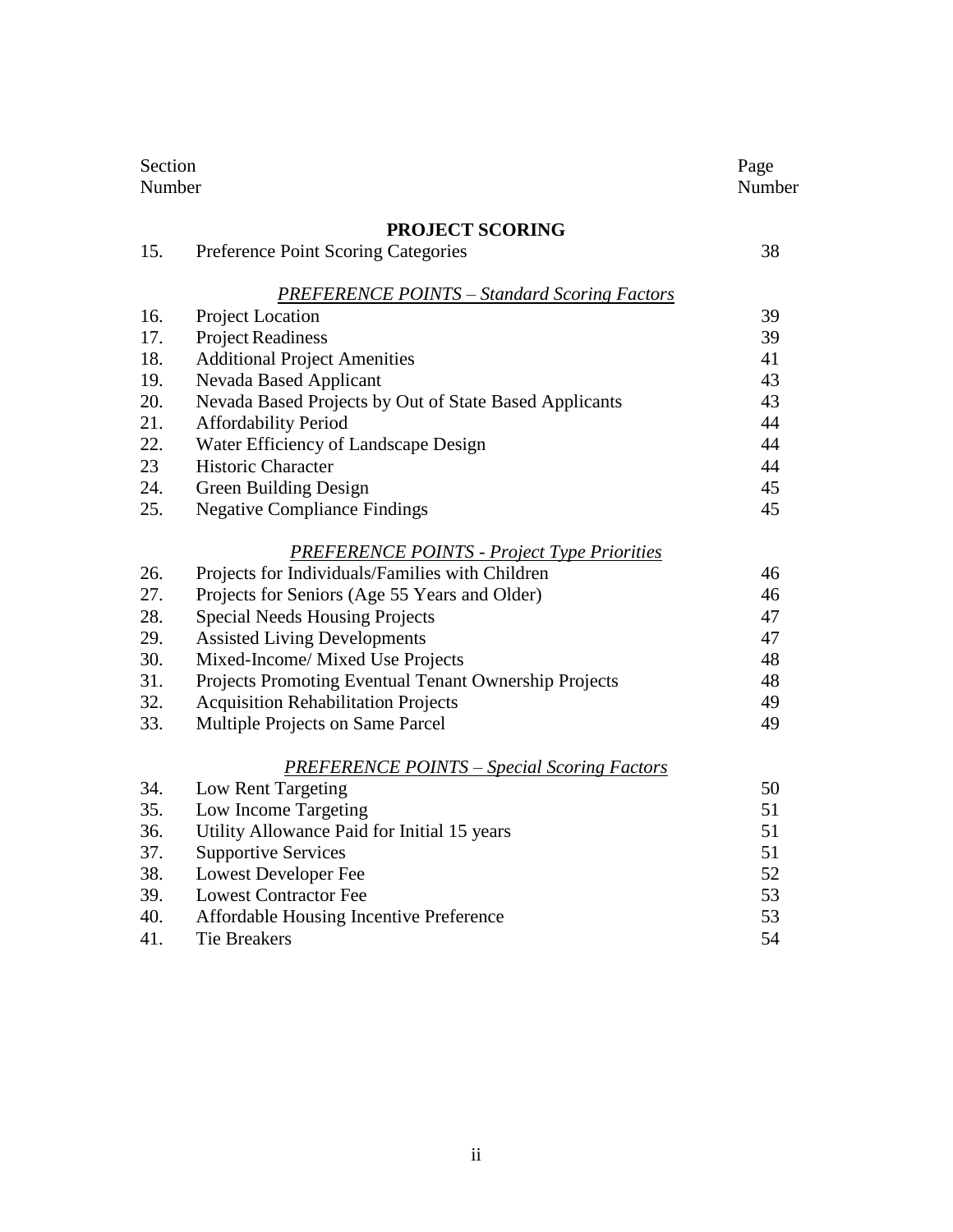| Section Number | | Page Number |
|---|---|---|
| | **PROJECT SCORING** | |
| 15. | Preference Point Scoring Categories | 38 |
| | *PREFERENCE POINTS – Standard Scoring Factors* | |
| 16. | Project Location | 39 |
| 17. | Project Readiness | 39 |
| 18. | Additional Project Amenities | 41 |
| 19. | Nevada Based Applicant | 43 |
| 20. | Nevada Based Projects by Out of State Based Applicants | 43 |
| 21. | Affordability Period | 44 |
| 22. | Water Efficiency of Landscape Design | 44 |
| 23 | Historic Character | 44 |
| 24. | Green Building Design | 45 |
| 25. | Negative Compliance Findings | 45 |
| | *PREFERENCE POINTS - Project Type Priorities* | |
| 26. | Projects for Individuals/Families with Children | 46 |
| 27. | Projects for Seniors (Age 55 Years and Older) | 46 |
| 28. | Special Needs Housing Projects | 47 |
| 29. | Assisted Living Developments | 47 |
| 30. | Mixed-Income/ Mixed Use Projects | 48 |
| 31. | Projects Promoting Eventual Tenant Ownership Projects | 48 |
| 32. | Acquisition Rehabilitation Projects | 49 |
| 33. | Multiple Projects on Same Parcel | 49 |
| | *PREFERENCE POINTS – Special Scoring Factors* | |
| 34. | Low Rent Targeting | 50 |
| 35. | Low Income Targeting | 51 |
| 36. | Utility Allowance Paid for Initial 15 years | 51 |
| 37. | Supportive Services | 51 |
| 38. | Lowest Developer Fee | 52 |
| 39. | Lowest Contractor Fee | 53 |
| 40. | Affordable Housing Incentive Preference | 53 |
| 41. | Tie Breakers | 54 |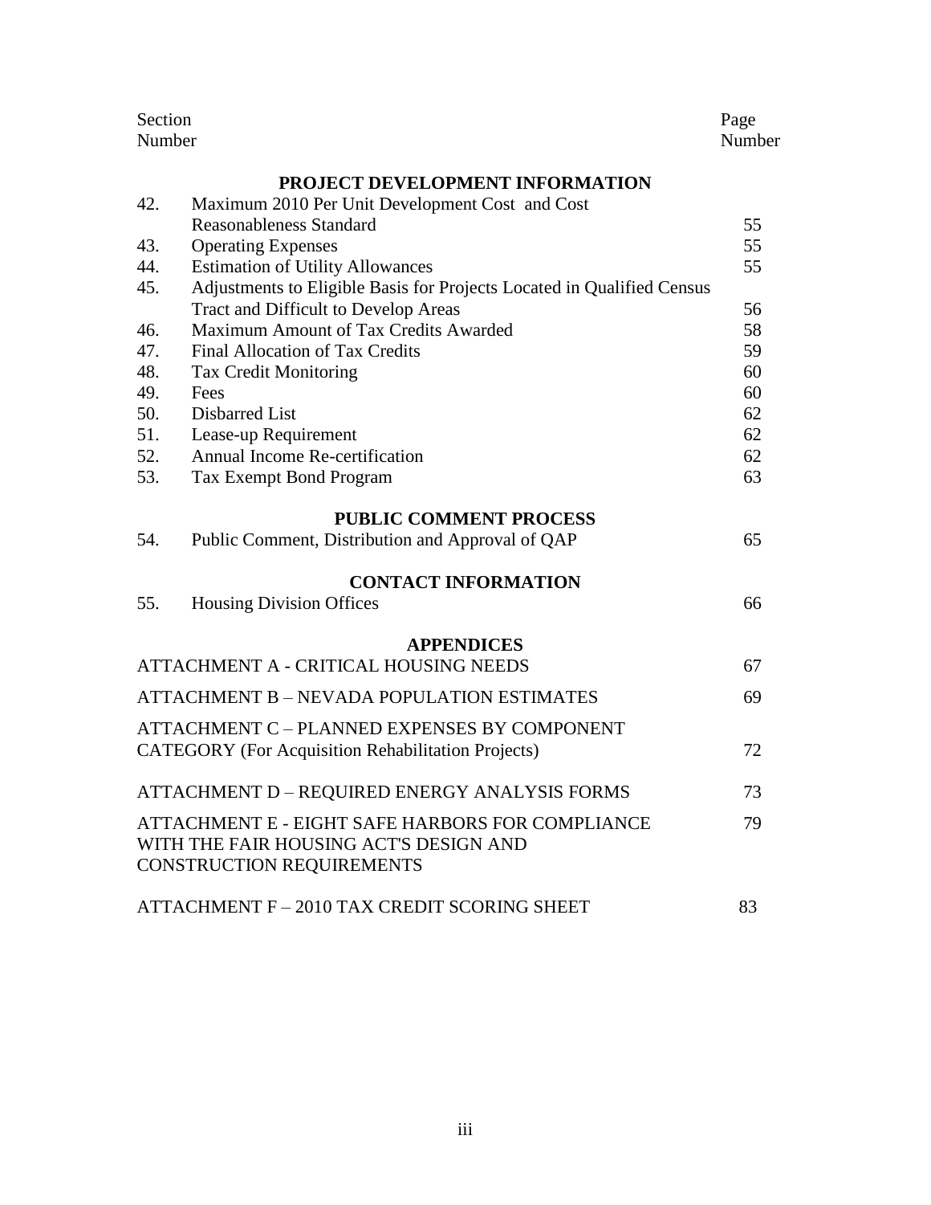| Section Number | | Page Number |
|---|---|---|
| | **PROJECT DEVELOPMENT INFORMATION** | |
| 42. | Maximum 2010 Per Unit Development Cost and Cost Reasonableness Standard | 55 |
| 43. | Operating Expenses | 55 |
| 44. | Estimation of Utility Allowances | 55 |
| 45. | Adjustments to Eligible Basis for Projects Located in Qualified Census Tract and Difficult to Develop Areas | 56 |
| 46. | Maximum Amount of Tax Credits Awarded | 58 |
| 47. | Final Allocation of Tax Credits | 59 |
| 48. | Tax Credit Monitoring | 60 |
| 49. | Fees | 60 |
| 50. | Disbarred List | 62 |
| 51. | Lease-up Requirement | 62 |
| 52. | Annual Income Re-certification | 62 |
| 53. | Tax Exempt Bond Program | 63 |
| | **PUBLIC COMMENT PROCESS** | |
| 54. | Public Comment, Distribution and Approval of QAP | 65 |
| | **CONTACT INFORMATION** | |
| 55. | Housing Division Offices | 66 |
| | **APPENDICES** | |
| | ATTACHMENT A - CRITICAL HOUSING NEEDS | 67 |
| | ATTACHMENT B – NEVADA POPULATION ESTIMATES | 69 |
| | ATTACHMENT C – PLANNED EXPENSES BY COMPONENT CATEGORY (For Acquisition Rehabilitation Projects) | 72 |
| | ATTACHMENT D – REQUIRED ENERGY ANALYSIS FORMS | 73 |
| | ATTACHMENT E - EIGHT SAFE HARBORS FOR COMPLIANCE WITH THE FAIR HOUSING ACT'S DESIGN AND CONSTRUCTION REQUIREMENTS | 79 |
| | ATTACHMENT F – 2010 TAX CREDIT SCORING SHEET | 83 |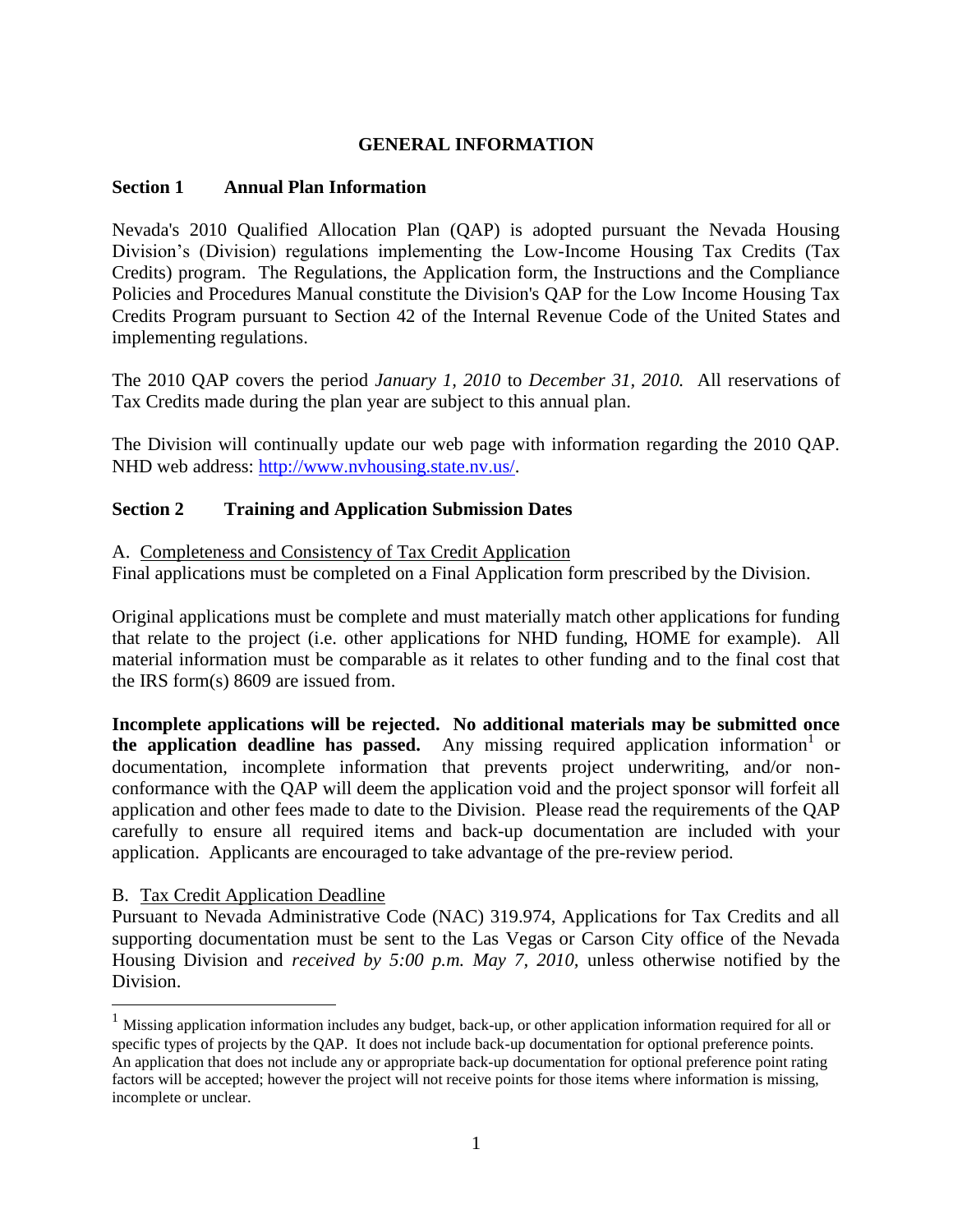# GENERAL INFORMATION

## Section 1 Annual Plan Information

Nevada's 2010 Qualified Allocation Plan (QAP) is adopted pursuant the Nevada Housing Division's (Division) regulations implementing the Low-Income Housing Tax Credits (Tax Credits) program. The Regulations, the Application form, the Instructions and the Compliance Policies and Procedures Manual constitute the Division's QAP for the Low Income Housing Tax Credits Program pursuant to Section 42 of the Internal Revenue Code of the United States and implementing regulations.

The 2010 QAP covers the period *January 1, 2010* to *December 31, 2010.* All reservations of Tax Credits made during the plan year are subject to this annual plan.

The Division will continually update our web page with information regarding the 2010 QAP. NHD web address: http://www.nvhousing.state.nv.us/.

## Section 2 Training and Application Submission Dates

A. Completeness and Consistency of Tax Credit Application

Final applications must be completed on a Final Application form prescribed by the Division.

Original applications must be complete and must materially match other applications for funding that relate to the project (i.e. other applications for NHD funding, HOME for example). All material information must be comparable as it relates to other funding and to the final cost that the IRS form(s) 8609 are issued from.

**Incomplete applications will be rejected. No additional materials may be submitted once the application deadline has passed.** Any missing required application information[1] or documentation, incomplete information that prevents project underwriting, and/or non-conformance with the QAP will deem the application void and the project sponsor will forfeit all application and other fees made to date to the Division. Please read the requirements of the QAP carefully to ensure all required items and back-up documentation are included with your application. Applicants are encouraged to take advantage of the pre-review period.

B. Tax Credit Application Deadline

Pursuant to Nevada Administrative Code (NAC) 319.974, Applications for Tax Credits and all supporting documentation must be sent to the Las Vegas or Carson City office of the Nevada Housing Division and *received by 5:00 p.m. May 7, 2010,* unless otherwise notified by the Division.

[1] Missing application information includes any budget, back-up, or other application information required for all or specific types of projects by the QAP. It does not include back-up documentation for optional preference points. An application that does not include any or appropriate back-up documentation for optional preference point rating factors will be accepted; however the project will not receive points for those items where information is missing, incomplete or unclear.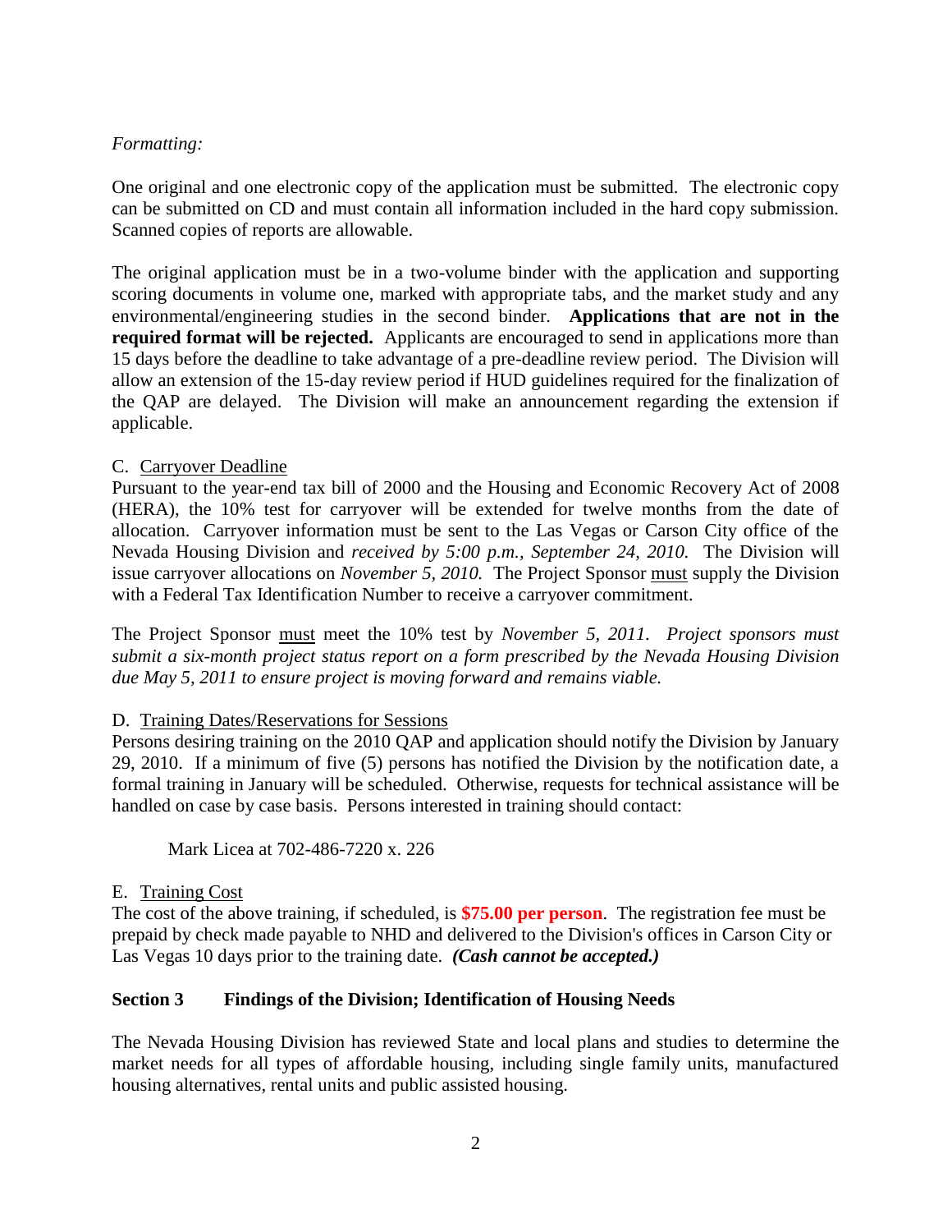*Formatting:*

One original and one electronic copy of the application must be submitted. The electronic copy can be submitted on CD and must contain all information included in the hard copy submission. Scanned copies of reports are allowable.

The original application must be in a two-volume binder with the application and supporting scoring documents in volume one, marked with appropriate tabs, and the market study and any environmental/engineering studies in the second binder. **Applications that are not in the required format will be rejected.** Applicants are encouraged to send in applications more than 15 days before the deadline to take advantage of a pre-deadline review period. The Division will allow an extension of the 15-day review period if HUD guidelines required for the finalization of the QAP are delayed. The Division will make an announcement regarding the extension if applicable.

C. Carryover Deadline

Pursuant to the year-end tax bill of 2000 and the Housing and Economic Recovery Act of 2008 (HERA), the 10% test for carryover will be extended for twelve months from the date of allocation. Carryover information must be sent to the Las Vegas or Carson City office of the Nevada Housing Division and *received by 5:00 p.m., September 24, 2010.* The Division will issue carryover allocations on *November 5, 2010.* The Project Sponsor must supply the Division with a Federal Tax Identification Number to receive a carryover commitment.

The Project Sponsor must meet the 10% test by *November 5, 2011. Project sponsors must submit a six-month project status report on a form prescribed by the Nevada Housing Division due May 5, 2011 to ensure project is moving forward and remains viable.*

D. Training Dates/Reservations for Sessions

Persons desiring training on the 2010 QAP and application should notify the Division by January 29, 2010. If a minimum of five (5) persons has notified the Division by the notification date, a formal training in January will be scheduled. Otherwise, requests for technical assistance will be handled on case by case basis. Persons interested in training should contact:

Mark Licea at 702-486-7220 x. 226

E. Training Cost

The cost of the above training, if scheduled, is **$75.00 per person**. The registration fee must be prepaid by check made payable to NHD and delivered to the Division's offices in Carson City or Las Vegas 10 days prior to the training date. ***(Cash cannot be accepted.)***

## Section 3 Findings of the Division; Identification of Housing Needs

The Nevada Housing Division has reviewed State and local plans and studies to determine the market needs for all types of affordable housing, including single family units, manufactured housing alternatives, rental units and public assisted housing.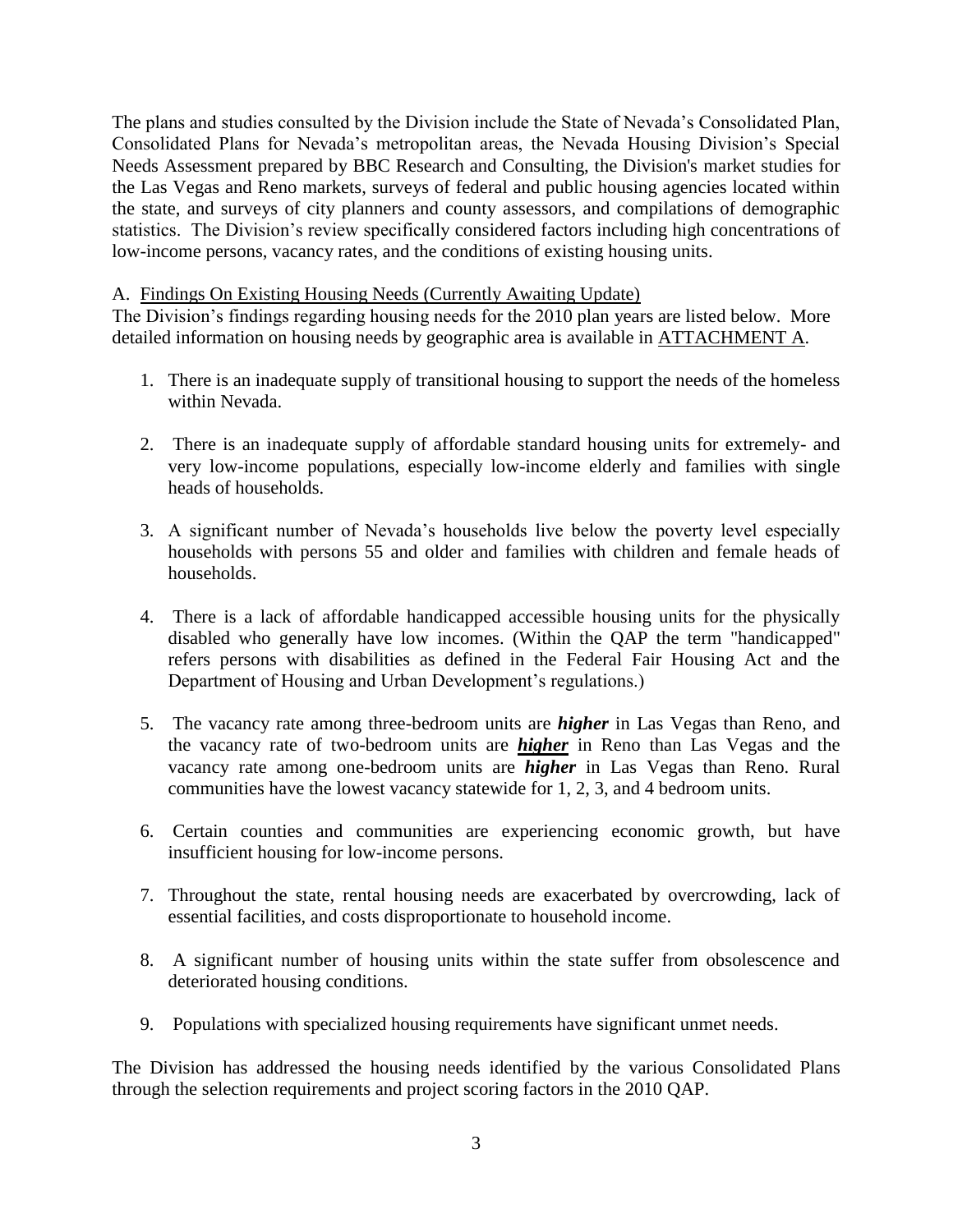The plans and studies consulted by the Division include the State of Nevada's Consolidated Plan, Consolidated Plans for Nevada's metropolitan areas, the Nevada Housing Division's Special Needs Assessment prepared by BBC Research and Consulting, the Division's market studies for the Las Vegas and Reno markets, surveys of federal and public housing agencies located within the state, and surveys of city planners and county assessors, and compilations of demographic statistics. The Division's review specifically considered factors including high concentrations of low-income persons, vacancy rates, and the conditions of existing housing units.

A. <u>Findings On Existing Housing Needs (Currently Awaiting Update)</u>

The Division's findings regarding housing needs for the 2010 plan years are listed below. More detailed information on housing needs by geographic area is available in <u>ATTACHMENT A</u>.

1. There is an inadequate supply of transitional housing to support the needs of the homeless within Nevada.

2. There is an inadequate supply of affordable standard housing units for extremely- and very low-income populations, especially low-income elderly and families with single heads of households.

3. A significant number of Nevada's households live below the poverty level especially households with persons 55 and older and families with children and female heads of households.

4. There is a lack of affordable handicapped accessible housing units for the physically disabled who generally have low incomes. (Within the QAP the term "handicapped" refers persons with disabilities as defined in the Federal Fair Housing Act and the Department of Housing and Urban Development's regulations.)

5. The vacancy rate among three-bedroom units are ***higher*** in Las Vegas than Reno, and the vacancy rate of two-bedroom units are ***<u>higher</u>*** in Reno than Las Vegas and the vacancy rate among one-bedroom units are ***higher*** in Las Vegas than Reno. Rural communities have the lowest vacancy statewide for 1, 2, 3, and 4 bedroom units.

6. Certain counties and communities are experiencing economic growth, but have insufficient housing for low-income persons.

7. Throughout the state, rental housing needs are exacerbated by overcrowding, lack of essential facilities, and costs disproportionate to household income.

8. A significant number of housing units within the state suffer from obsolescence and deteriorated housing conditions.

9. Populations with specialized housing requirements have significant unmet needs.

The Division has addressed the housing needs identified by the various Consolidated Plans through the selection requirements and project scoring factors in the 2010 QAP.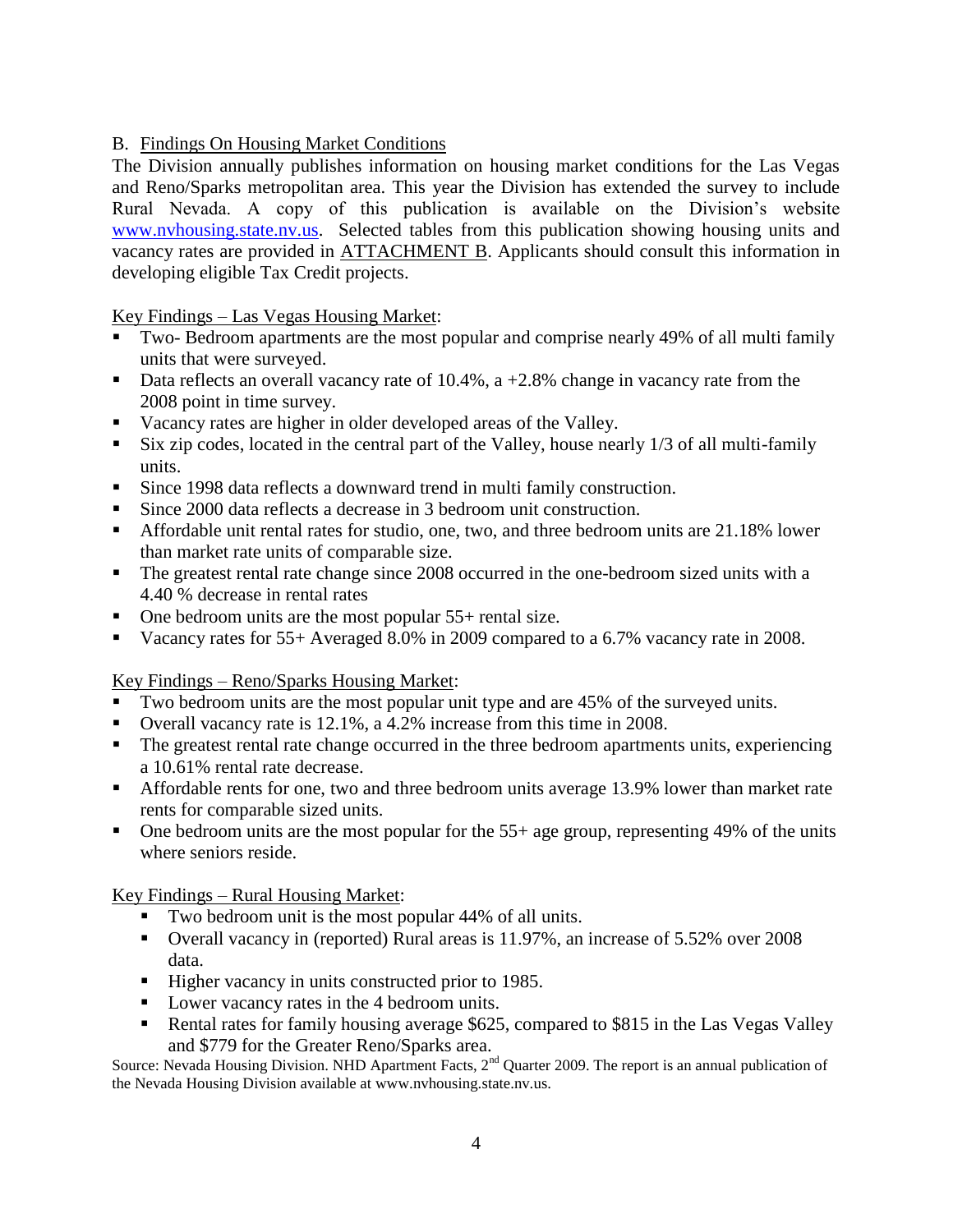## B. Findings On Housing Market Conditions

The Division annually publishes information on housing market conditions for the Las Vegas and Reno/Sparks metropolitan area. This year the Division has extended the survey to include Rural Nevada. A copy of this publication is available on the Division's website www.nvhousing.state.nv.us. Selected tables from this publication showing housing units and vacancy rates are provided in ATTACHMENT B. Applicants should consult this information in developing eligible Tax Credit projects.

Key Findings – Las Vegas Housing Market:

- Two- Bedroom apartments are the most popular and comprise nearly 49% of all multi family units that were surveyed.
- Data reflects an overall vacancy rate of 10.4%, a +2.8% change in vacancy rate from the 2008 point in time survey.
- Vacancy rates are higher in older developed areas of the Valley.
- Six zip codes, located in the central part of the Valley, house nearly 1/3 of all multi-family units.
- Since 1998 data reflects a downward trend in multi family construction.
- Since 2000 data reflects a decrease in 3 bedroom unit construction.
- Affordable unit rental rates for studio, one, two, and three bedroom units are 21.18% lower than market rate units of comparable size.
- The greatest rental rate change since 2008 occurred in the one-bedroom sized units with a 4.40 % decrease in rental rates
- One bedroom units are the most popular 55+ rental size.
- Vacancy rates for 55+ Averaged 8.0% in 2009 compared to a 6.7% vacancy rate in 2008.

Key Findings – Reno/Sparks Housing Market:

- Two bedroom units are the most popular unit type and are 45% of the surveyed units.
- Overall vacancy rate is 12.1%, a 4.2% increase from this time in 2008.
- The greatest rental rate change occurred in the three bedroom apartments units, experiencing a 10.61% rental rate decrease.
- Affordable rents for one, two and three bedroom units average 13.9% lower than market rate rents for comparable sized units.
- One bedroom units are the most popular for the 55+ age group, representing 49% of the units where seniors reside.

Key Findings – Rural Housing Market:

- Two bedroom unit is the most popular 44% of all units.
- Overall vacancy in (reported) Rural areas is 11.97%, an increase of 5.52% over 2008 data.
- Higher vacancy in units constructed prior to 1985.
- Lower vacancy rates in the 4 bedroom units.
- Rental rates for family housing average $625, compared to $815 in the Las Vegas Valley and $779 for the Greater Reno/Sparks area.

Source: Nevada Housing Division. NHD Apartment Facts, 2nd Quarter 2009. The report is an annual publication of the Nevada Housing Division available at www.nvhousing.state.nv.us.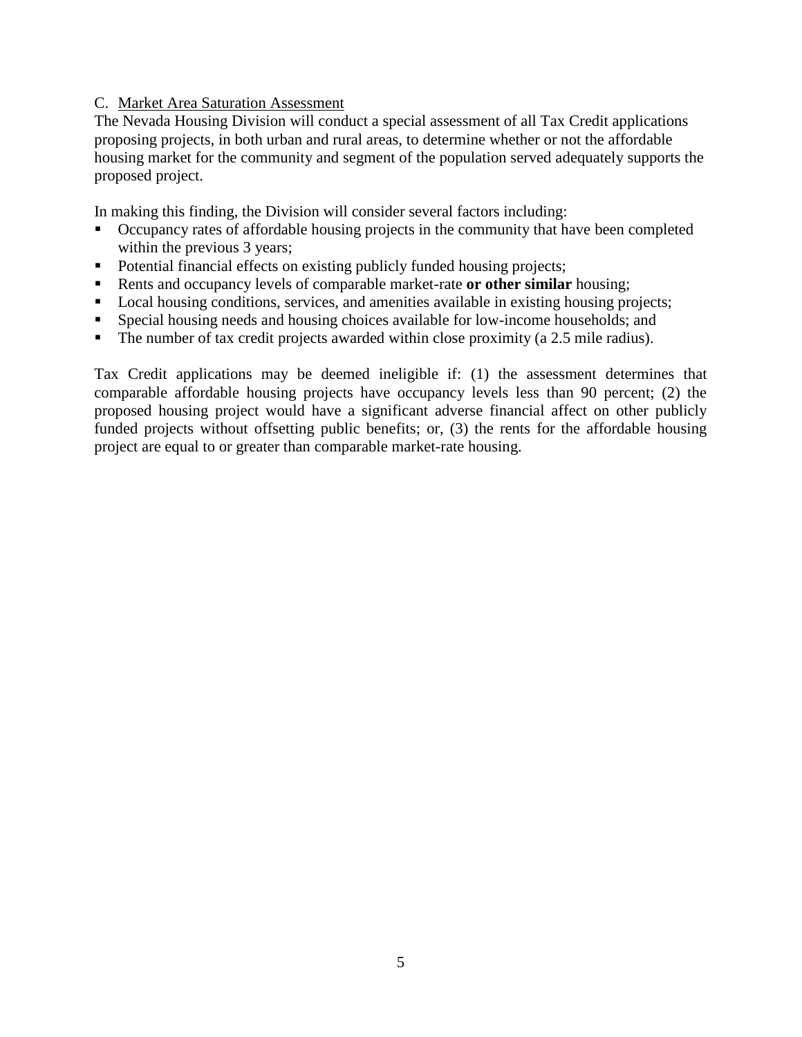C. Market Area Saturation Assessment

The Nevada Housing Division will conduct a special assessment of all Tax Credit applications proposing projects, in both urban and rural areas, to determine whether or not the affordable housing market for the community and segment of the population served adequately supports the proposed project.

In making this finding, the Division will consider several factors including:

- Occupancy rates of affordable housing projects in the community that have been completed within the previous 3 years;
- Potential financial effects on existing publicly funded housing projects;
- Rents and occupancy levels of comparable market-rate **or other similar** housing;
- Local housing conditions, services, and amenities available in existing housing projects;
- Special housing needs and housing choices available for low-income households; and
- The number of tax credit projects awarded within close proximity (a 2.5 mile radius).

Tax Credit applications may be deemed ineligible if: (1) the assessment determines that comparable affordable housing projects have occupancy levels less than 90 percent; (2) the proposed housing project would have a significant adverse financial affect on other publicly funded projects without offsetting public benefits; or, (3) the rents for the affordable housing project are equal to or greater than comparable market-rate housing.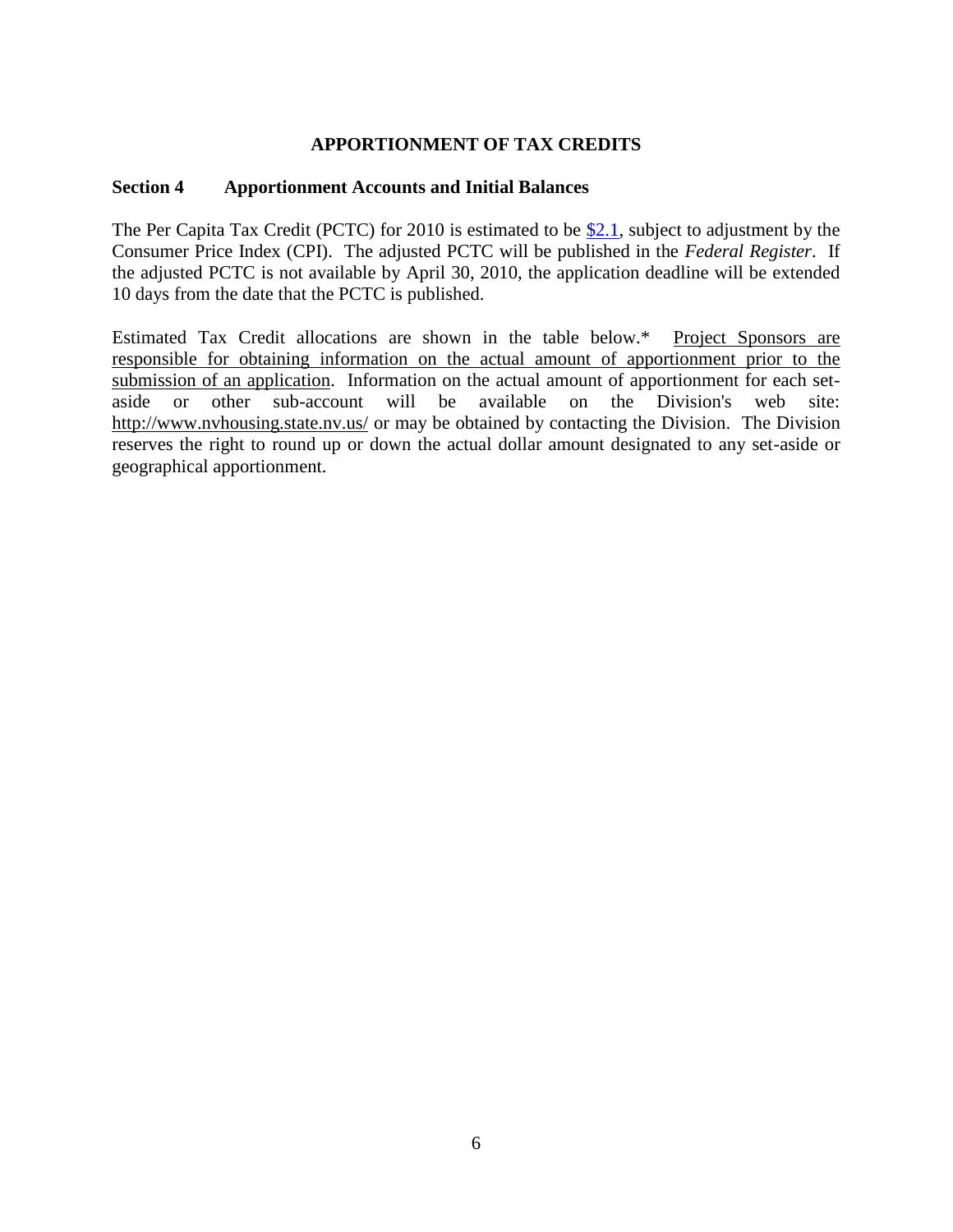## APPORTIONMENT OF TAX CREDITS

### Section 4 Apportionment Accounts and Initial Balances

The Per Capita Tax Credit (PCTC) for 2010 is estimated to be $2.1, subject to adjustment by the Consumer Price Index (CPI). The adjusted PCTC will be published in the *Federal Register*. If the adjusted PCTC is not available by April 30, 2010, the application deadline will be extended 10 days from the date that the PCTC is published.

Estimated Tax Credit allocations are shown in the table below.* Project Sponsors are responsible for obtaining information on the actual amount of apportionment prior to the submission of an application. Information on the actual amount of apportionment for each set-aside or other sub-account will be available on the Division's web site: http://www.nvhousing.state.nv.us/ or may be obtained by contacting the Division. The Division reserves the right to round up or down the actual dollar amount designated to any set-aside or geographical apportionment.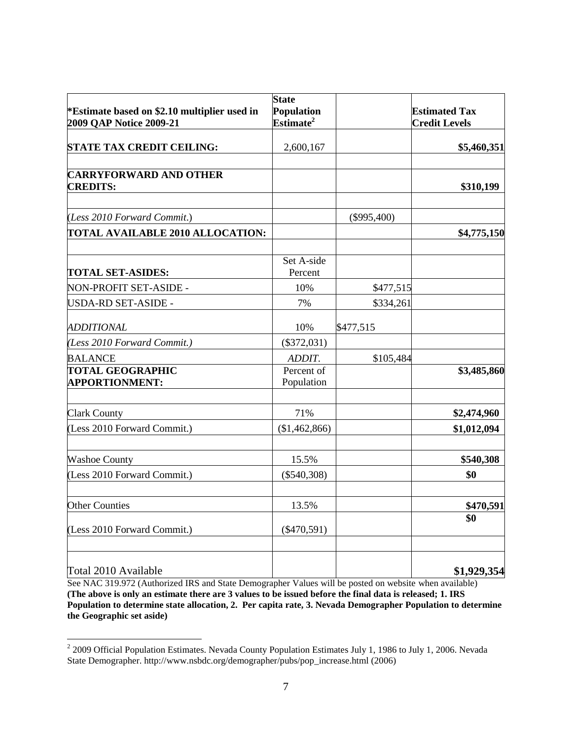| *Estimate based on $2.10 multiplier used in 2009 QAP Notice 2009-21 | State Population Estimate[2] | | Estimated Tax Credit Levels |
|---|---|---|---|
| **STATE TAX CREDIT CEILING:** | 2,600,167 | | **$5,460,351** |
| | | | |
| **CARRYFORWARD AND OTHER CREDITS:** | | | **$310,199** |
| | | | |
| (*Less 2010 Forward Commit.*) | | ($995,400) | |
| **TOTAL AVAILABLE 2010 ALLOCATION:** | | | **$4,775,150** |
| | | | |
| **TOTAL SET-ASIDES:** | Set A-side Percent | | |
| NON-PROFIT SET-ASIDE - | 10% | $477,515 | |
| USDA-RD SET-ASIDE - | 7% | $334,261 | |
| *ADDITIONAL* | 10% | $477,515 | |
| *(Less 2010 Forward Commit.)* | ($372,031) | | |
| BALANCE | *ADDIT.* | $105,484 | |
| **TOTAL GEOGRAPHIC APPORTIONMENT:** | Percent of Population | | **$3,485,860** |
| | | | |
| Clark County | 71% | | **$2,474,960** |
| (Less 2010 Forward Commit.) | ($1,462,866) | | **$1,012,094** |
| | | | |
| Washoe County | 15.5% | | **$540,308** |
| (Less 2010 Forward Commit.) | ($540,308) | | **$0** |
| | | | |
| Other Counties | 13.5% | | **$470,591** |
| (Less 2010 Forward Commit.) | ($470,591) | | **$0** |
| | | | |
| Total 2010 Available | | | **$1,929,354** |

See NAC 319.972 (Authorized IRS and State Demographer Values will be posted on website when available) **(The above is only an estimate there are 3 values to be issued before the final data is released; 1. IRS Population to determine state allocation, 2. Per capita rate, 3. Nevada Demographer Population to determine the Geographic set aside)**

[2] 2009 Official Population Estimates. Nevada County Population Estimates July 1, 1986 to July 1, 2006. Nevada State Demographer. http://www.nsbdc.org/demographer/pubs/pop_increase.html (2006)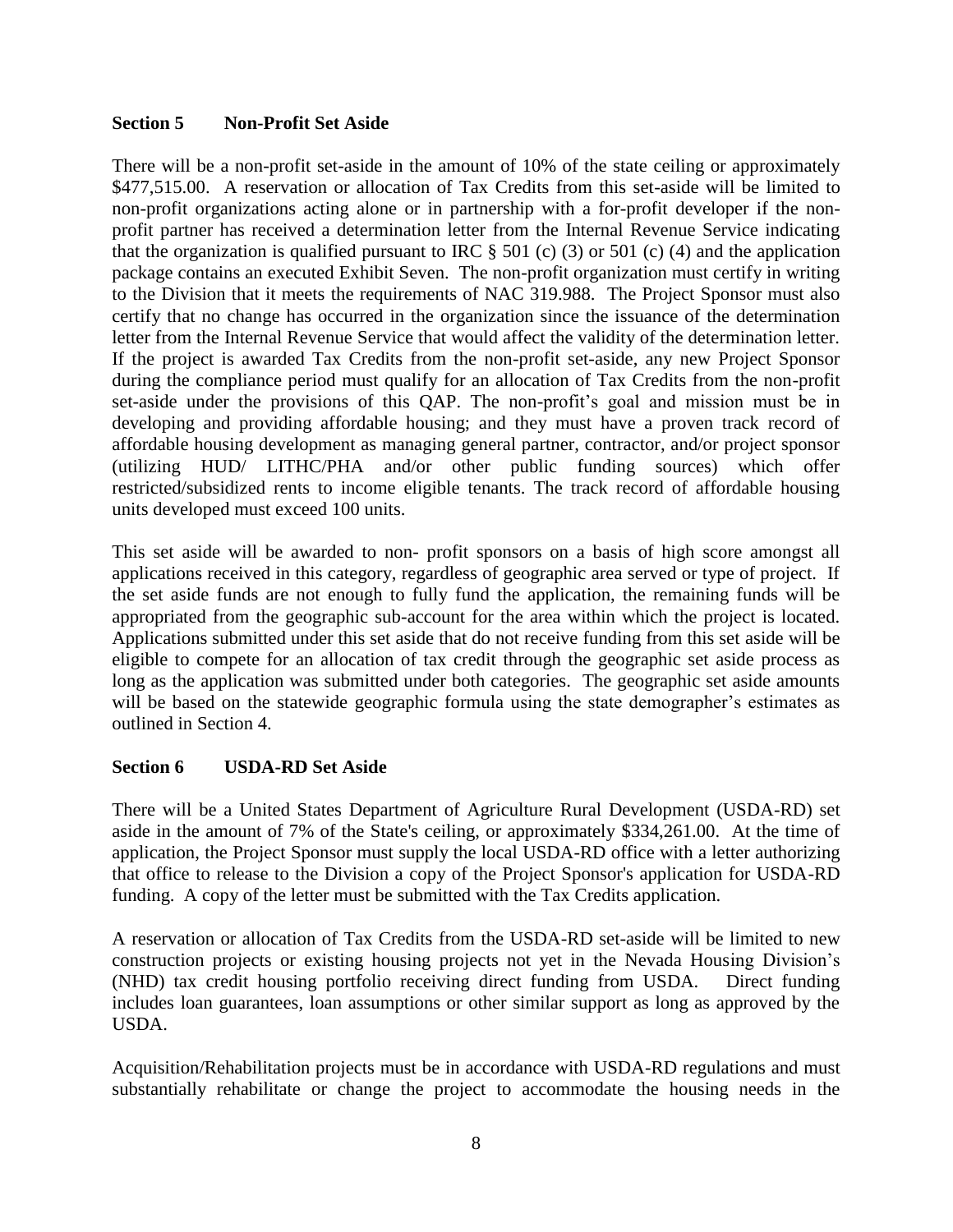## Section 5 Non-Profit Set Aside

There will be a non-profit set-aside in the amount of 10% of the state ceiling or approximately \$477,515.00. A reservation or allocation of Tax Credits from this set-aside will be limited to non-profit organizations acting alone or in partnership with a for-profit developer if the non-profit partner has received a determination letter from the Internal Revenue Service indicating that the organization is qualified pursuant to IRC § 501 (c) (3) or 501 (c) (4) and the application package contains an executed Exhibit Seven. The non-profit organization must certify in writing to the Division that it meets the requirements of NAC 319.988. The Project Sponsor must also certify that no change has occurred in the organization since the issuance of the determination letter from the Internal Revenue Service that would affect the validity of the determination letter. If the project is awarded Tax Credits from the non-profit set-aside, any new Project Sponsor during the compliance period must qualify for an allocation of Tax Credits from the non-profit set-aside under the provisions of this QAP. The non-profit's goal and mission must be in developing and providing affordable housing; and they must have a proven track record of affordable housing development as managing general partner, contractor, and/or project sponsor (utilizing HUD/ LITHC/PHA and/or other public funding sources) which offer restricted/subsidized rents to income eligible tenants. The track record of affordable housing units developed must exceed 100 units.

This set aside will be awarded to non- profit sponsors on a basis of high score amongst all applications received in this category, regardless of geographic area served or type of project. If the set aside funds are not enough to fully fund the application, the remaining funds will be appropriated from the geographic sub-account for the area within which the project is located. Applications submitted under this set aside that do not receive funding from this set aside will be eligible to compete for an allocation of tax credit through the geographic set aside process as long as the application was submitted under both categories. The geographic set aside amounts will be based on the statewide geographic formula using the state demographer's estimates as outlined in Section 4.

## Section 6 USDA-RD Set Aside

There will be a United States Department of Agriculture Rural Development (USDA-RD) set aside in the amount of 7% of the State's ceiling, or approximately \$334,261.00. At the time of application, the Project Sponsor must supply the local USDA-RD office with a letter authorizing that office to release to the Division a copy of the Project Sponsor's application for USDA-RD funding. A copy of the letter must be submitted with the Tax Credits application.

A reservation or allocation of Tax Credits from the USDA-RD set-aside will be limited to new construction projects or existing housing projects not yet in the Nevada Housing Division's (NHD) tax credit housing portfolio receiving direct funding from USDA. Direct funding includes loan guarantees, loan assumptions or other similar support as long as approved by the USDA.

Acquisition/Rehabilitation projects must be in accordance with USDA-RD regulations and must substantially rehabilitate or change the project to accommodate the housing needs in the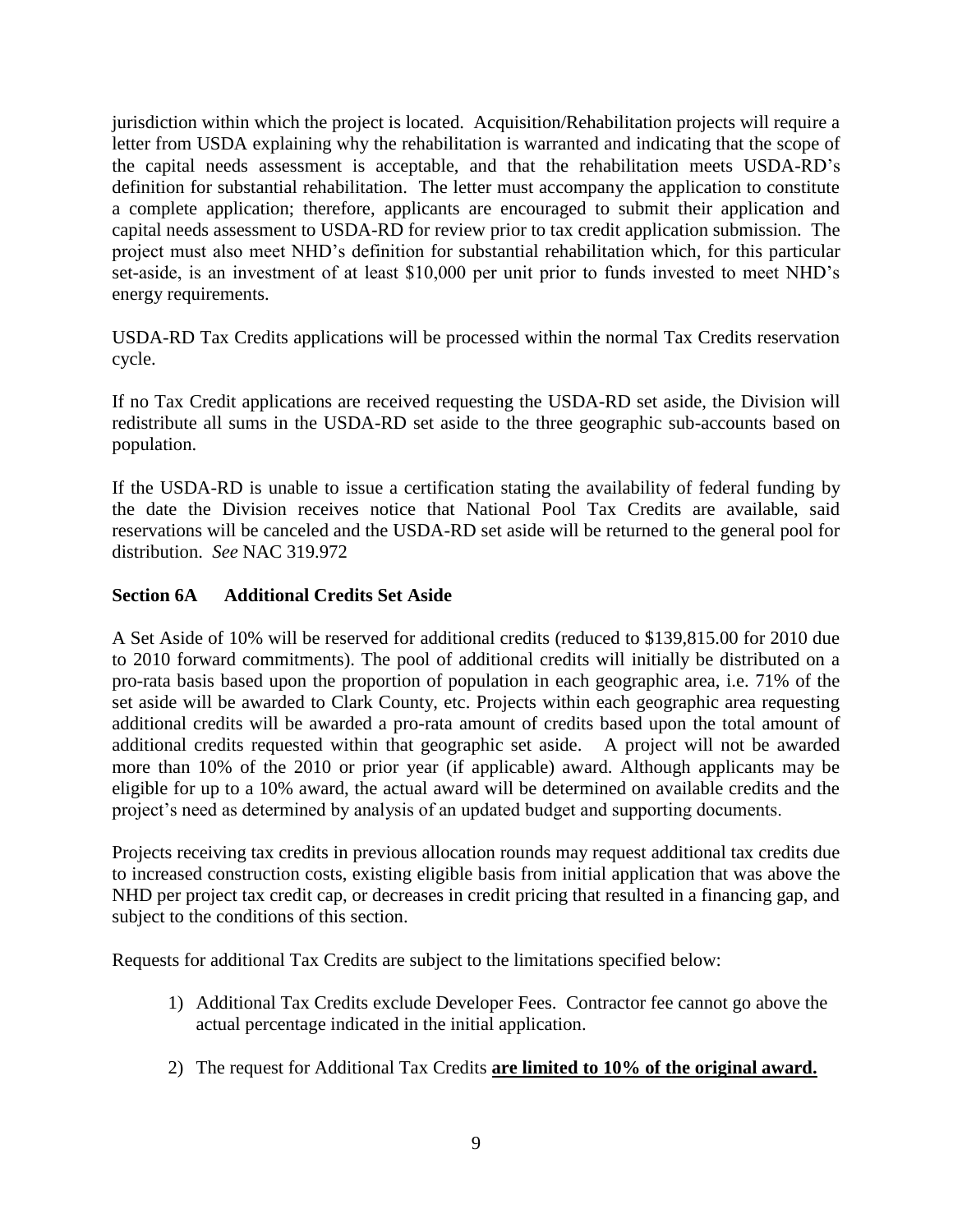jurisdiction within which the project is located. Acquisition/Rehabilitation projects will require a letter from USDA explaining why the rehabilitation is warranted and indicating that the scope of the capital needs assessment is acceptable, and that the rehabilitation meets USDA-RD's definition for substantial rehabilitation. The letter must accompany the application to constitute a complete application; therefore, applicants are encouraged to submit their application and capital needs assessment to USDA-RD for review prior to tax credit application submission. The project must also meet NHD's definition for substantial rehabilitation which, for this particular set-aside, is an investment of at least $10,000 per unit prior to funds invested to meet NHD's energy requirements.

USDA-RD Tax Credits applications will be processed within the normal Tax Credits reservation cycle.

If no Tax Credit applications are received requesting the USDA-RD set aside, the Division will redistribute all sums in the USDA-RD set aside to the three geographic sub-accounts based on population.

If the USDA-RD is unable to issue a certification stating the availability of federal funding by the date the Division receives notice that National Pool Tax Credits are available, said reservations will be canceled and the USDA-RD set aside will be returned to the general pool for distribution. *See* NAC 319.972

**Section 6A Additional Credits Set Aside**

A Set Aside of 10% will be reserved for additional credits (reduced to $139,815.00 for 2010 due to 2010 forward commitments). The pool of additional credits will initially be distributed on a pro-rata basis based upon the proportion of population in each geographic area, i.e. 71% of the set aside will be awarded to Clark County, etc. Projects within each geographic area requesting additional credits will be awarded a pro-rata amount of credits based upon the total amount of additional credits requested within that geographic set aside. A project will not be awarded more than 10% of the 2010 or prior year (if applicable) award. Although applicants may be eligible for up to a 10% award, the actual award will be determined on available credits and the project's need as determined by analysis of an updated budget and supporting documents.

Projects receiving tax credits in previous allocation rounds may request additional tax credits due to increased construction costs, existing eligible basis from initial application that was above the NHD per project tax credit cap, or decreases in credit pricing that resulted in a financing gap, and subject to the conditions of this section.

Requests for additional Tax Credits are subject to the limitations specified below:

1) Additional Tax Credits exclude Developer Fees. Contractor fee cannot go above the actual percentage indicated in the initial application.

2) The request for Additional Tax Credits **are limited to 10% of the original award.**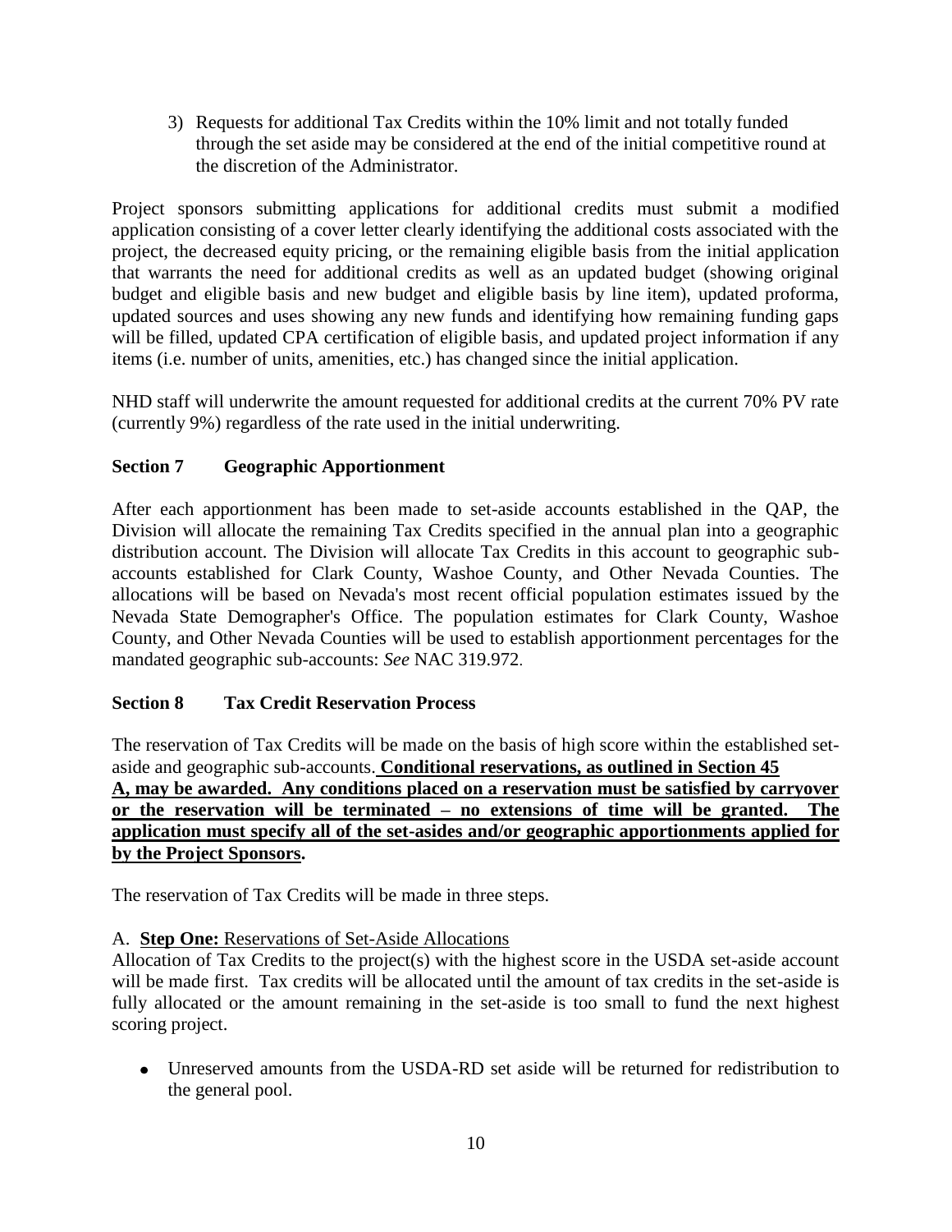3) Requests for additional Tax Credits within the 10% limit and not totally funded through the set aside may be considered at the end of the initial competitive round at the discretion of the Administrator.

Project sponsors submitting applications for additional credits must submit a modified application consisting of a cover letter clearly identifying the additional costs associated with the project, the decreased equity pricing, or the remaining eligible basis from the initial application that warrants the need for additional credits as well as an updated budget (showing original budget and eligible basis and new budget and eligible basis by line item), updated proforma, updated sources and uses showing any new funds and identifying how remaining funding gaps will be filled, updated CPA certification of eligible basis, and updated project information if any items (i.e. number of units, amenities, etc.) has changed since the initial application.

NHD staff will underwrite the amount requested for additional credits at the current 70% PV rate (currently 9%) regardless of the rate used in the initial underwriting.

## Section 7 Geographic Apportionment

After each apportionment has been made to set-aside accounts established in the QAP, the Division will allocate the remaining Tax Credits specified in the annual plan into a geographic distribution account. The Division will allocate Tax Credits in this account to geographic sub-accounts established for Clark County, Washoe County, and Other Nevada Counties. The allocations will be based on Nevada's most recent official population estimates issued by the Nevada State Demographer's Office. The population estimates for Clark County, Washoe County, and Other Nevada Counties will be used to establish apportionment percentages for the mandated geographic sub-accounts: *See* NAC 319.972.

## Section 8 Tax Credit Reservation Process

The reservation of Tax Credits will be made on the basis of high score within the established set-aside and geographic sub-accounts. **Conditional reservations, as outlined in Section 45 A, may be awarded. Any conditions placed on a reservation must be satisfied by carryover or the reservation will be terminated – no extensions of time will be granted. The application must specify all of the set-asides and/or geographic apportionments applied for by the Project Sponsors.**

The reservation of Tax Credits will be made in three steps.

A. **Step One:** Reservations of Set-Aside Allocations

Allocation of Tax Credits to the project(s) with the highest score in the USDA set-aside account will be made first. Tax credits will be allocated until the amount of tax credits in the set-aside is fully allocated or the amount remaining in the set-aside is too small to fund the next highest scoring project.

- Unreserved amounts from the USDA-RD set aside will be returned for redistribution to the general pool.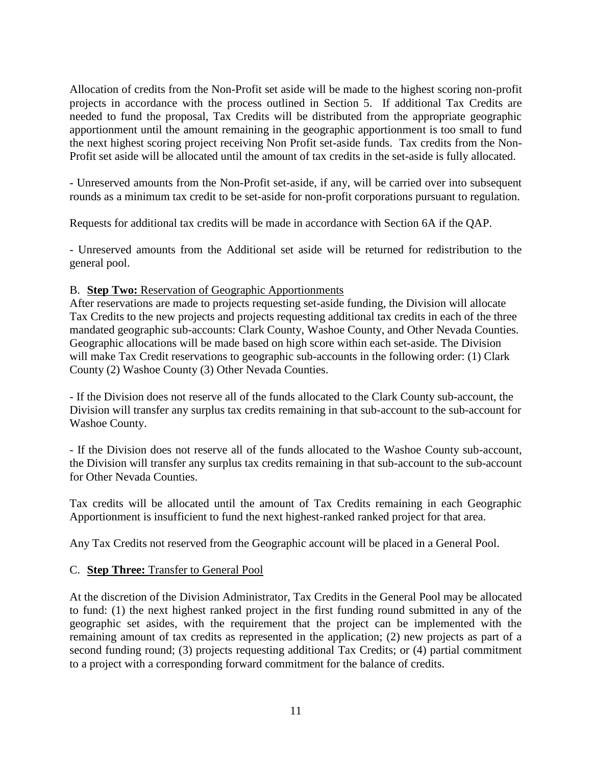Allocation of credits from the Non-Profit set aside will be made to the highest scoring non-profit projects in accordance with the process outlined in Section 5. If additional Tax Credits are needed to fund the proposal, Tax Credits will be distributed from the appropriate geographic apportionment until the amount remaining in the geographic apportionment is too small to fund the next highest scoring project receiving Non Profit set-aside funds. Tax credits from the Non-Profit set aside will be allocated until the amount of tax credits in the set-aside is fully allocated.

- Unreserved amounts from the Non-Profit set-aside, if any, will be carried over into subsequent rounds as a minimum tax credit to be set-aside for non-profit corporations pursuant to regulation.

Requests for additional tax credits will be made in accordance with Section 6A if the QAP.

- Unreserved amounts from the Additional set aside will be returned for redistribution to the general pool.

B. <u>**Step Two:** Reservation of Geographic Apportionments</u>

After reservations are made to projects requesting set-aside funding, the Division will allocate Tax Credits to the new projects and projects requesting additional tax credits in each of the three mandated geographic sub-accounts: Clark County, Washoe County, and Other Nevada Counties. Geographic allocations will be made based on high score within each set-aside. The Division will make Tax Credit reservations to geographic sub-accounts in the following order: (1) Clark County (2) Washoe County (3) Other Nevada Counties.

- If the Division does not reserve all of the funds allocated to the Clark County sub-account, the Division will transfer any surplus tax credits remaining in that sub-account to the sub-account for Washoe County.

- If the Division does not reserve all of the funds allocated to the Washoe County sub-account, the Division will transfer any surplus tax credits remaining in that sub-account to the sub-account for Other Nevada Counties.

Tax credits will be allocated until the amount of Tax Credits remaining in each Geographic Apportionment is insufficient to fund the next highest-ranked ranked project for that area.

Any Tax Credits not reserved from the Geographic account will be placed in a General Pool.

C. <u>**Step Three:** Transfer to General Pool</u>

At the discretion of the Division Administrator, Tax Credits in the General Pool may be allocated to fund: (1) the next highest ranked project in the first funding round submitted in any of the geographic set asides, with the requirement that the project can be implemented with the remaining amount of tax credits as represented in the application; (2) new projects as part of a second funding round; (3) projects requesting additional Tax Credits; or (4) partial commitment to a project with a corresponding forward commitment for the balance of credits.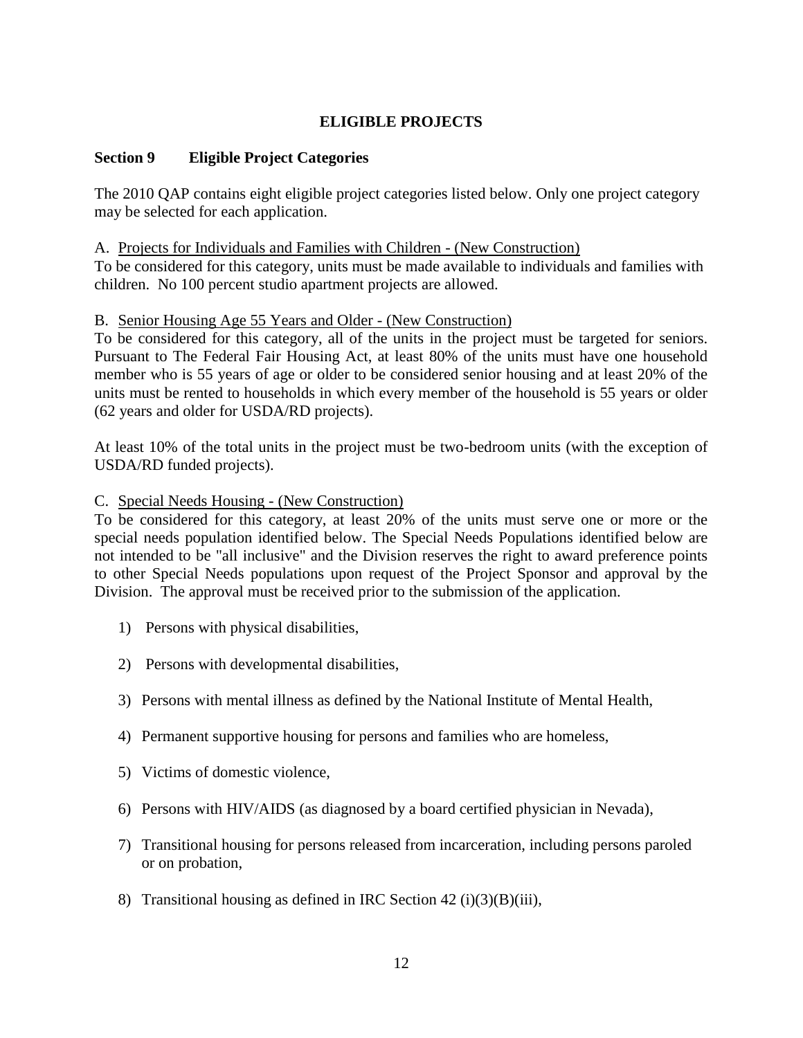## ELIGIBLE PROJECTS

### Section 9 Eligible Project Categories

The 2010 QAP contains eight eligible project categories listed below. Only one project category may be selected for each application.

A. Projects for Individuals and Families with Children - (New Construction)
To be considered for this category, units must be made available to individuals and families with children. No 100 percent studio apartment projects are allowed.

B. Senior Housing Age 55 Years and Older - (New Construction)
To be considered for this category, all of the units in the project must be targeted for seniors. Pursuant to The Federal Fair Housing Act, at least 80% of the units must have one household member who is 55 years of age or older to be considered senior housing and at least 20% of the units must be rented to households in which every member of the household is 55 years or older (62 years and older for USDA/RD projects).

At least 10% of the total units in the project must be two-bedroom units (with the exception of USDA/RD funded projects).

C. Special Needs Housing - (New Construction)
To be considered for this category, at least 20% of the units must serve one or more or the special needs population identified below. The Special Needs Populations identified below are not intended to be "all inclusive" and the Division reserves the right to award preference points to other Special Needs populations upon request of the Project Sponsor and approval by the Division. The approval must be received prior to the submission of the application.

1) Persons with physical disabilities,
2) Persons with developmental disabilities,
3) Persons with mental illness as defined by the National Institute of Mental Health,
4) Permanent supportive housing for persons and families who are homeless,
5) Victims of domestic violence,
6) Persons with HIV/AIDS (as diagnosed by a board certified physician in Nevada),
7) Transitional housing for persons released from incarceration, including persons paroled or on probation,
8) Transitional housing as defined in IRC Section 42 (i)(3)(B)(iii),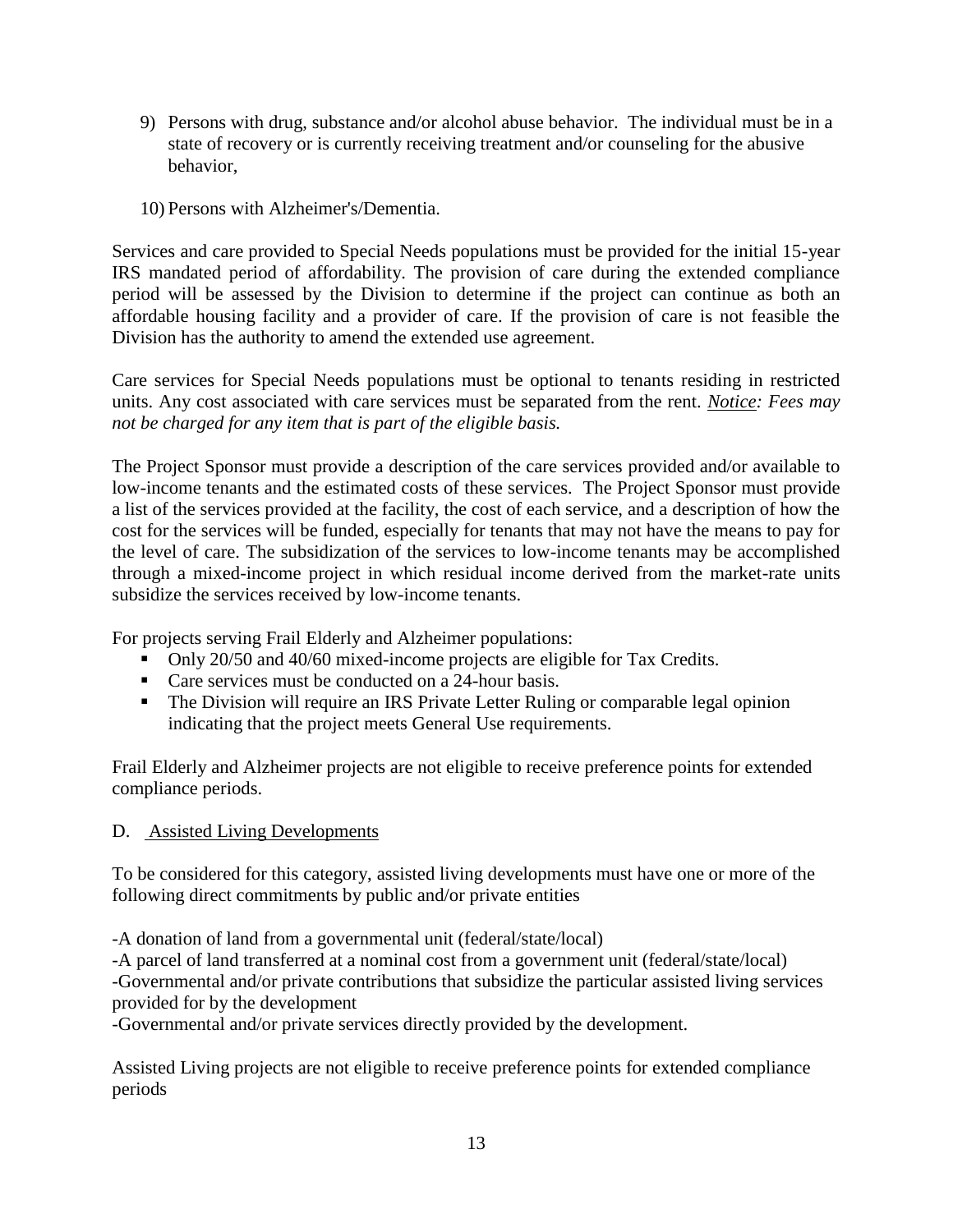9) Persons with drug, substance and/or alcohol abuse behavior. The individual must be in a state of recovery or is currently receiving treatment and/or counseling for the abusive behavior,

10) Persons with Alzheimer's/Dementia.

Services and care provided to Special Needs populations must be provided for the initial 15-year IRS mandated period of affordability. The provision of care during the extended compliance period will be assessed by the Division to determine if the project can continue as both an affordable housing facility and a provider of care. If the provision of care is not feasible the Division has the authority to amend the extended use agreement.

Care services for Special Needs populations must be optional to tenants residing in restricted units. Any cost associated with care services must be separated from the rent. *Notice: Fees may not be charged for any item that is part of the eligible basis.*

The Project Sponsor must provide a description of the care services provided and/or available to low-income tenants and the estimated costs of these services. The Project Sponsor must provide a list of the services provided at the facility, the cost of each service, and a description of how the cost for the services will be funded, especially for tenants that may not have the means to pay for the level of care. The subsidization of the services to low-income tenants may be accomplished through a mixed-income project in which residual income derived from the market-rate units subsidize the services received by low-income tenants.

For projects serving Frail Elderly and Alzheimer populations:

- Only 20/50 and 40/60 mixed-income projects are eligible for Tax Credits.
- Care services must be conducted on a 24-hour basis.
- The Division will require an IRS Private Letter Ruling or comparable legal opinion indicating that the project meets General Use requirements.

Frail Elderly and Alzheimer projects are not eligible to receive preference points for extended compliance periods.

D. Assisted Living Developments

To be considered for this category, assisted living developments must have one or more of the following direct commitments by public and/or private entities

-A donation of land from a governmental unit (federal/state/local)
-A parcel of land transferred at a nominal cost from a government unit (federal/state/local)
-Governmental and/or private contributions that subsidize the particular assisted living services provided for by the development
-Governmental and/or private services directly provided by the development.

Assisted Living projects are not eligible to receive preference points for extended compliance periods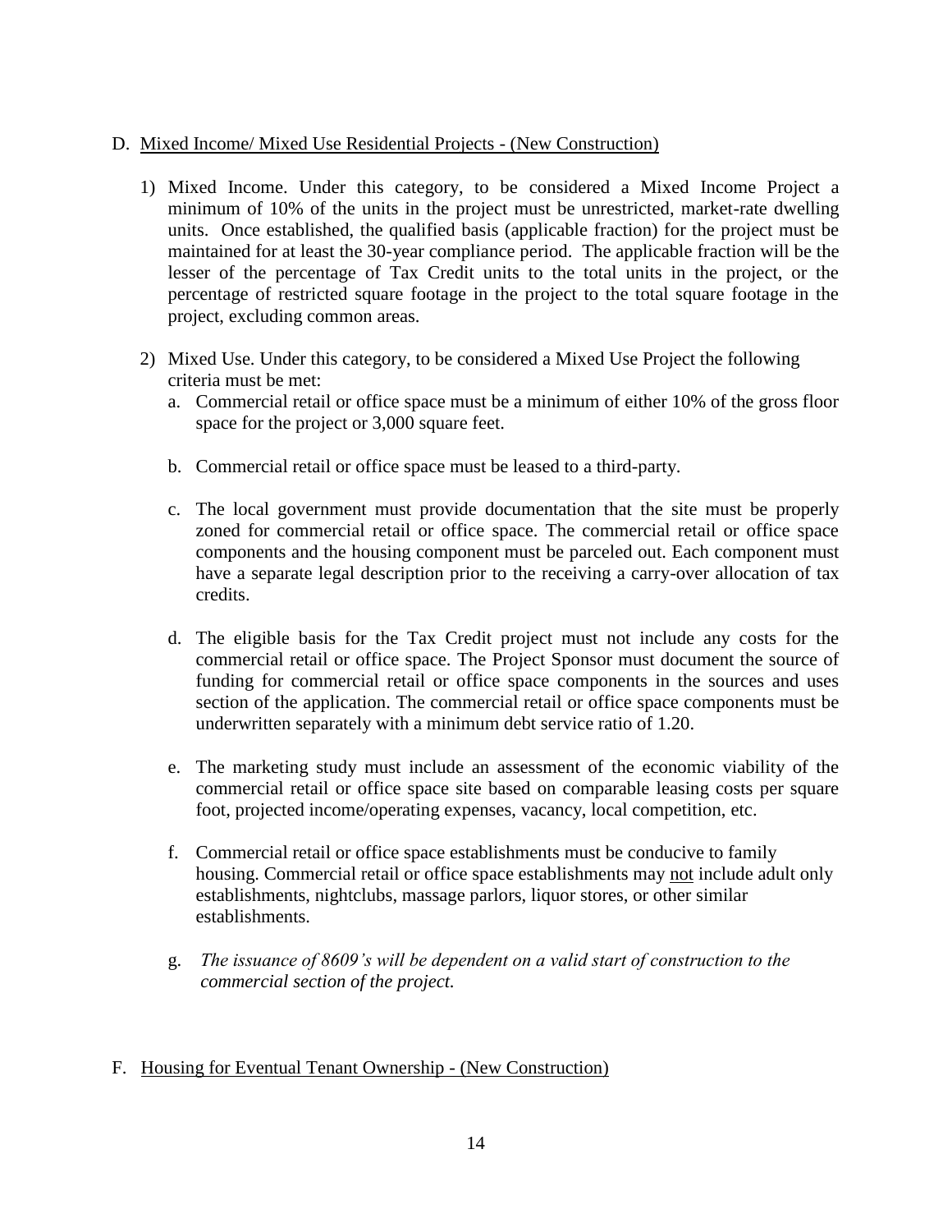D. <u>Mixed Income/ Mixed Use Residential Projects - (New Construction)</u>

1) Mixed Income. Under this category, to be considered a Mixed Income Project a minimum of 10% of the units in the project must be unrestricted, market-rate dwelling units. Once established, the qualified basis (applicable fraction) for the project must be maintained for at least the 30-year compliance period. The applicable fraction will be the lesser of the percentage of Tax Credit units to the total units in the project, or the percentage of restricted square footage in the project to the total square footage in the project, excluding common areas.

2) Mixed Use. Under this category, to be considered a Mixed Use Project the following criteria must be met:

   a. Commercial retail or office space must be a minimum of either 10% of the gross floor space for the project or 3,000 square feet.

   b. Commercial retail or office space must be leased to a third-party.

   c. The local government must provide documentation that the site must be properly zoned for commercial retail or office space. The commercial retail or office space components and the housing component must be parceled out. Each component must have a separate legal description prior to the receiving a carry-over allocation of tax credits.

   d. The eligible basis for the Tax Credit project must not include any costs for the commercial retail or office space. The Project Sponsor must document the source of funding for commercial retail or office space components in the sources and uses section of the application. The commercial retail or office space components must be underwritten separately with a minimum debt service ratio of 1.20.

   e. The marketing study must include an assessment of the economic viability of the commercial retail or office space site based on comparable leasing costs per square foot, projected income/operating expenses, vacancy, local competition, etc.

   f. Commercial retail or office space establishments must be conducive to family housing. Commercial retail or office space establishments may <u>not</u> include adult only establishments, nightclubs, massage parlors, liquor stores, or other similar establishments.

   g. *The issuance of 8609's will be dependent on a valid start of construction to the commercial section of the project.*

F. <u>Housing for Eventual Tenant Ownership - (New Construction)</u>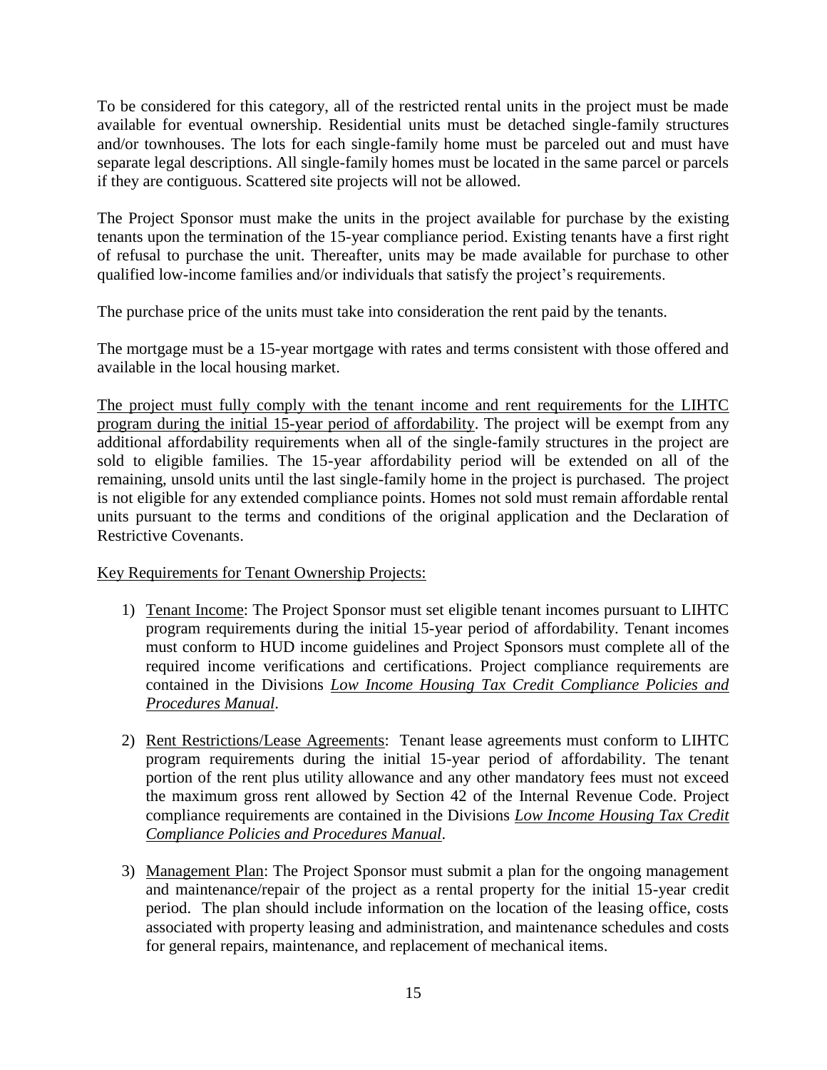To be considered for this category, all of the restricted rental units in the project must be made available for eventual ownership. Residential units must be detached single-family structures and/or townhouses. The lots for each single-family home must be parceled out and must have separate legal descriptions. All single-family homes must be located in the same parcel or parcels if they are contiguous. Scattered site projects will not be allowed.

The Project Sponsor must make the units in the project available for purchase by the existing tenants upon the termination of the 15-year compliance period. Existing tenants have a first right of refusal to purchase the unit. Thereafter, units may be made available for purchase to other qualified low-income families and/or individuals that satisfy the project's requirements.

The purchase price of the units must take into consideration the rent paid by the tenants.

The mortgage must be a 15-year mortgage with rates and terms consistent with those offered and available in the local housing market.

<u>The project must fully comply with the tenant income and rent requirements for the LIHTC program during the initial 15-year period of affordability</u>. The project will be exempt from any additional affordability requirements when all of the single-family structures in the project are sold to eligible families. The 15-year affordability period will be extended on all of the remaining, unsold units until the last single-family home in the project is purchased. The project is not eligible for any extended compliance points. Homes not sold must remain affordable rental units pursuant to the terms and conditions of the original application and the Declaration of Restrictive Covenants.

<u>Key Requirements for Tenant Ownership Projects:</u>

1) <u>Tenant Income</u>: The Project Sponsor must set eligible tenant incomes pursuant to LIHTC program requirements during the initial 15-year period of affordability. Tenant incomes must conform to HUD income guidelines and Project Sponsors must complete all of the required income verifications and certifications. Project compliance requirements are contained in the Divisions *<u>Low Income Housing Tax Credit Compliance Policies and Procedures Manual</u>*.

2) <u>Rent Restrictions/Lease Agreements</u>: Tenant lease agreements must conform to LIHTC program requirements during the initial 15-year period of affordability. The tenant portion of the rent plus utility allowance and any other mandatory fees must not exceed the maximum gross rent allowed by Section 42 of the Internal Revenue Code. Project compliance requirements are contained in the Divisions *<u>Low Income Housing Tax Credit Compliance Policies and Procedures Manual</u>*.

3) <u>Management Plan</u>: The Project Sponsor must submit a plan for the ongoing management and maintenance/repair of the project as a rental property for the initial 15-year credit period. The plan should include information on the location of the leasing office, costs associated with property leasing and administration, and maintenance schedules and costs for general repairs, maintenance, and replacement of mechanical items.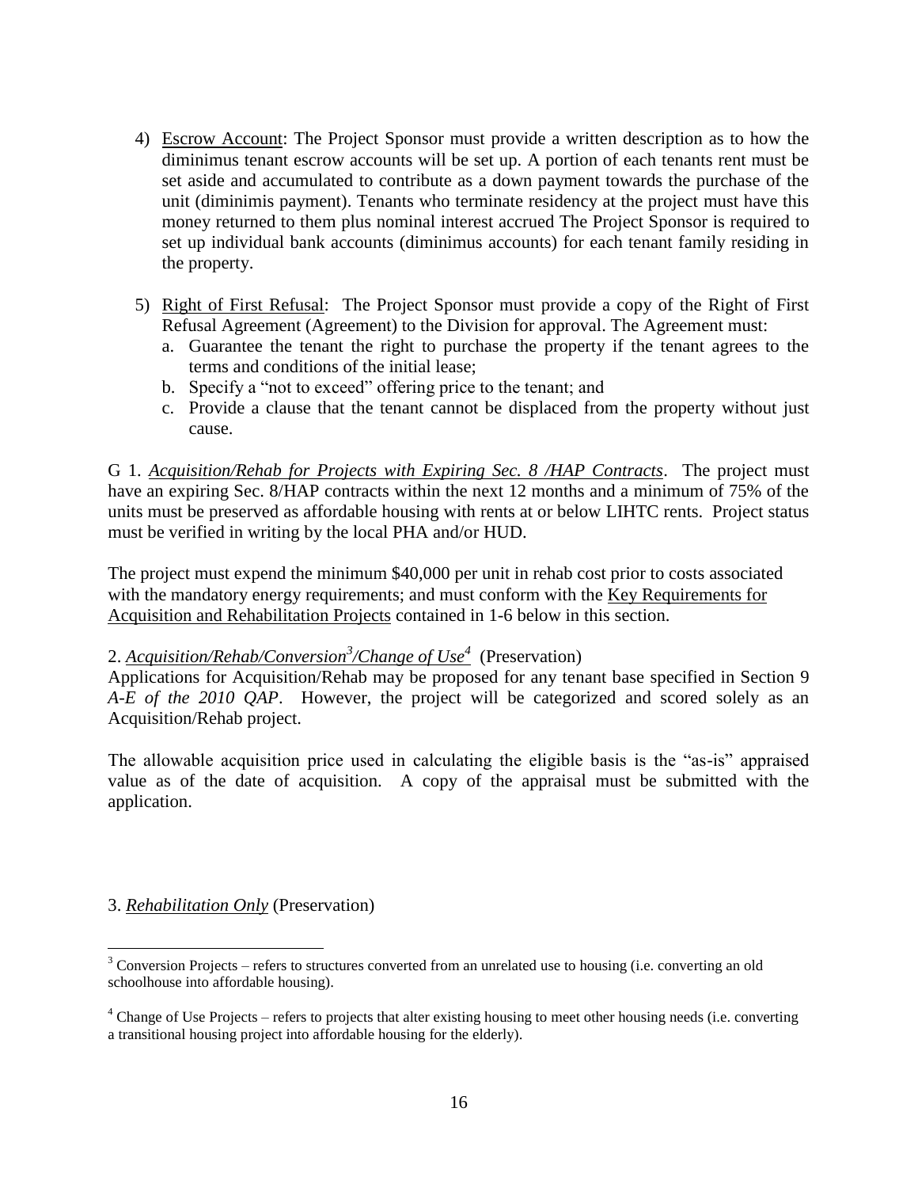4) <u>Escrow Account</u>: The Project Sponsor must provide a written description as to how the diminimus tenant escrow accounts will be set up. A portion of each tenants rent must be set aside and accumulated to contribute as a down payment towards the purchase of the unit (diminimis payment). Tenants who terminate residency at the project must have this money returned to them plus nominal interest accrued The Project Sponsor is required to set up individual bank accounts (diminimus accounts) for each tenant family residing in the property.

5) <u>Right of First Refusal</u>: The Project Sponsor must provide a copy of the Right of First Refusal Agreement (Agreement) to the Division for approval. The Agreement must:
   a. Guarantee the tenant the right to purchase the property if the tenant agrees to the terms and conditions of the initial lease;
   b. Specify a "not to exceed" offering price to the tenant; and
   c. Provide a clause that the tenant cannot be displaced from the property without just cause.

G 1. *<u>Acquisition/Rehab for Projects with Expiring Sec. 8 /HAP Contracts</u>*. The project must have an expiring Sec. 8/HAP contracts within the next 12 months and a minimum of 75% of the units must be preserved as affordable housing with rents at or below LIHTC rents. Project status must be verified in writing by the local PHA and/or HUD.

The project must expend the minimum $40,000 per unit in rehab cost prior to costs associated with the mandatory energy requirements; and must conform with the <u>Key Requirements for Acquisition and Rehabilitation Projects</u> contained in 1-6 below in this section.

2. *<u>Acquisition/Rehab/Conversion[3]/Change of Use[4]</u>* (Preservation)

Applications for Acquisition/Rehab may be proposed for any tenant base specified in Section 9 *A-E of the 2010 QAP*. However, the project will be categorized and scored solely as an Acquisition/Rehab project.

The allowable acquisition price used in calculating the eligible basis is the "as-is" appraised value as of the date of acquisition. A copy of the appraisal must be submitted with the application.

3. *<u>Rehabilitation Only</u>* (Preservation)

[3] Conversion Projects – refers to structures converted from an unrelated use to housing (i.e. converting an old schoolhouse into affordable housing).

[4] Change of Use Projects – refers to projects that alter existing housing to meet other housing needs (i.e. converting a transitional housing project into affordable housing for the elderly).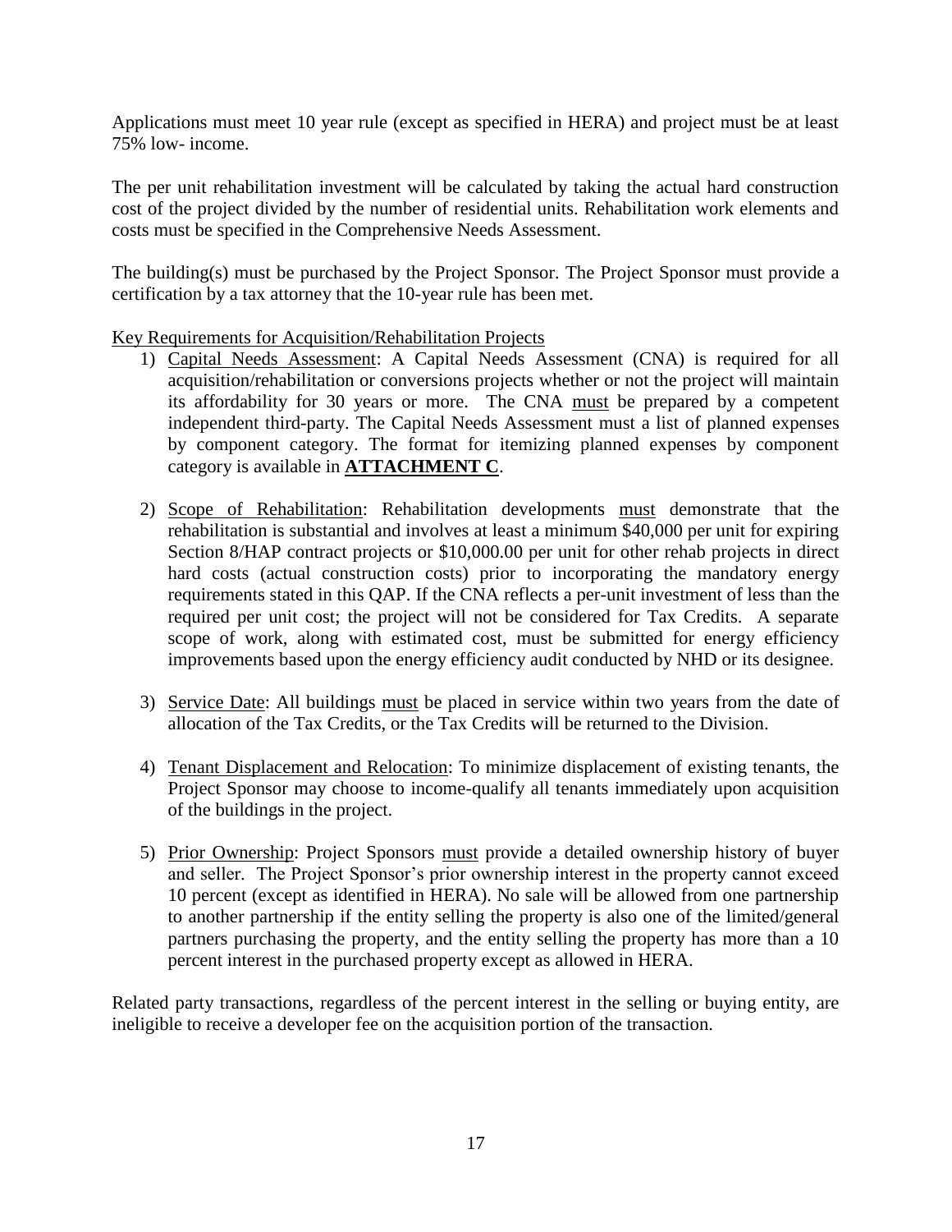Applications must meet 10 year rule (except as specified in HERA) and project must be at least 75% low- income.

The per unit rehabilitation investment will be calculated by taking the actual hard construction cost of the project divided by the number of residential units. Rehabilitation work elements and costs must be specified in the Comprehensive Needs Assessment.

The building(s) must be purchased by the Project Sponsor. The Project Sponsor must provide a certification by a tax attorney that the 10-year rule has been met.

Key Requirements for Acquisition/Rehabilitation Projects

1) Capital Needs Assessment: A Capital Needs Assessment (CNA) is required for all acquisition/rehabilitation or conversions projects whether or not the project will maintain its affordability for 30 years or more. The CNA must be prepared by a competent independent third-party. The Capital Needs Assessment must a list of planned expenses by component category. The format for itemizing planned expenses by component category is available in **ATTACHMENT C**.

2) Scope of Rehabilitation: Rehabilitation developments must demonstrate that the rehabilitation is substantial and involves at least a minimum $40,000 per unit for expiring Section 8/HAP contract projects or $10,000.00 per unit for other rehab projects in direct hard costs (actual construction costs) prior to incorporating the mandatory energy requirements stated in this QAP. If the CNA reflects a per-unit investment of less than the required per unit cost; the project will not be considered for Tax Credits. A separate scope of work, along with estimated cost, must be submitted for energy efficiency improvements based upon the energy efficiency audit conducted by NHD or its designee.

3) Service Date: All buildings must be placed in service within two years from the date of allocation of the Tax Credits, or the Tax Credits will be returned to the Division.

4) Tenant Displacement and Relocation: To minimize displacement of existing tenants, the Project Sponsor may choose to income-qualify all tenants immediately upon acquisition of the buildings in the project.

5) Prior Ownership: Project Sponsors must provide a detailed ownership history of buyer and seller. The Project Sponsor's prior ownership interest in the property cannot exceed 10 percent (except as identified in HERA). No sale will be allowed from one partnership to another partnership if the entity selling the property is also one of the limited/general partners purchasing the property, and the entity selling the property has more than a 10 percent interest in the purchased property except as allowed in HERA.

Related party transactions, regardless of the percent interest in the selling or buying entity, are ineligible to receive a developer fee on the acquisition portion of the transaction.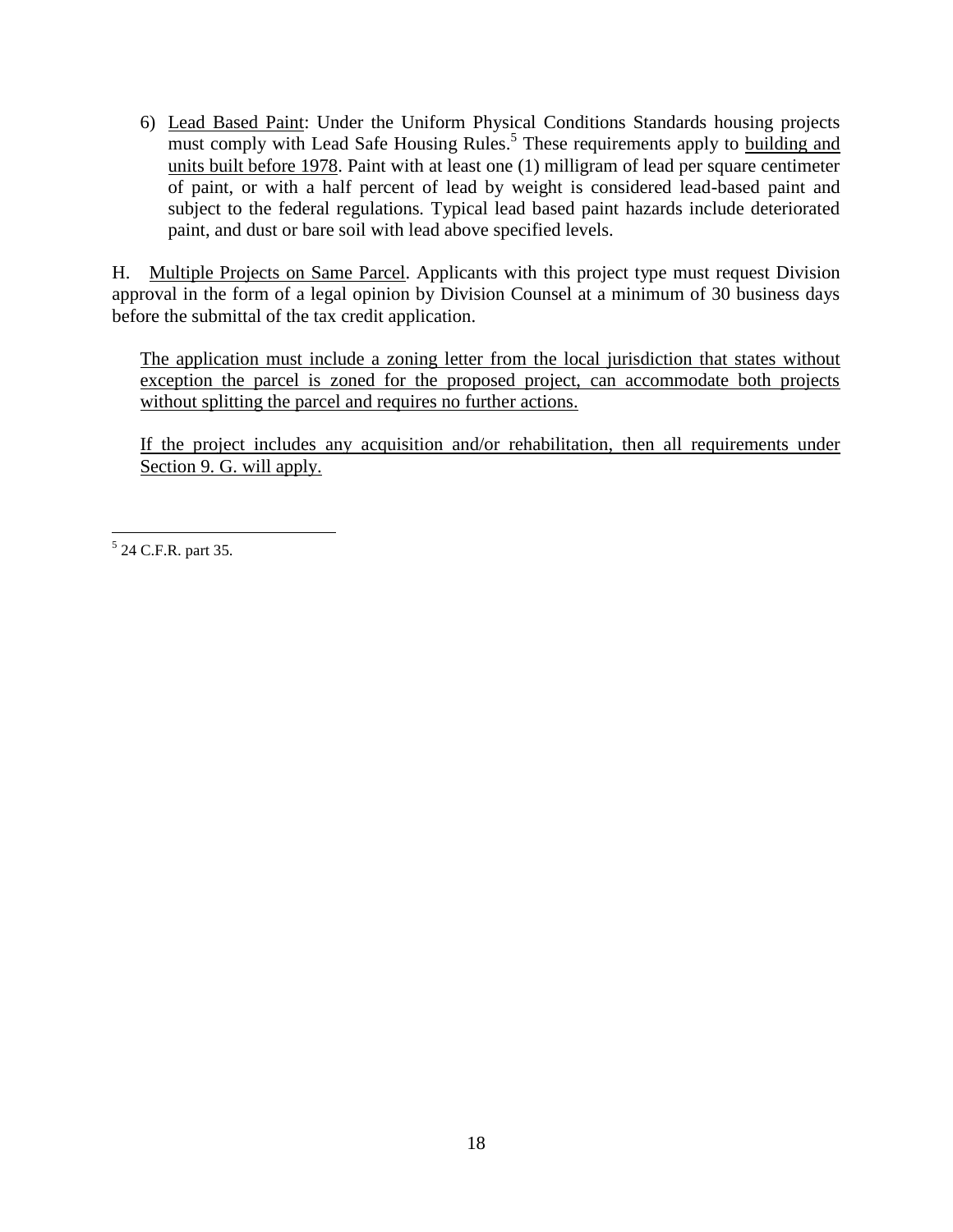6) Lead Based Paint: Under the Uniform Physical Conditions Standards housing projects must comply with Lead Safe Housing Rules.[5] These requirements apply to building and units built before 1978. Paint with at least one (1) milligram of lead per square centimeter of paint, or with a half percent of lead by weight is considered lead-based paint and subject to the federal regulations. Typical lead based paint hazards include deteriorated paint, and dust or bare soil with lead above specified levels.

H. Multiple Projects on Same Parcel. Applicants with this project type must request Division approval in the form of a legal opinion by Division Counsel at a minimum of 30 business days before the submittal of the tax credit application.

The application must include a zoning letter from the local jurisdiction that states without exception the parcel is zoned for the proposed project, can accommodate both projects without splitting the parcel and requires no further actions.

If the project includes any acquisition and/or rehabilitation, then all requirements under Section 9. G. will apply.

---

[5] 24 C.F.R. part 35.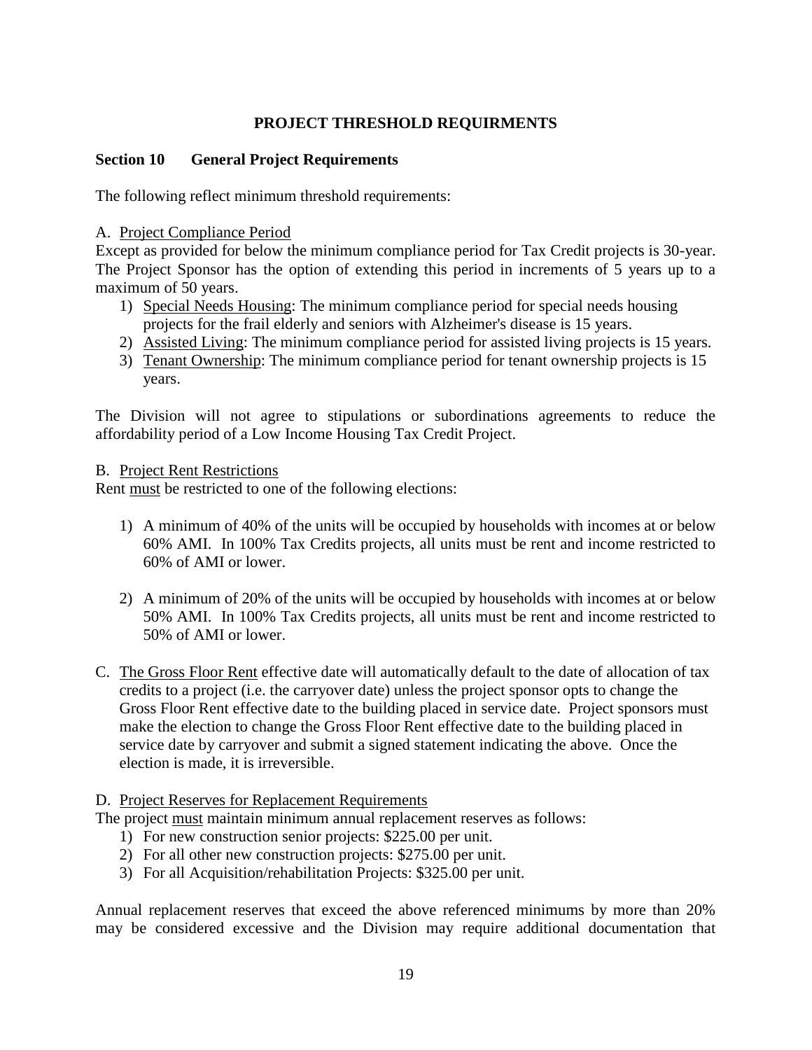## PROJECT THRESHOLD REQUIRMENTS

### Section 10 General Project Requirements

The following reflect minimum threshold requirements:

A. Project Compliance Period

Except as provided for below the minimum compliance period for Tax Credit projects is 30-year. The Project Sponsor has the option of extending this period in increments of 5 years up to a maximum of 50 years.

1) Special Needs Housing: The minimum compliance period for special needs housing projects for the frail elderly and seniors with Alzheimer's disease is 15 years.
2) Assisted Living: The minimum compliance period for assisted living projects is 15 years.
3) Tenant Ownership: The minimum compliance period for tenant ownership projects is 15 years.

The Division will not agree to stipulations or subordinations agreements to reduce the affordability period of a Low Income Housing Tax Credit Project.

B. Project Rent Restrictions

Rent must be restricted to one of the following elections:

1) A minimum of 40% of the units will be occupied by households with incomes at or below 60% AMI. In 100% Tax Credits projects, all units must be rent and income restricted to 60% of AMI or lower.

2) A minimum of 20% of the units will be occupied by households with incomes at or below 50% AMI. In 100% Tax Credits projects, all units must be rent and income restricted to 50% of AMI or lower.

C. The Gross Floor Rent effective date will automatically default to the date of allocation of tax credits to a project (i.e. the carryover date) unless the project sponsor opts to change the Gross Floor Rent effective date to the building placed in service date. Project sponsors must make the election to change the Gross Floor Rent effective date to the building placed in service date by carryover and submit a signed statement indicating the above. Once the election is made, it is irreversible.

D. Project Reserves for Replacement Requirements

The project must maintain minimum annual replacement reserves as follows:

1) For new construction senior projects: $225.00 per unit.
2) For all other new construction projects: $275.00 per unit.
3) For all Acquisition/rehabilitation Projects: $325.00 per unit.

Annual replacement reserves that exceed the above referenced minimums by more than 20% may be considered excessive and the Division may require additional documentation that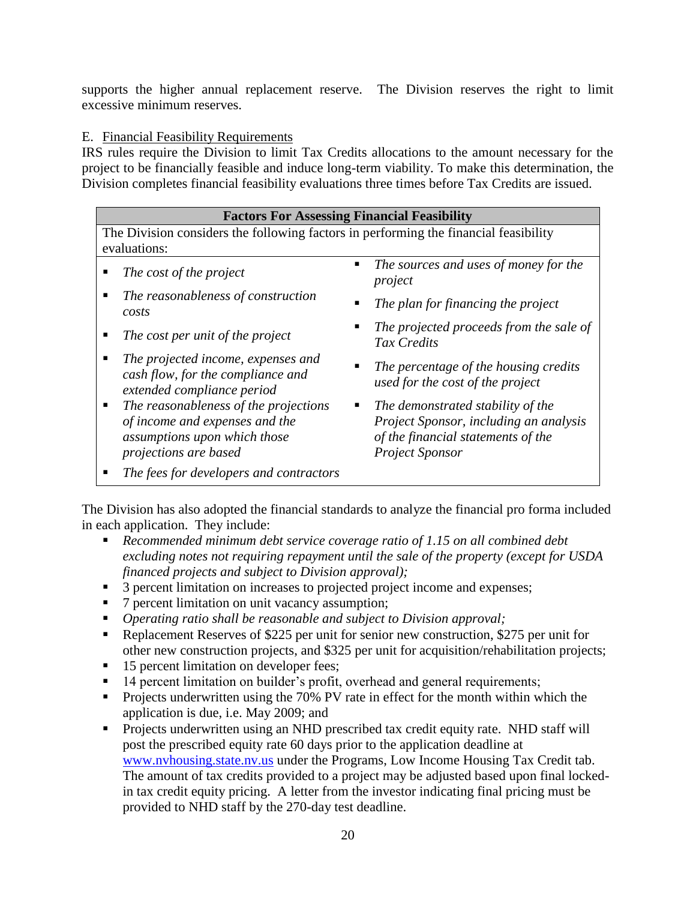supports the higher annual replacement reserve. The Division reserves the right to limit excessive minimum reserves.

E. Financial Feasibility Requirements

IRS rules require the Division to limit Tax Credits allocations to the amount necessary for the project to be financially feasible and induce long-term viability. To make this determination, the Division completes financial feasibility evaluations three times before Tax Credits are issued.

| **Factors For Assessing Financial Feasibility** | |
|---|---|
| The Division considers the following factors in performing the financial feasibility evaluations: | |
| ▪ *The cost of the project* | ▪ *The sources and uses of money for the project* |
| ▪ *The reasonableness of construction costs* | ▪ *The plan for financing the project* |
| ▪ *The cost per unit of the project* | ▪ *The projected proceeds from the sale of Tax Credits* |
| ▪ *The projected income, expenses and cash flow, for the compliance and extended compliance period* | ▪ *The percentage of the housing credits used for the cost of the project* |
| ▪ *The reasonableness of the projections of income and expenses and the assumptions upon which those projections are based* | ▪ *The demonstrated stability of the Project Sponsor, including an analysis of the financial statements of the Project Sponsor* |
| ▪ *The fees for developers and contractors* | |

The Division has also adopted the financial standards to analyze the financial pro forma included in each application. They include:

- *Recommended minimum debt service coverage ratio of 1.15 on all combined debt excluding notes not requiring repayment until the sale of the property (except for USDA financed projects and subject to Division approval);*
- 3 percent limitation on increases to projected project income and expenses;
- 7 percent limitation on unit vacancy assumption;
- *Operating ratio shall be reasonable and subject to Division approval;*
- Replacement Reserves of $225 per unit for senior new construction, $275 per unit for other new construction projects, and $325 per unit for acquisition/rehabilitation projects;
- 15 percent limitation on developer fees;
- 14 percent limitation on builder's profit, overhead and general requirements;
- Projects underwritten using the 70% PV rate in effect for the month within which the application is due, i.e. May 2009; and
- Projects underwritten using an NHD prescribed tax credit equity rate. NHD staff will post the prescribed equity rate 60 days prior to the application deadline at www.nvhousing.state.nv.us under the Programs, Low Income Housing Tax Credit tab. The amount of tax credits provided to a project may be adjusted based upon final locked-in tax credit equity pricing. A letter from the investor indicating final pricing must be provided to NHD staff by the 270-day test deadline.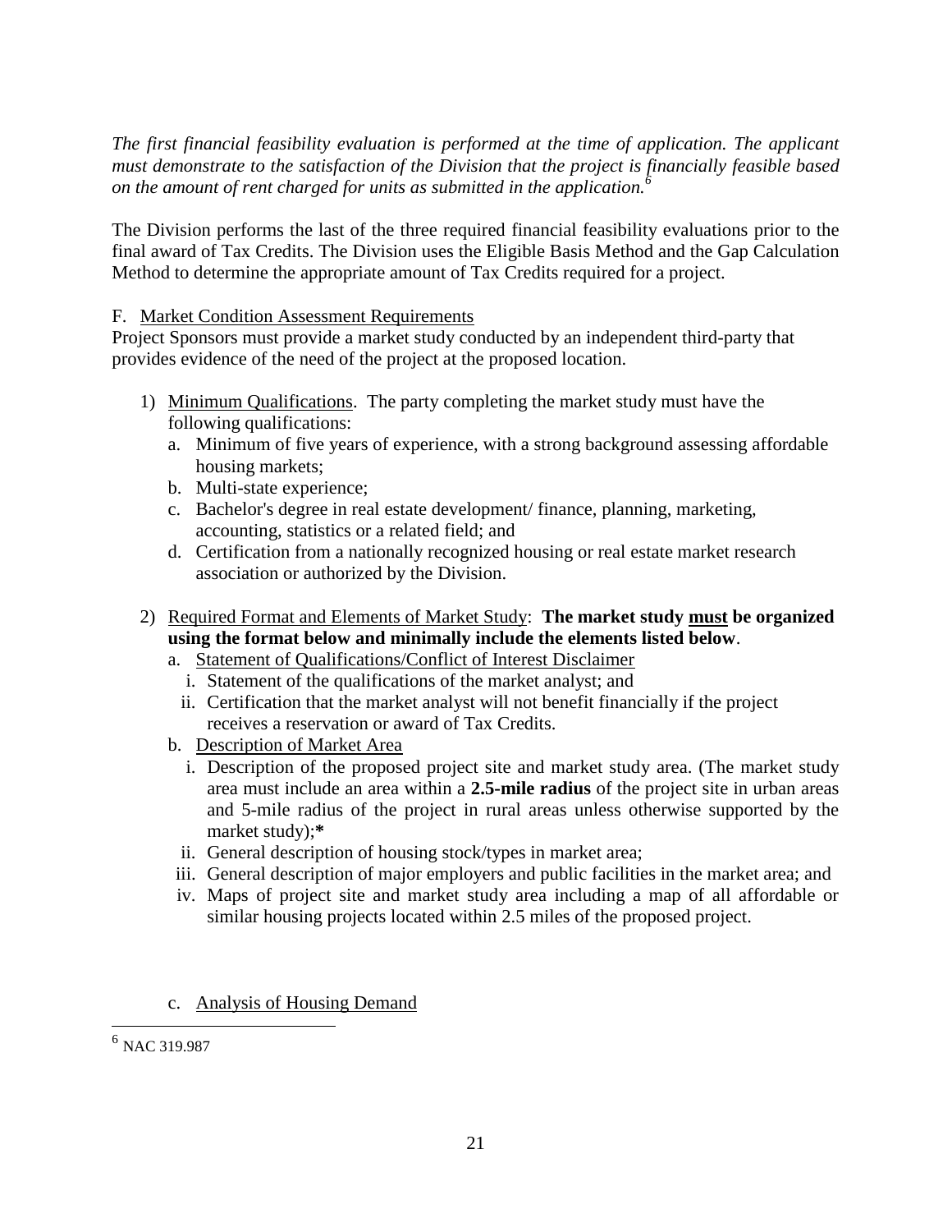*The first financial feasibility evaluation is performed at the time of application. The applicant must demonstrate to the satisfaction of the Division that the project is financially feasible based on the amount of rent charged for units as submitted in the application.*[6]

The Division performs the last of the three required financial feasibility evaluations prior to the final award of Tax Credits. The Division uses the Eligible Basis Method and the Gap Calculation Method to determine the appropriate amount of Tax Credits required for a project.

F. Market Condition Assessment Requirements

Project Sponsors must provide a market study conducted by an independent third-party that provides evidence of the need of the project at the proposed location.

1) Minimum Qualifications. The party completing the market study must have the following qualifications:
   a. Minimum of five years of experience, with a strong background assessing affordable housing markets;
   b. Multi-state experience;
   c. Bachelor's degree in real estate development/ finance, planning, marketing, accounting, statistics or a related field; and
   d. Certification from a nationally recognized housing or real estate market research association or authorized by the Division.

2) Required Format and Elements of Market Study: **The market study must be organized using the format below and minimally include the elements listed below**.
   a. Statement of Qualifications/Conflict of Interest Disclaimer
      i. Statement of the qualifications of the market analyst; and
      ii. Certification that the market analyst will not benefit financially if the project receives a reservation or award of Tax Credits.
   b. Description of Market Area
      i. Description of the proposed project site and market study area. (The market study area must include an area within a **2.5-mile radius** of the project site in urban areas and 5-mile radius of the project in rural areas unless otherwise supported by the market study);**\***
      ii. General description of housing stock/types in market area;
      iii. General description of major employers and public facilities in the market area; and
      iv. Maps of project site and market study area including a map of all affordable or similar housing projects located within 2.5 miles of the proposed project.

   c. Analysis of Housing Demand

[6] NAC 319.987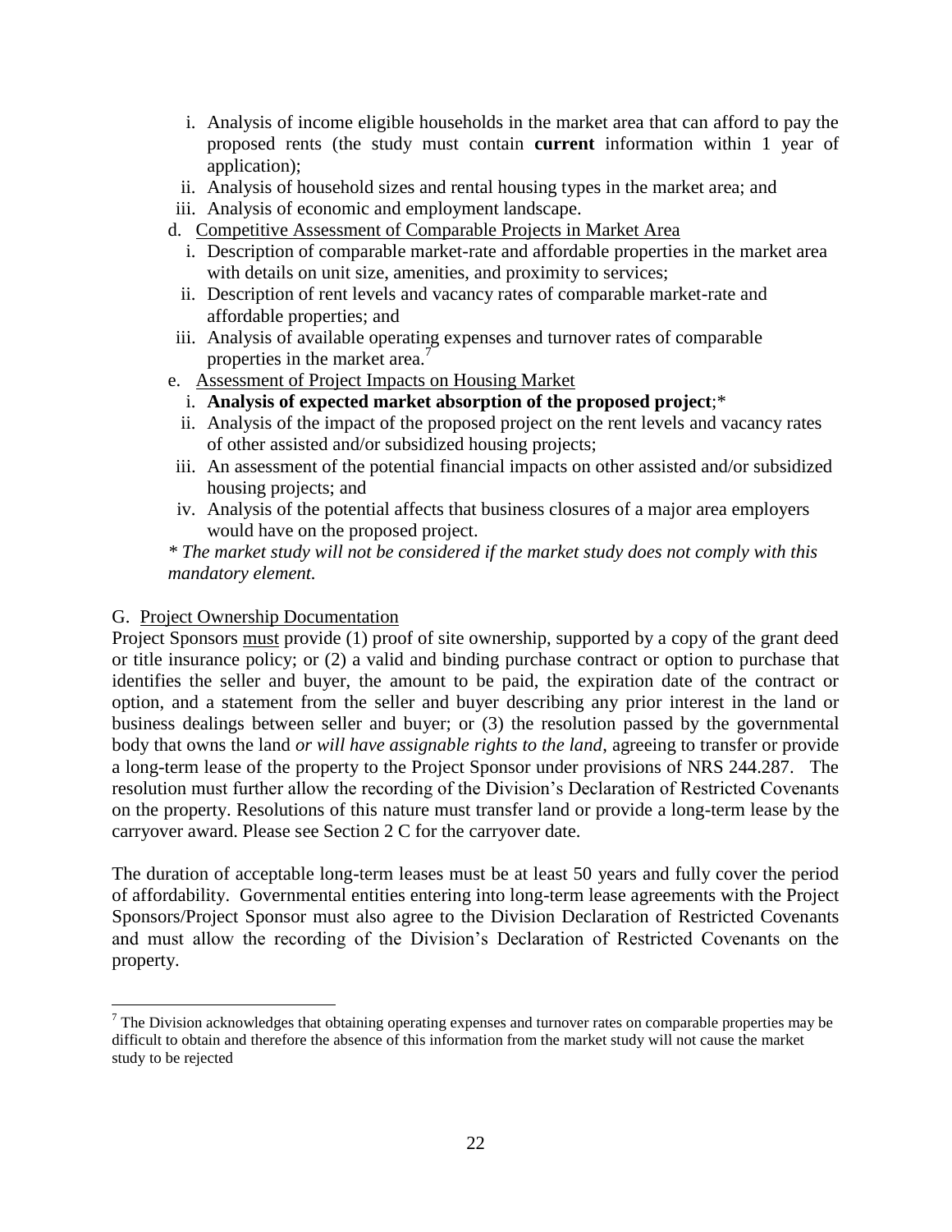i. Analysis of income eligible households in the market area that can afford to pay the proposed rents (the study must contain **current** information within 1 year of application);
   ii. Analysis of household sizes and rental housing types in the market area; and
   iii. Analysis of economic and employment landscape.

d. Competitive Assessment of Comparable Projects in Market Area
   i. Description of comparable market-rate and affordable properties in the market area with details on unit size, amenities, and proximity to services;
   ii. Description of rent levels and vacancy rates of comparable market-rate and affordable properties; and
   iii. Analysis of available operating expenses and turnover rates of comparable properties in the market area.[7]

e. Assessment of Project Impacts on Housing Market
   i. **Analysis of expected market absorption of the proposed project**;*
   ii. Analysis of the impact of the proposed project on the rent levels and vacancy rates of other assisted and/or subsidized housing projects;
   iii. An assessment of the potential financial impacts on other assisted and/or subsidized housing projects; and
   iv. Analysis of the potential affects that business closures of a major area employers would have on the proposed project.

*\* The market study will not be considered if the market study does not comply with this mandatory element.*

G. Project Ownership Documentation

Project Sponsors must provide (1) proof of site ownership, supported by a copy of the grant deed or title insurance policy; or (2) a valid and binding purchase contract or option to purchase that identifies the seller and buyer, the amount to be paid, the expiration date of the contract or option, and a statement from the seller and buyer describing any prior interest in the land or business dealings between seller and buyer; or (3) the resolution passed by the governmental body that owns the land *or will have assignable rights to the land*, agreeing to transfer or provide a long-term lease of the property to the Project Sponsor under provisions of NRS 244.287. The resolution must further allow the recording of the Division's Declaration of Restricted Covenants on the property. Resolutions of this nature must transfer land or provide a long-term lease by the carryover award. Please see Section 2 C for the carryover date.

The duration of acceptable long-term leases must be at least 50 years and fully cover the period of affordability. Governmental entities entering into long-term lease agreements with the Project Sponsors/Project Sponsor must also agree to the Division Declaration of Restricted Covenants and must allow the recording of the Division's Declaration of Restricted Covenants on the property.

[7] The Division acknowledges that obtaining operating expenses and turnover rates on comparable properties may be difficult to obtain and therefore the absence of this information from the market study will not cause the market study to be rejected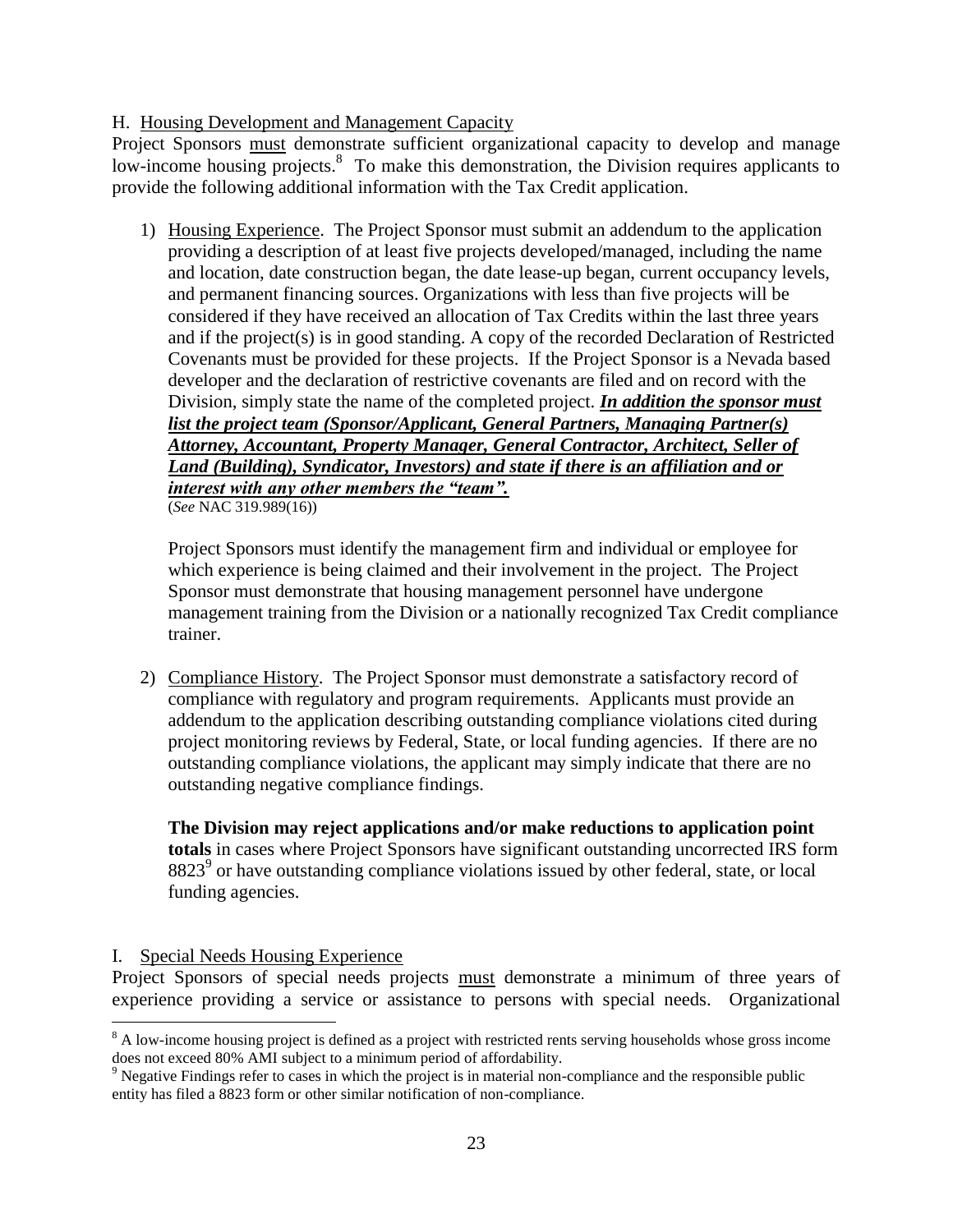## H. Housing Development and Management Capacity

Project Sponsors must demonstrate sufficient organizational capacity to develop and manage low-income housing projects.[8] To make this demonstration, the Division requires applicants to provide the following additional information with the Tax Credit application.

1) Housing Experience. The Project Sponsor must submit an addendum to the application providing a description of at least five projects developed/managed, including the name and location, date construction began, the date lease-up began, current occupancy levels, and permanent financing sources. Organizations with less than five projects will be considered if they have received an allocation of Tax Credits within the last three years and if the project(s) is in good standing. A copy of the recorded Declaration of Restricted Covenants must be provided for these projects. If the Project Sponsor is a Nevada based developer and the declaration of restrictive covenants are filed and on record with the Division, simply state the name of the completed project. ***In addition the sponsor must list the project team (Sponsor/Applicant, General Partners, Managing Partner(s) Attorney, Accountant, Property Manager, General Contractor, Architect, Seller of Land (Building), Syndicator, Investors) and state if there is an affiliation and or interest with any other members the "team".***
   (*See* NAC 319.989(16))

   Project Sponsors must identify the management firm and individual or employee for which experience is being claimed and their involvement in the project. The Project Sponsor must demonstrate that housing management personnel have undergone management training from the Division or a nationally recognized Tax Credit compliance trainer.

2) Compliance History. The Project Sponsor must demonstrate a satisfactory record of compliance with regulatory and program requirements. Applicants must provide an addendum to the application describing outstanding compliance violations cited during project monitoring reviews by Federal, State, or local funding agencies. If there are no outstanding compliance violations, the applicant may simply indicate that there are no outstanding negative compliance findings.

   **The Division may reject applications and/or make reductions to application point totals** in cases where Project Sponsors have significant outstanding uncorrected IRS form 8823[9] or have outstanding compliance violations issued by other federal, state, or local funding agencies.

## I. Special Needs Housing Experience

Project Sponsors of special needs projects must demonstrate a minimum of three years of experience providing a service or assistance to persons with special needs. Organizational

---

[8] A low-income housing project is defined as a project with restricted rents serving households whose gross income does not exceed 80% AMI subject to a minimum period of affordability.

[9] Negative Findings refer to cases in which the project is in material non-compliance and the responsible public entity has filed a 8823 form or other similar notification of non-compliance.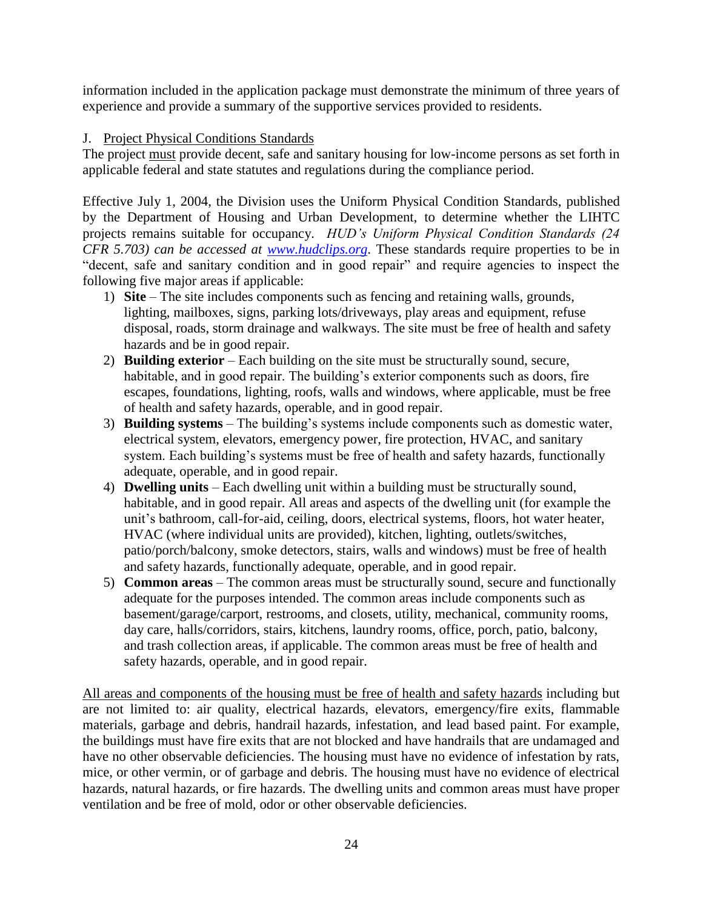information included in the application package must demonstrate the minimum of three years of experience and provide a summary of the supportive services provided to residents.

J. <u>Project Physical Conditions Standards</u>

The project <u>must</u> provide decent, safe and sanitary housing for low-income persons as set forth in applicable federal and state statutes and regulations during the compliance period.

Effective July 1, 2004, the Division uses the Uniform Physical Condition Standards, published by the Department of Housing and Urban Development, to determine whether the LIHTC projects remains suitable for occupancy. *HUD's Uniform Physical Condition Standards (24 CFR 5.703) can be accessed at [www.hudclips.org](www.hudclips.org).* These standards require properties to be in "decent, safe and sanitary condition and in good repair" and require agencies to inspect the following five major areas if applicable:

1) **Site** – The site includes components such as fencing and retaining walls, grounds, lighting, mailboxes, signs, parking lots/driveways, play areas and equipment, refuse disposal, roads, storm drainage and walkways. The site must be free of health and safety hazards and be in good repair.
2) **Building exterior** – Each building on the site must be structurally sound, secure, habitable, and in good repair. The building's exterior components such as doors, fire escapes, foundations, lighting, roofs, walls and windows, where applicable, must be free of health and safety hazards, operable, and in good repair.
3) **Building systems** – The building's systems include components such as domestic water, electrical system, elevators, emergency power, fire protection, HVAC, and sanitary system. Each building's systems must be free of health and safety hazards, functionally adequate, operable, and in good repair.
4) **Dwelling units** – Each dwelling unit within a building must be structurally sound, habitable, and in good repair. All areas and aspects of the dwelling unit (for example the unit's bathroom, call-for-aid, ceiling, doors, electrical systems, floors, hot water heater, HVAC (where individual units are provided), kitchen, lighting, outlets/switches, patio/porch/balcony, smoke detectors, stairs, walls and windows) must be free of health and safety hazards, functionally adequate, operable, and in good repair.
5) **Common areas** – The common areas must be structurally sound, secure and functionally adequate for the purposes intended. The common areas include components such as basement/garage/carport, restrooms, and closets, utility, mechanical, community rooms, day care, halls/corridors, stairs, kitchens, laundry rooms, office, porch, patio, balcony, and trash collection areas, if applicable. The common areas must be free of health and safety hazards, operable, and in good repair.

<u>All areas and components of the housing must be free of health and safety hazards</u> including but are not limited to: air quality, electrical hazards, elevators, emergency/fire exits, flammable materials, garbage and debris, handrail hazards, infestation, and lead based paint. For example, the buildings must have fire exits that are not blocked and have handrails that are undamaged and have no other observable deficiencies. The housing must have no evidence of infestation by rats, mice, or other vermin, or of garbage and debris. The housing must have no evidence of electrical hazards, natural hazards, or fire hazards. The dwelling units and common areas must have proper ventilation and be free of mold, odor or other observable deficiencies.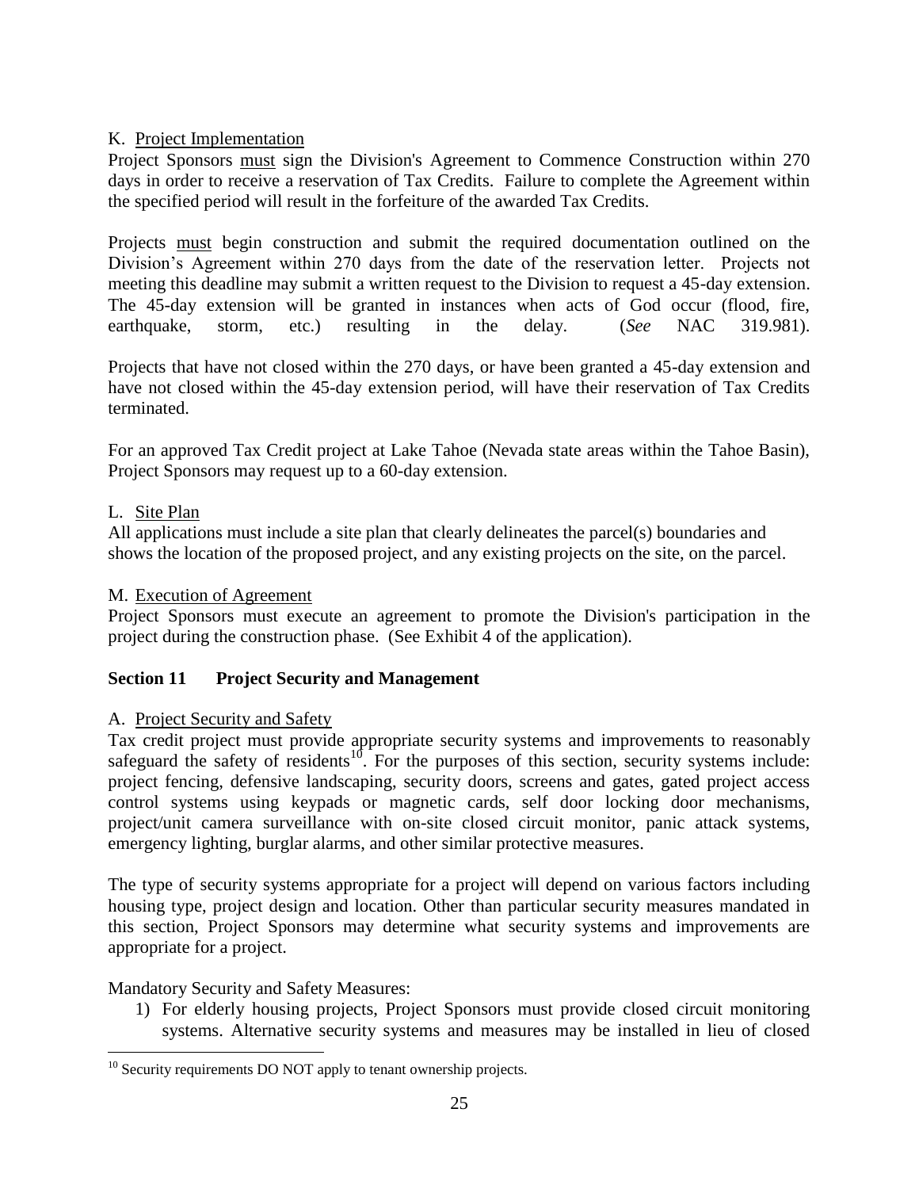K. Project Implementation

Project Sponsors must sign the Division's Agreement to Commence Construction within 270 days in order to receive a reservation of Tax Credits. Failure to complete the Agreement within the specified period will result in the forfeiture of the awarded Tax Credits.

Projects must begin construction and submit the required documentation outlined on the Division's Agreement within 270 days from the date of the reservation letter. Projects not meeting this deadline may submit a written request to the Division to request a 45-day extension. The 45-day extension will be granted in instances when acts of God occur (flood, fire, earthquake, storm, etc.) resulting in the delay. (*See* NAC 319.981).

Projects that have not closed within the 270 days, or have been granted a 45-day extension and have not closed within the 45-day extension period, will have their reservation of Tax Credits terminated.

For an approved Tax Credit project at Lake Tahoe (Nevada state areas within the Tahoe Basin), Project Sponsors may request up to a 60-day extension.

L. Site Plan

All applications must include a site plan that clearly delineates the parcel(s) boundaries and shows the location of the proposed project, and any existing projects on the site, on the parcel.

M. Execution of Agreement

Project Sponsors must execute an agreement to promote the Division's participation in the project during the construction phase. (See Exhibit 4 of the application).

## Section 11 Project Security and Management

A. Project Security and Safety

Tax credit project must provide appropriate security systems and improvements to reasonably safeguard the safety of residents[10]. For the purposes of this section, security systems include: project fencing, defensive landscaping, security doors, screens and gates, gated project access control systems using keypads or magnetic cards, self door locking door mechanisms, project/unit camera surveillance with on-site closed circuit monitor, panic attack systems, emergency lighting, burglar alarms, and other similar protective measures.

The type of security systems appropriate for a project will depend on various factors including housing type, project design and location. Other than particular security measures mandated in this section, Project Sponsors may determine what security systems and improvements are appropriate for a project.

Mandatory Security and Safety Measures:

1) For elderly housing projects, Project Sponsors must provide closed circuit monitoring systems. Alternative security systems and measures may be installed in lieu of closed

[10] Security requirements DO NOT apply to tenant ownership projects.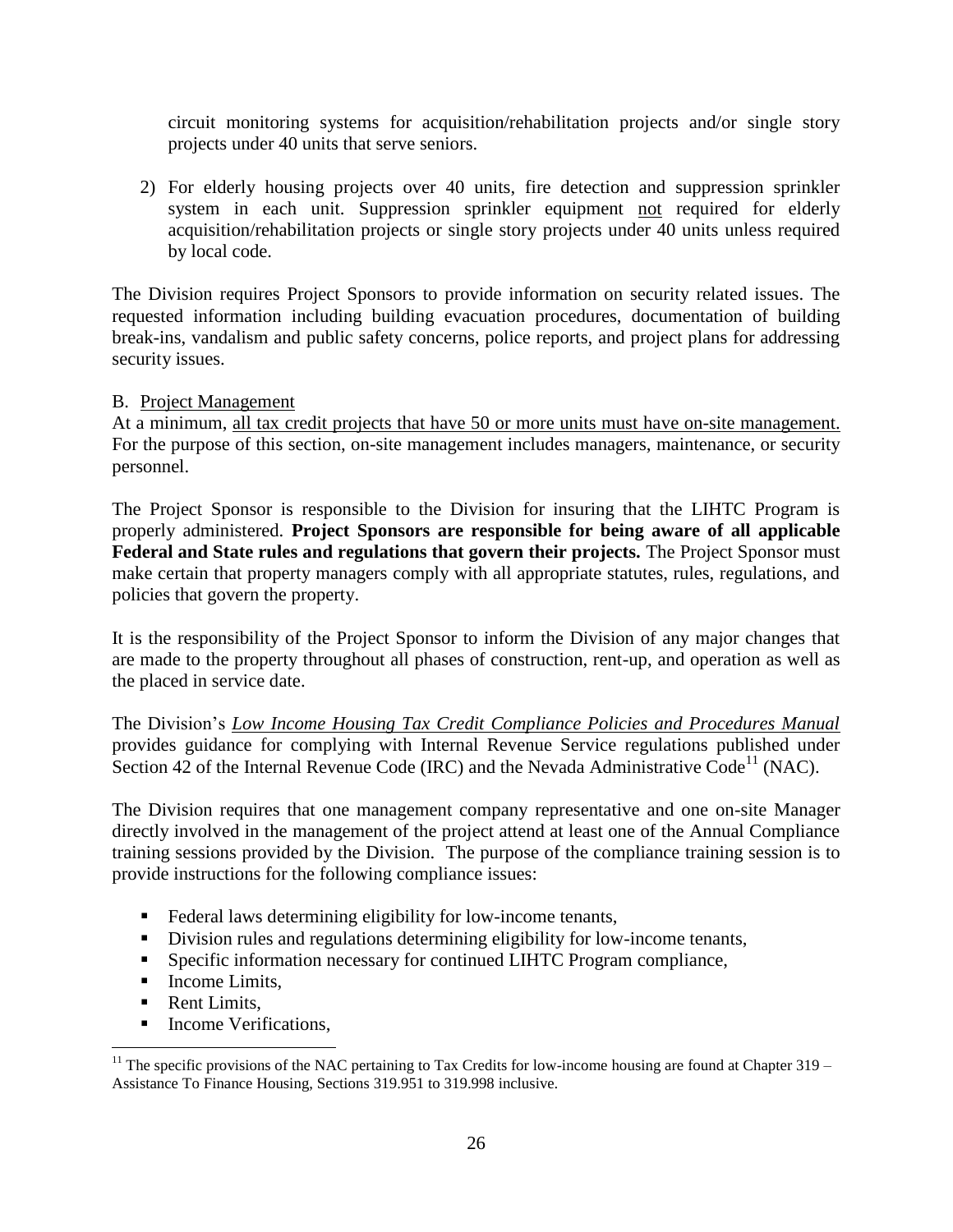circuit monitoring systems for acquisition/rehabilitation projects and/or single story projects under 40 units that serve seniors.

2) For elderly housing projects over 40 units, fire detection and suppression sprinkler system in each unit. Suppression sprinkler equipment not required for elderly acquisition/rehabilitation projects or single story projects under 40 units unless required by local code.

The Division requires Project Sponsors to provide information on security related issues. The requested information including building evacuation procedures, documentation of building break-ins, vandalism and public safety concerns, police reports, and project plans for addressing security issues.

B. Project Management

At a minimum, all tax credit projects that have 50 or more units must have on-site management. For the purpose of this section, on-site management includes managers, maintenance, or security personnel.

The Project Sponsor is responsible to the Division for insuring that the LIHTC Program is properly administered. **Project Sponsors are responsible for being aware of all applicable Federal and State rules and regulations that govern their projects.** The Project Sponsor must make certain that property managers comply with all appropriate statutes, rules, regulations, and policies that govern the property.

It is the responsibility of the Project Sponsor to inform the Division of any major changes that are made to the property throughout all phases of construction, rent-up, and operation as well as the placed in service date.

The Division's *Low Income Housing Tax Credit Compliance Policies and Procedures Manual* provides guidance for complying with Internal Revenue Service regulations published under Section 42 of the Internal Revenue Code (IRC) and the Nevada Administrative Code[11] (NAC).

The Division requires that one management company representative and one on-site Manager directly involved in the management of the project attend at least one of the Annual Compliance training sessions provided by the Division. The purpose of the compliance training session is to provide instructions for the following compliance issues:

- Federal laws determining eligibility for low-income tenants,
- Division rules and regulations determining eligibility for low-income tenants,
- Specific information necessary for continued LIHTC Program compliance,
- Income Limits,
- Rent Limits,
- Income Verifications,

[11] The specific provisions of the NAC pertaining to Tax Credits for low-income housing are found at Chapter 319 – Assistance To Finance Housing, Sections 319.951 to 319.998 inclusive.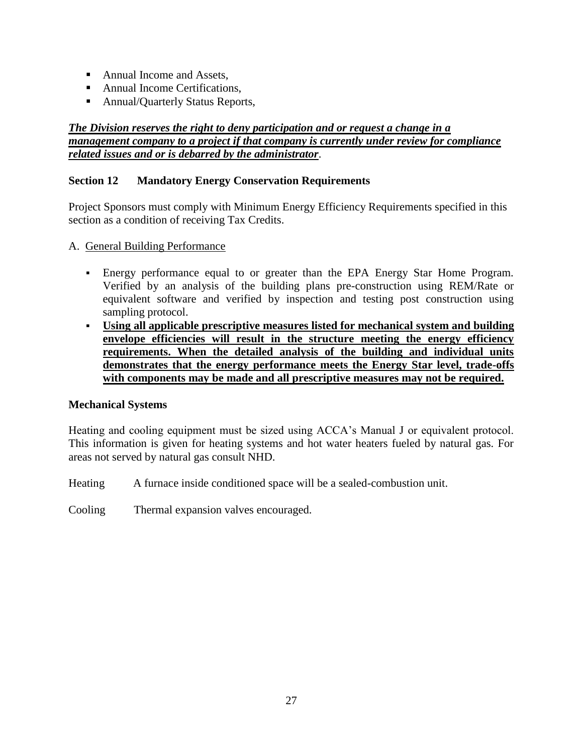- Annual Income and Assets,
- Annual Income Certifications,
- Annual/Quarterly Status Reports,

***The Division reserves the right to deny participation and or request a change in a management company to a project if that company is currently under review for compliance related issues and or is debarred by the administrator***.

## Section 12 Mandatory Energy Conservation Requirements

Project Sponsors must comply with Minimum Energy Efficiency Requirements specified in this section as a condition of receiving Tax Credits.

A. General Building Performance

- Energy performance equal to or greater than the EPA Energy Star Home Program. Verified by an analysis of the building plans pre-construction using REM/Rate or equivalent software and verified by inspection and testing post construction using sampling protocol.
- **Using all applicable prescriptive measures listed for mechanical system and building envelope efficiencies will result in the structure meeting the energy efficiency requirements. When the detailed analysis of the building and individual units demonstrates that the energy performance meets the Energy Star level, trade-offs with components may be made and all prescriptive measures may not be required.**

### Mechanical Systems

Heating and cooling equipment must be sized using ACCA's Manual J or equivalent protocol. This information is given for heating systems and hot water heaters fueled by natural gas. For areas not served by natural gas consult NHD.

Heating A furnace inside conditioned space will be a sealed-combustion unit.

Cooling Thermal expansion valves encouraged.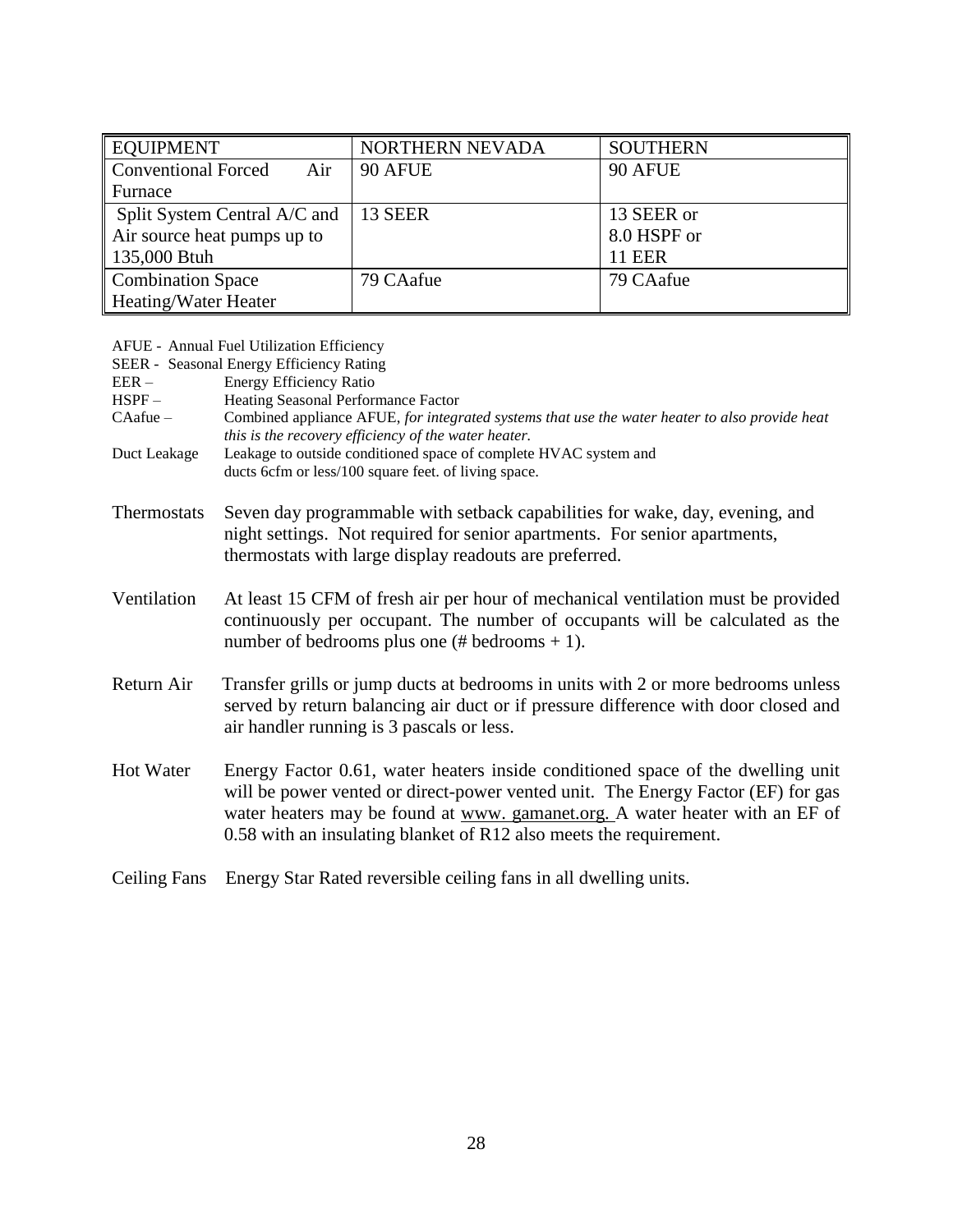| EQUIPMENT | NORTHERN NEVADA | SOUTHERN |
|---|---|---|
| Conventional Forced Air Furnace | 90 AFUE | 90 AFUE |
| Split System Central A/C and Air source heat pumps up to 135,000 Btuh | 13 SEER | 13 SEER or 8.0 HSPF or 11 EER |
| Combination Space Heating/Water Heater | 79 CAafue | 79 CAafue |

AFUE - Annual Fuel Utilization Efficiency
SEER - Seasonal Energy Efficiency Rating
EER – Energy Efficiency Ratio
HSPF – Heating Seasonal Performance Factor
CAafue – Combined appliance AFUE, *for integrated systems that use the water heater to also provide heat this is the recovery efficiency of the water heater.*
Duct Leakage Leakage to outside conditioned space of complete HVAC system and ducts 6cfm or less/100 square feet. of living space.

Thermostats Seven day programmable with setback capabilities for wake, day, evening, and night settings. Not required for senior apartments. For senior apartments, thermostats with large display readouts are preferred.

Ventilation At least 15 CFM of fresh air per hour of mechanical ventilation must be provided continuously per occupant. The number of occupants will be calculated as the number of bedrooms plus one (# bedrooms + 1).

Return Air Transfer grills or jump ducts at bedrooms in units with 2 or more bedrooms unless served by return balancing air duct or if pressure difference with door closed and air handler running is 3 pascals or less.

Hot Water Energy Factor 0.61, water heaters inside conditioned space of the dwelling unit will be power vented or direct-power vented unit. The Energy Factor (EF) for gas water heaters may be found at www. gamanet.org. A water heater with an EF of 0.58 with an insulating blanket of R12 also meets the requirement.

Ceiling Fans Energy Star Rated reversible ceiling fans in all dwelling units.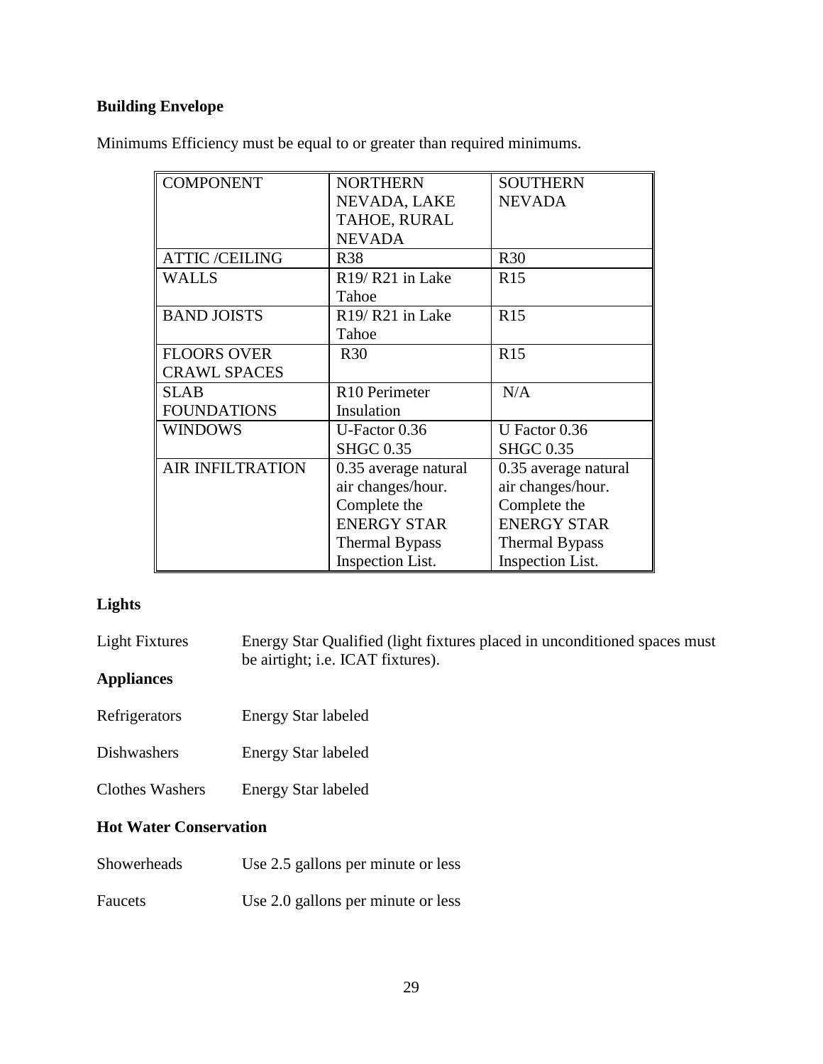**Building Envelope**

Minimums Efficiency must be equal to or greater than required minimums.

| COMPONENT | NORTHERN NEVADA, LAKE TAHOE, RURAL NEVADA | SOUTHERN NEVADA |
|---|---|---|
| ATTIC /CEILING | R38 | R30 |
| WALLS | R19/ R21 in Lake Tahoe | R15 |
| BAND JOISTS | R19/ R21 in Lake Tahoe | R15 |
| FLOORS OVER CRAWL SPACES | R30 | R15 |
| SLAB FOUNDATIONS | R10 Perimeter Insulation | N/A |
| WINDOWS | U-Factor 0.36 SHGC 0.35 | U Factor 0.36 SHGC 0.35 |
| AIR INFILTRATION | 0.35 average natural air changes/hour. Complete the ENERGY STAR Thermal Bypass Inspection List. | 0.35 average natural air changes/hour. Complete the ENERGY STAR Thermal Bypass Inspection List. |

**Lights**

Light Fixtures — Energy Star Qualified (light fixtures placed in unconditioned spaces must be airtight; i.e. ICAT fixtures).

**Appliances**

Refrigerators — Energy Star labeled

Dishwashers — Energy Star labeled

Clothes Washers — Energy Star labeled

**Hot Water Conservation**

Showerheads — Use 2.5 gallons per minute or less

Faucets — Use 2.0 gallons per minute or less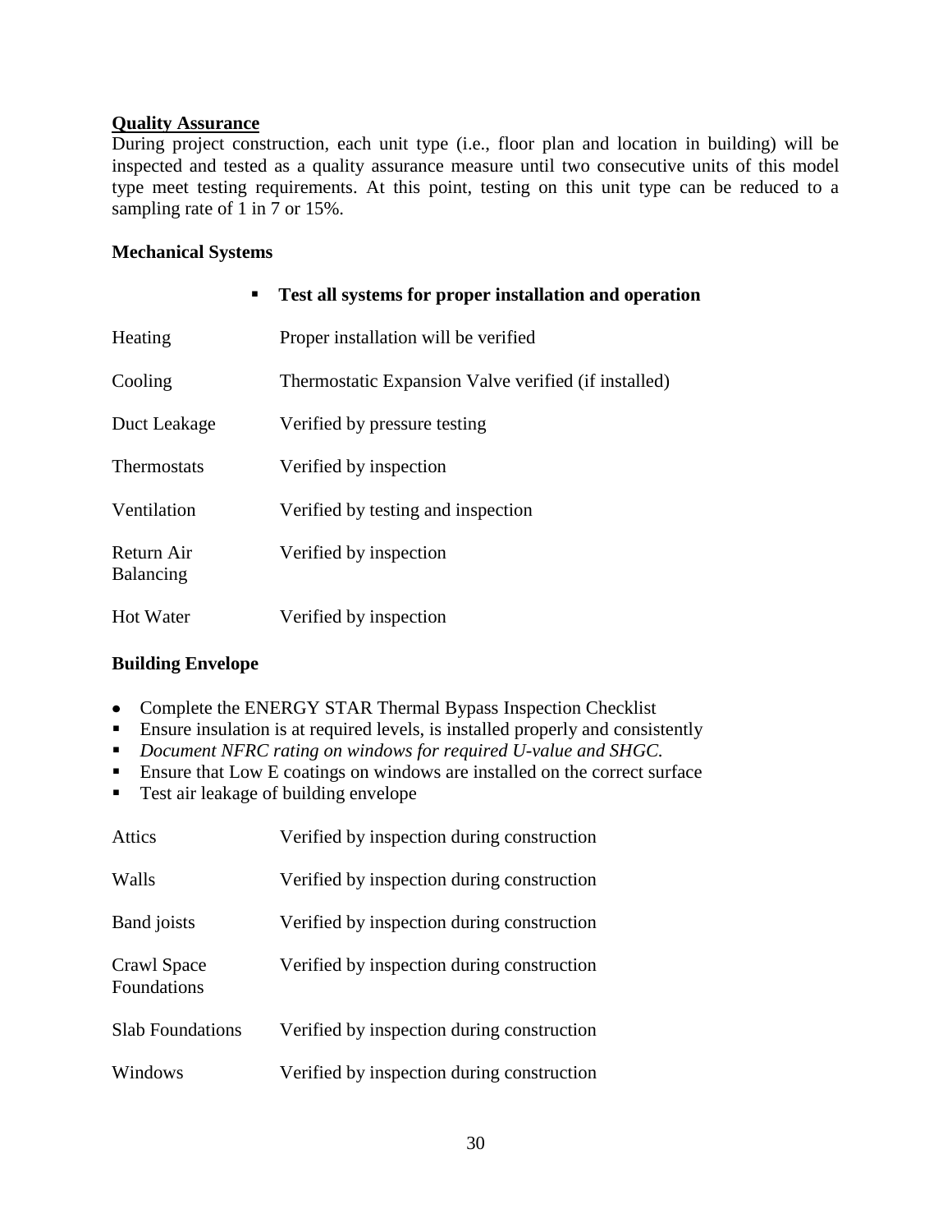## Quality Assurance

During project construction, each unit type (i.e., floor plan and location in building) will be inspected and tested as a quality assurance measure until two consecutive units of this model type meet testing requirements. At this point, testing on this unit type can be reduced to a sampling rate of 1 in 7 or 15%.

### Mechanical Systems

- **Test all systems for proper installation and operation**

| | |
|---|---|
| Heating | Proper installation will be verified |
| Cooling | Thermostatic Expansion Valve verified (if installed) |
| Duct Leakage | Verified by pressure testing |
| Thermostats | Verified by inspection |
| Ventilation | Verified by testing and inspection |
| Return Air Balancing | Verified by inspection |
| Hot Water | Verified by inspection |

### Building Envelope

- Complete the ENERGY STAR Thermal Bypass Inspection Checklist
- Ensure insulation is at required levels, is installed properly and consistently
- *Document NFRC rating on windows for required U-value and SHGC.*
- Ensure that Low E coatings on windows are installed on the correct surface
- Test air leakage of building envelope

| | |
|---|---|
| Attics | Verified by inspection during construction |
| Walls | Verified by inspection during construction |
| Band joists | Verified by inspection during construction |
| Crawl Space Foundations | Verified by inspection during construction |
| Slab Foundations | Verified by inspection during construction |
| Windows | Verified by inspection during construction |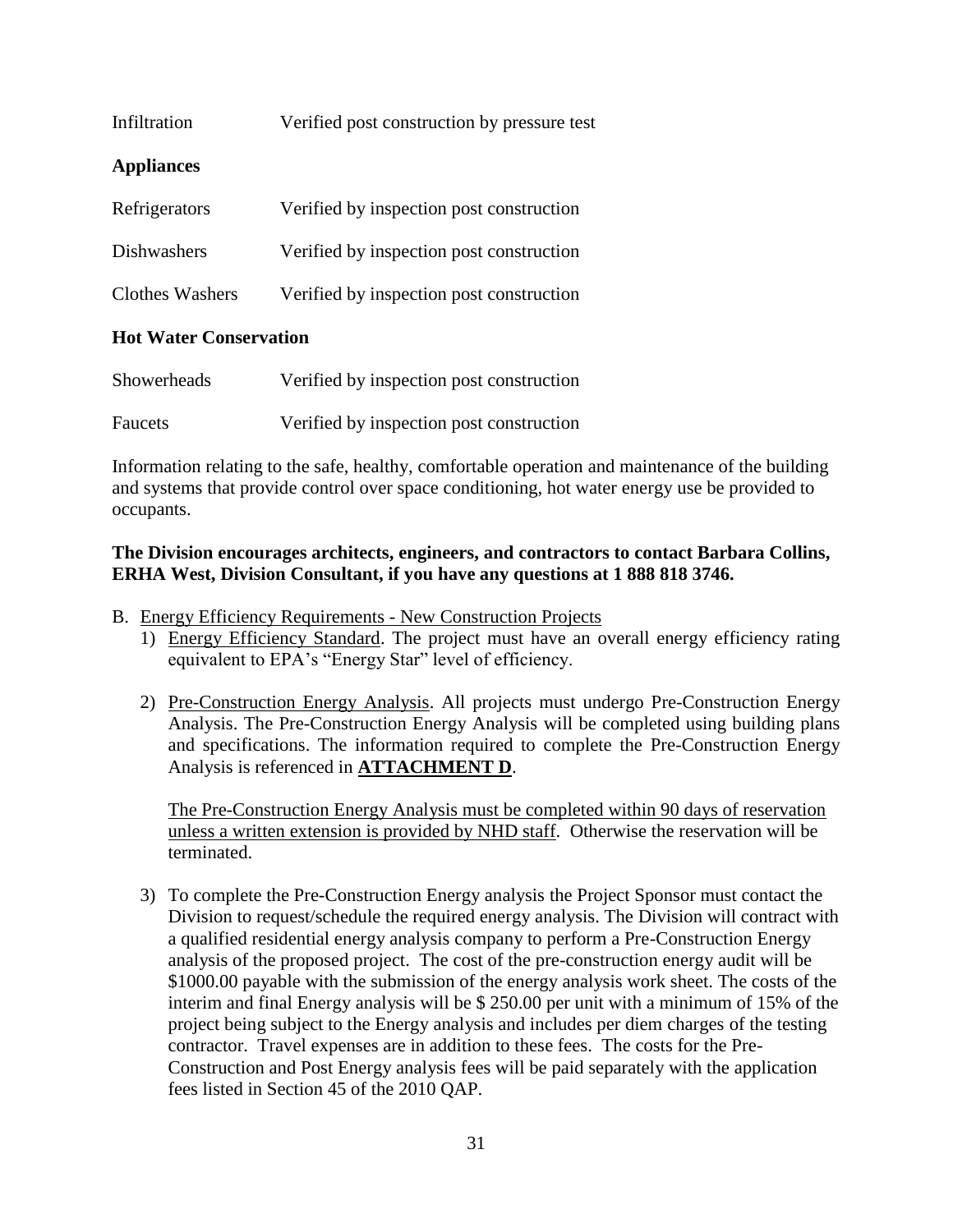| | |
|---|---|
| Infiltration | Verified post construction by pressure test |

**Appliances**

| | |
|---|---|
| Refrigerators | Verified by inspection post construction |
| Dishwashers | Verified by inspection post construction |
| Clothes Washers | Verified by inspection post construction |

**Hot Water Conservation**

| | |
|---|---|
| Showerheads | Verified by inspection post construction |
| Faucets | Verified by inspection post construction |

Information relating to the safe, healthy, comfortable operation and maintenance of the building and systems that provide control over space conditioning, hot water energy use be provided to occupants.

**The Division encourages architects, engineers, and contractors to contact Barbara Collins, ERHA West, Division Consultant, if you have any questions at 1 888 818 3746.**

B. Energy Efficiency Requirements - New Construction Projects
   1) Energy Efficiency Standard. The project must have an overall energy efficiency rating equivalent to EPA's "Energy Star" level of efficiency.

   2) Pre-Construction Energy Analysis. All projects must undergo Pre-Construction Energy Analysis. The Pre-Construction Energy Analysis will be completed using building plans and specifications. The information required to complete the Pre-Construction Energy Analysis is referenced in **ATTACHMENT D**.

      The Pre-Construction Energy Analysis must be completed within 90 days of reservation unless a written extension is provided by NHD staff. Otherwise the reservation will be terminated.

   3) To complete the Pre-Construction Energy analysis the Project Sponsor must contact the Division to request/schedule the required energy analysis. The Division will contract with a qualified residential energy analysis company to perform a Pre-Construction Energy analysis of the proposed project. The cost of the pre-construction energy audit will be $1000.00 payable with the submission of the energy analysis work sheet. The costs of the interim and final Energy analysis will be $ 250.00 per unit with a minimum of 15% of the project being subject to the Energy analysis and includes per diem charges of the testing contractor. Travel expenses are in addition to these fees. The costs for the Pre-Construction and Post Energy analysis fees will be paid separately with the application fees listed in Section 45 of the 2010 QAP.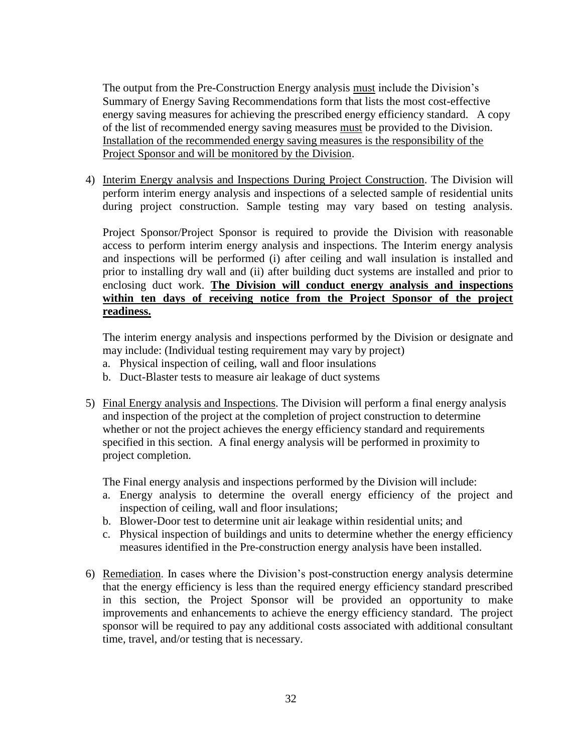The output from the Pre-Construction Energy analysis <u>must</u> include the Division's Summary of Energy Saving Recommendations form that lists the most cost-effective energy saving measures for achieving the prescribed energy efficiency standard. A copy of the list of recommended energy saving measures <u>must</u> be provided to the Division. <u>Installation of the recommended energy saving measures is the responsibility of the Project Sponsor and will be monitored by the Division</u>.

4) <u>Interim Energy analysis and Inspections During Project Construction</u>. The Division will perform interim energy analysis and inspections of a selected sample of residential units during project construction. Sample testing may vary based on testing analysis.

   Project Sponsor/Project Sponsor is required to provide the Division with reasonable access to perform interim energy analysis and inspections. The Interim energy analysis and inspections will be performed (i) after ceiling and wall insulation is installed and prior to installing dry wall and (ii) after building duct systems are installed and prior to enclosing duct work. **<u>The Division will conduct energy analysis and inspections within ten days of receiving notice from the Project Sponsor of the project readiness.</u>**

   The interim energy analysis and inspections performed by the Division or designate and may include: (Individual testing requirement may vary by project)
   a. Physical inspection of ceiling, wall and floor insulations
   b. Duct-Blaster tests to measure air leakage of duct systems

5) <u>Final Energy analysis and Inspections</u>. The Division will perform a final energy analysis and inspection of the project at the completion of project construction to determine whether or not the project achieves the energy efficiency standard and requirements specified in this section. A final energy analysis will be performed in proximity to project completion.

   The Final energy analysis and inspections performed by the Division will include:
   a. Energy analysis to determine the overall energy efficiency of the project and inspection of ceiling, wall and floor insulations;
   b. Blower-Door test to determine unit air leakage within residential units; and
   c. Physical inspection of buildings and units to determine whether the energy efficiency measures identified in the Pre-construction energy analysis have been installed.

6) <u>Remediation</u>. In cases where the Division's post-construction energy analysis determine that the energy efficiency is less than the required energy efficiency standard prescribed in this section, the Project Sponsor will be provided an opportunity to make improvements and enhancements to achieve the energy efficiency standard. The project sponsor will be required to pay any additional costs associated with additional consultant time, travel, and/or testing that is necessary.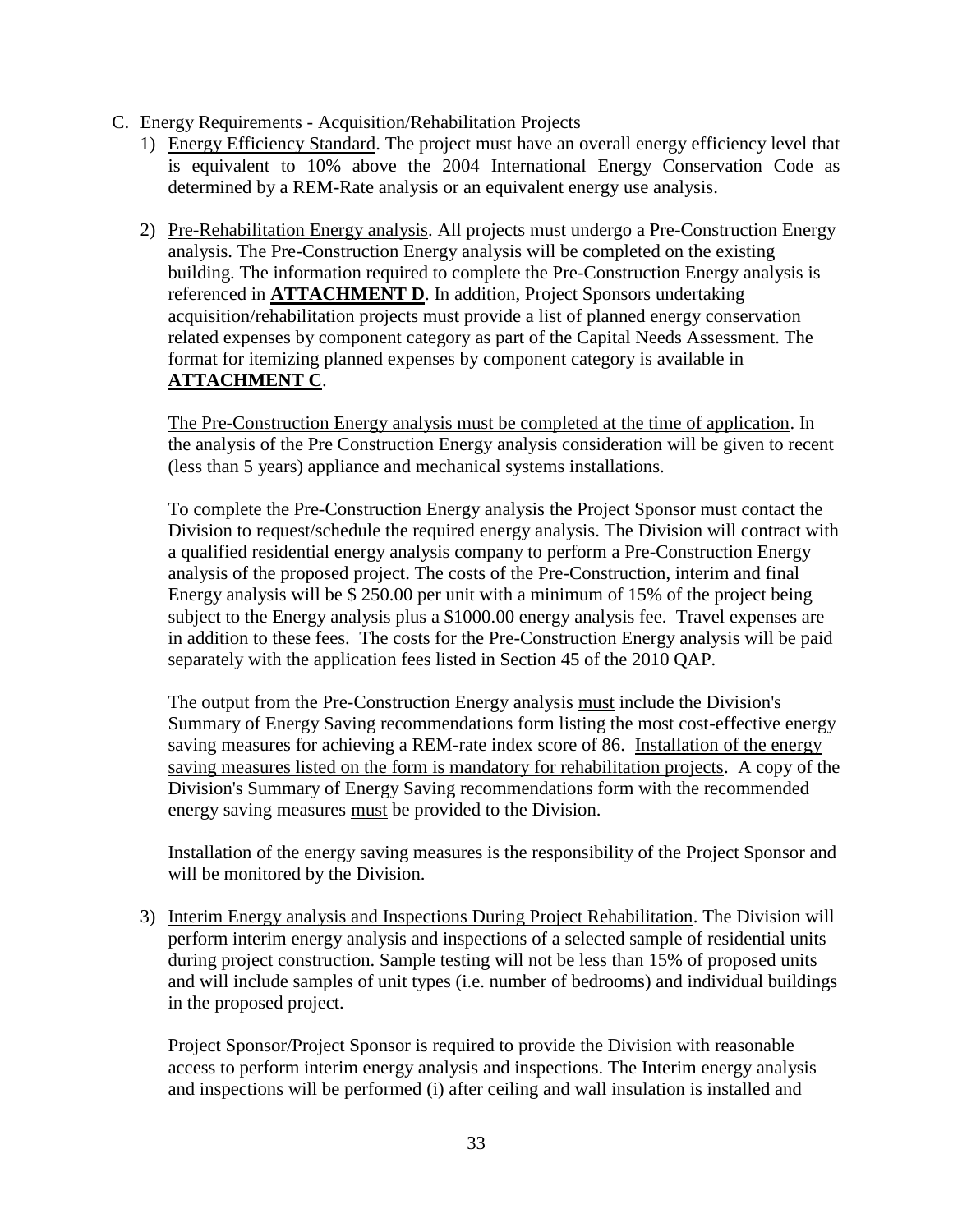C. Energy Requirements - Acquisition/Rehabilitation Projects

1) Energy Efficiency Standard. The project must have an overall energy efficiency level that is equivalent to 10% above the 2004 International Energy Conservation Code as determined by a REM-Rate analysis or an equivalent energy use analysis.

2) Pre-Rehabilitation Energy analysis. All projects must undergo a Pre-Construction Energy analysis. The Pre-Construction Energy analysis will be completed on the existing building. The information required to complete the Pre-Construction Energy analysis is referenced in **ATTACHMENT D**. In addition, Project Sponsors undertaking acquisition/rehabilitation projects must provide a list of planned energy conservation related expenses by component category as part of the Capital Needs Assessment. The format for itemizing planned expenses by component category is available in **ATTACHMENT C**.

   The Pre-Construction Energy analysis must be completed at the time of application. In the analysis of the Pre Construction Energy analysis consideration will be given to recent (less than 5 years) appliance and mechanical systems installations.

   To complete the Pre-Construction Energy analysis the Project Sponsor must contact the Division to request/schedule the required energy analysis. The Division will contract with a qualified residential energy analysis company to perform a Pre-Construction Energy analysis of the proposed project. The costs of the Pre-Construction, interim and final Energy analysis will be $ 250.00 per unit with a minimum of 15% of the project being subject to the Energy analysis plus a $1000.00 energy analysis fee. Travel expenses are in addition to these fees. The costs for the Pre-Construction Energy analysis will be paid separately with the application fees listed in Section 45 of the 2010 QAP.

   The output from the Pre-Construction Energy analysis must include the Division's Summary of Energy Saving recommendations form listing the most cost-effective energy saving measures for achieving a REM-rate index score of 86. Installation of the energy saving measures listed on the form is mandatory for rehabilitation projects. A copy of the Division's Summary of Energy Saving recommendations form with the recommended energy saving measures must be provided to the Division.

   Installation of the energy saving measures is the responsibility of the Project Sponsor and will be monitored by the Division.

3) Interim Energy analysis and Inspections During Project Rehabilitation. The Division will perform interim energy analysis and inspections of a selected sample of residential units during project construction. Sample testing will not be less than 15% of proposed units and will include samples of unit types (i.e. number of bedrooms) and individual buildings in the proposed project.

   Project Sponsor/Project Sponsor is required to provide the Division with reasonable access to perform interim energy analysis and inspections. The Interim energy analysis and inspections will be performed (i) after ceiling and wall insulation is installed and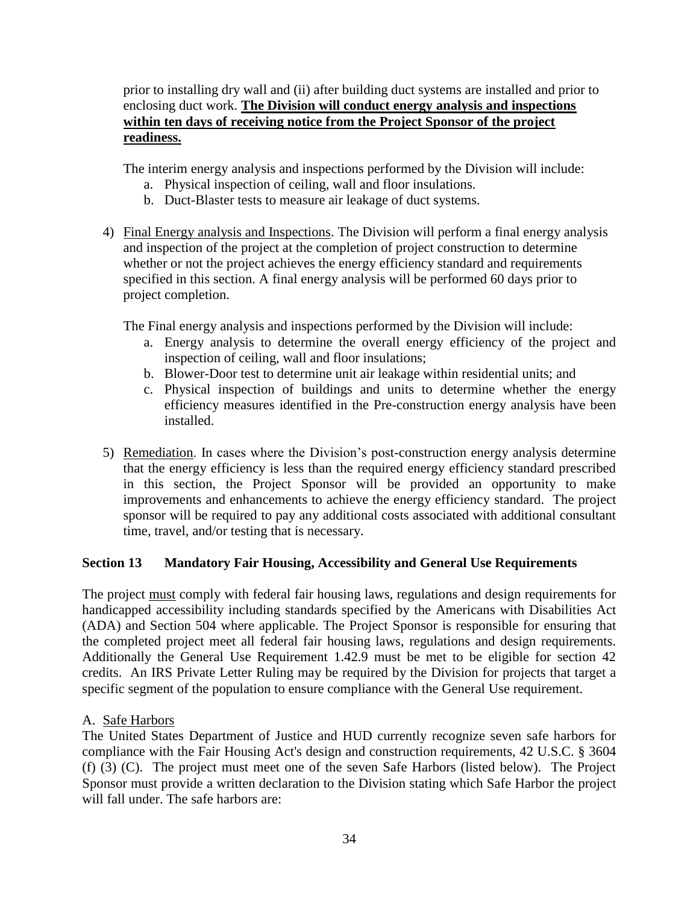prior to installing dry wall and (ii) after building duct systems are installed and prior to enclosing duct work. **The Division will conduct energy analysis and inspections within ten days of receiving notice from the Project Sponsor of the project readiness.**

The interim energy analysis and inspections performed by the Division will include:

a. Physical inspection of ceiling, wall and floor insulations.
b. Duct-Blaster tests to measure air leakage of duct systems.

4) Final Energy analysis and Inspections. The Division will perform a final energy analysis and inspection of the project at the completion of project construction to determine whether or not the project achieves the energy efficiency standard and requirements specified in this section. A final energy analysis will be performed 60 days prior to project completion.

   The Final energy analysis and inspections performed by the Division will include:

   a. Energy analysis to determine the overall energy efficiency of the project and inspection of ceiling, wall and floor insulations;
   b. Blower-Door test to determine unit air leakage within residential units; and
   c. Physical inspection of buildings and units to determine whether the energy efficiency measures identified in the Pre-construction energy analysis have been installed.

5) Remediation. In cases where the Division's post-construction energy analysis determine that the energy efficiency is less than the required energy efficiency standard prescribed in this section, the Project Sponsor will be provided an opportunity to make improvements and enhancements to achieve the energy efficiency standard. The project sponsor will be required to pay any additional costs associated with additional consultant time, travel, and/or testing that is necessary.

## Section 13 Mandatory Fair Housing, Accessibility and General Use Requirements

The project must comply with federal fair housing laws, regulations and design requirements for handicapped accessibility including standards specified by the Americans with Disabilities Act (ADA) and Section 504 where applicable. The Project Sponsor is responsible for ensuring that the completed project meet all federal fair housing laws, regulations and design requirements. Additionally the General Use Requirement 1.42.9 must be met to be eligible for section 42 credits. An IRS Private Letter Ruling may be required by the Division for projects that target a specific segment of the population to ensure compliance with the General Use requirement.

### A. Safe Harbors

The United States Department of Justice and HUD currently recognize seven safe harbors for compliance with the Fair Housing Act's design and construction requirements, 42 U.S.C. § 3604 (f) (3) (C). The project must meet one of the seven Safe Harbors (listed below). The Project Sponsor must provide a written declaration to the Division stating which Safe Harbor the project will fall under. The safe harbors are: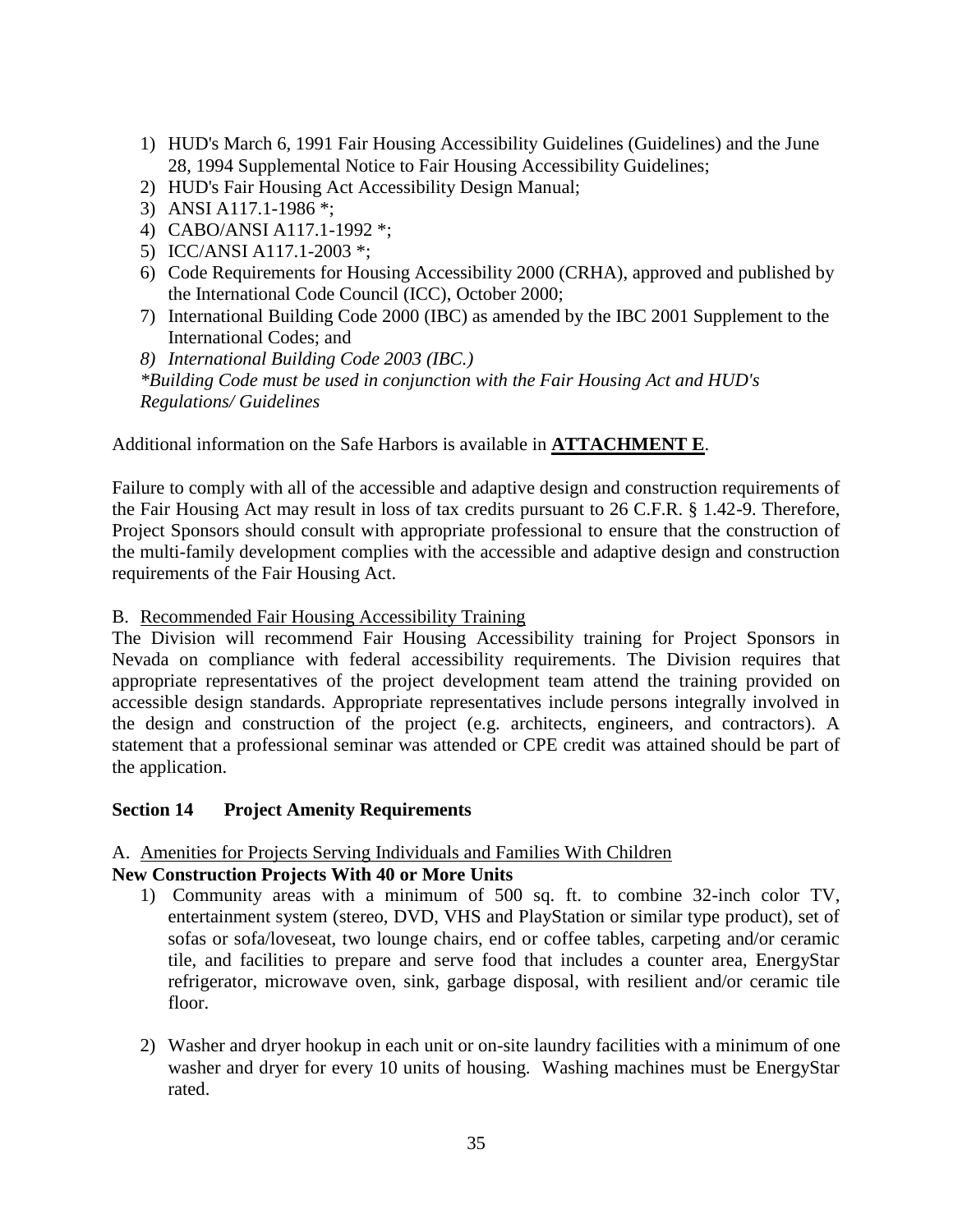1) HUD's March 6, 1991 Fair Housing Accessibility Guidelines (Guidelines) and the June 28, 1994 Supplemental Notice to Fair Housing Accessibility Guidelines;
2) HUD's Fair Housing Act Accessibility Design Manual;
3) ANSI A117.1-1986 *;
4) CABO/ANSI A117.1-1992 *;
5) ICC/ANSI A117.1-2003 *;
6) Code Requirements for Housing Accessibility 2000 (CRHA), approved and published by the International Code Council (ICC), October 2000;
7) International Building Code 2000 (IBC) as amended by the IBC 2001 Supplement to the International Codes; and
8) *International Building Code 2003 (IBC.)*

*\*Building Code must be used in conjunction with the Fair Housing Act and HUD's Regulations/ Guidelines*

Additional information on the Safe Harbors is available in **ATTACHMENT E**.

Failure to comply with all of the accessible and adaptive design and construction requirements of the Fair Housing Act may result in loss of tax credits pursuant to 26 C.F.R. § 1.42-9. Therefore, Project Sponsors should consult with appropriate professional to ensure that the construction of the multi-family development complies with the accessible and adaptive design and construction requirements of the Fair Housing Act.

B. Recommended Fair Housing Accessibility Training

The Division will recommend Fair Housing Accessibility training for Project Sponsors in Nevada on compliance with federal accessibility requirements. The Division requires that appropriate representatives of the project development team attend the training provided on accessible design standards. Appropriate representatives include persons integrally involved in the design and construction of the project (e.g. architects, engineers, and contractors). A statement that a professional seminar was attended or CPE credit was attained should be part of the application.

## Section 14 Project Amenity Requirements

A. Amenities for Projects Serving Individuals and Families With Children

**New Construction Projects With 40 or More Units**

1) Community areas with a minimum of 500 sq. ft. to combine 32-inch color TV, entertainment system (stereo, DVD, VHS and PlayStation or similar type product), set of sofas or sofa/loveseat, two lounge chairs, end or coffee tables, carpeting and/or ceramic tile, and facilities to prepare and serve food that includes a counter area, EnergyStar refrigerator, microwave oven, sink, garbage disposal, with resilient and/or ceramic tile floor.

2) Washer and dryer hookup in each unit or on-site laundry facilities with a minimum of one washer and dryer for every 10 units of housing. Washing machines must be EnergyStar rated.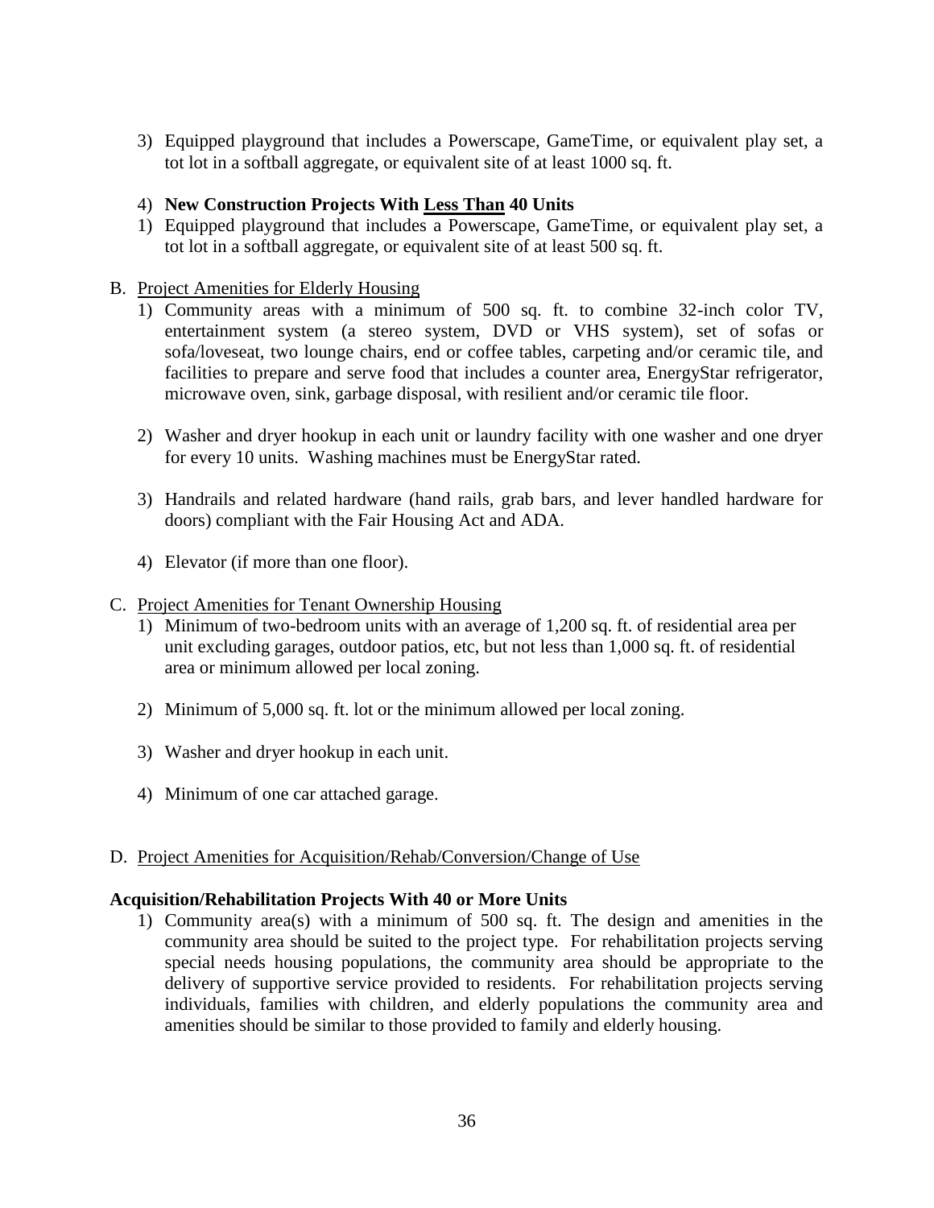3) Equipped playground that includes a Powerscape, GameTime, or equivalent play set, a tot lot in a softball aggregate, or equivalent site of at least 1000 sq. ft.

4) **New Construction Projects With <u>Less Than</u> 40 Units**

1) Equipped playground that includes a Powerscape, GameTime, or equivalent play set, a tot lot in a softball aggregate, or equivalent site of at least 500 sq. ft.

B. <u>Project Amenities for Elderly Housing</u>

1) Community areas with a minimum of 500 sq. ft. to combine 32-inch color TV, entertainment system (a stereo system, DVD or VHS system), set of sofas or sofa/loveseat, two lounge chairs, end or coffee tables, carpeting and/or ceramic tile, and facilities to prepare and serve food that includes a counter area, EnergyStar refrigerator, microwave oven, sink, garbage disposal, with resilient and/or ceramic tile floor.

2) Washer and dryer hookup in each unit or laundry facility with one washer and one dryer for every 10 units. Washing machines must be EnergyStar rated.

3) Handrails and related hardware (hand rails, grab bars, and lever handled hardware for doors) compliant with the Fair Housing Act and ADA.

4) Elevator (if more than one floor).

C. <u>Project Amenities for Tenant Ownership Housing</u>

1) Minimum of two-bedroom units with an average of 1,200 sq. ft. of residential area per unit excluding garages, outdoor patios, etc, but not less than 1,000 sq. ft. of residential area or minimum allowed per local zoning.

2) Minimum of 5,000 sq. ft. lot or the minimum allowed per local zoning.

3) Washer and dryer hookup in each unit.

4) Minimum of one car attached garage.

D. <u>Project Amenities for Acquisition/Rehab/Conversion/Change of Use</u>

**Acquisition/Rehabilitation Projects With 40 or More Units**

1) Community area(s) with a minimum of 500 sq. ft. The design and amenities in the community area should be suited to the project type. For rehabilitation projects serving special needs housing populations, the community area should be appropriate to the delivery of supportive service provided to residents. For rehabilitation projects serving individuals, families with children, and elderly populations the community area and amenities should be similar to those provided to family and elderly housing.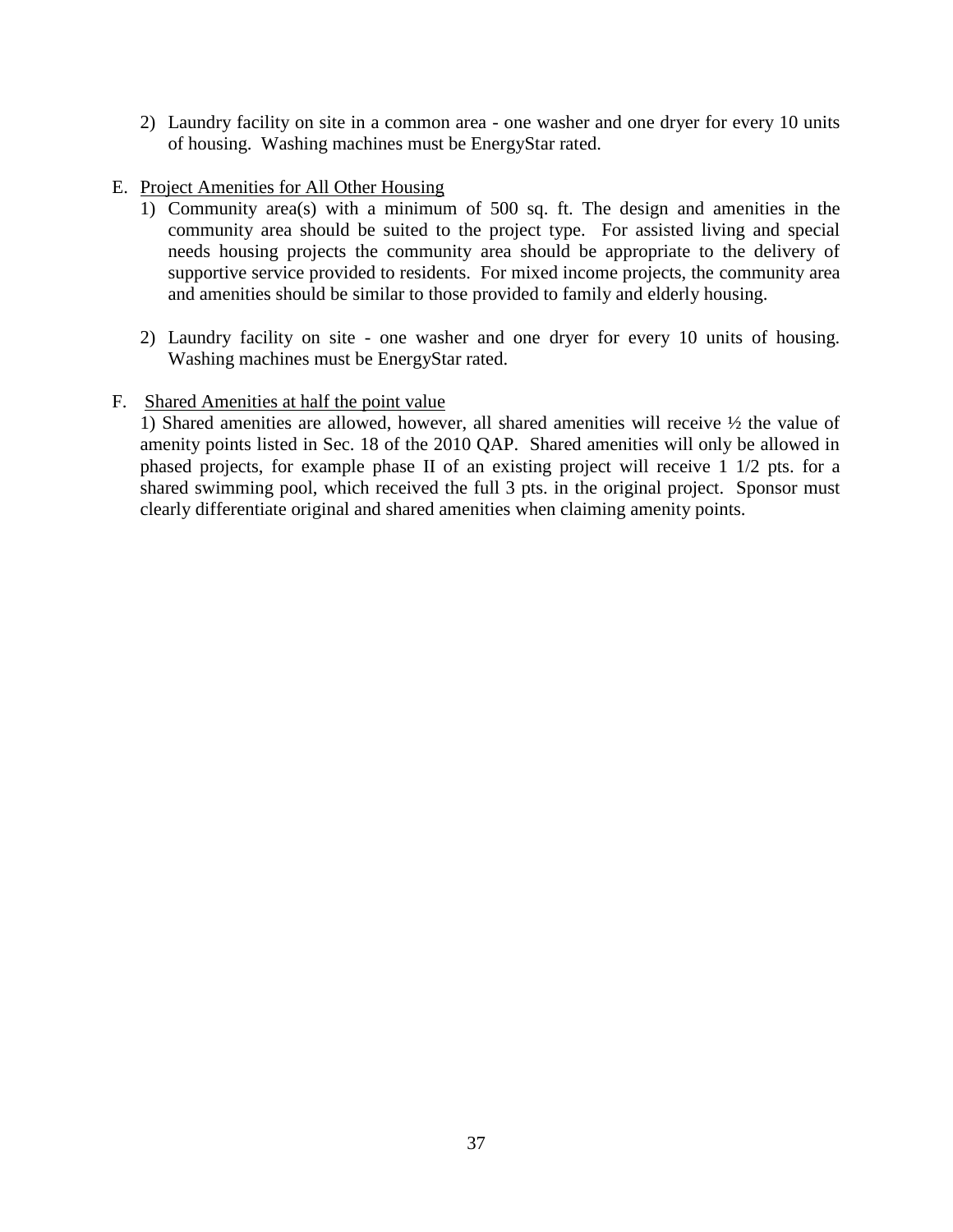2) Laundry facility on site in a common area - one washer and one dryer for every 10 units of housing. Washing machines must be EnergyStar rated.

E. <u>Project Amenities for All Other Housing</u>

1) Community area(s) with a minimum of 500 sq. ft. The design and amenities in the community area should be suited to the project type. For assisted living and special needs housing projects the community area should be appropriate to the delivery of supportive service provided to residents. For mixed income projects, the community area and amenities should be similar to those provided to family and elderly housing.

2) Laundry facility on site - one washer and one dryer for every 10 units of housing. Washing machines must be EnergyStar rated.

F. <u>Shared Amenities at half the point value</u>

1) Shared amenities are allowed, however, all shared amenities will receive ½ the value of amenity points listed in Sec. 18 of the 2010 QAP. Shared amenities will only be allowed in phased projects, for example phase II of an existing project will receive 1 1/2 pts. for a shared swimming pool, which received the full 3 pts. in the original project. Sponsor must clearly differentiate original and shared amenities when claiming amenity points.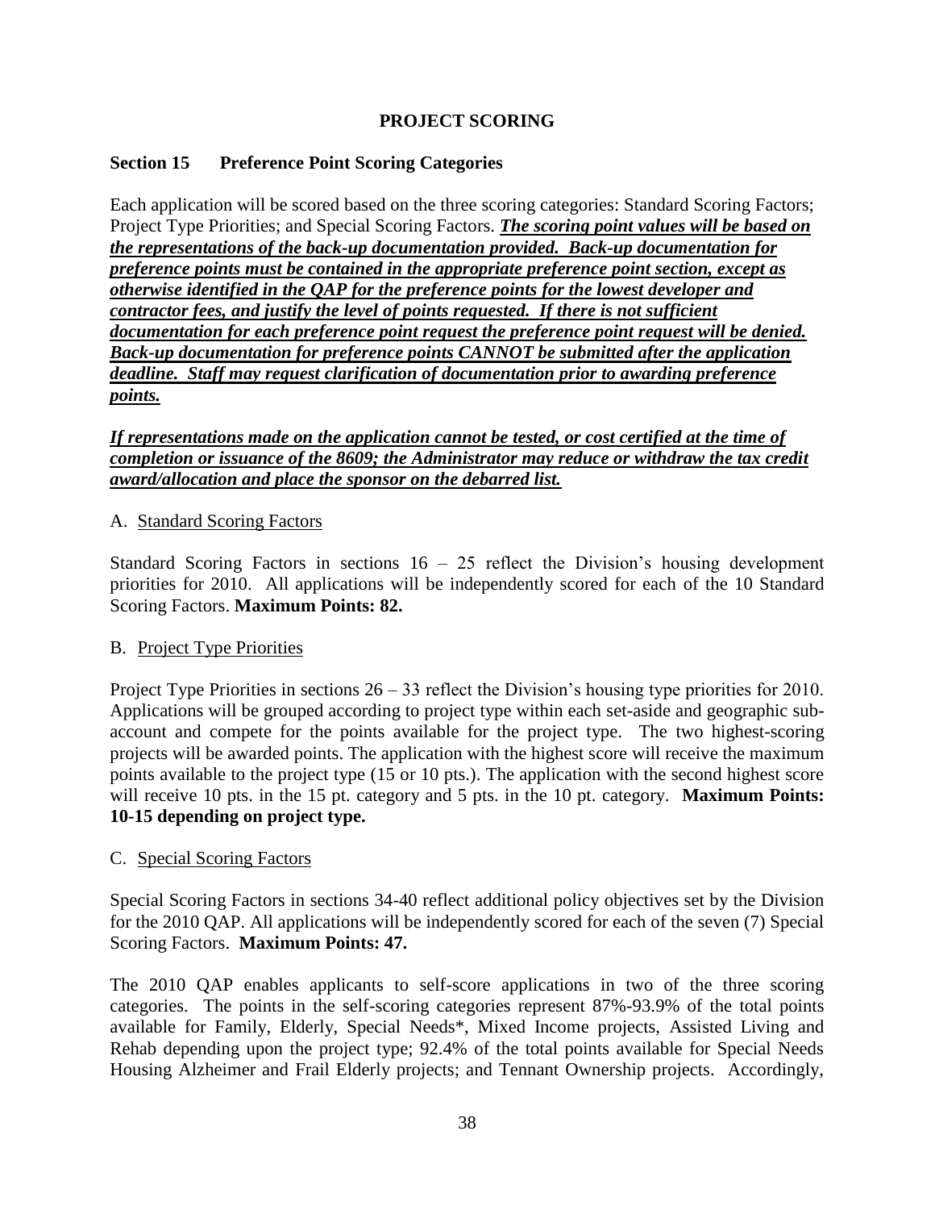# PROJECT SCORING

## Section 15 Preference Point Scoring Categories

Each application will be scored based on the three scoring categories: Standard Scoring Factors; Project Type Priorities; and Special Scoring Factors. ***The scoring point values will be based on the representations of the back-up documentation provided. Back-up documentation for preference points must be contained in the appropriate preference point section, except as otherwise identified in the QAP for the preference points for the lowest developer and contractor fees, and justify the level of points requested. If there is not sufficient documentation for each preference point request the preference point request will be denied. Back-up documentation for preference points CANNOT be submitted after the application deadline. Staff may request clarification of documentation prior to awarding preference points.***

***If representations made on the application cannot be tested, or cost certified at the time of completion or issuance of the 8609; the Administrator may reduce or withdraw the tax credit award/allocation and place the sponsor on the debarred list.***

### A. Standard Scoring Factors

Standard Scoring Factors in sections 16 – 25 reflect the Division's housing development priorities for 2010. All applications will be independently scored for each of the 10 Standard Scoring Factors. **Maximum Points: 82.**

### B. Project Type Priorities

Project Type Priorities in sections 26 – 33 reflect the Division's housing type priorities for 2010. Applications will be grouped according to project type within each set-aside and geographic sub-account and compete for the points available for the project type. The two highest-scoring projects will be awarded points. The application with the highest score will receive the maximum points available to the project type (15 or 10 pts.). The application with the second highest score will receive 10 pts. in the 15 pt. category and 5 pts. in the 10 pt. category. **Maximum Points: 10-15 depending on project type.**

### C. Special Scoring Factors

Special Scoring Factors in sections 34-40 reflect additional policy objectives set by the Division for the 2010 QAP. All applications will be independently scored for each of the seven (7) Special Scoring Factors. **Maximum Points: 47.**

The 2010 QAP enables applicants to self-score applications in two of the three scoring categories. The points in the self-scoring categories represent 87%-93.9% of the total points available for Family, Elderly, Special Needs*, Mixed Income projects, Assisted Living and Rehab depending upon the project type; 92.4% of the total points available for Special Needs Housing Alzheimer and Frail Elderly projects; and Tennant Ownership projects. Accordingly,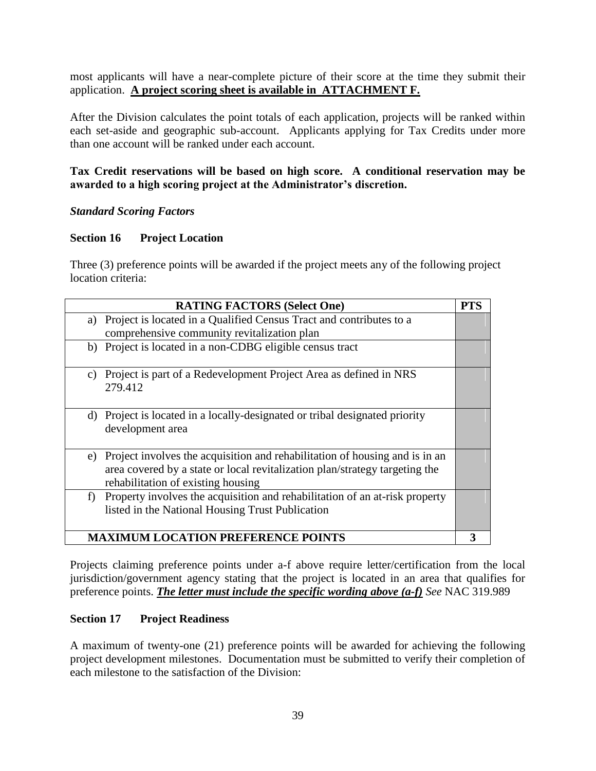most applicants will have a near-complete picture of their score at the time they submit their application. **<u>A project scoring sheet is available in ATTACHMENT F.</u>**

After the Division calculates the point totals of each application, projects will be ranked within each set-aside and geographic sub-account. Applicants applying for Tax Credits under more than one account will be ranked under each account.

**Tax Credit reservations will be based on high score. A conditional reservation may be awarded to a high scoring project at the Administrator's discretion.**

***Standard Scoring Factors***

**Section 16 Project Location**

Three (3) preference points will be awarded if the project meets any of the following project location criteria:

| RATING FACTORS (Select One) | PTS |
|---|---|
| a) Project is located in a Qualified Census Tract and contributes to a comprehensive community revitalization plan | |
| b) Project is located in a non-CDBG eligible census tract | |
| c) Project is part of a Redevelopment Project Area as defined in NRS 279.412 | |
| d) Project is located in a locally-designated or tribal designated priority development area | |
| e) Project involves the acquisition and rehabilitation of housing and is in an area covered by a state or local revitalization plan/strategy targeting the rehabilitation of existing housing | |
| f) Property involves the acquisition and rehabilitation of an at-risk property listed in the National Housing Trust Publication | |
| **MAXIMUM LOCATION PREFERENCE POINTS** | **3** |

Projects claiming preference points under a-f above require letter/certification from the local jurisdiction/government agency stating that the project is located in an area that qualifies for preference points. ***<u>The letter must include the specific wording above (a-f)</u>*** *See* NAC 319.989

**Section 17 Project Readiness**

A maximum of twenty-one (21) preference points will be awarded for achieving the following project development milestones. Documentation must be submitted to verify their completion of each milestone to the satisfaction of the Division: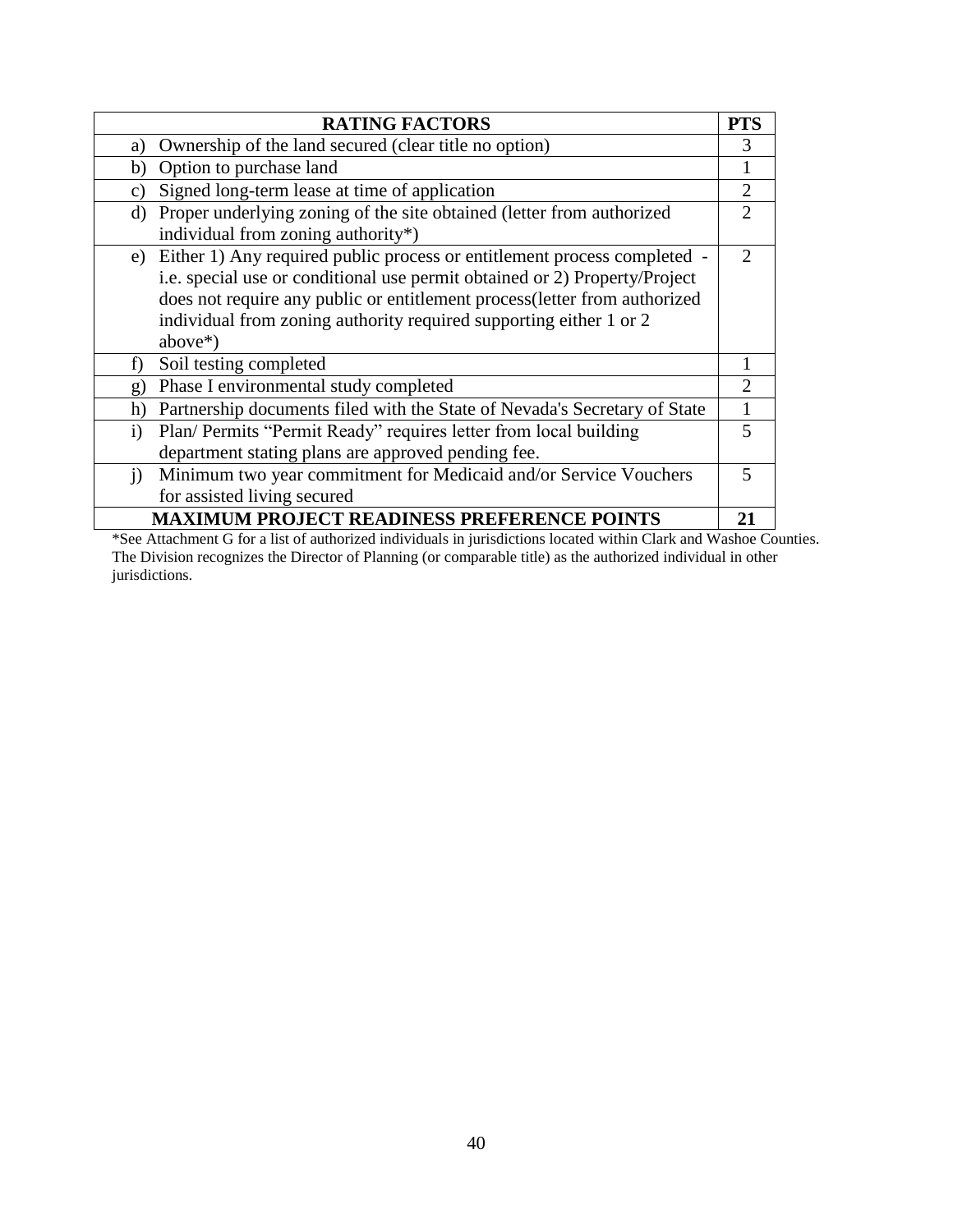| RATING FACTORS | PTS |
| --- | --- |
| a) Ownership of the land secured (clear title no option) | 3 |
| b) Option to purchase land | 1 |
| c) Signed long-term lease at time of application | 2 |
| d) Proper underlying zoning of the site obtained (letter from authorized individual from zoning authority*) | 2 |
| e) Either 1) Any required public process or entitlement process completed - i.e. special use or conditional use permit obtained or 2) Property/Project does not require any public or entitlement process(letter from authorized individual from zoning authority required supporting either 1 or 2 above*) | 2 |
| f) Soil testing completed | 1 |
| g) Phase I environmental study completed | 2 |
| h) Partnership documents filed with the State of Nevada's Secretary of State | 1 |
| i) Plan/ Permits "Permit Ready" requires letter from local building department stating plans are approved pending fee. | 5 |
| j) Minimum two year commitment for Medicaid and/or Service Vouchers for assisted living secured | 5 |
| **MAXIMUM PROJECT READINESS PREFERENCE POINTS** | **21** |

*See Attachment G for a list of authorized individuals in jurisdictions located within Clark and Washoe Counties. The Division recognizes the Director of Planning (or comparable title) as the authorized individual in other jurisdictions.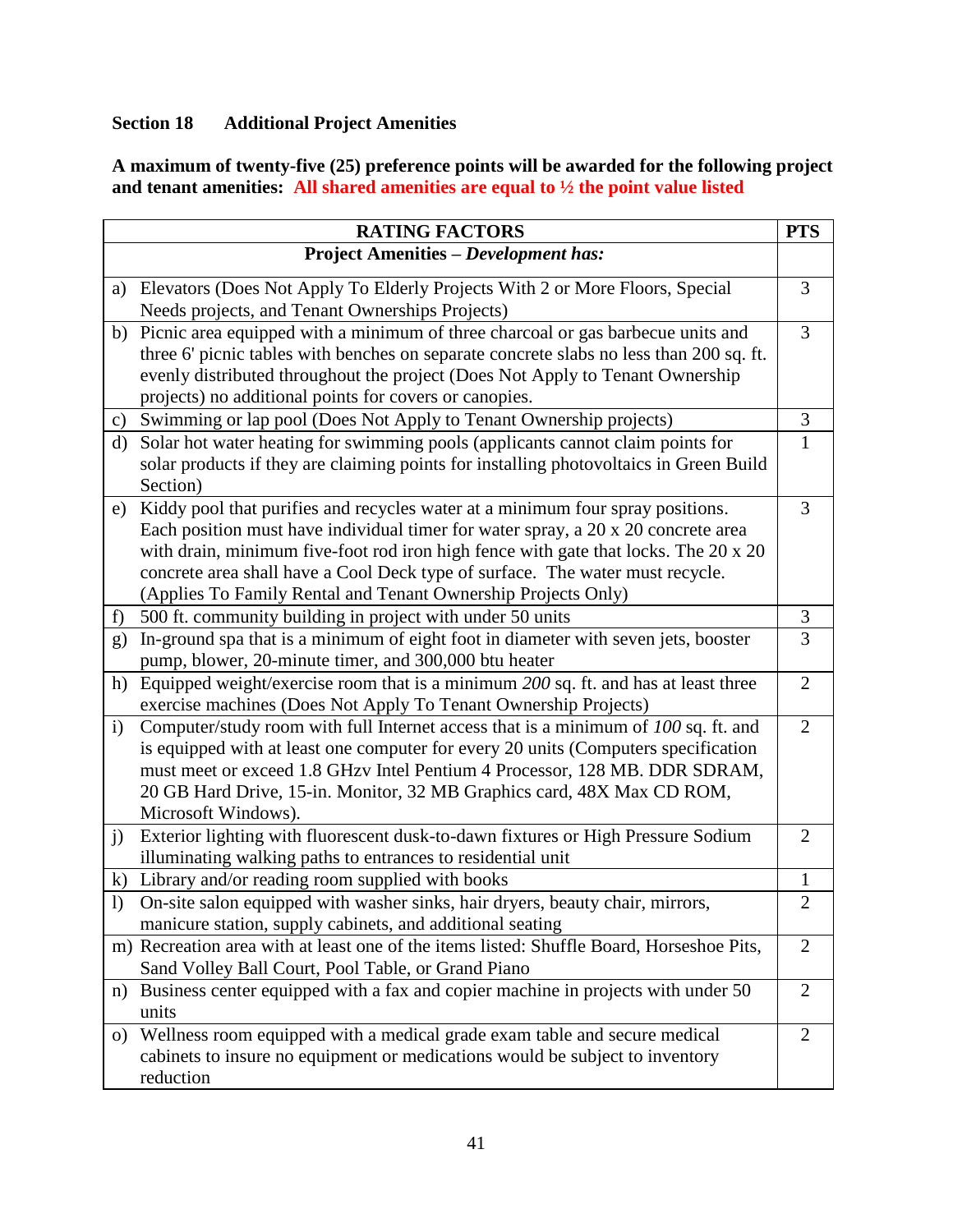**Section 18 Additional Project Amenities**

**A maximum of twenty-five (25) preference points will be awarded for the following project and tenant amenities: All shared amenities are equal to ½ the point value listed**

| RATING FACTORS | PTS |
|---|---|
| **Project Amenities – *Development has:*** | |
| a) Elevators (Does Not Apply To Elderly Projects With 2 or More Floors, Special Needs projects, and Tenant Ownerships Projects) | 3 |
| b) Picnic area equipped with a minimum of three charcoal or gas barbecue units and three 6' picnic tables with benches on separate concrete slabs no less than 200 sq. ft. evenly distributed throughout the project (Does Not Apply to Tenant Ownership projects) no additional points for covers or canopies. | 3 |
| c) Swimming or lap pool (Does Not Apply to Tenant Ownership projects) | 3 |
| d) Solar hot water heating for swimming pools (applicants cannot claim points for solar products if they are claiming points for installing photovoltaics in Green Build Section) | 1 |
| e) Kiddy pool that purifies and recycles water at a minimum four spray positions. Each position must have individual timer for water spray, a 20 x 20 concrete area with drain, minimum five-foot rod iron high fence with gate that locks. The 20 x 20 concrete area shall have a Cool Deck type of surface. The water must recycle. (Applies To Family Rental and Tenant Ownership Projects Only) | 3 |
| f) 500 ft. community building in project with under 50 units | 3 |
| g) In-ground spa that is a minimum of eight foot in diameter with seven jets, booster pump, blower, 20-minute timer, and 300,000 btu heater | 3 |
| h) Equipped weight/exercise room that is a minimum *200* sq. ft. and has at least three exercise machines (Does Not Apply To Tenant Ownership Projects) | 2 |
| i) Computer/study room with full Internet access that is a minimum of *100* sq. ft. and is equipped with at least one computer for every 20 units (Computers specification must meet or exceed 1.8 GHzv Intel Pentium 4 Processor, 128 MB. DDR SDRAM, 20 GB Hard Drive, 15-in. Monitor, 32 MB Graphics card, 48X Max CD ROM, Microsoft Windows). | 2 |
| j) Exterior lighting with fluorescent dusk-to-dawn fixtures or High Pressure Sodium illuminating walking paths to entrances to residential unit | 2 |
| k) Library and/or reading room supplied with books | 1 |
| l) On-site salon equipped with washer sinks, hair dryers, beauty chair, mirrors, manicure station, supply cabinets, and additional seating | 2 |
| m) Recreation area with at least one of the items listed: Shuffle Board, Horseshoe Pits, Sand Volley Ball Court, Pool Table, or Grand Piano | 2 |
| n) Business center equipped with a fax and copier machine in projects with under 50 units | 2 |
| o) Wellness room equipped with a medical grade exam table and secure medical cabinets to insure no equipment or medications would be subject to inventory reduction | 2 |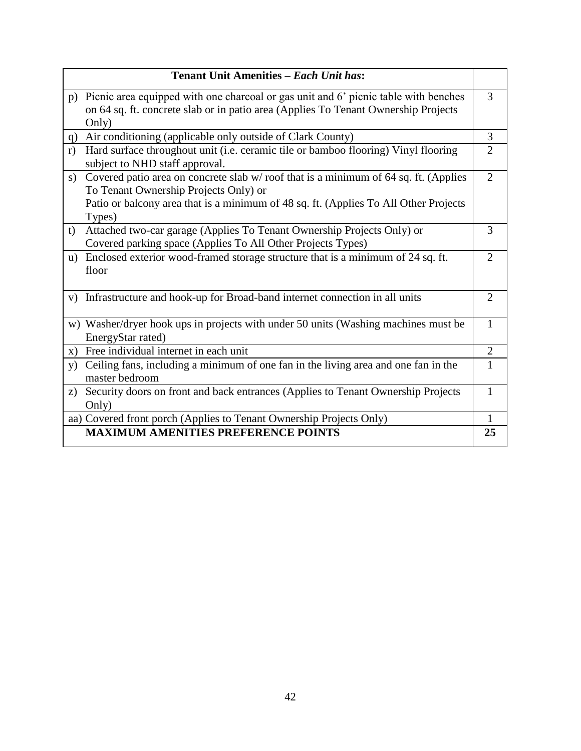| **Tenant Unit Amenities** – ***Each Unit has*:** | |
|---|---|
| p) Picnic area equipped with one charcoal or gas unit and 6' picnic table with benches on 64 sq. ft. concrete slab or in patio area (Applies To Tenant Ownership Projects Only) | 3 |
| q) Air conditioning (applicable only outside of Clark County) | 3 |
| r) Hard surface throughout unit (i.e. ceramic tile or bamboo flooring) Vinyl flooring subject to NHD staff approval. | 2 |
| s) Covered patio area on concrete slab w/ roof that is a minimum of 64 sq. ft. (Applies To Tenant Ownership Projects Only) or<br>Patio or balcony area that is a minimum of 48 sq. ft. (Applies To All Other Projects Types) | 2 |
| t) Attached two-car garage (Applies To Tenant Ownership Projects Only) or<br>Covered parking space (Applies To All Other Projects Types) | 3 |
| u) Enclosed exterior wood-framed storage structure that is a minimum of 24 sq. ft. floor | 2 |
| v) Infrastructure and hook-up for Broad-band internet connection in all units | 2 |
| w) Washer/dryer hook ups in projects with under 50 units (Washing machines must be EnergyStar rated) | 1 |
| x) Free individual internet in each unit | 2 |
| y) Ceiling fans, including a minimum of one fan in the living area and one fan in the master bedroom | 1 |
| z) Security doors on front and back entrances (Applies to Tenant Ownership Projects Only) | 1 |
| aa) Covered front porch (Applies to Tenant Ownership Projects Only) | 1 |
| **MAXIMUM AMENITIES PREFERENCE POINTS** | **25** |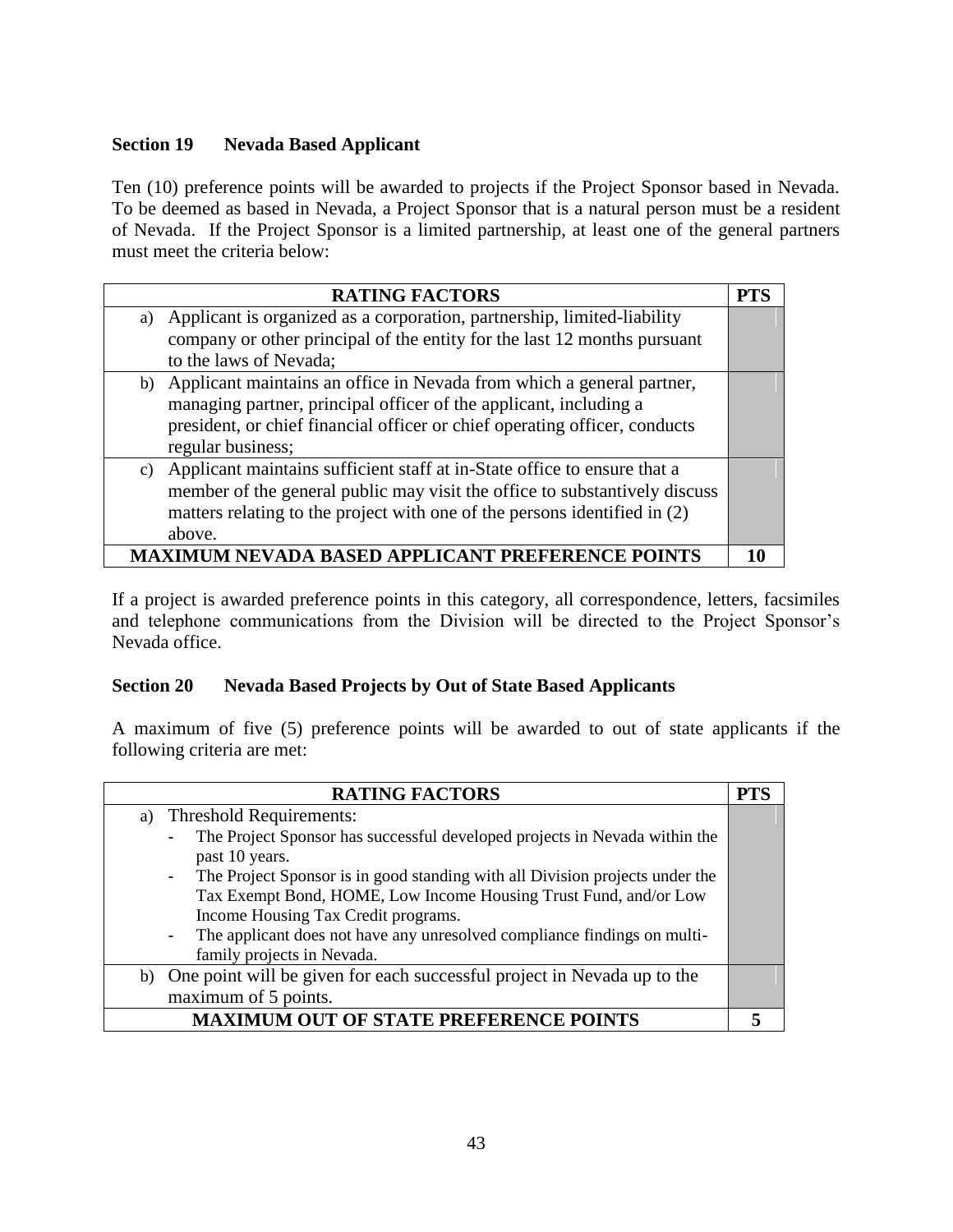### Section 19 Nevada Based Applicant

Ten (10) preference points will be awarded to projects if the Project Sponsor based in Nevada. To be deemed as based in Nevada, a Project Sponsor that is a natural person must be a resident of Nevada. If the Project Sponsor is a limited partnership, at least one of the general partners must meet the criteria below:

| RATING FACTORS | PTS |
|---|---|
| a) Applicant is organized as a corporation, partnership, limited-liability company or other principal of the entity for the last 12 months pursuant to the laws of Nevada; | |
| b) Applicant maintains an office in Nevada from which a general partner, managing partner, principal officer of the applicant, including a president, or chief financial officer or chief operating officer, conducts regular business; | |
| c) Applicant maintains sufficient staff at in-State office to ensure that a member of the general public may visit the office to substantively discuss matters relating to the project with one of the persons identified in (2) above. | |
| **MAXIMUM NEVADA BASED APPLICANT PREFERENCE POINTS** | **10** |

If a project is awarded preference points in this category, all correspondence, letters, facsimiles and telephone communications from the Division will be directed to the Project Sponsor's Nevada office.

### Section 20 Nevada Based Projects by Out of State Based Applicants

A maximum of five (5) preference points will be awarded to out of state applicants if the following criteria are met:

| RATING FACTORS | PTS |
|---|---|
| a) Threshold Requirements:<br>- The Project Sponsor has successful developed projects in Nevada within the past 10 years.<br>- The Project Sponsor is in good standing with all Division projects under the Tax Exempt Bond, HOME, Low Income Housing Trust Fund, and/or Low Income Housing Tax Credit programs.<br>- The applicant does not have any unresolved compliance findings on multi-family projects in Nevada. | |
| b) One point will be given for each successful project in Nevada up to the maximum of 5 points. | |
| **MAXIMUM OUT OF STATE PREFERENCE POINTS** | **5** |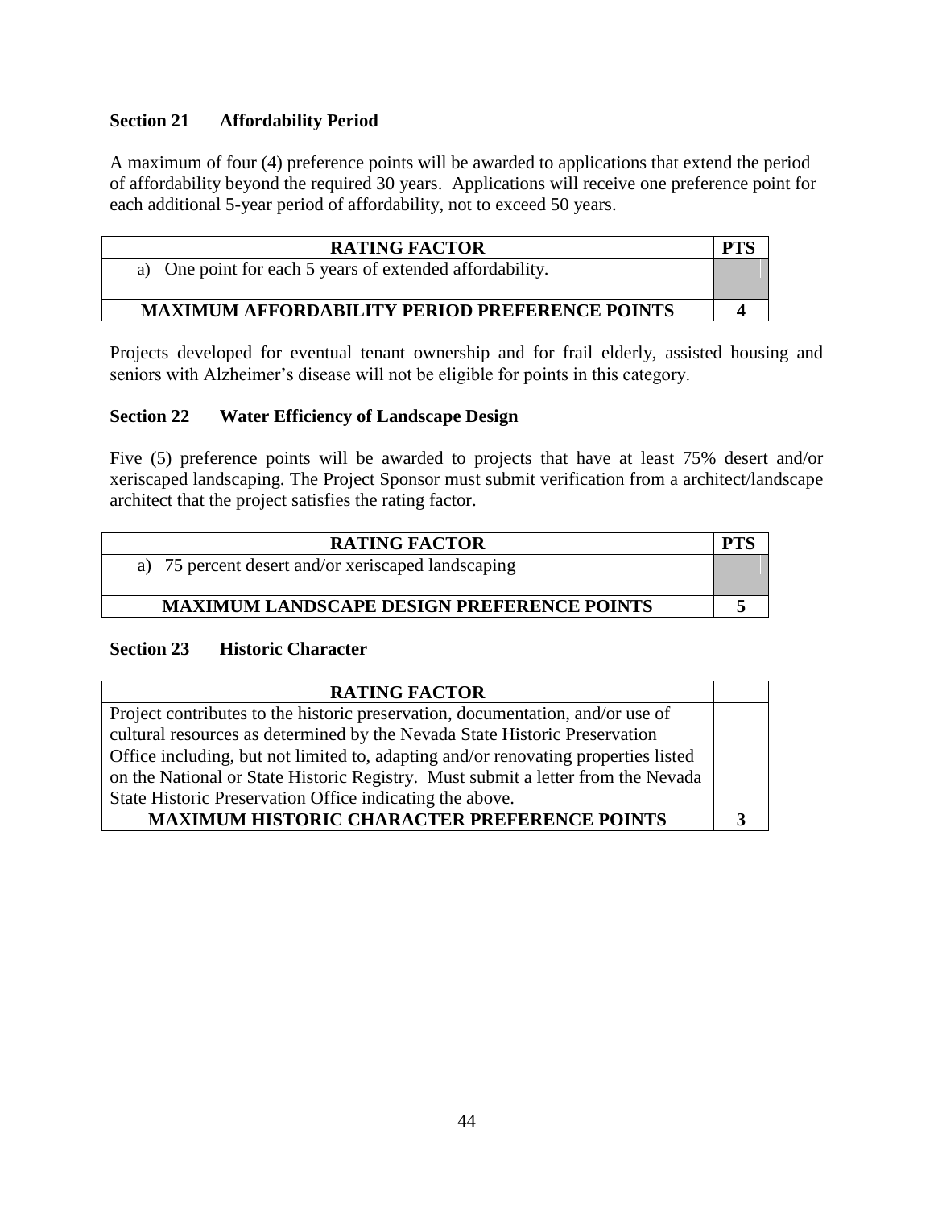**Section 21 Affordability Period**

A maximum of four (4) preference points will be awarded to applications that extend the period of affordability beyond the required 30 years. Applications will receive one preference point for each additional 5-year period of affordability, not to exceed 50 years.

| RATING FACTOR | PTS |
|---|---|
| a) One point for each 5 years of extended affordability. | |
| **MAXIMUM AFFORDABILITY PERIOD PREFERENCE POINTS** | **4** |

Projects developed for eventual tenant ownership and for frail elderly, assisted housing and seniors with Alzheimer's disease will not be eligible for points in this category.

**Section 22 Water Efficiency of Landscape Design**

Five (5) preference points will be awarded to projects that have at least 75% desert and/or xeriscaped landscaping. The Project Sponsor must submit verification from a architect/landscape architect that the project satisfies the rating factor.

| RATING FACTOR | PTS |
|---|---|
| a) 75 percent desert and/or xeriscaped landscaping | |
| **MAXIMUM LANDSCAPE DESIGN PREFERENCE POINTS** | **5** |

**Section 23 Historic Character**

| RATING FACTOR | |
|---|---|
| Project contributes to the historic preservation, documentation, and/or use of cultural resources as determined by the Nevada State Historic Preservation Office including, but not limited to, adapting and/or renovating properties listed on the National or State Historic Registry. Must submit a letter from the Nevada State Historic Preservation Office indicating the above. | |
| **MAXIMUM HISTORIC CHARACTER PREFERENCE POINTS** | **3** |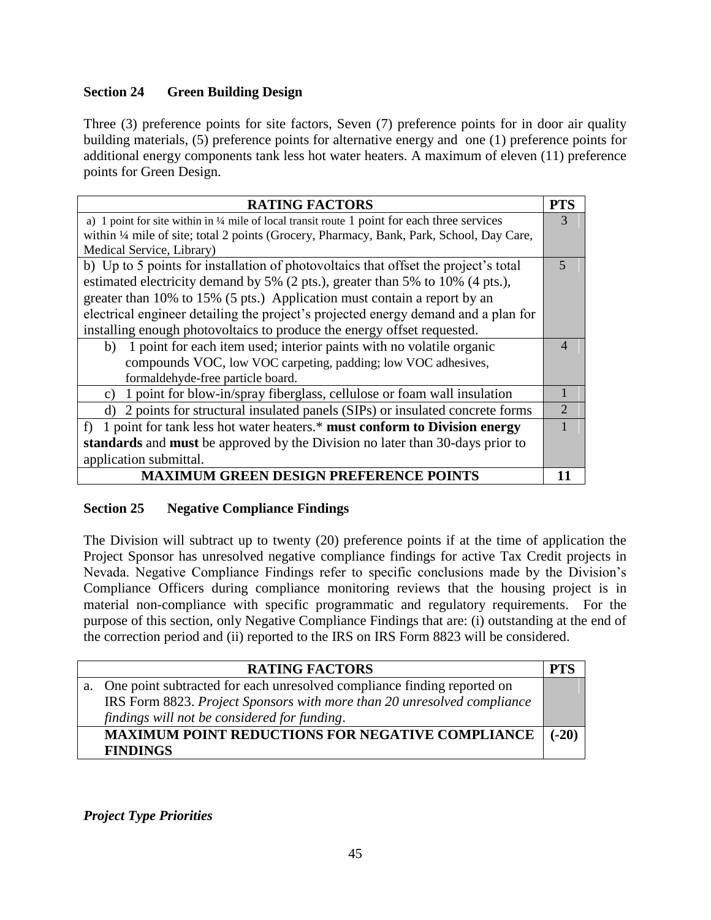### Section 24 Green Building Design

Three (3) preference points for site factors, Seven (7) preference points for in door air quality building materials, (5) preference points for alternative energy and one (1) preference points for additional energy components tank less hot water heaters. A maximum of eleven (11) preference points for Green Design.

| RATING FACTORS | PTS |
|---|---|
| a) 1 point for site within in ¼ mile of local transit route 1 point for each three services within ¼ mile of site; total 2 points (Grocery, Pharmacy, Bank, Park, School, Day Care, Medical Service, Library) | 3 |
| b) Up to 5 points for installation of photovoltaics that offset the project's total estimated electricity demand by 5% (2 pts.), greater than 5% to 10% (4 pts.), greater than 10% to 15% (5 pts.) Application must contain a report by an electrical engineer detailing the project's projected energy demand and a plan for installing enough photovoltaics to produce the energy offset requested. | 5 |
| b) 1 point for each item used; interior paints with no volatile organic compounds VOC, low VOC carpeting, padding; low VOC adhesives, formaldehyde-free particle board. | 4 |
| c) 1 point for blow-in/spray fiberglass, cellulose or foam wall insulation | 1 |
| d) 2 points for structural insulated panels (SIPs) or insulated concrete forms | 2 |
| f) 1 point for tank less hot water heaters.* **must conform to Division energy standards** and **must** be approved by the Division no later than 30-days prior to application submittal. | 1 |
| **MAXIMUM GREEN DESIGN PREFERENCE POINTS** | **11** |

### Section 25 Negative Compliance Findings

The Division will subtract up to twenty (20) preference points if at the time of application the Project Sponsor has unresolved negative compliance findings for active Tax Credit projects in Nevada. Negative Compliance Findings refer to specific conclusions made by the Division's Compliance Officers during compliance monitoring reviews that the housing project is in material non-compliance with specific programmatic and regulatory requirements. For the purpose of this section, only Negative Compliance Findings that are: (i) outstanding at the end of the correction period and (ii) reported to the IRS on IRS Form 8823 will be considered.

| RATING FACTORS | PTS |
|---|---|
| a. One point subtracted for each unresolved compliance finding reported on IRS Form 8823. *Project Sponsors with more than 20 unresolved compliance findings will not be considered for funding*. | |
| **MAXIMUM POINT REDUCTIONS FOR NEGATIVE COMPLIANCE FINDINGS** | **(-20)** |

***Project Type Priorities***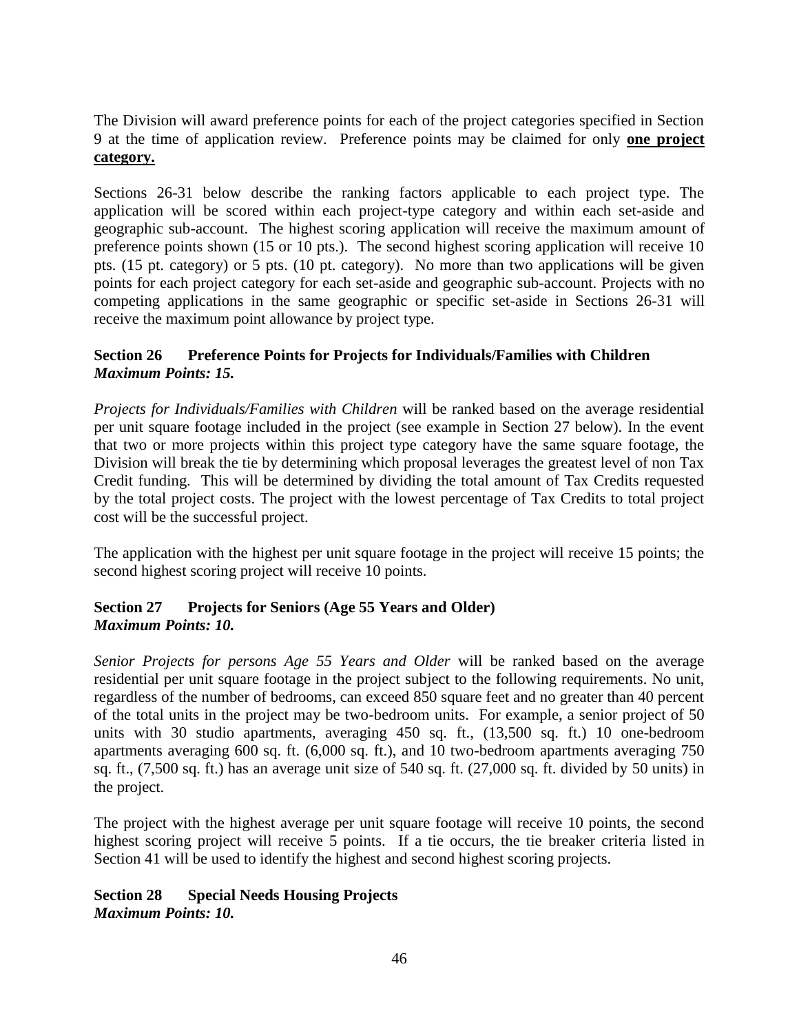The Division will award preference points for each of the project categories specified in Section 9 at the time of application review. Preference points may be claimed for only **one project category.**

Sections 26-31 below describe the ranking factors applicable to each project type. The application will be scored within each project-type category and within each set-aside and geographic sub-account. The highest scoring application will receive the maximum amount of preference points shown (15 or 10 pts.). The second highest scoring application will receive 10 pts. (15 pt. category) or 5 pts. (10 pt. category). No more than two applications will be given points for each project category for each set-aside and geographic sub-account. Projects with no competing applications in the same geographic or specific set-aside in Sections 26-31 will receive the maximum point allowance by project type.

### Section 26 Preference Points for Projects for Individuals/Families with Children
***Maximum Points: 15.***

*Projects for Individuals/Families with Children* will be ranked based on the average residential per unit square footage included in the project (see example in Section 27 below). In the event that two or more projects within this project type category have the same square footage, the Division will break the tie by determining which proposal leverages the greatest level of non Tax Credit funding. This will be determined by dividing the total amount of Tax Credits requested by the total project costs. The project with the lowest percentage of Tax Credits to total project cost will be the successful project.

The application with the highest per unit square footage in the project will receive 15 points; the second highest scoring project will receive 10 points.

### Section 27 Projects for Seniors (Age 55 Years and Older)
***Maximum Points: 10.***

*Senior Projects for persons Age 55 Years and Older* will be ranked based on the average residential per unit square footage in the project subject to the following requirements. No unit, regardless of the number of bedrooms, can exceed 850 square feet and no greater than 40 percent of the total units in the project may be two-bedroom units. For example, a senior project of 50 units with 30 studio apartments, averaging 450 sq. ft., (13,500 sq. ft.) 10 one-bedroom apartments averaging 600 sq. ft. (6,000 sq. ft.), and 10 two-bedroom apartments averaging 750 sq. ft., (7,500 sq. ft.) has an average unit size of 540 sq. ft. (27,000 sq. ft. divided by 50 units) in the project.

The project with the highest average per unit square footage will receive 10 points, the second highest scoring project will receive 5 points. If a tie occurs, the tie breaker criteria listed in Section 41 will be used to identify the highest and second highest scoring projects.

### Section 28 Special Needs Housing Projects
***Maximum Points: 10.***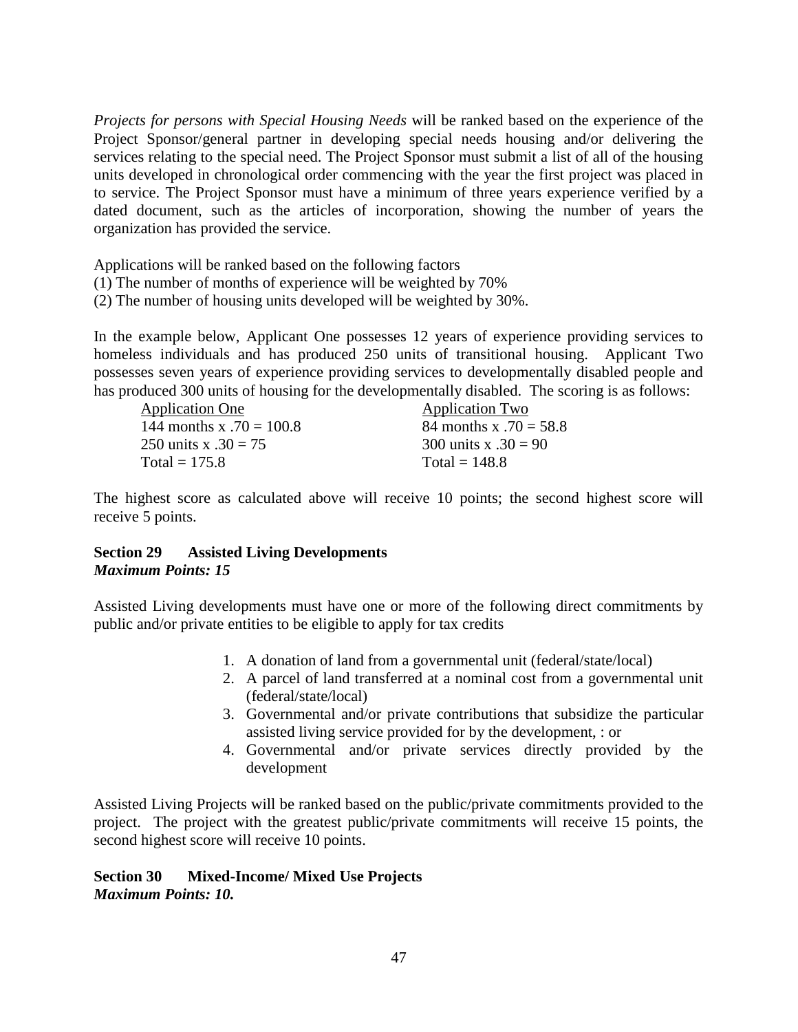*Projects for persons with Special Housing Needs* will be ranked based on the experience of the Project Sponsor/general partner in developing special needs housing and/or delivering the services relating to the special need. The Project Sponsor must submit a list of all of the housing units developed in chronological order commencing with the year the first project was placed in to service. The Project Sponsor must have a minimum of three years experience verified by a dated document, such as the articles of incorporation, showing the number of years the organization has provided the service.

Applications will be ranked based on the following factors
(1) The number of months of experience will be weighted by 70%
(2) The number of housing units developed will be weighted by 30%.

In the example below, Applicant One possesses 12 years of experience providing services to homeless individuals and has produced 250 units of transitional housing. Applicant Two possesses seven years of experience providing services to developmentally disabled people and has produced 300 units of housing for the developmentally disabled. The scoring is as follows:

| Application One | Application Two |
|---|---|
| 144 months x .70 = 100.8 | 84 months x .70 = 58.8 |
| 250 units x .30 = 75 | 300 units x .30 = 90 |
| Total = 175.8 | Total = 148.8 |

The highest score as calculated above will receive 10 points; the second highest score will receive 5 points.

**Section 29 Assisted Living Developments**
***Maximum Points: 15***

Assisted Living developments must have one or more of the following direct commitments by public and/or private entities to be eligible to apply for tax credits

1. A donation of land from a governmental unit (federal/state/local)
2. A parcel of land transferred at a nominal cost from a governmental unit (federal/state/local)
3. Governmental and/or private contributions that subsidize the particular assisted living service provided for by the development, : or
4. Governmental and/or private services directly provided by the development

Assisted Living Projects will be ranked based on the public/private commitments provided to the project. The project with the greatest public/private commitments will receive 15 points, the second highest score will receive 10 points.

**Section 30 Mixed-Income/ Mixed Use Projects**
***Maximum Points: 10.***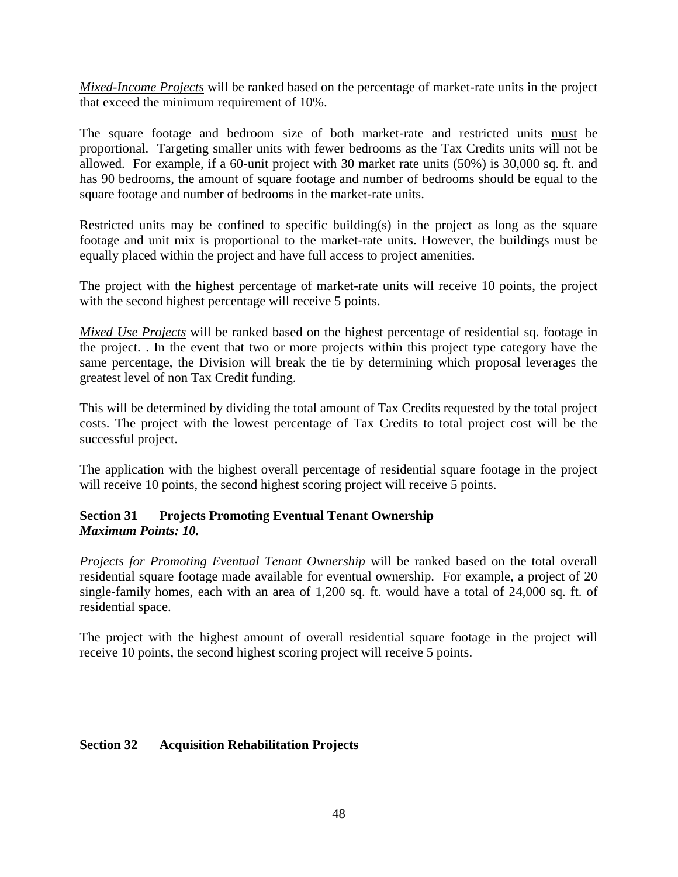*Mixed-Income Projects* will be ranked based on the percentage of market-rate units in the project that exceed the minimum requirement of 10%.

The square footage and bedroom size of both market-rate and restricted units must be proportional. Targeting smaller units with fewer bedrooms as the Tax Credits units will not be allowed. For example, if a 60-unit project with 30 market rate units (50%) is 30,000 sq. ft. and has 90 bedrooms, the amount of square footage and number of bedrooms should be equal to the square footage and number of bedrooms in the market-rate units.

Restricted units may be confined to specific building(s) in the project as long as the square footage and unit mix is proportional to the market-rate units. However, the buildings must be equally placed within the project and have full access to project amenities.

The project with the highest percentage of market-rate units will receive 10 points, the project with the second highest percentage will receive 5 points.

*Mixed Use Projects* will be ranked based on the highest percentage of residential sq. footage in the project. . In the event that two or more projects within this project type category have the same percentage, the Division will break the tie by determining which proposal leverages the greatest level of non Tax Credit funding.

This will be determined by dividing the total amount of Tax Credits requested by the total project costs. The project with the lowest percentage of Tax Credits to total project cost will be the successful project.

The application with the highest overall percentage of residential square footage in the project will receive 10 points, the second highest scoring project will receive 5 points.

### Section 31 Projects Promoting Eventual Tenant Ownership

***Maximum Points: 10.***

*Projects for Promoting Eventual Tenant Ownership* will be ranked based on the total overall residential square footage made available for eventual ownership. For example, a project of 20 single-family homes, each with an area of 1,200 sq. ft. would have a total of 24,000 sq. ft. of residential space.

The project with the highest amount of overall residential square footage in the project will receive 10 points, the second highest scoring project will receive 5 points.

### Section 32 Acquisition Rehabilitation Projects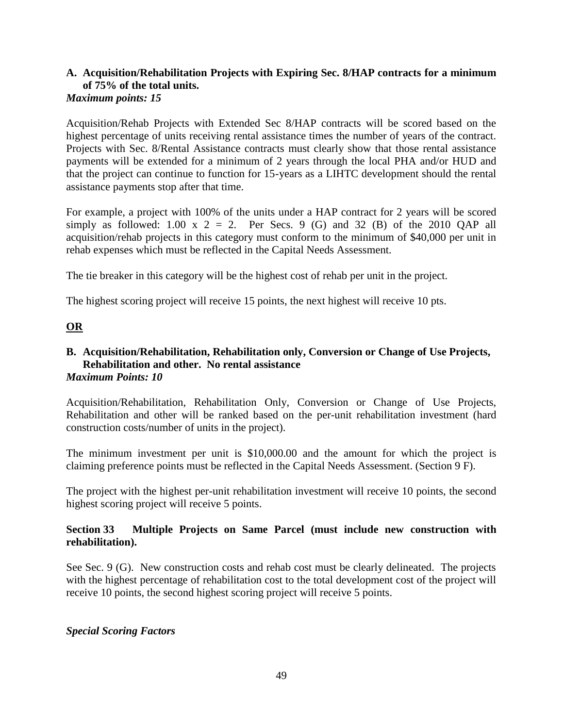**A. Acquisition/Rehabilitation Projects with Expiring Sec. 8/HAP contracts for a minimum of 75% of the total units.**

***Maximum points: 15***

Acquisition/Rehab Projects with Extended Sec 8/HAP contracts will be scored based on the highest percentage of units receiving rental assistance times the number of years of the contract. Projects with Sec. 8/Rental Assistance contracts must clearly show that those rental assistance payments will be extended for a minimum of 2 years through the local PHA and/or HUD and that the project can continue to function for 15-years as a LIHTC development should the rental assistance payments stop after that time.

For example, a project with 100% of the units under a HAP contract for 2 years will be scored simply as followed: $1.00 \times 2 = 2$. Per Secs. 9 (G) and 32 (B) of the 2010 QAP all acquisition/rehab projects in this category must conform to the minimum of $40,000 per unit in rehab expenses which must be reflected in the Capital Needs Assessment.

The tie breaker in this category will be the highest cost of rehab per unit in the project.

The highest scoring project will receive 15 points, the next highest will receive 10 pts.

**OR**

**B. Acquisition/Rehabilitation, Rehabilitation only, Conversion or Change of Use Projects, Rehabilitation and other. No rental assistance**

***Maximum Points: 10***

Acquisition/Rehabilitation, Rehabilitation Only, Conversion or Change of Use Projects, Rehabilitation and other will be ranked based on the per-unit rehabilitation investment (hard construction costs/number of units in the project).

The minimum investment per unit is $10,000.00 and the amount for which the project is claiming preference points must be reflected in the Capital Needs Assessment. (Section 9 F).

The project with the highest per-unit rehabilitation investment will receive 10 points, the second highest scoring project will receive 5 points.

**Section 33 Multiple Projects on Same Parcel (must include new construction with rehabilitation).**

See Sec. 9 (G). New construction costs and rehab cost must be clearly delineated. The projects with the highest percentage of rehabilitation cost to the total development cost of the project will receive 10 points, the second highest scoring project will receive 5 points.

***Special Scoring Factors***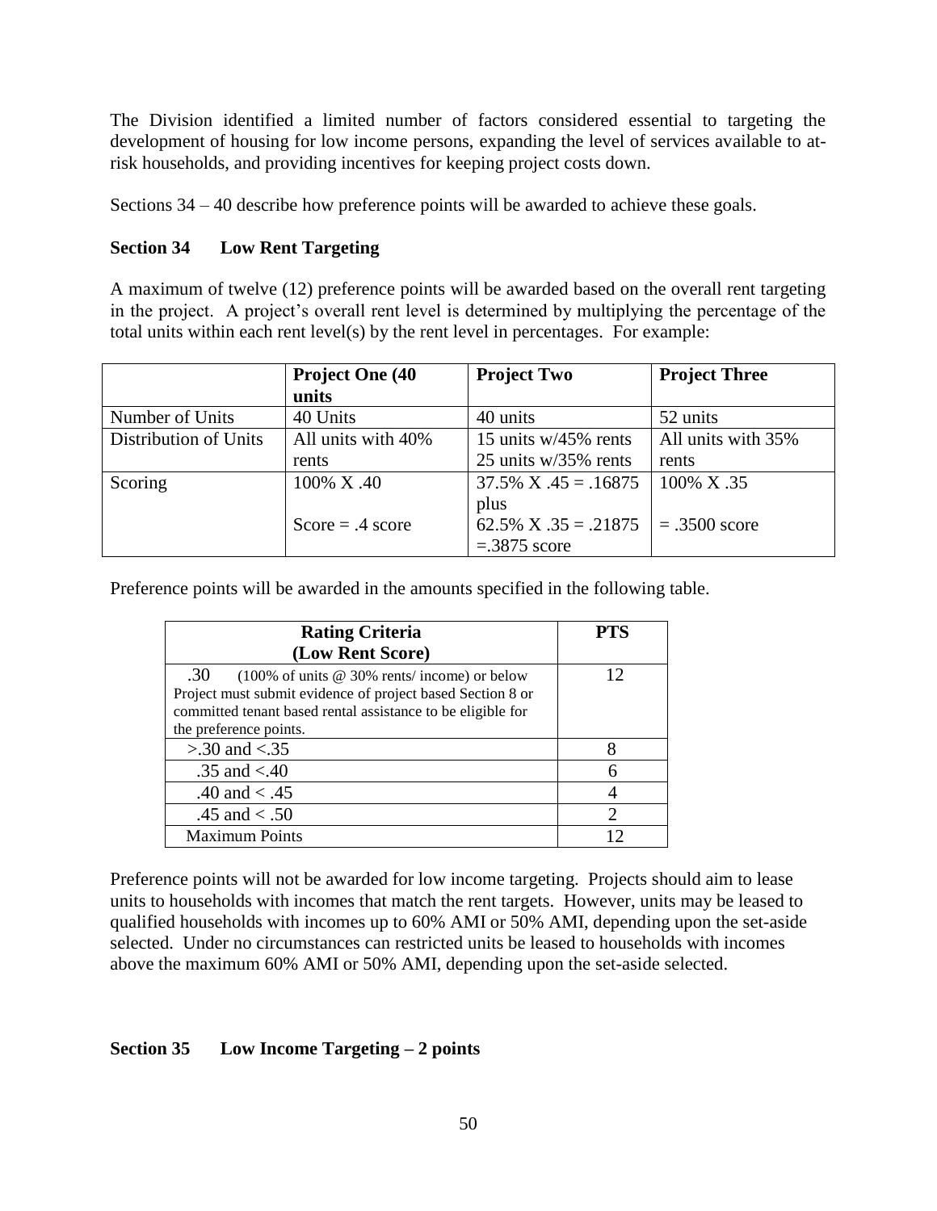The Division identified a limited number of factors considered essential to targeting the development of housing for low income persons, expanding the level of services available to at-risk households, and providing incentives for keeping project costs down.

Sections 34 – 40 describe how preference points will be awarded to achieve these goals.

### Section 34 Low Rent Targeting

A maximum of twelve (12) preference points will be awarded based on the overall rent targeting in the project. A project's overall rent level is determined by multiplying the percentage of the total units within each rent level(s) by the rent level in percentages. For example:

| | **Project One (40 units** | **Project Two** | **Project Three** |
|---|---|---|---|
| Number of Units | 40 Units | 40 units | 52 units |
| Distribution of Units | All units with 40% rents | 15 units w/45% rents<br>25 units w/35% rents | All units with 35% rents |
| Scoring | 100% X .40<br><br>Score = .4 score | 37.5% X .45 = .16875 plus<br>62.5% X .35 = .21875 =.3875 score | 100% X .35<br><br>= .3500 score |

Preference points will be awarded in the amounts specified in the following table.

| **Rating Criteria (Low Rent Score)** | **PTS** |
|---|---|
| .30 (100% of units @ 30% rents/ income) or below Project must submit evidence of project based Section 8 or committed tenant based rental assistance to be eligible for the preference points. | 12 |
| >.30 and <.35 | 8 |
| .35 and <.40 | 6 |
| .40 and < .45 | 4 |
| .45 and < .50 | 2 |
| Maximum Points | 12 |

Preference points will not be awarded for low income targeting. Projects should aim to lease units to households with incomes that match the rent targets. However, units may be leased to qualified households with incomes up to 60% AMI or 50% AMI, depending upon the set-aside selected. Under no circumstances can restricted units be leased to households with incomes above the maximum 60% AMI or 50% AMI, depending upon the set-aside selected.

### Section 35 Low Income Targeting – 2 points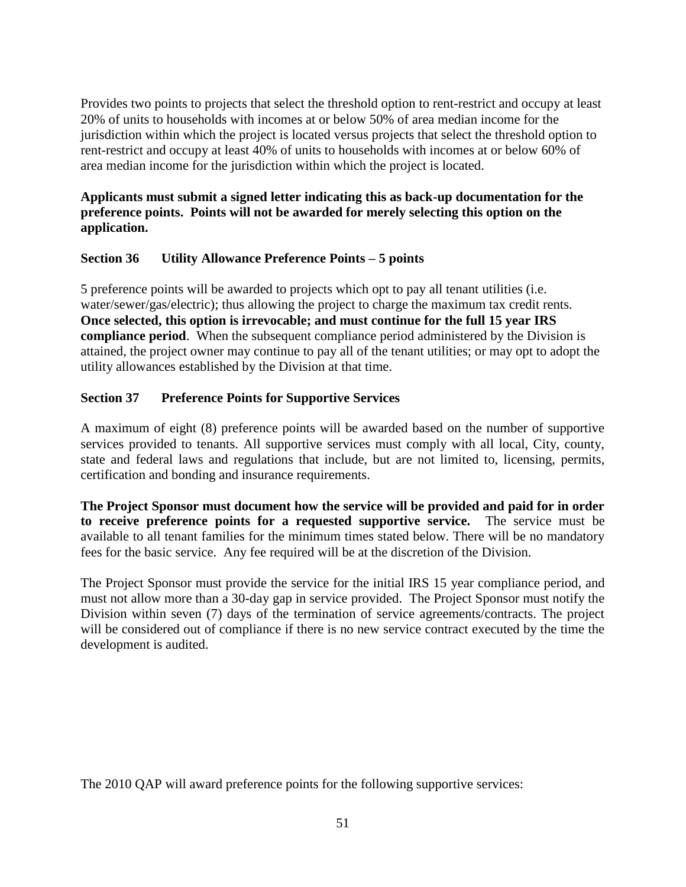Provides two points to projects that select the threshold option to rent-restrict and occupy at least 20% of units to households with incomes at or below 50% of area median income for the jurisdiction within which the project is located versus projects that select the threshold option to rent-restrict and occupy at least 40% of units to households with incomes at or below 60% of area median income for the jurisdiction within which the project is located.

**Applicants must submit a signed letter indicating this as back-up documentation for the preference points. Points will not be awarded for merely selecting this option on the application.**

### Section 36 Utility Allowance Preference Points – 5 points

5 preference points will be awarded to projects which opt to pay all tenant utilities (i.e. water/sewer/gas/electric); thus allowing the project to charge the maximum tax credit rents. **Once selected, this option is irrevocable; and must continue for the full 15 year IRS compliance period**. When the subsequent compliance period administered by the Division is attained, the project owner may continue to pay all of the tenant utilities; or may opt to adopt the utility allowances established by the Division at that time.

### Section 37 Preference Points for Supportive Services

A maximum of eight (8) preference points will be awarded based on the number of supportive services provided to tenants. All supportive services must comply with all local, City, county, state and federal laws and regulations that include, but are not limited to, licensing, permits, certification and bonding and insurance requirements.

**The Project Sponsor must document how the service will be provided and paid for in order to receive preference points for a requested supportive service.** The service must be available to all tenant families for the minimum times stated below. There will be no mandatory fees for the basic service. Any fee required will be at the discretion of the Division.

The Project Sponsor must provide the service for the initial IRS 15 year compliance period, and must not allow more than a 30-day gap in service provided. The Project Sponsor must notify the Division within seven (7) days of the termination of service agreements/contracts. The project will be considered out of compliance if there is no new service contract executed by the time the development is audited.

The 2010 QAP will award preference points for the following supportive services: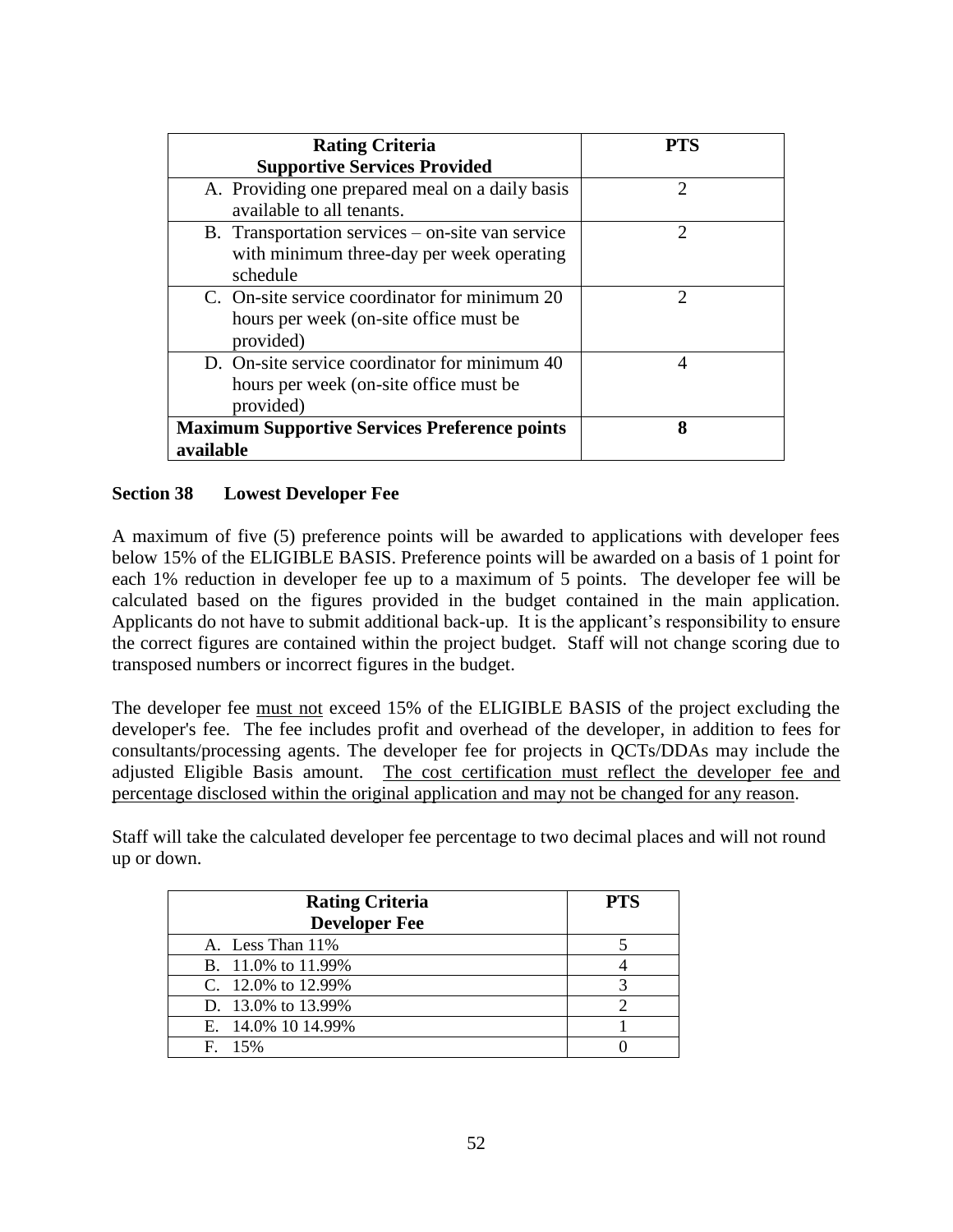| Rating Criteria<br>**Supportive Services Provided** | PTS |
|---|---|
| A. Providing one prepared meal on a daily basis available to all tenants. | 2 |
| B. Transportation services – on-site van service with minimum three-day per week operating schedule | 2 |
| C. On-site service coordinator for minimum 20 hours per week (on-site office must be provided) | 2 |
| D. On-site service coordinator for minimum 40 hours per week (on-site office must be provided) | 4 |
| **Maximum Supportive Services Preference points available** | **8** |

**Section 38 Lowest Developer Fee**

A maximum of five (5) preference points will be awarded to applications with developer fees below 15% of the ELIGIBLE BASIS. Preference points will be awarded on a basis of 1 point for each 1% reduction in developer fee up to a maximum of 5 points. The developer fee will be calculated based on the figures provided in the budget contained in the main application. Applicants do not have to submit additional back-up. It is the applicant's responsibility to ensure the correct figures are contained within the project budget. Staff will not change scoring due to transposed numbers or incorrect figures in the budget.

The developer fee must not exceed 15% of the ELIGIBLE BASIS of the project excluding the developer's fee. The fee includes profit and overhead of the developer, in addition to fees for consultants/processing agents. The developer fee for projects in QCTs/DDAs may include the adjusted Eligible Basis amount. The cost certification must reflect the developer fee and percentage disclosed within the original application and may not be changed for any reason.

Staff will take the calculated developer fee percentage to two decimal places and will not round up or down.

| Rating Criteria<br>**Developer Fee** | PTS |
|---|---|
| A. Less Than 11% | 5 |
| B. 11.0% to 11.99% | 4 |
| C. 12.0% to 12.99% | 3 |
| D. 13.0% to 13.99% | 2 |
| E. 14.0% 10 14.99% | 1 |
| F. 15% | 0 |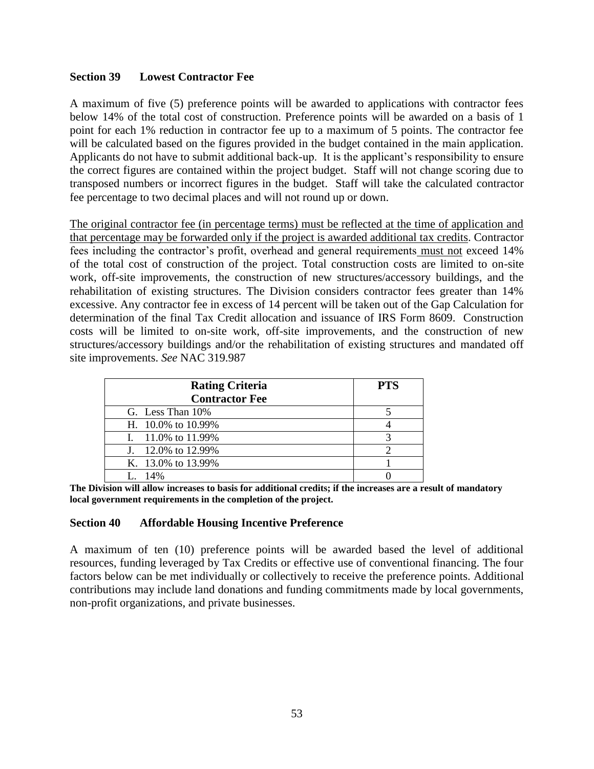## Section 39 Lowest Contractor Fee

A maximum of five (5) preference points will be awarded to applications with contractor fees below 14% of the total cost of construction. Preference points will be awarded on a basis of 1 point for each 1% reduction in contractor fee up to a maximum of 5 points. The contractor fee will be calculated based on the figures provided in the budget contained in the main application. Applicants do not have to submit additional back-up. It is the applicant's responsibility to ensure the correct figures are contained within the project budget. Staff will not change scoring due to transposed numbers or incorrect figures in the budget. Staff will take the calculated contractor fee percentage to two decimal places and will not round up or down.

<u>The original contractor fee (in percentage terms) must be reflected at the time of application and that percentage may be forwarded only if the project is awarded additional tax credits</u>. Contractor fees including the contractor's profit, overhead and general requirements <u>must not</u> exceed 14% of the total cost of construction of the project. Total construction costs are limited to on-site work, off-site improvements, the construction of new structures/accessory buildings, and the rehabilitation of existing structures. The Division considers contractor fees greater than 14% excessive. Any contractor fee in excess of 14 percent will be taken out of the Gap Calculation for determination of the final Tax Credit allocation and issuance of IRS Form 8609. Construction costs will be limited to on-site work, off-site improvements, and the construction of new structures/accessory buildings and/or the rehabilitation of existing structures and mandated off site improvements. *See* NAC 319.987

| Rating Criteria<br>Contractor Fee | PTS |
|---|---|
| G. Less Than 10% | 5 |
| H. 10.0% to 10.99% | 4 |
| I. 11.0% to 11.99% | 3 |
| J. 12.0% to 12.99% | 2 |
| K. 13.0% to 13.99% | 1 |
| L. 14% | 0 |

**The Division will allow increases to basis for additional credits; if the increases are a result of mandatory local government requirements in the completion of the project.**

## Section 40 Affordable Housing Incentive Preference

A maximum of ten (10) preference points will be awarded based the level of additional resources, funding leveraged by Tax Credits or effective use of conventional financing. The four factors below can be met individually or collectively to receive the preference points. Additional contributions may include land donations and funding commitments made by local governments, non-profit organizations, and private businesses.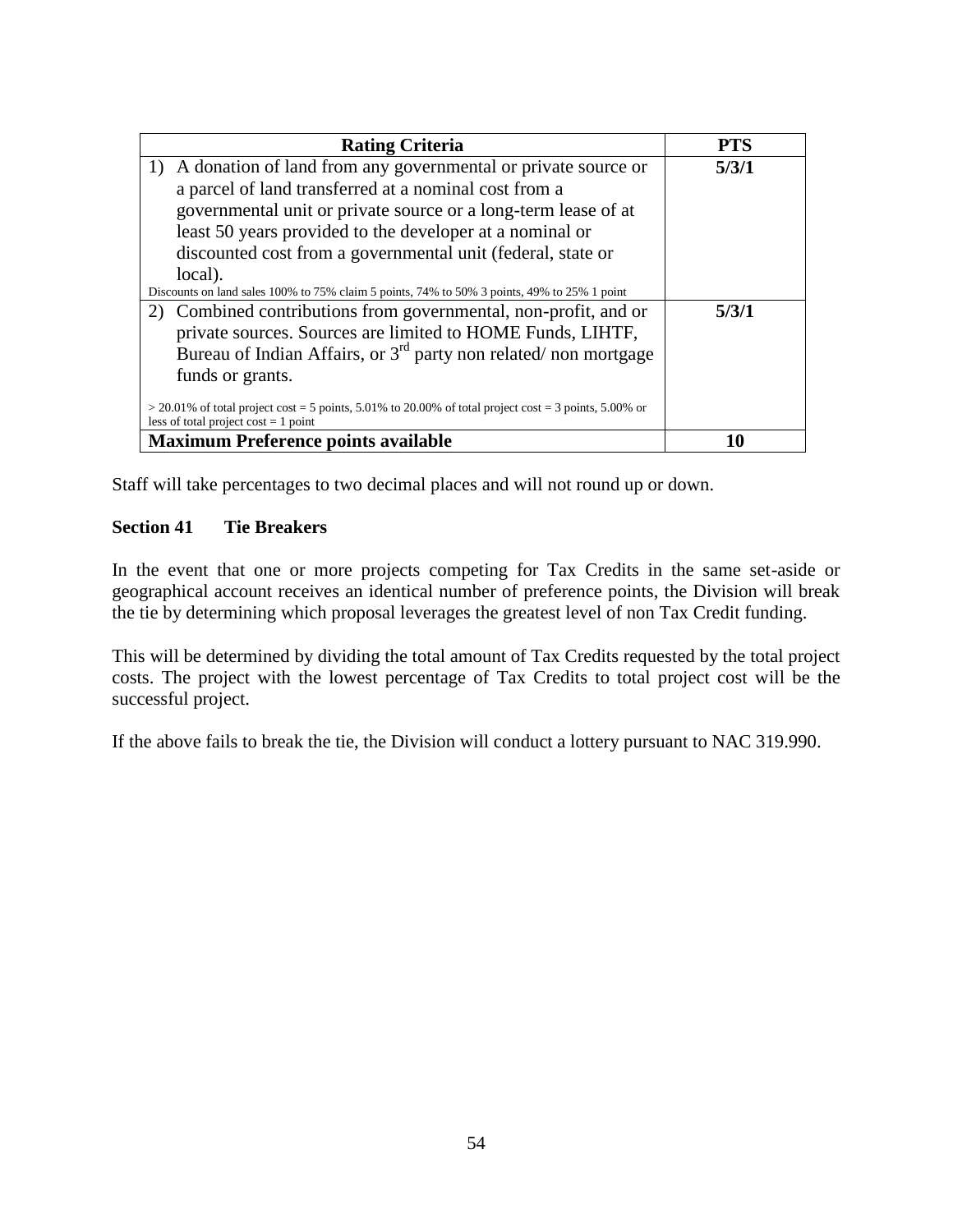| Rating Criteria | PTS |
|---|---|
| 1) A donation of land from any governmental or private source or a parcel of land transferred at a nominal cost from a governmental unit or private source or a long-term lease of at least 50 years provided to the developer at a nominal or discounted cost from a governmental unit (federal, state or local).<br>Discounts on land sales 100% to 75% claim 5 points, 74% to 50% 3 points, 49% to 25% 1 point | **5/3/1** |
| 2) Combined contributions from governmental, non-profit, and or private sources. Sources are limited to HOME Funds, LIHTF, Bureau of Indian Affairs, or 3rd party non related/ non mortgage funds or grants.<br>> 20.01% of total project cost = 5 points, 5.01% to 20.00% of total project cost = 3 points, 5.00% or less of total project cost = 1 point | **5/3/1** |
| **Maximum Preference points available** | **10** |

Staff will take percentages to two decimal places and will not round up or down.

### Section 41 Tie Breakers

In the event that one or more projects competing for Tax Credits in the same set-aside or geographical account receives an identical number of preference points, the Division will break the tie by determining which proposal leverages the greatest level of non Tax Credit funding.

This will be determined by dividing the total amount of Tax Credits requested by the total project costs. The project with the lowest percentage of Tax Credits to total project cost will be the successful project.

If the above fails to break the tie, the Division will conduct a lottery pursuant to NAC 319.990.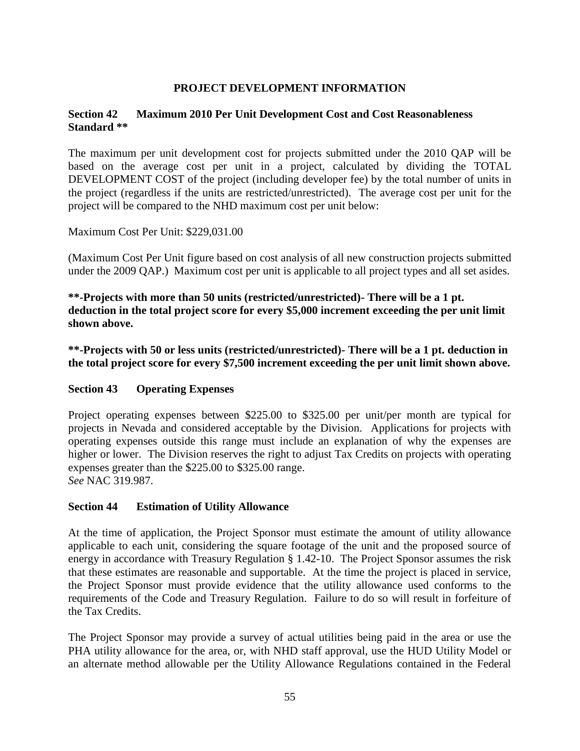## PROJECT DEVELOPMENT INFORMATION

### Section 42 Maximum 2010 Per Unit Development Cost and Cost Reasonableness Standard **

The maximum per unit development cost for projects submitted under the 2010 QAP will be based on the average cost per unit in a project, calculated by dividing the TOTAL DEVELOPMENT COST of the project (including developer fee) by the total number of units in the project (regardless if the units are restricted/unrestricted). The average cost per unit for the project will be compared to the NHD maximum cost per unit below:

Maximum Cost Per Unit: $229,031.00

(Maximum Cost Per Unit figure based on cost analysis of all new construction projects submitted under the 2009 QAP.) Maximum cost per unit is applicable to all project types and all set asides.

**\*\*-Projects with more than 50 units (restricted/unrestricted)- There will be a 1 pt. deduction in the total project score for every $5,000 increment exceeding the per unit limit shown above.**

**\*\*-Projects with 50 or less units (restricted/unrestricted)- There will be a 1 pt. deduction in the total project score for every $7,500 increment exceeding the per unit limit shown above.**

### Section 43 Operating Expenses

Project operating expenses between $225.00 to $325.00 per unit/per month are typical for projects in Nevada and considered acceptable by the Division. Applications for projects with operating expenses outside this range must include an explanation of why the expenses are higher or lower. The Division reserves the right to adjust Tax Credits on projects with operating expenses greater than the $225.00 to $325.00 range.
*See* NAC 319.987.

### Section 44 Estimation of Utility Allowance

At the time of application, the Project Sponsor must estimate the amount of utility allowance applicable to each unit, considering the square footage of the unit and the proposed source of energy in accordance with Treasury Regulation § 1.42-10. The Project Sponsor assumes the risk that these estimates are reasonable and supportable. At the time the project is placed in service, the Project Sponsor must provide evidence that the utility allowance used conforms to the requirements of the Code and Treasury Regulation. Failure to do so will result in forfeiture of the Tax Credits.

The Project Sponsor may provide a survey of actual utilities being paid in the area or use the PHA utility allowance for the area, or, with NHD staff approval, use the HUD Utility Model or an alternate method allowable per the Utility Allowance Regulations contained in the Federal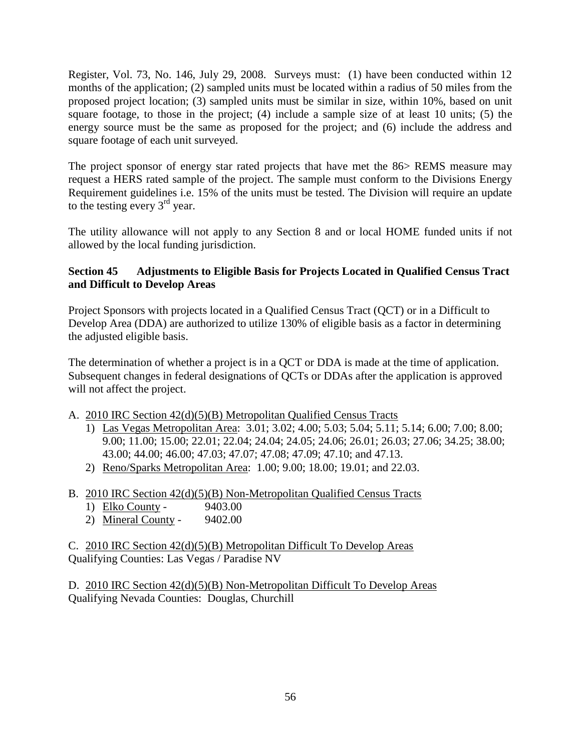Register, Vol. 73, No. 146, July 29, 2008. Surveys must: (1) have been conducted within 12 months of the application; (2) sampled units must be located within a radius of 50 miles from the proposed project location; (3) sampled units must be similar in size, within 10%, based on unit square footage, to those in the project; (4) include a sample size of at least 10 units; (5) the energy source must be the same as proposed for the project; and (6) include the address and square footage of each unit surveyed.

The project sponsor of energy star rated projects that have met the 86> REMS measure may request a HERS rated sample of the project. The sample must conform to the Divisions Energy Requirement guidelines i.e. 15% of the units must be tested. The Division will require an update to the testing every 3rd year.

The utility allowance will not apply to any Section 8 and or local HOME funded units if not allowed by the local funding jurisdiction.

**Section 45 Adjustments to Eligible Basis for Projects Located in Qualified Census Tract and Difficult to Develop Areas**

Project Sponsors with projects located in a Qualified Census Tract (QCT) or in a Difficult to Develop Area (DDA) are authorized to utilize 130% of eligible basis as a factor in determining the adjusted eligible basis.

The determination of whether a project is in a QCT or DDA is made at the time of application. Subsequent changes in federal designations of QCTs or DDAs after the application is approved will not affect the project.

A. <u>2010 IRC Section 42(d)(5)(B) Metropolitan Qualified Census Tracts</u>
   1) <u>Las Vegas Metropolitan Area</u>: 3.01; 3.02; 4.00; 5.03; 5.04; 5.11; 5.14; 6.00; 7.00; 8.00; 9.00; 11.00; 15.00; 22.01; 22.04; 24.04; 24.05; 24.06; 26.01; 26.03; 27.06; 34.25; 38.00; 43.00; 44.00; 46.00; 47.03; 47.07; 47.08; 47.09; 47.10; and 47.13.
   2) <u>Reno/Sparks Metropolitan Area</u>: 1.00; 9.00; 18.00; 19.01; and 22.03.

B. <u>2010 IRC Section 42(d)(5)(B) Non-Metropolitan Qualified Census Tracts</u>
   1) <u>Elko County</u> - 9403.00
   2) <u>Mineral County</u> - 9402.00

C. <u>2010 IRC Section 42(d)(5)(B) Metropolitan Difficult To Develop Areas</u>
Qualifying Counties: Las Vegas / Paradise NV

D. <u>2010 IRC Section 42(d)(5)(B) Non-Metropolitan Difficult To Develop Areas</u>
Qualifying Nevada Counties: Douglas, Churchill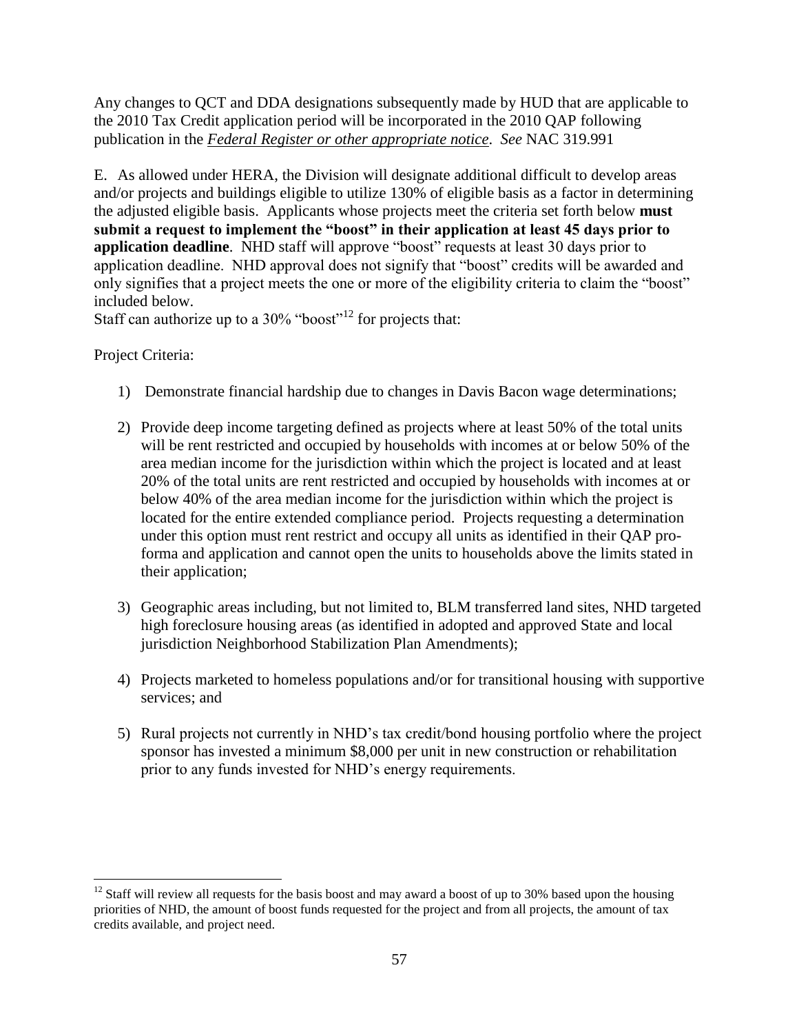Any changes to QCT and DDA designations subsequently made by HUD that are applicable to the 2010 Tax Credit application period will be incorporated in the 2010 QAP following publication in the *Federal Register or other appropriate notice*. *See* NAC 319.991

E. As allowed under HERA, the Division will designate additional difficult to develop areas and/or projects and buildings eligible to utilize 130% of eligible basis as a factor in determining the adjusted eligible basis. Applicants whose projects meet the criteria set forth below **must submit a request to implement the "boost" in their application at least 45 days prior to application deadline**. NHD staff will approve "boost" requests at least 30 days prior to application deadline. NHD approval does not signify that "boost" credits will be awarded and only signifies that a project meets the one or more of the eligibility criteria to claim the "boost" included below.

Staff can authorize up to a 30% "boost"[12] for projects that:

Project Criteria:

1) Demonstrate financial hardship due to changes in Davis Bacon wage determinations;

2) Provide deep income targeting defined as projects where at least 50% of the total units will be rent restricted and occupied by households with incomes at or below 50% of the area median income for the jurisdiction within which the project is located and at least 20% of the total units are rent restricted and occupied by households with incomes at or below 40% of the area median income for the jurisdiction within which the project is located for the entire extended compliance period. Projects requesting a determination under this option must rent restrict and occupy all units as identified in their QAP pro-forma and application and cannot open the units to households above the limits stated in their application;

3) Geographic areas including, but not limited to, BLM transferred land sites, NHD targeted high foreclosure housing areas (as identified in adopted and approved State and local jurisdiction Neighborhood Stabilization Plan Amendments);

4) Projects marketed to homeless populations and/or for transitional housing with supportive services; and

5) Rural projects not currently in NHD's tax credit/bond housing portfolio where the project sponsor has invested a minimum $8,000 per unit in new construction or rehabilitation prior to any funds invested for NHD's energy requirements.

[12] Staff will review all requests for the basis boost and may award a boost of up to 30% based upon the housing priorities of NHD, the amount of boost funds requested for the project and from all projects, the amount of tax credits available, and project need.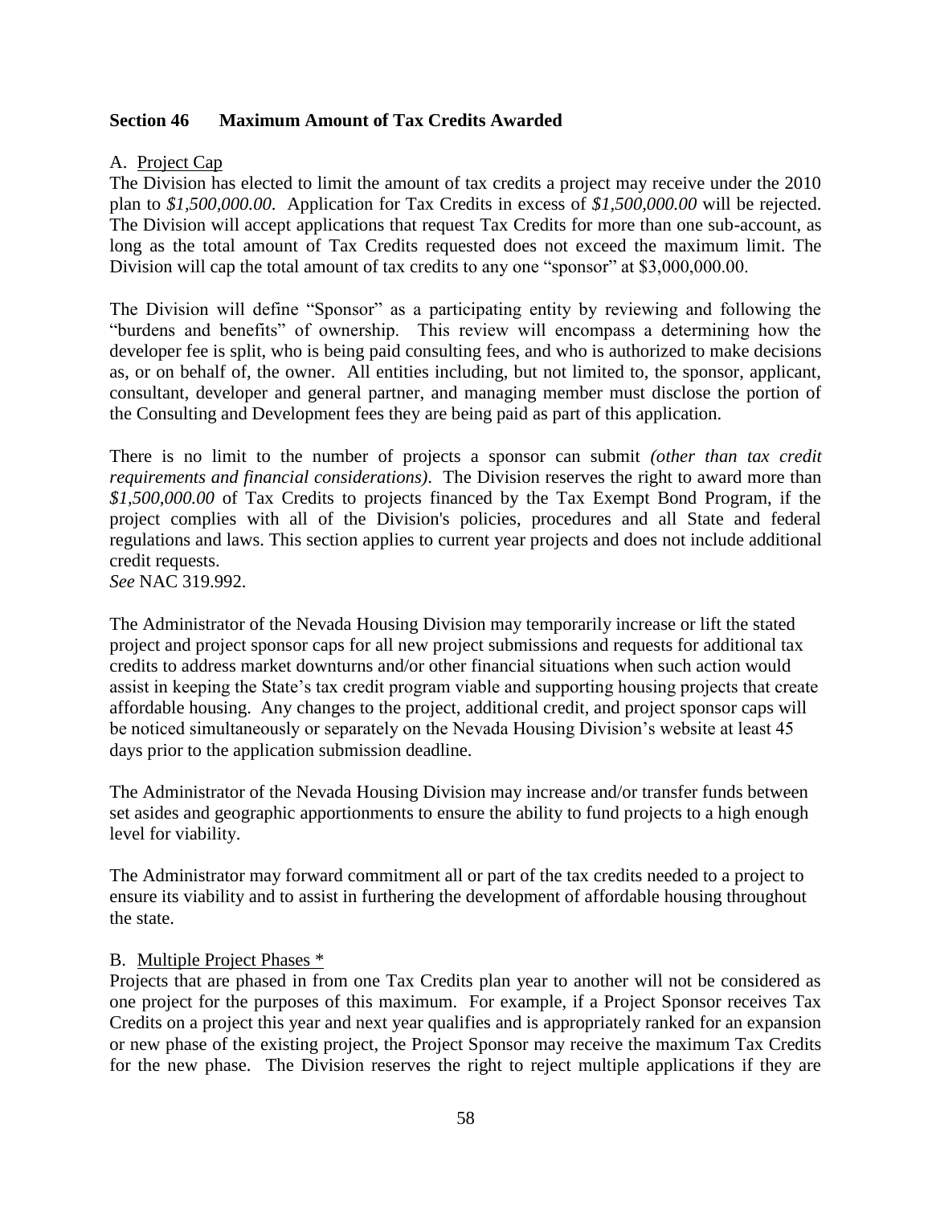## Section 46 Maximum Amount of Tax Credits Awarded

A. Project Cap

The Division has elected to limit the amount of tax credits a project may receive under the 2010 plan to *$1,500,000.00*. Application for Tax Credits in excess of *$1,500,000.00* will be rejected. The Division will accept applications that request Tax Credits for more than one sub-account, as long as the total amount of Tax Credits requested does not exceed the maximum limit. The Division will cap the total amount of tax credits to any one "sponsor" at $3,000,000.00.

The Division will define "Sponsor" as a participating entity by reviewing and following the "burdens and benefits" of ownership. This review will encompass a determining how the developer fee is split, who is being paid consulting fees, and who is authorized to make decisions as, or on behalf of, the owner. All entities including, but not limited to, the sponsor, applicant, consultant, developer and general partner, and managing member must disclose the portion of the Consulting and Development fees they are being paid as part of this application.

There is no limit to the number of projects a sponsor can submit *(other than tax credit requirements and financial considerations)*. The Division reserves the right to award more than *$1,500,000.00* of Tax Credits to projects financed by the Tax Exempt Bond Program, if the project complies with all of the Division's policies, procedures and all State and federal regulations and laws. This section applies to current year projects and does not include additional credit requests.
*See* NAC 319.992.

The Administrator of the Nevada Housing Division may temporarily increase or lift the stated project and project sponsor caps for all new project submissions and requests for additional tax credits to address market downturns and/or other financial situations when such action would assist in keeping the State's tax credit program viable and supporting housing projects that create affordable housing. Any changes to the project, additional credit, and project sponsor caps will be noticed simultaneously or separately on the Nevada Housing Division's website at least 45 days prior to the application submission deadline.

The Administrator of the Nevada Housing Division may increase and/or transfer funds between set asides and geographic apportionments to ensure the ability to fund projects to a high enough level for viability.

The Administrator may forward commitment all or part of the tax credits needed to a project to ensure its viability and to assist in furthering the development of affordable housing throughout the state.

B. Multiple Project Phases *

Projects that are phased in from one Tax Credits plan year to another will not be considered as one project for the purposes of this maximum. For example, if a Project Sponsor receives Tax Credits on a project this year and next year qualifies and is appropriately ranked for an expansion or new phase of the existing project, the Project Sponsor may receive the maximum Tax Credits for the new phase. The Division reserves the right to reject multiple applications if they are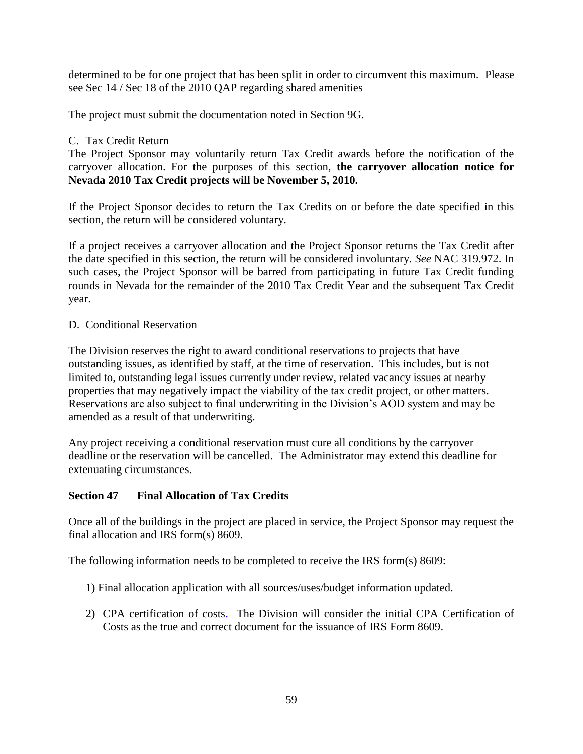determined to be for one project that has been split in order to circumvent this maximum. Please see Sec 14 / Sec 18 of the 2010 QAP regarding shared amenities

The project must submit the documentation noted in Section 9G.

C. Tax Credit Return

The Project Sponsor may voluntarily return Tax Credit awards before the notification of the carryover allocation. For the purposes of this section, **the carryover allocation notice for Nevada 2010 Tax Credit projects will be November 5, 2010.**

If the Project Sponsor decides to return the Tax Credits on or before the date specified in this section, the return will be considered voluntary.

If a project receives a carryover allocation and the Project Sponsor returns the Tax Credit after the date specified in this section, the return will be considered involuntary. *See* NAC 319.972. In such cases, the Project Sponsor will be barred from participating in future Tax Credit funding rounds in Nevada for the remainder of the 2010 Tax Credit Year and the subsequent Tax Credit year.

D. Conditional Reservation

The Division reserves the right to award conditional reservations to projects that have outstanding issues, as identified by staff, at the time of reservation. This includes, but is not limited to, outstanding legal issues currently under review, related vacancy issues at nearby properties that may negatively impact the viability of the tax credit project, or other matters. Reservations are also subject to final underwriting in the Division's AOD system and may be amended as a result of that underwriting.

Any project receiving a conditional reservation must cure all conditions by the carryover deadline or the reservation will be cancelled. The Administrator may extend this deadline for extenuating circumstances.

## Section 47 Final Allocation of Tax Credits

Once all of the buildings in the project are placed in service, the Project Sponsor may request the final allocation and IRS form(s) 8609.

The following information needs to be completed to receive the IRS form(s) 8609:

1) Final allocation application with all sources/uses/budget information updated.

2) CPA certification of costs. The Division will consider the initial CPA Certification of Costs as the true and correct document for the issuance of IRS Form 8609.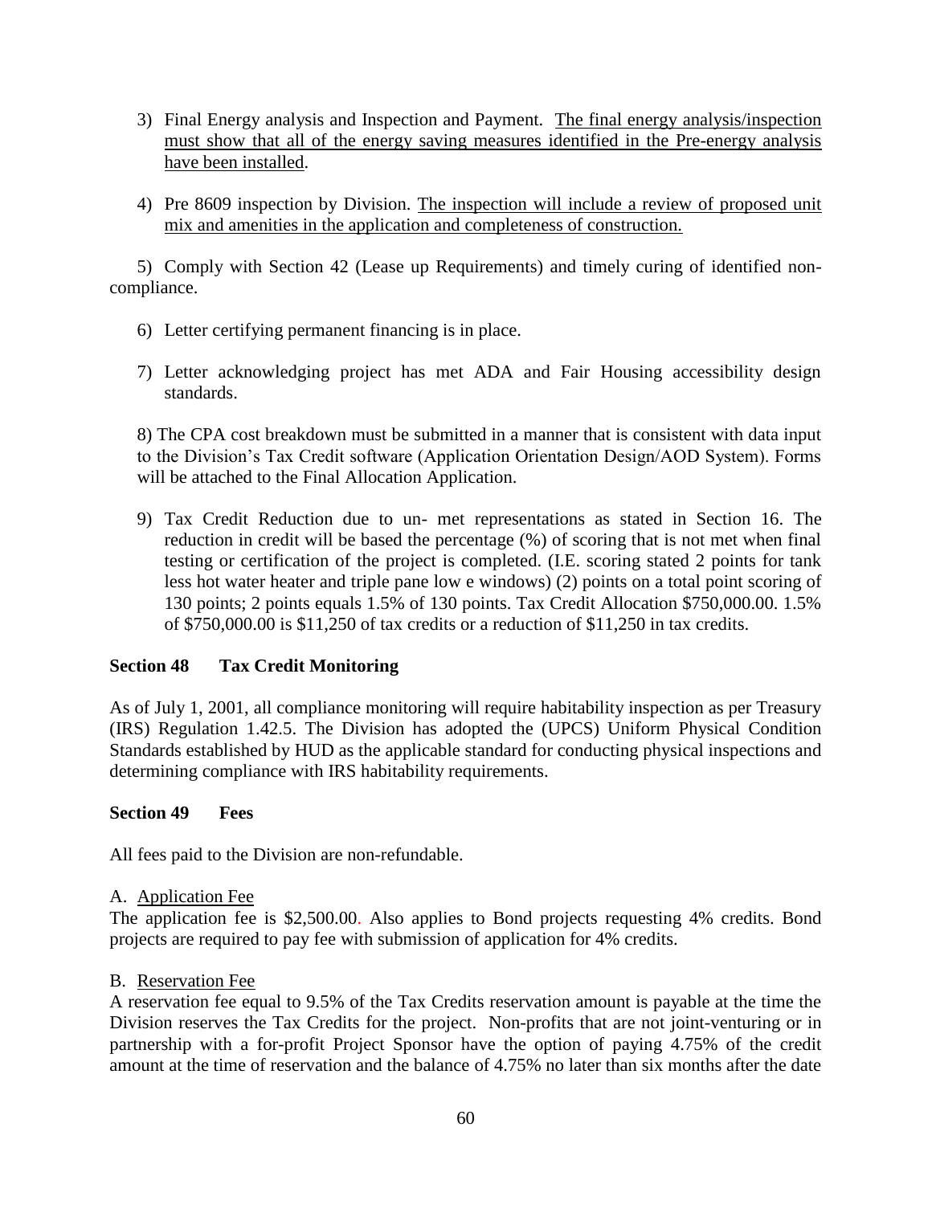3) Final Energy analysis and Inspection and Payment. <u>The final energy analysis/inspection must show that all of the energy saving measures identified in the Pre-energy analysis have been installed</u>.

4) Pre 8609 inspection by Division. <u>The inspection will include a review of proposed unit mix and amenities in the application and completeness of construction.</u>

5) Comply with Section 42 (Lease up Requirements) and timely curing of identified non-compliance.

6) Letter certifying permanent financing is in place.

7) Letter acknowledging project has met ADA and Fair Housing accessibility design standards.

8) The CPA cost breakdown must be submitted in a manner that is consistent with data input to the Division's Tax Credit software (Application Orientation Design/AOD System). Forms will be attached to the Final Allocation Application.

9) Tax Credit Reduction due to un- met representations as stated in Section 16. The reduction in credit will be based the percentage (%) of scoring that is not met when final testing or certification of the project is completed. (I.E. scoring stated 2 points for tank less hot water heater and triple pane low e windows) (2) points on a total point scoring of 130 points; 2 points equals 1.5% of 130 points. Tax Credit Allocation $750,000.00. 1.5% of $750,000.00 is $11,250 of tax credits or a reduction of $11,250 in tax credits.

**Section 48 Tax Credit Monitoring**

As of July 1, 2001, all compliance monitoring will require habitability inspection as per Treasury (IRS) Regulation 1.42.5. The Division has adopted the (UPCS) Uniform Physical Condition Standards established by HUD as the applicable standard for conducting physical inspections and determining compliance with IRS habitability requirements.

**Section 49 Fees**

All fees paid to the Division are non-refundable.

A. <u>Application Fee</u>
The application fee is $2,500.00. Also applies to Bond projects requesting 4% credits. Bond projects are required to pay fee with submission of application for 4% credits.

B. <u>Reservation Fee</u>
A reservation fee equal to 9.5% of the Tax Credits reservation amount is payable at the time the Division reserves the Tax Credits for the project. Non-profits that are not joint-venturing or in partnership with a for-profit Project Sponsor have the option of paying 4.75% of the credit amount at the time of reservation and the balance of 4.75% no later than six months after the date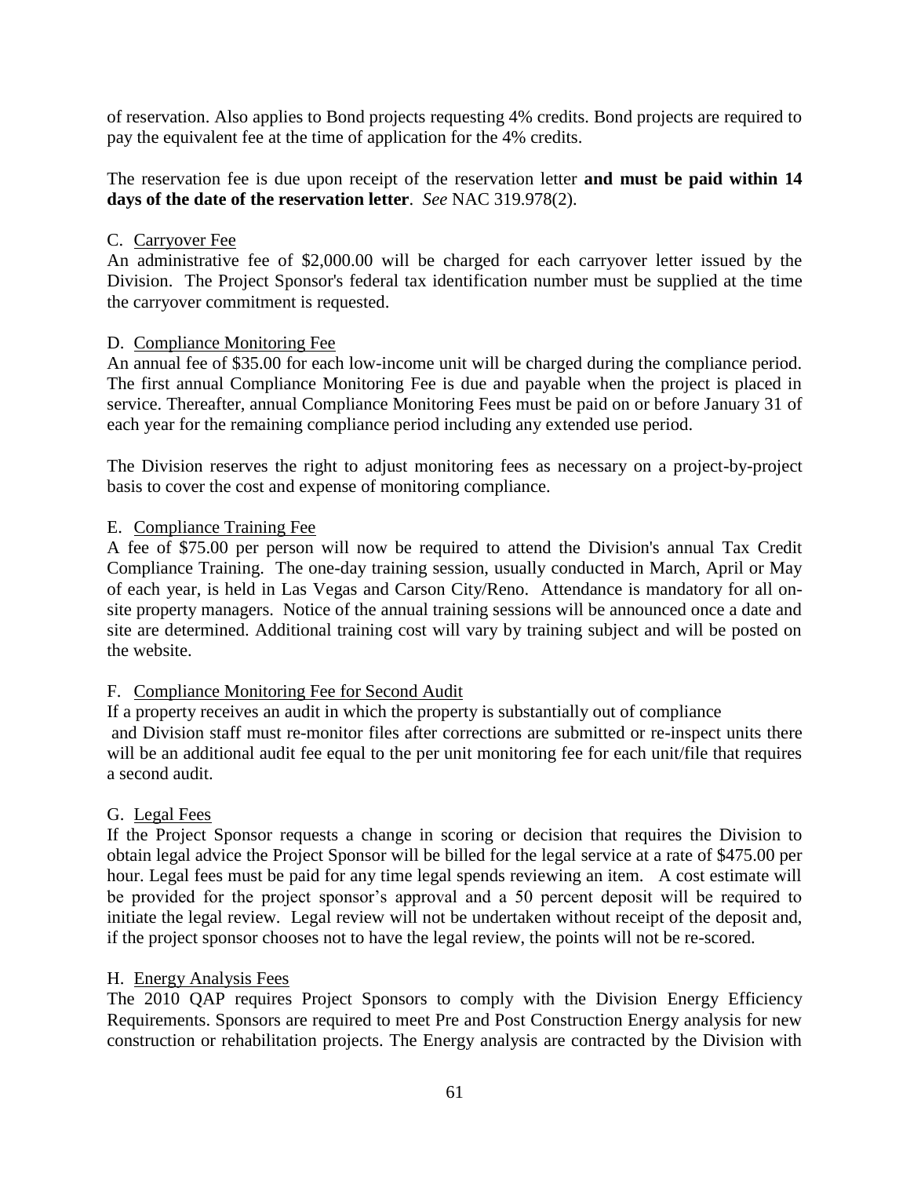of reservation. Also applies to Bond projects requesting 4% credits. Bond projects are required to pay the equivalent fee at the time of application for the 4% credits.

The reservation fee is due upon receipt of the reservation letter **and must be paid within 14 days of the date of the reservation letter**. *See* NAC 319.978(2).

C. Carryover Fee

An administrative fee of $2,000.00 will be charged for each carryover letter issued by the Division. The Project Sponsor's federal tax identification number must be supplied at the time the carryover commitment is requested.

D. Compliance Monitoring Fee

An annual fee of $35.00 for each low-income unit will be charged during the compliance period. The first annual Compliance Monitoring Fee is due and payable when the project is placed in service. Thereafter, annual Compliance Monitoring Fees must be paid on or before January 31 of each year for the remaining compliance period including any extended use period.

The Division reserves the right to adjust monitoring fees as necessary on a project-by-project basis to cover the cost and expense of monitoring compliance.

E. Compliance Training Fee

A fee of $75.00 per person will now be required to attend the Division's annual Tax Credit Compliance Training. The one-day training session, usually conducted in March, April or May of each year, is held in Las Vegas and Carson City/Reno. Attendance is mandatory for all on-site property managers. Notice of the annual training sessions will be announced once a date and site are determined. Additional training cost will vary by training subject and will be posted on the website.

F. Compliance Monitoring Fee for Second Audit

If a property receives an audit in which the property is substantially out of compliance and Division staff must re-monitor files after corrections are submitted or re-inspect units there will be an additional audit fee equal to the per unit monitoring fee for each unit/file that requires a second audit.

G. Legal Fees

If the Project Sponsor requests a change in scoring or decision that requires the Division to obtain legal advice the Project Sponsor will be billed for the legal service at a rate of $475.00 per hour. Legal fees must be paid for any time legal spends reviewing an item. A cost estimate will be provided for the project sponsor's approval and a 50 percent deposit will be required to initiate the legal review. Legal review will not be undertaken without receipt of the deposit and, if the project sponsor chooses not to have the legal review, the points will not be re-scored.

H. Energy Analysis Fees

The 2010 QAP requires Project Sponsors to comply with the Division Energy Efficiency Requirements. Sponsors are required to meet Pre and Post Construction Energy analysis for new construction or rehabilitation projects. The Energy analysis are contracted by the Division with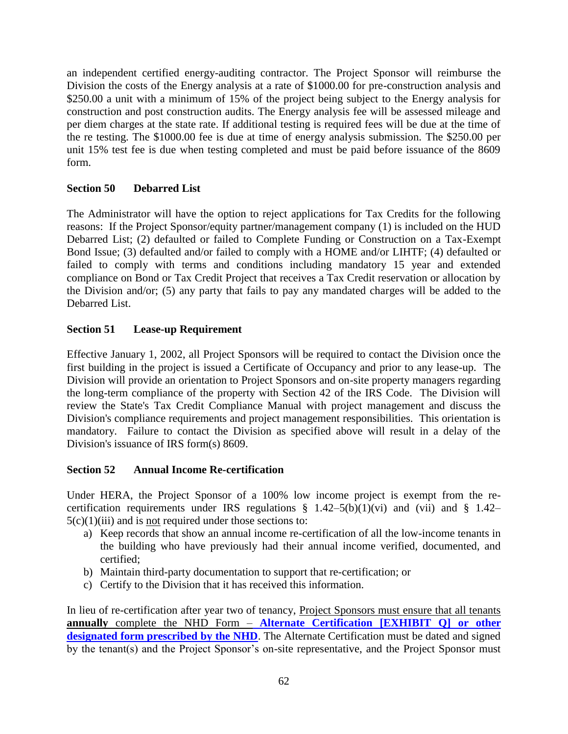an independent certified energy-auditing contractor. The Project Sponsor will reimburse the Division the costs of the Energy analysis at a rate of $1000.00 for pre-construction analysis and $250.00 a unit with a minimum of 15% of the project being subject to the Energy analysis for construction and post construction audits. The Energy analysis fee will be assessed mileage and per diem charges at the state rate. If additional testing is required fees will be due at the time of the re testing. The $1000.00 fee is due at time of energy analysis submission. The $250.00 per unit 15% test fee is due when testing completed and must be paid before issuance of the 8609 form.

### Section 50 Debarred List

The Administrator will have the option to reject applications for Tax Credits for the following reasons: If the Project Sponsor/equity partner/management company (1) is included on the HUD Debarred List; (2) defaulted or failed to Complete Funding or Construction on a Tax-Exempt Bond Issue; (3) defaulted and/or failed to comply with a HOME and/or LIHTF; (4) defaulted or failed to comply with terms and conditions including mandatory 15 year and extended compliance on Bond or Tax Credit Project that receives a Tax Credit reservation or allocation by the Division and/or; (5) any party that fails to pay any mandated charges will be added to the Debarred List.

### Section 51 Lease-up Requirement

Effective January 1, 2002, all Project Sponsors will be required to contact the Division once the first building in the project is issued a Certificate of Occupancy and prior to any lease-up. The Division will provide an orientation to Project Sponsors and on-site property managers regarding the long-term compliance of the property with Section 42 of the IRS Code. The Division will review the State's Tax Credit Compliance Manual with project management and discuss the Division's compliance requirements and project management responsibilities. This orientation is mandatory. Failure to contact the Division as specified above will result in a delay of the Division's issuance of IRS form(s) 8609.

### Section 52 Annual Income Re-certification

Under HERA, the Project Sponsor of a 100% low income project is exempt from the re-certification requirements under IRS regulations § 1.42–5(b)(1)(vi) and (vii) and § 1.42–5(c)(1)(iii) and is not required under those sections to:

a) Keep records that show an annual income re-certification of all the low-income tenants in the building who have previously had their annual income verified, documented, and certified;
b) Maintain third-party documentation to support that re-certification; or
c) Certify to the Division that it has received this information.

In lieu of re-certification after year two of tenancy, Project Sponsors must ensure that all tenants **annually** complete the NHD Form – **Alternate Certification [EXHIBIT Q] or other designated form prescribed by the NHD**. The Alternate Certification must be dated and signed by the tenant(s) and the Project Sponsor's on-site representative, and the Project Sponsor must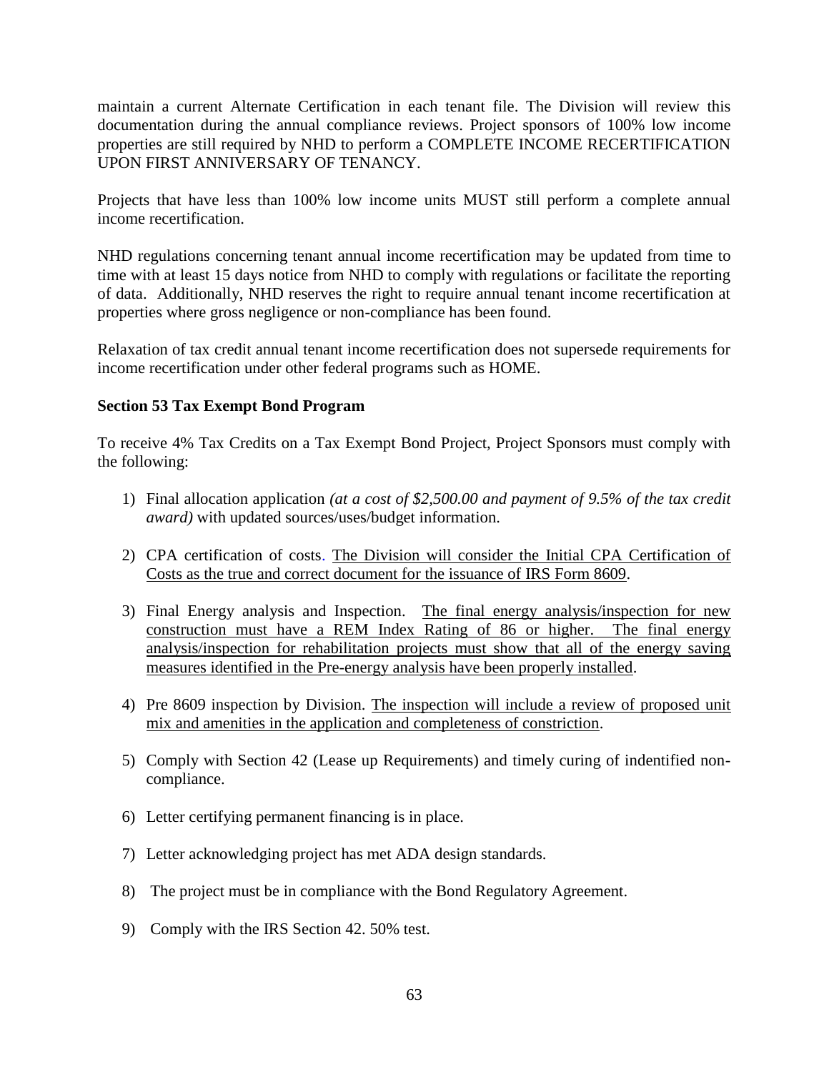maintain a current Alternate Certification in each tenant file. The Division will review this documentation during the annual compliance reviews. Project sponsors of 100% low income properties are still required by NHD to perform a COMPLETE INCOME RECERTIFICATION UPON FIRST ANNIVERSARY OF TENANCY.

Projects that have less than 100% low income units MUST still perform a complete annual income recertification.

NHD regulations concerning tenant annual income recertification may be updated from time to time with at least 15 days notice from NHD to comply with regulations or facilitate the reporting of data. Additionally, NHD reserves the right to require annual tenant income recertification at properties where gross negligence or non-compliance has been found.

Relaxation of tax credit annual tenant income recertification does not supersede requirements for income recertification under other federal programs such as HOME.

**Section 53 Tax Exempt Bond Program**

To receive 4% Tax Credits on a Tax Exempt Bond Project, Project Sponsors must comply with the following:

1) Final allocation application *(at a cost of $2,500.00 and payment of 9.5% of the tax credit award)* with updated sources/uses/budget information.

2) CPA certification of costs. The Division will consider the Initial CPA Certification of Costs as the true and correct document for the issuance of IRS Form 8609.

3) Final Energy analysis and Inspection. The final energy analysis/inspection for new construction must have a REM Index Rating of 86 or higher. The final energy analysis/inspection for rehabilitation projects must show that all of the energy saving measures identified in the Pre-energy analysis have been properly installed.

4) Pre 8609 inspection by Division. The inspection will include a review of proposed unit mix and amenities in the application and completeness of constriction.

5) Comply with Section 42 (Lease up Requirements) and timely curing of indentified non-compliance.

6) Letter certifying permanent financing is in place.

7) Letter acknowledging project has met ADA design standards.

8) The project must be in compliance with the Bond Regulatory Agreement.

9) Comply with the IRS Section 42. 50% test.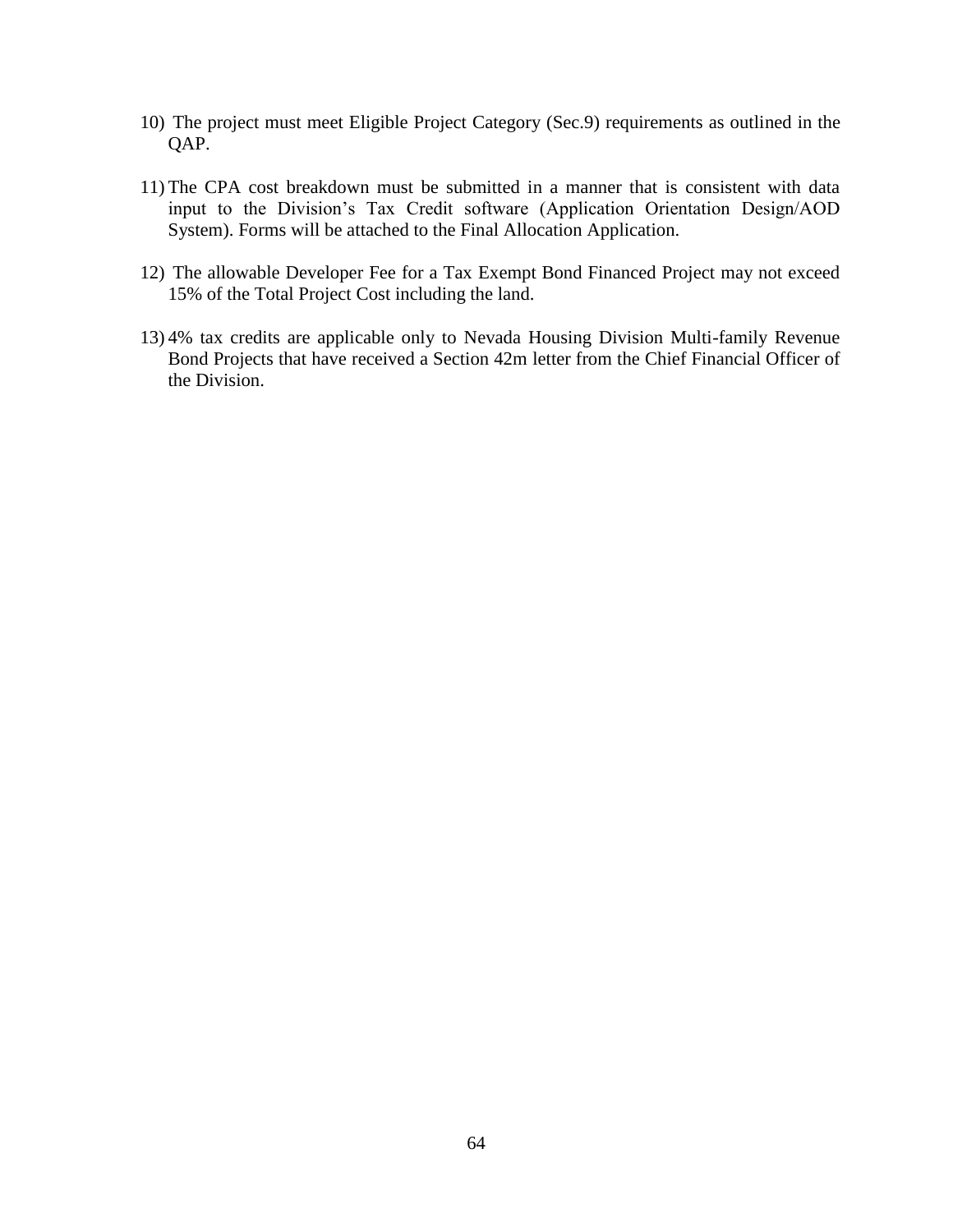10) The project must meet Eligible Project Category (Sec.9) requirements as outlined in the QAP.

11) The CPA cost breakdown must be submitted in a manner that is consistent with data input to the Division's Tax Credit software (Application Orientation Design/AOD System). Forms will be attached to the Final Allocation Application.

12) The allowable Developer Fee for a Tax Exempt Bond Financed Project may not exceed 15% of the Total Project Cost including the land.

13) 4% tax credits are applicable only to Nevada Housing Division Multi-family Revenue Bond Projects that have received a Section 42m letter from the Chief Financial Officer of the Division.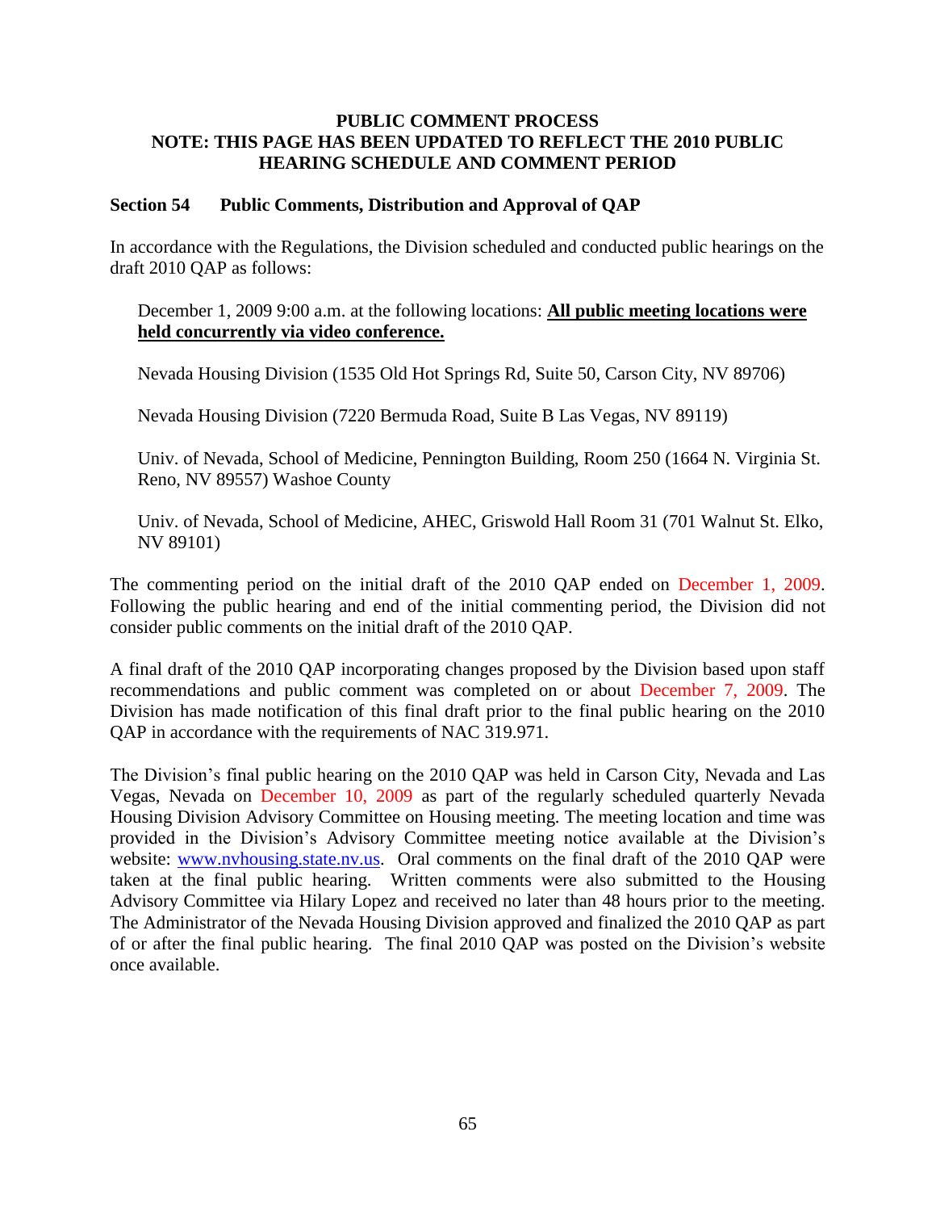**PUBLIC COMMENT PROCESS**
**NOTE: THIS PAGE HAS BEEN UPDATED TO REFLECT THE 2010 PUBLIC HEARING SCHEDULE AND COMMENT PERIOD**

## Section 54 Public Comments, Distribution and Approval of QAP

In accordance with the Regulations, the Division scheduled and conducted public hearings on the draft 2010 QAP as follows:

December 1, 2009 9:00 a.m. at the following locations: **All public meeting locations were held concurrently via video conference.**

Nevada Housing Division (1535 Old Hot Springs Rd, Suite 50, Carson City, NV 89706)

Nevada Housing Division (7220 Bermuda Road, Suite B Las Vegas, NV 89119)

Univ. of Nevada, School of Medicine, Pennington Building, Room 250 (1664 N. Virginia St. Reno, NV 89557) Washoe County

Univ. of Nevada, School of Medicine, AHEC, Griswold Hall Room 31 (701 Walnut St. Elko, NV 89101)

The commenting period on the initial draft of the 2010 QAP ended on December 1, 2009. Following the public hearing and end of the initial commenting period, the Division did not consider public comments on the initial draft of the 2010 QAP.

A final draft of the 2010 QAP incorporating changes proposed by the Division based upon staff recommendations and public comment was completed on or about December 7, 2009. The Division has made notification of this final draft prior to the final public hearing on the 2010 QAP in accordance with the requirements of NAC 319.971.

The Division's final public hearing on the 2010 QAP was held in Carson City, Nevada and Las Vegas, Nevada on December 10, 2009 as part of the regularly scheduled quarterly Nevada Housing Division Advisory Committee on Housing meeting. The meeting location and time was provided in the Division's Advisory Committee meeting notice available at the Division's website: www.nvhousing.state.nv.us. Oral comments on the final draft of the 2010 QAP were taken at the final public hearing. Written comments were also submitted to the Housing Advisory Committee via Hilary Lopez and received no later than 48 hours prior to the meeting. The Administrator of the Nevada Housing Division approved and finalized the 2010 QAP as part of or after the final public hearing. The final 2010 QAP was posted on the Division's website once available.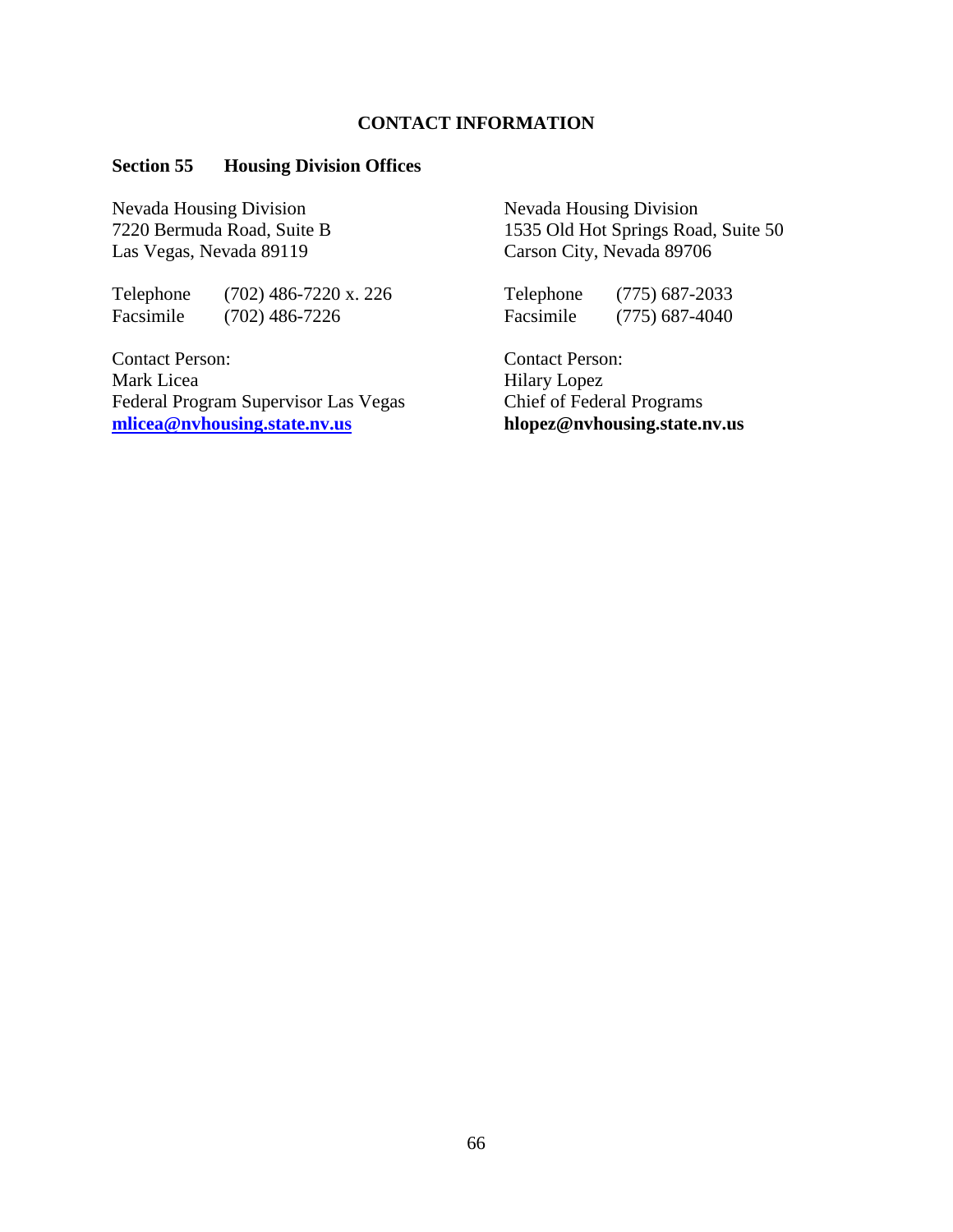# CONTACT INFORMATION

## Section 55 Housing Division Offices

Nevada Housing Division
7220 Bermuda Road, Suite B
Las Vegas, Nevada 89119

Telephone (702) 486-7220 x. 226
Facsimile (702) 486-7226

Contact Person:
Mark Licea
Federal Program Supervisor Las Vegas
**mlicea@nvhousing.state.nv.us**

Nevada Housing Division
1535 Old Hot Springs Road, Suite 50
Carson City, Nevada 89706

Telephone (775) 687-2033
Facsimile (775) 687-4040

Contact Person:
Hilary Lopez
Chief of Federal Programs
**hlopez@nvhousing.state.nv.us**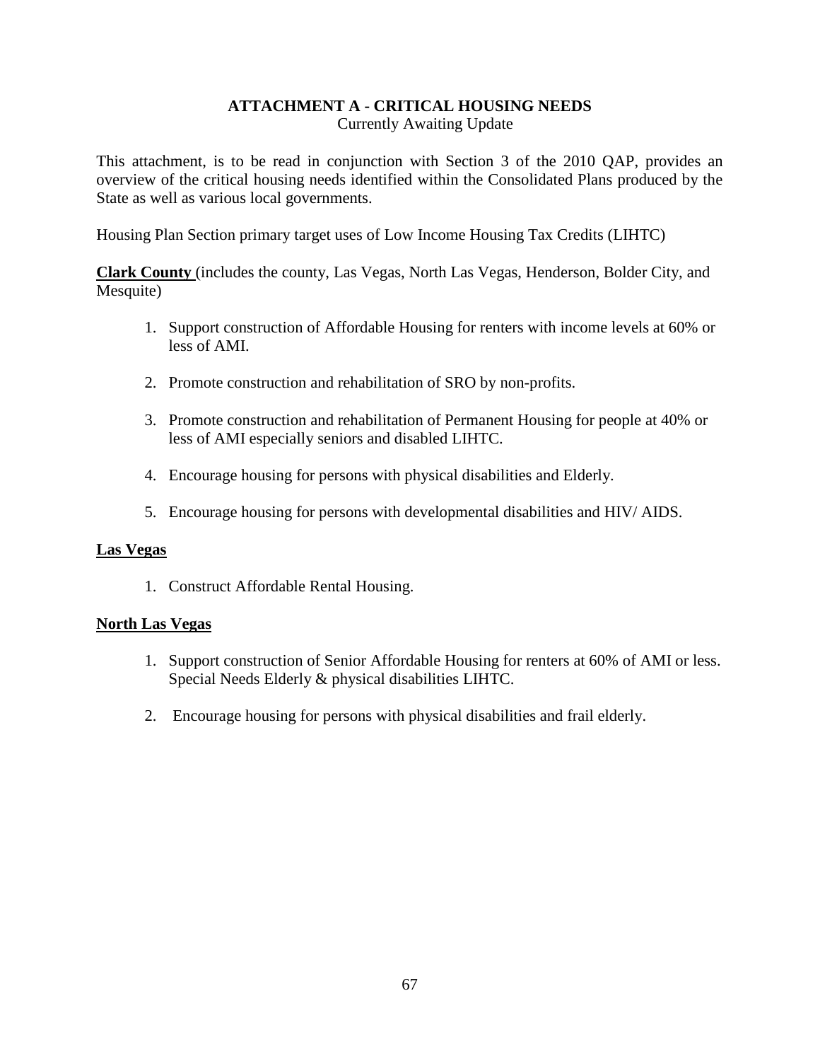# ATTACHMENT A - CRITICAL HOUSING NEEDS

Currently Awaiting Update

This attachment, is to be read in conjunction with Section 3 of the 2010 QAP, provides an overview of the critical housing needs identified within the Consolidated Plans produced by the State as well as various local governments.

Housing Plan Section primary target uses of Low Income Housing Tax Credits (LIHTC)

**Clark County** (includes the county, Las Vegas, North Las Vegas, Henderson, Bolder City, and Mesquite)

1. Support construction of Affordable Housing for renters with income levels at 60% or less of AMI.
2. Promote construction and rehabilitation of SRO by non-profits.
3. Promote construction and rehabilitation of Permanent Housing for people at 40% or less of AMI especially seniors and disabled LIHTC.
4. Encourage housing for persons with physical disabilities and Elderly.
5. Encourage housing for persons with developmental disabilities and HIV/ AIDS.

**Las Vegas**

1. Construct Affordable Rental Housing.

**North Las Vegas**

1. Support construction of Senior Affordable Housing for renters at 60% of AMI or less. Special Needs Elderly & physical disabilities LIHTC.
2. Encourage housing for persons with physical disabilities and frail elderly.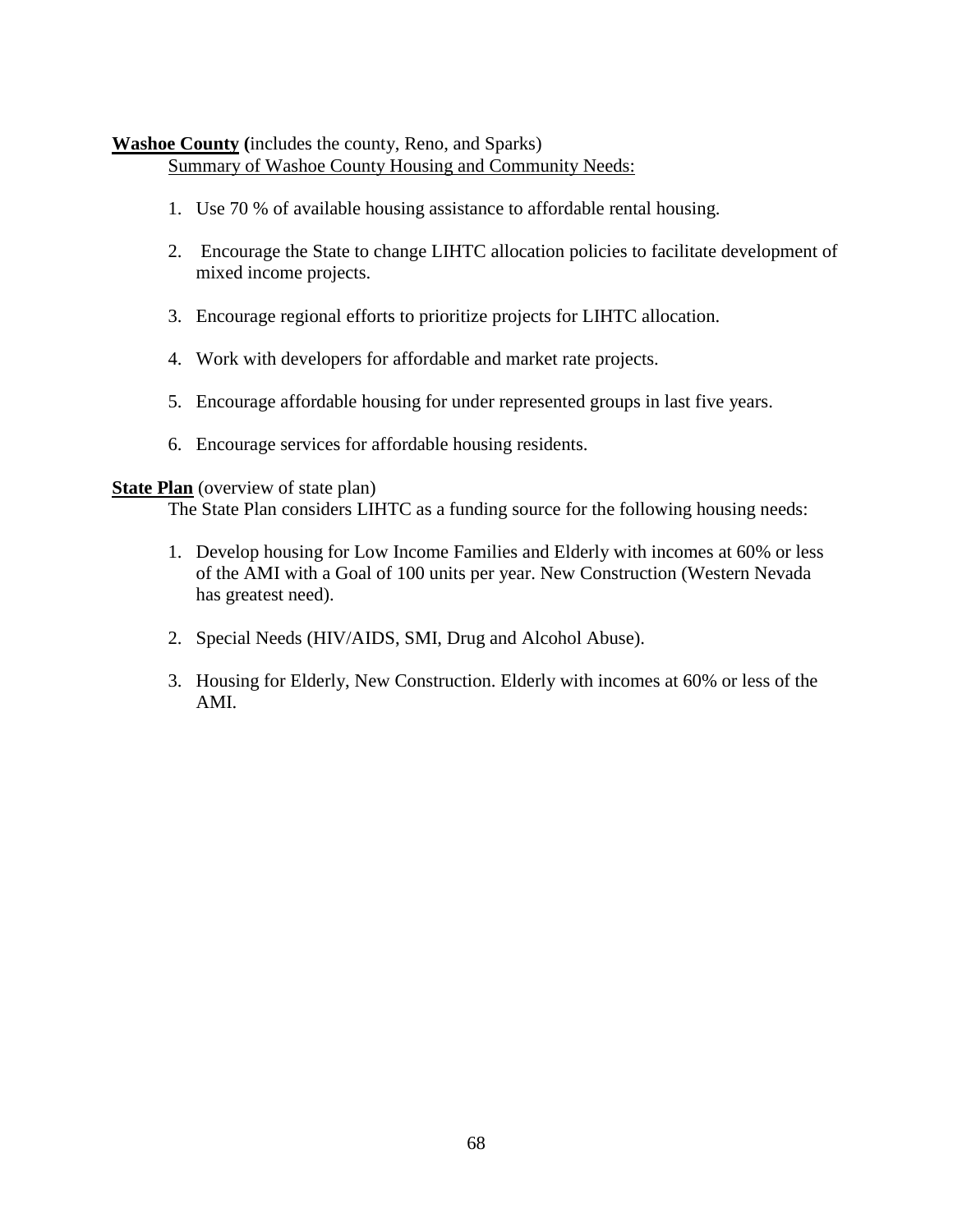**Washoe County (**includes the county, Reno, and Sparks)

Summary of Washoe County Housing and Community Needs:

1. Use 70 % of available housing assistance to affordable rental housing.
2. Encourage the State to change LIHTC allocation policies to facilitate development of mixed income projects.
3. Encourage regional efforts to prioritize projects for LIHTC allocation.
4. Work with developers for affordable and market rate projects.
5. Encourage affordable housing for under represented groups in last five years.
6. Encourage services for affordable housing residents.

**State Plan** (overview of state plan)

The State Plan considers LIHTC as a funding source for the following housing needs:

1. Develop housing for Low Income Families and Elderly with incomes at 60% or less of the AMI with a Goal of 100 units per year. New Construction (Western Nevada has greatest need).
2. Special Needs (HIV/AIDS, SMI, Drug and Alcohol Abuse).
3. Housing for Elderly, New Construction. Elderly with incomes at 60% or less of the AMI.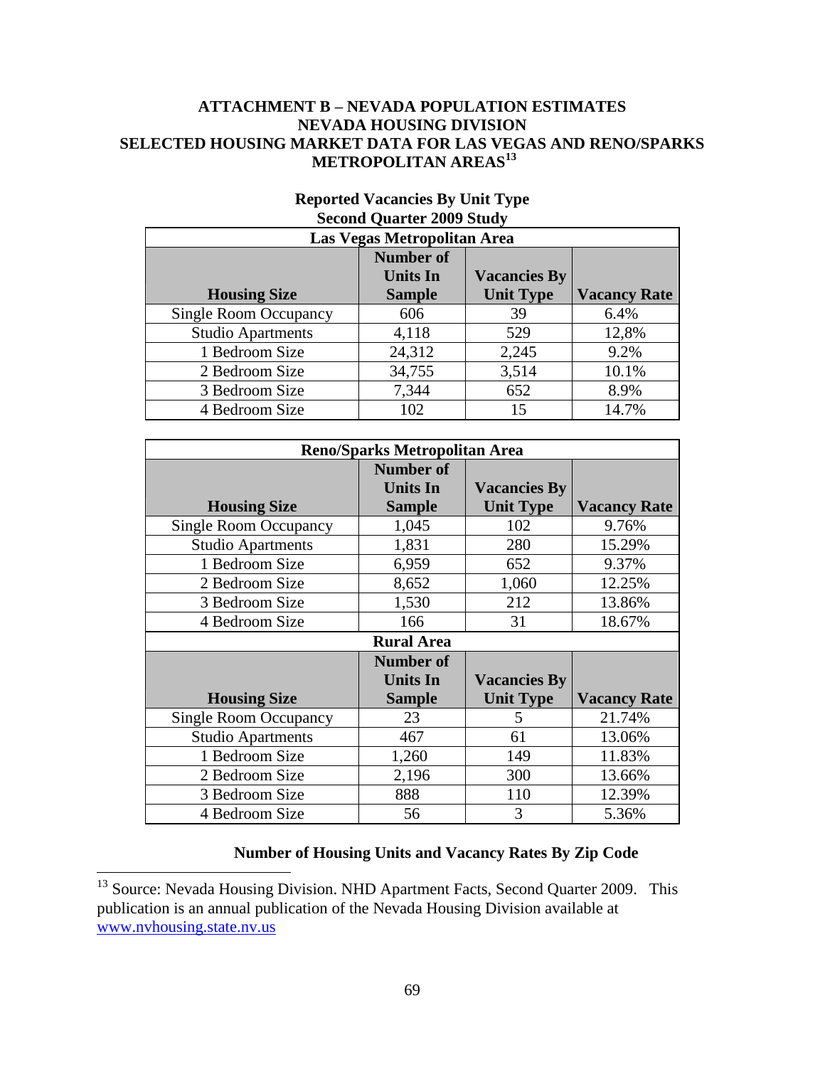## ATTACHMENT B – NEVADA POPULATION ESTIMATES NEVADA HOUSING DIVISION SELECTED HOUSING MARKET DATA FOR LAS VEGAS AND RENO/SPARKS METROPOLITAN AREAS[13]

**Reported Vacancies By Unit Type**
**Second Quarter 2009 Study**

| Las Vegas Metropolitan Area | | | |
|---|---|---|---|
| **Housing Size** | **Number of Units In Sample** | **Vacancies By Unit Type** | **Vacancy Rate** |
| Single Room Occupancy | 606 | 39 | 6.4% |
| Studio Apartments | 4,118 | 529 | 12,8% |
| 1 Bedroom Size | 24,312 | 2,245 | 9.2% |
| 2 Bedroom Size | 34,755 | 3,514 | 10.1% |
| 3 Bedroom Size | 7,344 | 652 | 8.9% |
| 4 Bedroom Size | 102 | 15 | 14.7% |

| Reno/Sparks Metropolitan Area | | | |
|---|---|---|---|
| **Housing Size** | **Number of Units In Sample** | **Vacancies By Unit Type** | **Vacancy Rate** |
| Single Room Occupancy | 1,045 | 102 | 9.76% |
| Studio Apartments | 1,831 | 280 | 15.29% |
| 1 Bedroom Size | 6,959 | 652 | 9.37% |
| 2 Bedroom Size | 8,652 | 1,060 | 12.25% |
| 3 Bedroom Size | 1,530 | 212 | 13.86% |
| 4 Bedroom Size | 166 | 31 | 18.67% |
| **Rural Area** | | | |
| **Housing Size** | **Number of Units In Sample** | **Vacancies By Unit Type** | **Vacancy Rate** |
| Single Room Occupancy | 23 | 5 | 21.74% |
| Studio Apartments | 467 | 61 | 13.06% |
| 1 Bedroom Size | 1,260 | 149 | 11.83% |
| 2 Bedroom Size | 2,196 | 300 | 13.66% |
| 3 Bedroom Size | 888 | 110 | 12.39% |
| 4 Bedroom Size | 56 | 3 | 5.36% |

**Number of Housing Units and Vacancy Rates By Zip Code**

[13] Source: Nevada Housing Division. NHD Apartment Facts, Second Quarter 2009. This publication is an annual publication of the Nevada Housing Division available at www.nvhousing.state.nv.us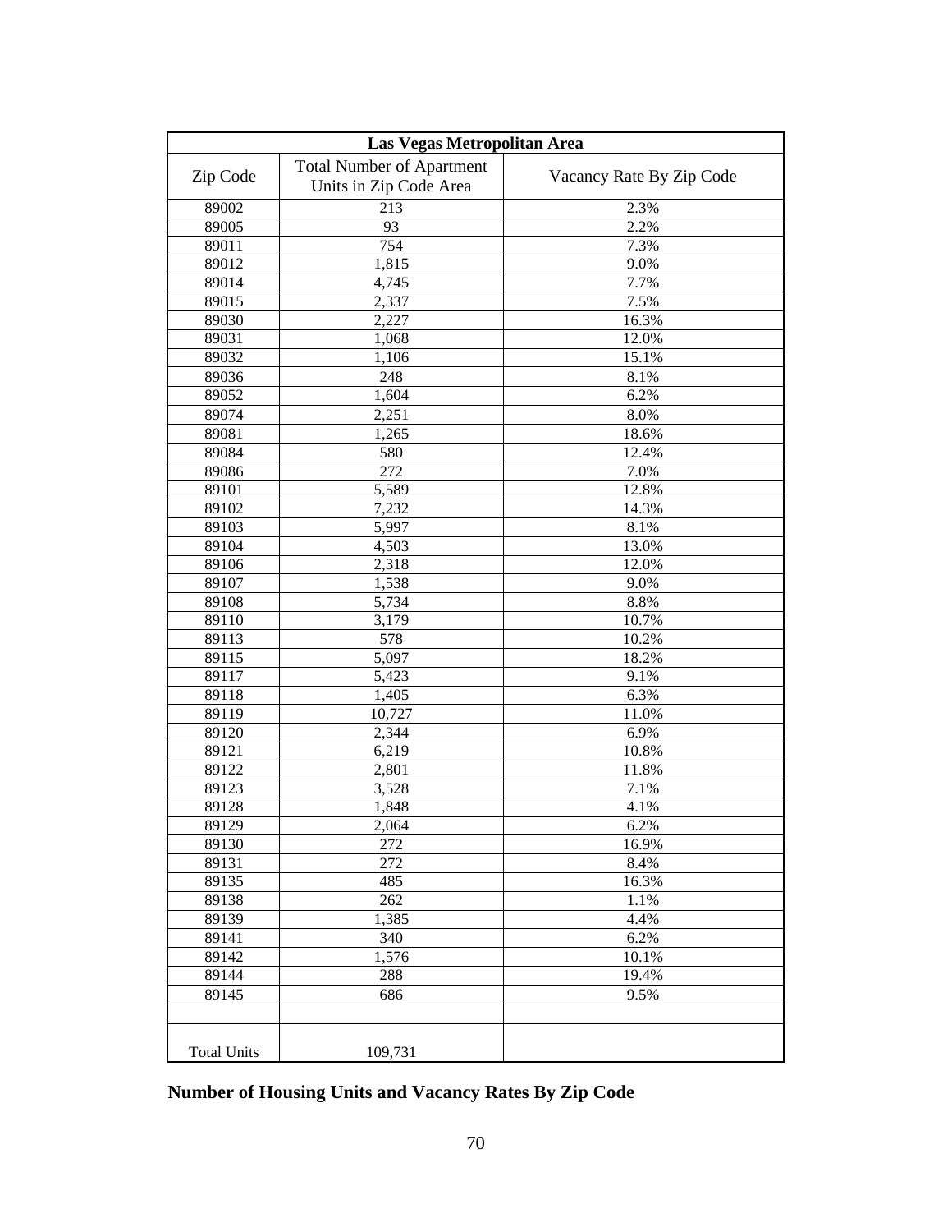| Las Vegas Metropolitan Area | | |
|---|---|---|
| Zip Code | Total Number of Apartment Units in Zip Code Area | Vacancy Rate By Zip Code |
| 89002 | 213 | 2.3% |
| 89005 | 93 | 2.2% |
| 89011 | 754 | 7.3% |
| 89012 | 1,815 | 9.0% |
| 89014 | 4,745 | 7.7% |
| 89015 | 2,337 | 7.5% |
| 89030 | 2,227 | 16.3% |
| 89031 | 1,068 | 12.0% |
| 89032 | 1,106 | 15.1% |
| 89036 | 248 | 8.1% |
| 89052 | 1,604 | 6.2% |
| 89074 | 2,251 | 8.0% |
| 89081 | 1,265 | 18.6% |
| 89084 | 580 | 12.4% |
| 89086 | 272 | 7.0% |
| 89101 | 5,589 | 12.8% |
| 89102 | 7,232 | 14.3% |
| 89103 | 5,997 | 8.1% |
| 89104 | 4,503 | 13.0% |
| 89106 | 2,318 | 12.0% |
| 89107 | 1,538 | 9.0% |
| 89108 | 5,734 | 8.8% |
| 89110 | 3,179 | 10.7% |
| 89113 | 578 | 10.2% |
| 89115 | 5,097 | 18.2% |
| 89117 | 5,423 | 9.1% |
| 89118 | 1,405 | 6.3% |
| 89119 | 10,727 | 11.0% |
| 89120 | 2,344 | 6.9% |
| 89121 | 6,219 | 10.8% |
| 89122 | 2,801 | 11.8% |
| 89123 | 3,528 | 7.1% |
| 89128 | 1,848 | 4.1% |
| 89129 | 2,064 | 6.2% |
| 89130 | 272 | 16.9% |
| 89131 | 272 | 8.4% |
| 89135 | 485 | 16.3% |
| 89138 | 262 | 1.1% |
| 89139 | 1,385 | 4.4% |
| 89141 | 340 | 6.2% |
| 89142 | 1,576 | 10.1% |
| 89144 | 288 | 19.4% |
| 89145 | 686 | 9.5% |
| | | |
| Total Units | 109,731 | |

**Number of Housing Units and Vacancy Rates By Zip Code**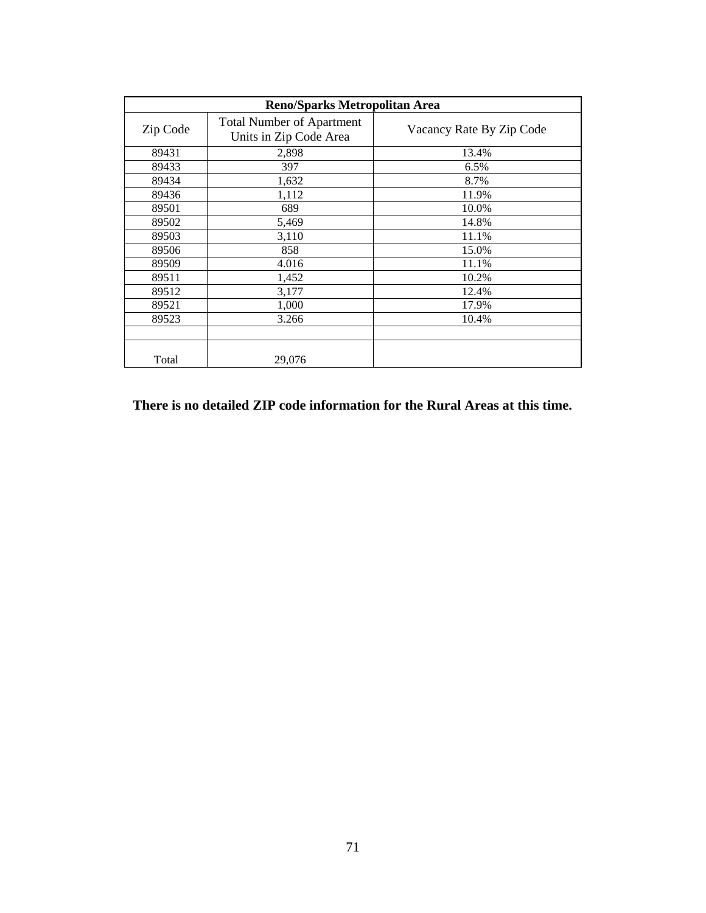| Reno/Sparks Metropolitan Area | | |
|---|---|---|
| Zip Code | Total Number of Apartment Units in Zip Code Area | Vacancy Rate By Zip Code |
| 89431 | 2,898 | 13.4% |
| 89433 | 397 | 6.5% |
| 89434 | 1,632 | 8.7% |
| 89436 | 1,112 | 11.9% |
| 89501 | 689 | 10.0% |
| 89502 | 5,469 | 14.8% |
| 89503 | 3,110 | 11.1% |
| 89506 | 858 | 15.0% |
| 89509 | 4.016 | 11.1% |
| 89511 | 1,452 | 10.2% |
| 89512 | 3,177 | 12.4% |
| 89521 | 1,000 | 17.9% |
| 89523 | 3.266 | 10.4% |
| | | |
| Total | 29,076 | |

**There is no detailed ZIP code information for the Rural Areas at this time.**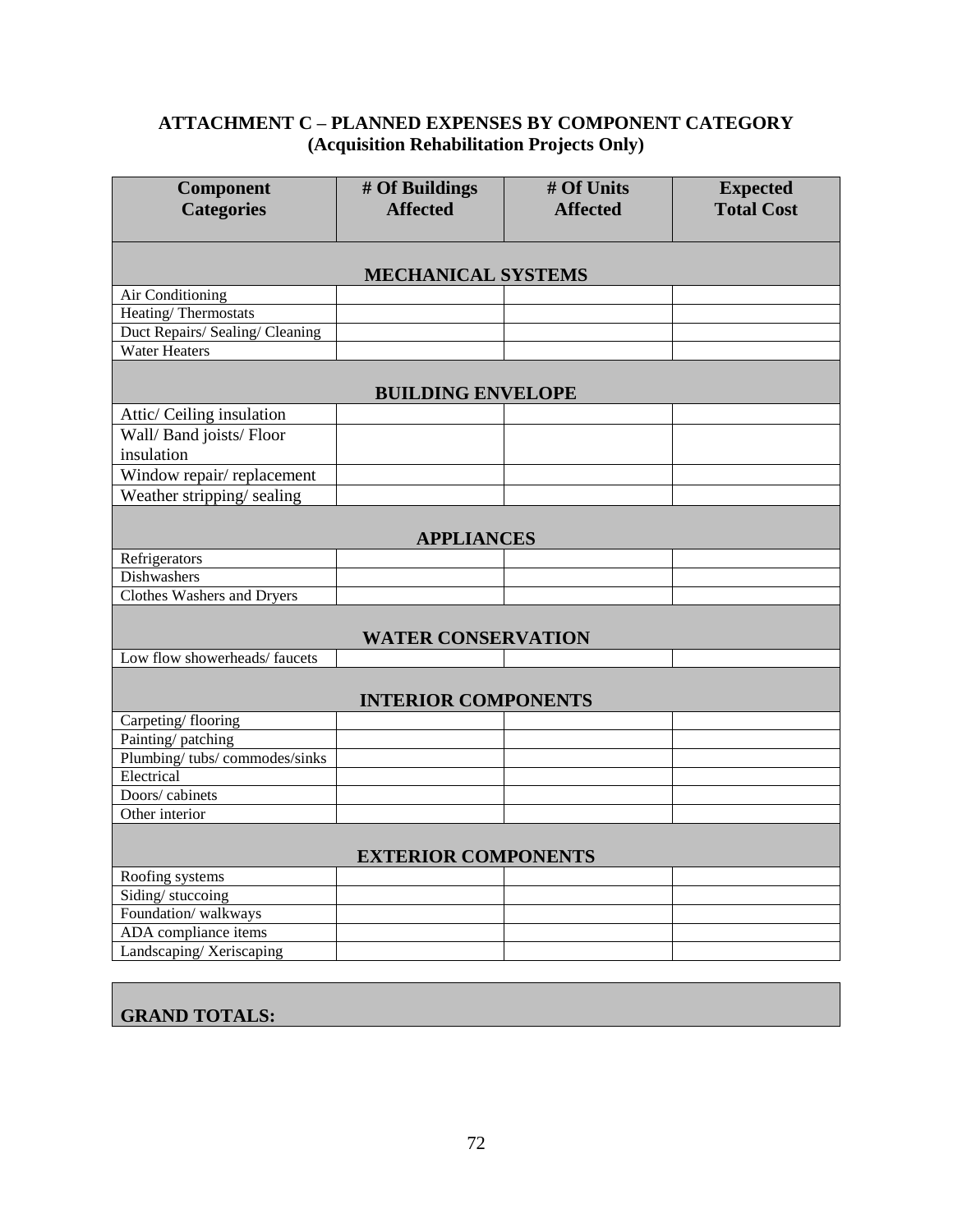## ATTACHMENT C – PLANNED EXPENSES BY COMPONENT CATEGORY (Acquisition Rehabilitation Projects Only)

| Component Categories | # Of Buildings Affected | # Of Units Affected | Expected Total Cost |
|---|---|---|---|
| **MECHANICAL SYSTEMS** | | | |
| Air Conditioning | | | |
| Heating/ Thermostats | | | |
| Duct Repairs/ Sealing/ Cleaning | | | |
| Water Heaters | | | |
| **BUILDING ENVELOPE** | | | |
| Attic/ Ceiling insulation | | | |
| Wall/ Band joists/ Floor insulation | | | |
| Window repair/ replacement | | | |
| Weather stripping/ sealing | | | |
| **APPLIANCES** | | | |
| Refrigerators | | | |
| Dishwashers | | | |
| Clothes Washers and Dryers | | | |
| **WATER CONSERVATION** | | | |
| Low flow showerheads/ faucets | | | |
| **INTERIOR COMPONENTS** | | | |
| Carpeting/ flooring | | | |
| Painting/ patching | | | |
| Plumbing/ tubs/ commodes/sinks | | | |
| Electrical | | | |
| Doors/ cabinets | | | |
| Other interior | | | |
| **EXTERIOR COMPONENTS** | | | |
| Roofing systems | | | |
| Siding/ stuccoing | | | |
| Foundation/ walkways | | | |
| ADA compliance items | | | |
| Landscaping/ Xeriscaping | | | |

**GRAND TOTALS:**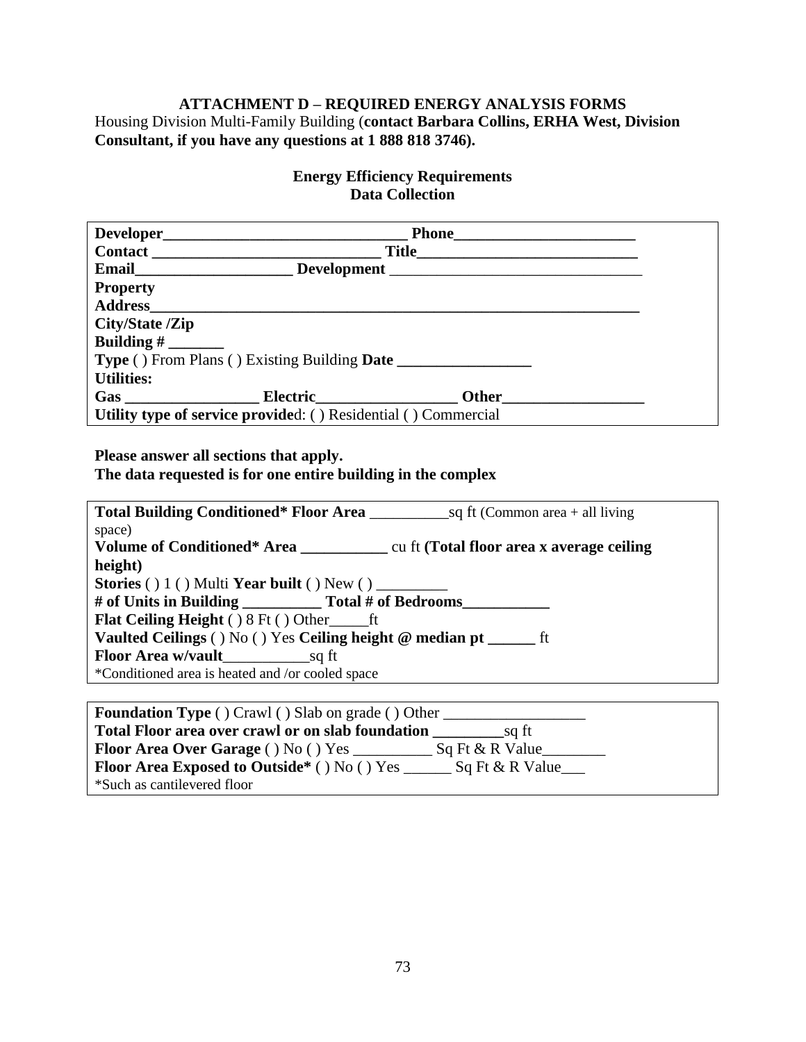## ATTACHMENT D – REQUIRED ENERGY ANALYSIS FORMS

Housing Division Multi-Family Building (**contact Barbara Collins, ERHA West, Division Consultant, if you have any questions at 1 888 818 3746).**

### Energy Efficiency Requirements
### Data Collection

**Developer**_______________________________ **Phone**_______________________
**Contact** ____________________________ **Title**___________________________
**Email**____________________ **Development** _______________________________
**Property**
**Address**_______________________________________________________________
**City/State /Zip**
**Building #** _______
**Type** ( ) From Plans ( ) Existing Building **Date** _________________
**Utilities:**
**Gas** _________________ **Electric**_________________ **Other**_________________
**Utility type of service provide**d: ( ) Residential ( ) Commercial

**Please answer all sections that apply.**
**The data requested is for one entire building in the complex**

**Total Building Conditioned* Floor Area** __________sq ft (Common area + all living space)
**Volume of Conditioned* Area** ___________ cu ft **(Total floor area x average ceiling height)**
**Stories** ( ) 1 ( ) Multi **Year built** ( ) New ( ) _________
**# of Units in Building** __________ **Total # of Bedrooms**___________
**Flat Ceiling Height** ( ) 8 Ft ( ) Other_____ft
**Vaulted Ceilings** ( ) No ( ) Yes **Ceiling height @ median pt** ______ ft
**Floor Area w/vault**___________sq ft
*Conditioned area is heated and /or cooled space

**Foundation Type** ( ) Crawl ( ) Slab on grade ( ) Other __________________
**Total Floor area over crawl or on slab foundation** _________sq ft
**Floor Area Over Garage** ( ) No ( ) Yes __________ Sq Ft & R Value________
**Floor Area Exposed to Outside*** ( ) No ( ) Yes ______ Sq Ft & R Value___
*Such as cantilevered floor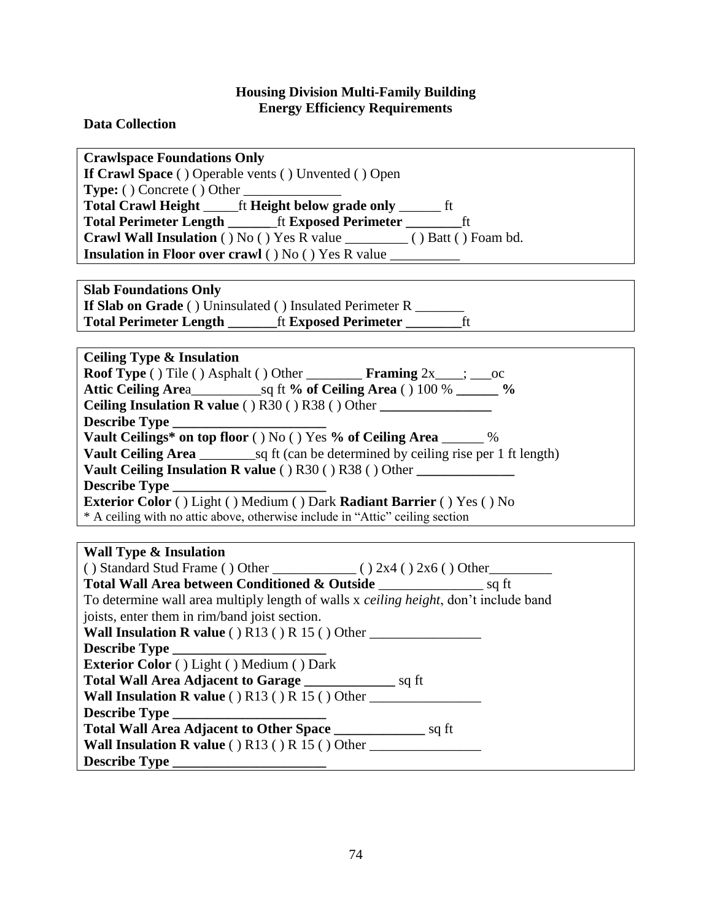**Housing Division Multi-Family Building**
**Energy Efficiency Requirements**

**Data Collection**

**Crawlspace Foundations Only**
**If Crawl Space** ( ) Operable vents ( ) Unvented ( ) Open
**Type:** ( ) Concrete ( ) Other ______________
**Total Crawl Height** _____ft **Height below grade only** ______ ft
**Total Perimeter Length _______**ft **Exposed Perimeter ________**ft
**Crawl Wall Insulation** ( ) No ( ) Yes R value _________ ( ) Batt ( ) Foam bd.
**Insulation in Floor over crawl** ( ) No ( ) Yes R value __________

**Slab Foundations Only**
**If Slab on Grade** ( ) Uninsulated ( ) Insulated Perimeter R _______
**Total Perimeter Length _______**ft **Exposed Perimeter ________**ft

**Ceiling Type & Insulation**
**Roof Type** ( ) Tile ( ) Asphalt ( ) Other ________ **Framing** 2x____; ___oc
**Attic Ceiling Are**a__________sq ft **% of Ceiling Area** ( ) 100 % **______ %**
**Ceiling Insulation R value** ( ) R30 ( ) R38 ( ) Other **________________**
**Describe Type ______________________**
**Vault Ceilings* on top floor** ( ) No ( ) Yes **% of Ceiling Area** ______ %
**Vault Ceiling Area** ________sq ft (can be determined by ceiling rise per 1 ft length)
**Vault Ceiling Insulation R value** ( ) R30 ( ) R38 ( ) Other **______________**
**Describe Type ______________________**
**Exterior Color** ( ) Light ( ) Medium ( ) Dark **Radiant Barrier** ( ) Yes ( ) No
* A ceiling with no attic above, otherwise include in "Attic" ceiling section

**Wall Type & Insulation**
( ) Standard Stud Frame ( ) Other ____________ ( ) 2x4 ( ) 2x6 ( ) Other_________
**Total Wall Area between Conditioned & Outside** _______________ sq ft
To determine wall area multiply length of walls x *ceiling height*, don't include band joists, enter them in rim/band joist section.
**Wall Insulation R value** ( ) R13 ( ) R 15 ( ) Other ________________
**Describe Type ______________________**
**Exterior Color** ( ) Light ( ) Medium ( ) Dark
**Total Wall Area Adjacent to Garage _____________** sq ft
**Wall Insulation R value** ( ) R13 ( ) R 15 ( ) Other ________________
**Describe Type ______________________**
**Total Wall Area Adjacent to Other Space _____________** sq ft
**Wall Insulation R value** ( ) R13 ( ) R 15 ( ) Other ________________
**Describe Type ______________________**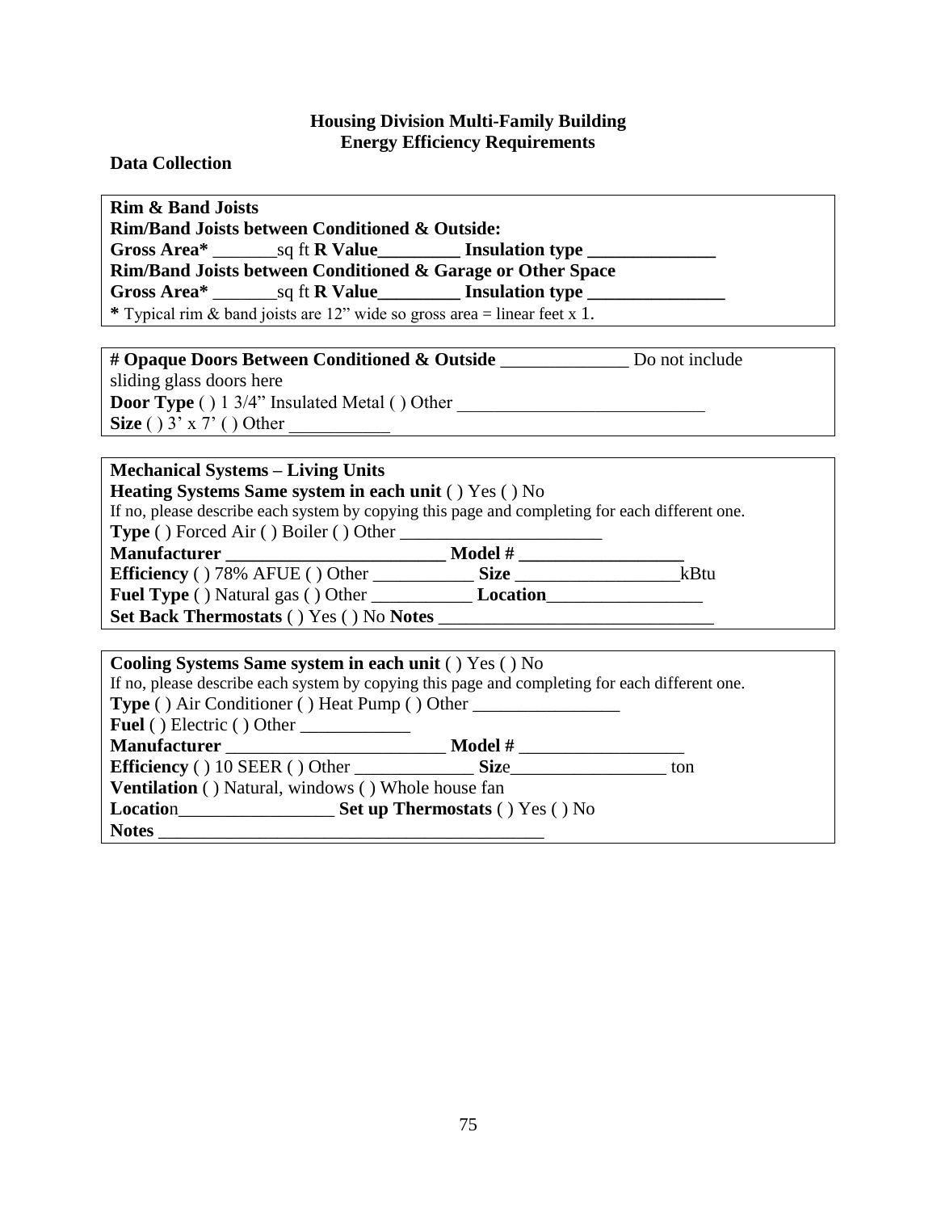**Housing Division Multi-Family Building**
**Energy Efficiency Requirements**

**Data Collection**

**Rim & Band Joists**
**Rim/Band Joists between Conditioned & Outside:**
**Gross Area*** _______sq ft **R Value_________ Insulation type ______________**
**Rim/Band Joists between Conditioned & Garage or Other Space**
**Gross Area*** _______sq ft **R Value_________ Insulation type _______________**
**\*** Typical rim & band joists are 12" wide so gross area = linear feet x 1.

**# Opaque Doors Between Conditioned & Outside** ______________ Do not include sliding glass doors here
**Door Type** ( ) 1 3/4" Insulated Metal ( ) Other ___________________________
**Size** ( ) 3' x 7' ( ) Other ___________

**Mechanical Systems – Living Units**
**Heating Systems Same system in each unit** ( ) Yes ( ) No
If no, please describe each system by copying this page and completing for each different one.
**Type** ( ) Forced Air ( ) Boiler ( ) Other ______________________
**Manufacturer ________________________ Model # __________________**
**Efficiency** ( ) 78% AFUE ( ) Other ___________ **Size** __________________kBtu
**Fuel Type** ( ) Natural gas ( ) Other ___________ **Location_________________**
**Set Back Thermostats** ( ) Yes ( ) No **Notes** ______________________________

**Cooling Systems Same system in each unit** ( ) Yes ( ) No
If no, please describe each system by copying this page and completing for each different one.
**Type** ( ) Air Conditioner ( ) Heat Pump ( ) Other ________________
**Fuel** ( ) Electric ( ) Other ____________
**Manufacturer** ________________________ **Model #** __________________
**Efficiency** ( ) 10 SEER ( ) Other _____________ **Siz**e_________________ ton
**Ventilation** ( ) Natural, windows ( ) Whole house fan
**Locatio**n_________________ **Set up Thermostats** ( ) Yes ( ) No
**Notes** ___________________________________________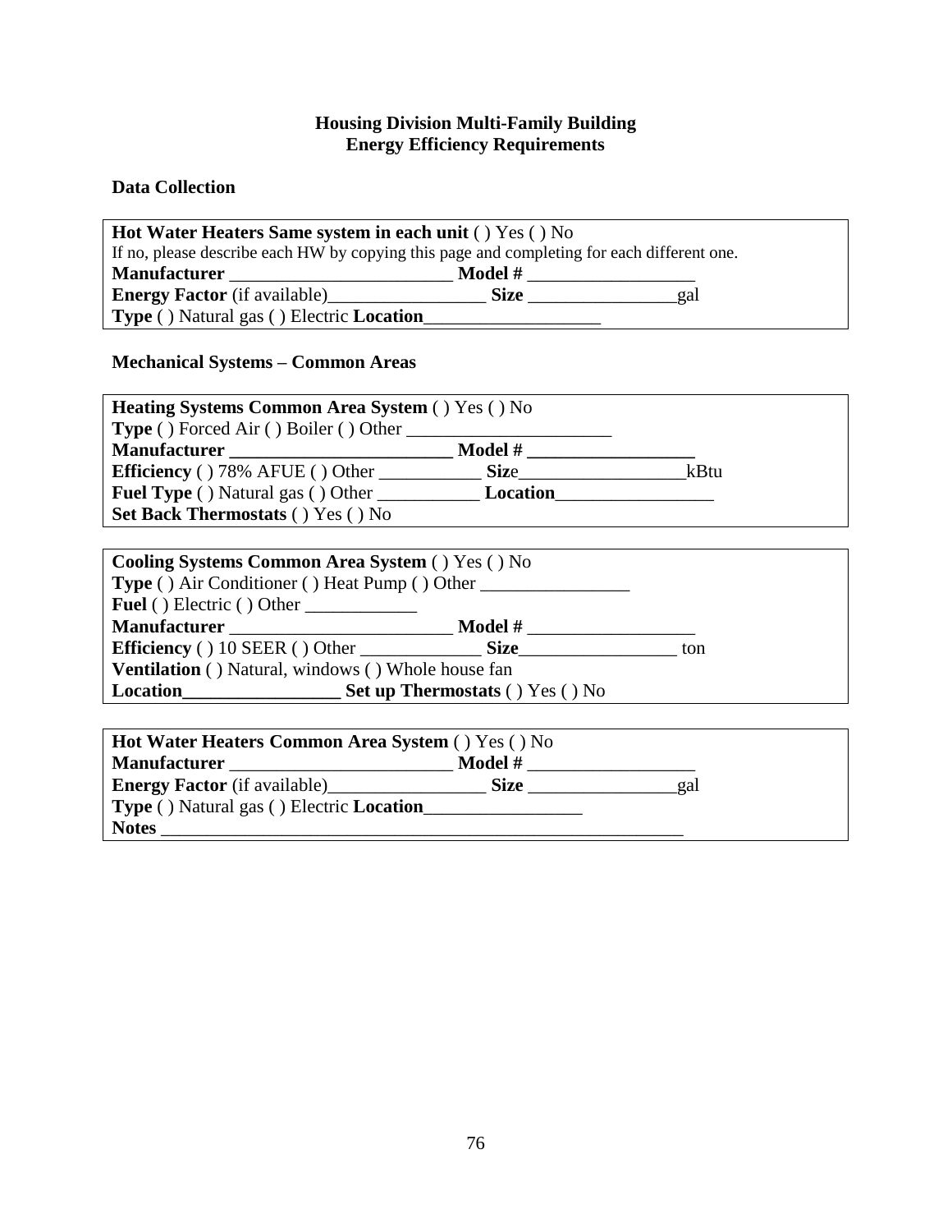**Housing Division Multi-Family Building**
**Energy Efficiency Requirements**

**Data Collection**

**Hot Water Heaters Same system in each unit** ( ) Yes ( ) No
If no, please describe each HW by copying this page and completing for each different one.
**Manufacturer** ________________________ **Model #** __________________
**Energy Factor** (if available)________________ **Size** ________________gal
**Type** ( ) Natural gas ( ) Electric **Location**___________________

**Mechanical Systems – Common Areas**

**Heating Systems Common Area System** ( ) Yes ( ) No
**Type** ( ) Forced Air ( ) Boiler ( ) Other ______________________
**Manufacturer** ________________________ **Model #** __________________
**Efficiency** ( ) 78% AFUE ( ) Other ___________ **Size**__________________kBtu
**Fuel Type** ( ) Natural gas ( ) Other ___________ **Location**_________________
**Set Back Thermostats** ( ) Yes ( ) No

**Cooling Systems Common Area System** ( ) Yes ( ) No
**Type** ( ) Air Conditioner ( ) Heat Pump ( ) Other ________________
**Fuel** ( ) Electric ( ) Other ____________
**Manufacturer** ________________________ **Model #** __________________
**Efficiency** ( ) 10 SEER ( ) Other _____________ **Size**_________________ ton
**Ventilation** ( ) Natural, windows ( ) Whole house fan
**Location**_________________ **Set up Thermostats** ( ) Yes ( ) No

**Hot Water Heaters Common Area System** ( ) Yes ( ) No
**Manufacturer** ________________________ **Model #** __________________
**Energy Factor** (if available)________________ **Size** ________________gal
**Type** ( ) Natural gas ( ) Electric **Location**_________________
**Notes** _________________________________________________________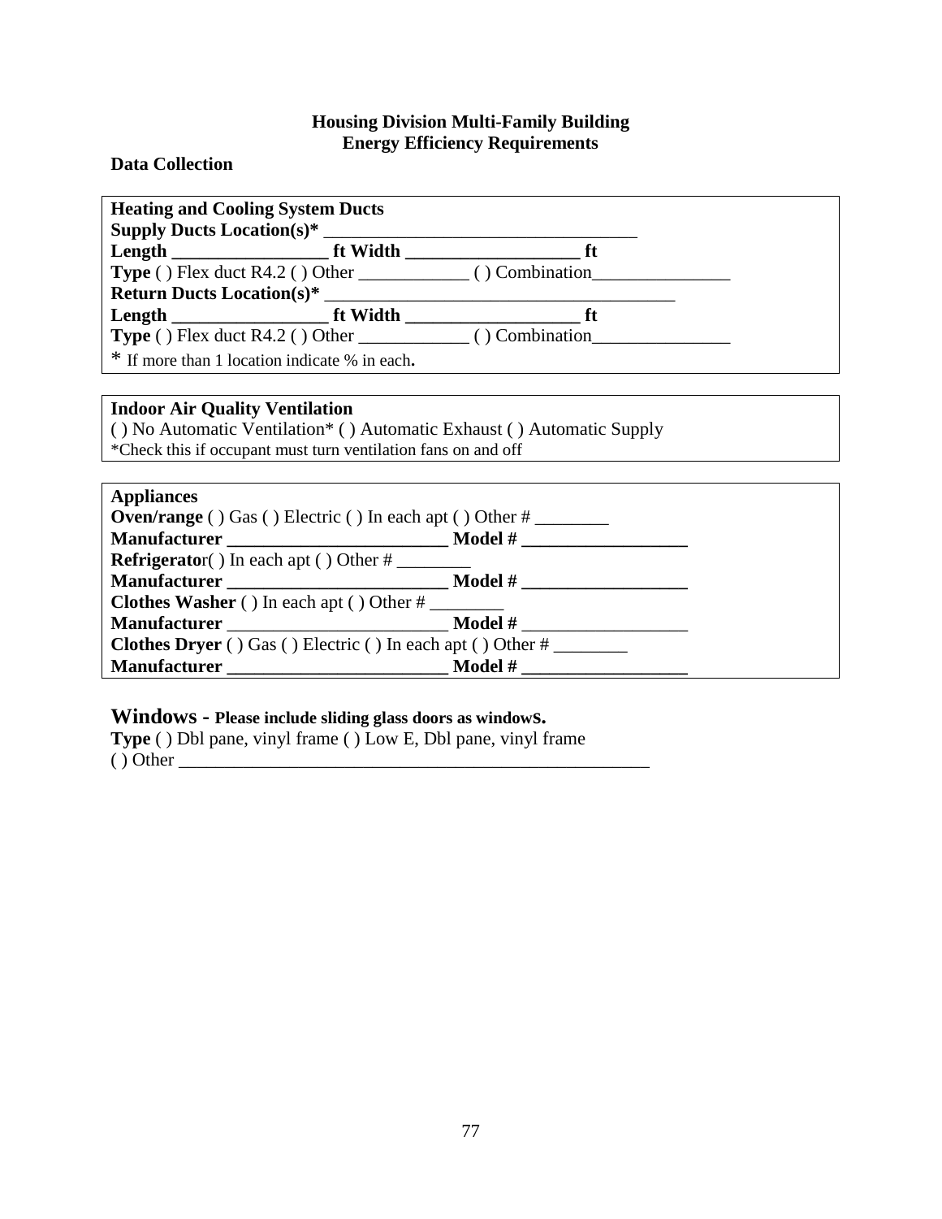**Housing Division Multi-Family Building**
**Energy Efficiency Requirements**

**Data Collection**

**Heating and Cooling System Ducts**
**Supply Ducts Location(s)*** ________________________________
**Length** ________________ **ft Width** __________________ **ft**
**Type** ( ) Flex duct R4.2 ( ) Other ___________ ( ) Combination______________
**Return Ducts Location(s)*** ____________________________________
**Length** ________________ **ft Width** __________________ **ft**
**Type** ( ) Flex duct R4.2 ( ) Other ___________ ( ) Combination______________
* If more than 1 location indicate % in each.

**Indoor Air Quality Ventilation**
( ) No Automatic Ventilation* ( ) Automatic Exhaust ( ) Automatic Supply
*Check this if occupant must turn ventilation fans on and off

**Appliances**
**Oven/range** ( ) Gas ( ) Electric ( ) In each apt ( ) Other # ________
**Manufacturer** _______________________ **Model #** _________________
**Refrigerator**( ) In each apt ( ) Other # ________
**Manufacturer** _______________________ **Model #** _________________
**Clothes Washer** ( ) In each apt ( ) Other # ________
**Manufacturer** _______________________ **Model #** _________________
**Clothes Dryer** ( ) Gas ( ) Electric ( ) In each apt ( ) Other # ________
**Manufacturer** _______________________ **Model #** _________________

**Windows - Please include sliding glass doors as windows.**
**Type** ( ) Dbl pane, vinyl frame ( ) Low E, Dbl pane, vinyl frame
( ) Other ____________________________________________________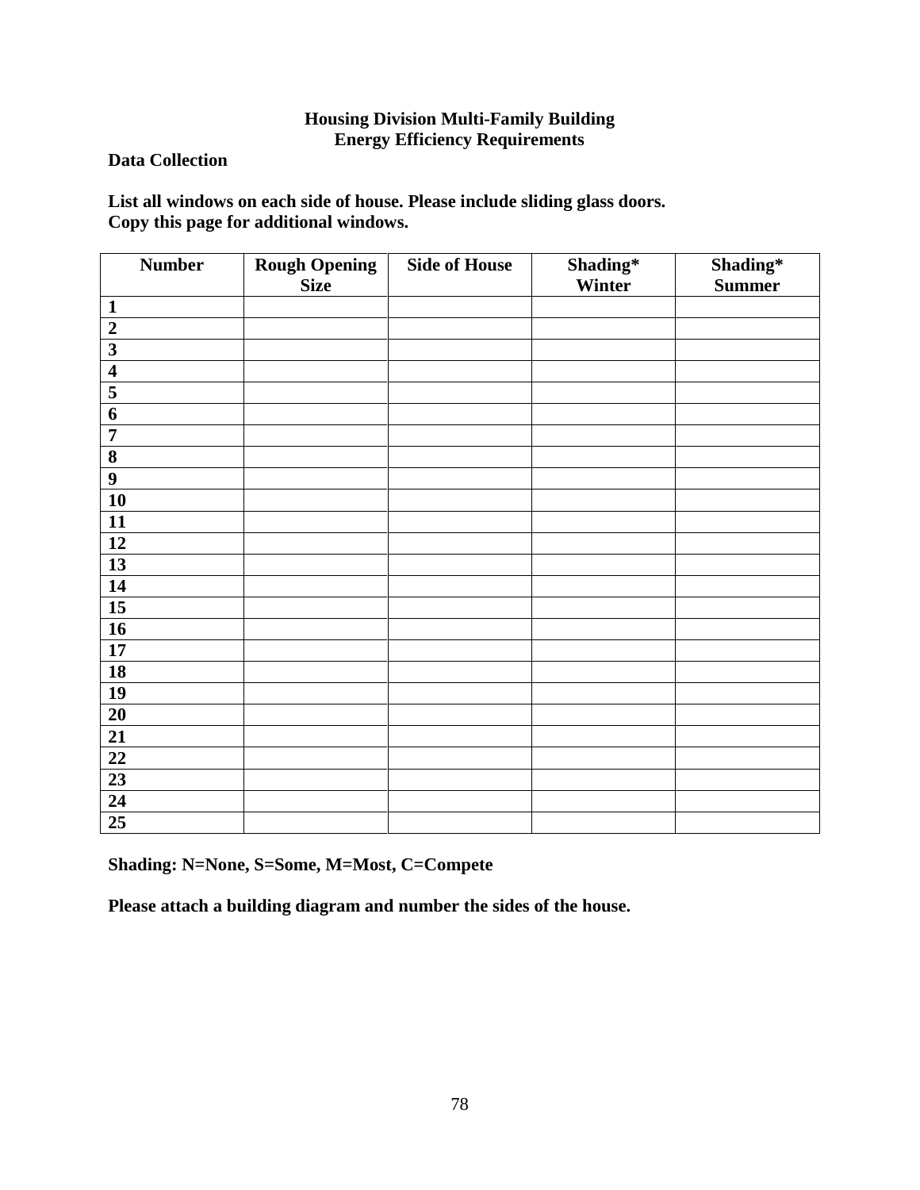**Housing Division Multi-Family Building**
**Energy Efficiency Requirements**

**Data Collection**

**List all windows on each side of house. Please include sliding glass doors.**
**Copy this page for additional windows.**

| Number | Rough Opening Size | Side of House | Shading* Winter | Shading* Summer |
|---|---|---|---|---|
| 1 | | | | |
| 2 | | | | |
| 3 | | | | |
| 4 | | | | |
| 5 | | | | |
| 6 | | | | |
| 7 | | | | |
| 8 | | | | |
| 9 | | | | |
| 10 | | | | |
| 11 | | | | |
| 12 | | | | |
| 13 | | | | |
| 14 | | | | |
| 15 | | | | |
| 16 | | | | |
| 17 | | | | |
| 18 | | | | |
| 19 | | | | |
| 20 | | | | |
| 21 | | | | |
| 22 | | | | |
| 23 | | | | |
| 24 | | | | |
| 25 | | | | |

**Shading: N=None, S=Some, M=Most, C=Compete**

**Please attach a building diagram and number the sides of the house.**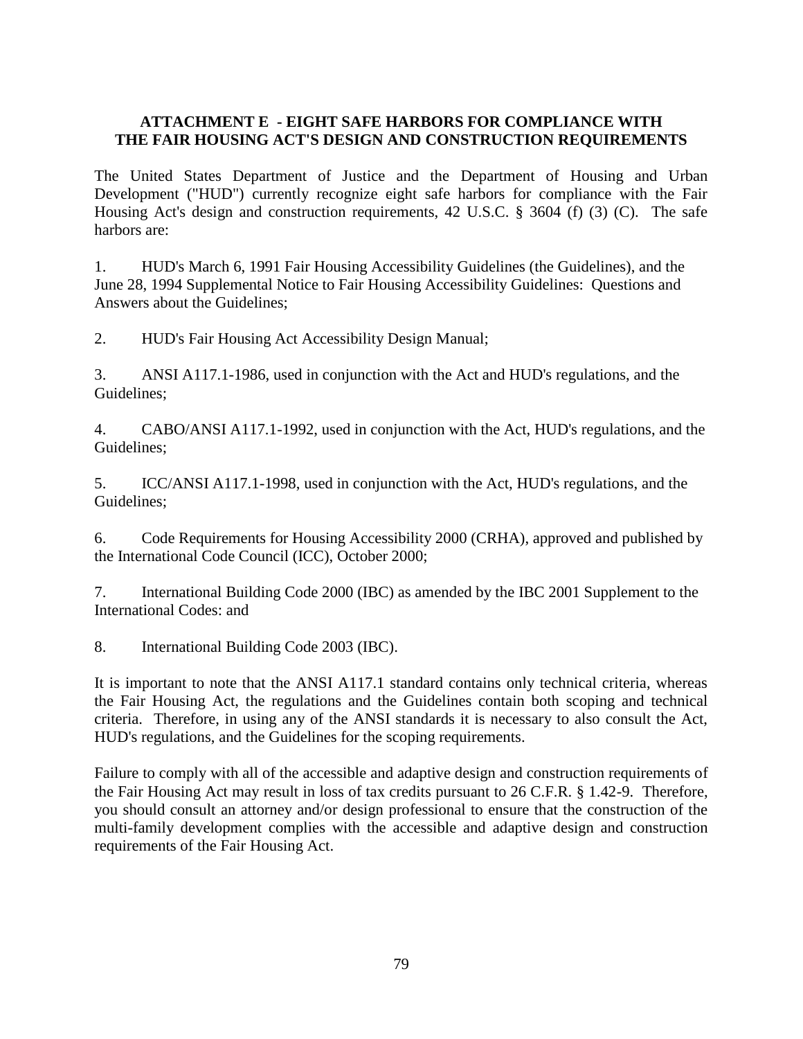## ATTACHMENT E - EIGHT SAFE HARBORS FOR COMPLIANCE WITH THE FAIR HOUSING ACT'S DESIGN AND CONSTRUCTION REQUIREMENTS

The United States Department of Justice and the Department of Housing and Urban Development ("HUD") currently recognize eight safe harbors for compliance with the Fair Housing Act's design and construction requirements, 42 U.S.C. § 3604 (f) (3) (C). The safe harbors are:

1. HUD's March 6, 1991 Fair Housing Accessibility Guidelines (the Guidelines), and the June 28, 1994 Supplemental Notice to Fair Housing Accessibility Guidelines: Questions and Answers about the Guidelines;

2. HUD's Fair Housing Act Accessibility Design Manual;

3. ANSI A117.1-1986, used in conjunction with the Act and HUD's regulations, and the Guidelines;

4. CABO/ANSI A117.1-1992, used in conjunction with the Act, HUD's regulations, and the Guidelines;

5. ICC/ANSI A117.1-1998, used in conjunction with the Act, HUD's regulations, and the Guidelines;

6. Code Requirements for Housing Accessibility 2000 (CRHA), approved and published by the International Code Council (ICC), October 2000;

7. International Building Code 2000 (IBC) as amended by the IBC 2001 Supplement to the International Codes: and

8. International Building Code 2003 (IBC).

It is important to note that the ANSI A117.1 standard contains only technical criteria, whereas the Fair Housing Act, the regulations and the Guidelines contain both scoping and technical criteria. Therefore, in using any of the ANSI standards it is necessary to also consult the Act, HUD's regulations, and the Guidelines for the scoping requirements.

Failure to comply with all of the accessible and adaptive design and construction requirements of the Fair Housing Act may result in loss of tax credits pursuant to 26 C.F.R. § 1.42-9. Therefore, you should consult an attorney and/or design professional to ensure that the construction of the multi-family development complies with the accessible and adaptive design and construction requirements of the Fair Housing Act.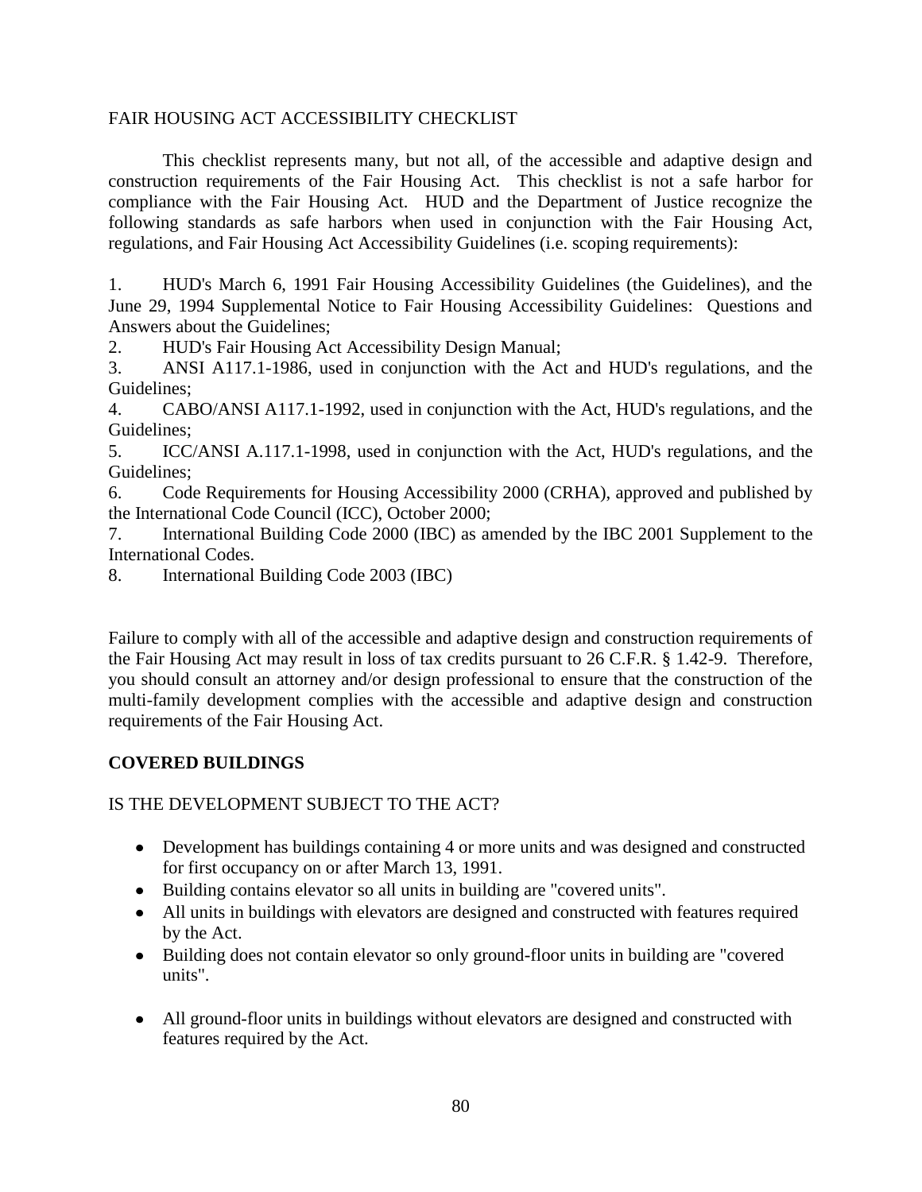FAIR HOUSING ACT ACCESSIBILITY CHECKLIST

This checklist represents many, but not all, of the accessible and adaptive design and construction requirements of the Fair Housing Act. This checklist is not a safe harbor for compliance with the Fair Housing Act. HUD and the Department of Justice recognize the following standards as safe harbors when used in conjunction with the Fair Housing Act, regulations, and Fair Housing Act Accessibility Guidelines (i.e. scoping requirements):

1. HUD's March 6, 1991 Fair Housing Accessibility Guidelines (the Guidelines), and the June 29, 1994 Supplemental Notice to Fair Housing Accessibility Guidelines: Questions and Answers about the Guidelines;
2. HUD's Fair Housing Act Accessibility Design Manual;
3. ANSI A117.1-1986, used in conjunction with the Act and HUD's regulations, and the Guidelines;
4. CABO/ANSI A117.1-1992, used in conjunction with the Act, HUD's regulations, and the Guidelines;
5. ICC/ANSI A.117.1-1998, used in conjunction with the Act, HUD's regulations, and the Guidelines;
6. Code Requirements for Housing Accessibility 2000 (CRHA), approved and published by the International Code Council (ICC), October 2000;
7. International Building Code 2000 (IBC) as amended by the IBC 2001 Supplement to the International Codes.
8. International Building Code 2003 (IBC)

Failure to comply with all of the accessible and adaptive design and construction requirements of the Fair Housing Act may result in loss of tax credits pursuant to 26 C.F.R. § 1.42-9. Therefore, you should consult an attorney and/or design professional to ensure that the construction of the multi-family development complies with the accessible and adaptive design and construction requirements of the Fair Housing Act.

**COVERED BUILDINGS**

IS THE DEVELOPMENT SUBJECT TO THE ACT?

- Development has buildings containing 4 or more units and was designed and constructed for first occupancy on or after March 13, 1991.
- Building contains elevator so all units in building are "covered units".
- All units in buildings with elevators are designed and constructed with features required by the Act.
- Building does not contain elevator so only ground-floor units in building are "covered units".
- All ground-floor units in buildings without elevators are designed and constructed with features required by the Act.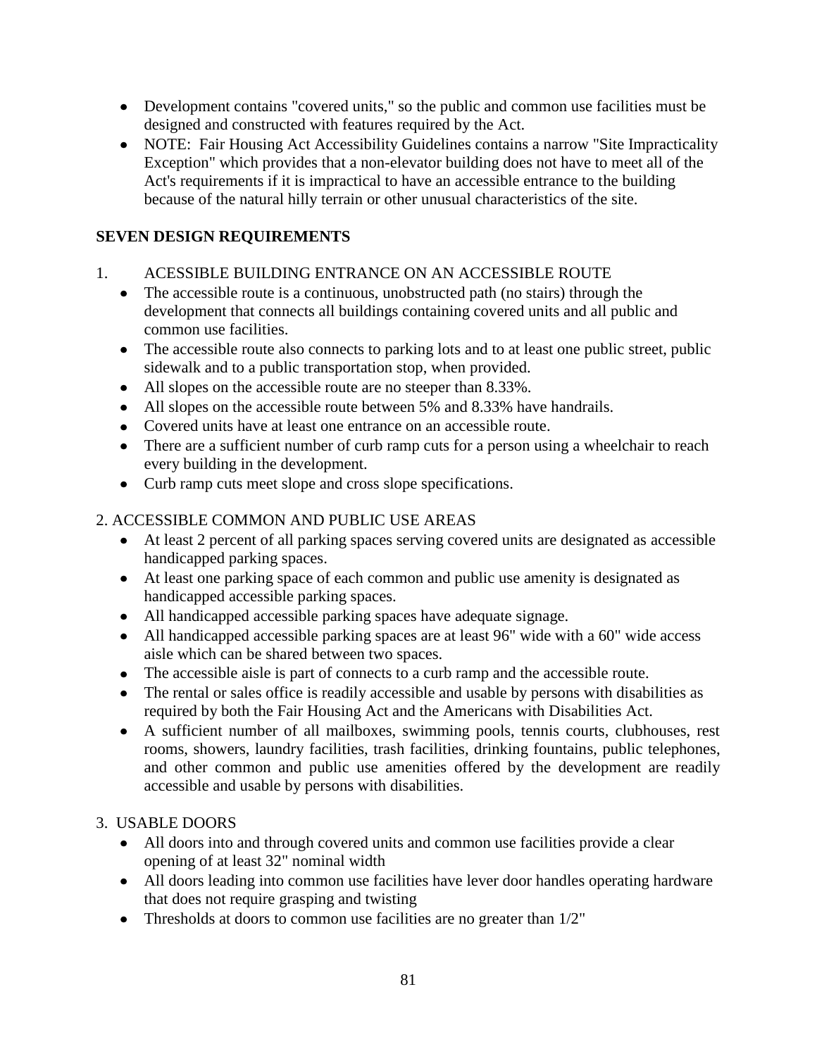- Development contains "covered units," so the public and common use facilities must be designed and constructed with features required by the Act.
- NOTE: Fair Housing Act Accessibility Guidelines contains a narrow "Site Impracticality Exception" which provides that a non-elevator building does not have to meet all of the Act's requirements if it is impractical to have an accessible entrance to the building because of the natural hilly terrain or other unusual characteristics of the site.

**SEVEN DESIGN REQUIREMENTS**

1. ACESSIBLE BUILDING ENTRANCE ON AN ACCESSIBLE ROUTE
   - The accessible route is a continuous, unobstructed path (no stairs) through the development that connects all buildings containing covered units and all public and common use facilities.
   - The accessible route also connects to parking lots and to at least one public street, public sidewalk and to a public transportation stop, when provided.
   - All slopes on the accessible route are no steeper than 8.33%.
   - All slopes on the accessible route between 5% and 8.33% have handrails.
   - Covered units have at least one entrance on an accessible route.
   - There are a sufficient number of curb ramp cuts for a person using a wheelchair to reach every building in the development.
   - Curb ramp cuts meet slope and cross slope specifications.

2. ACCESSIBLE COMMON AND PUBLIC USE AREAS
   - At least 2 percent of all parking spaces serving covered units are designated as accessible handicapped parking spaces.
   - At least one parking space of each common and public use amenity is designated as handicapped accessible parking spaces.
   - All handicapped accessible parking spaces have adequate signage.
   - All handicapped accessible parking spaces are at least 96" wide with a 60" wide access aisle which can be shared between two spaces.
   - The accessible aisle is part of connects to a curb ramp and the accessible route.
   - The rental or sales office is readily accessible and usable by persons with disabilities as required by both the Fair Housing Act and the Americans with Disabilities Act.
   - A sufficient number of all mailboxes, swimming pools, tennis courts, clubhouses, rest rooms, showers, laundry facilities, trash facilities, drinking fountains, public telephones, and other common and public use amenities offered by the development are readily accessible and usable by persons with disabilities.

3. USABLE DOORS
   - All doors into and through covered units and common use facilities provide a clear opening of at least 32" nominal width
   - All doors leading into common use facilities have lever door handles operating hardware that does not require grasping and twisting
   - Thresholds at doors to common use facilities are no greater than 1/2"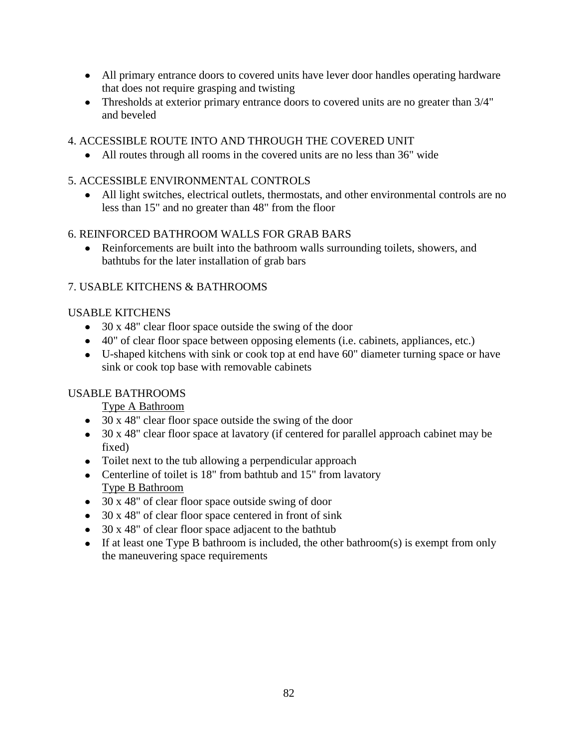- All primary entrance doors to covered units have lever door handles operating hardware that does not require grasping and twisting
- Thresholds at exterior primary entrance doors to covered units are no greater than 3/4" and beveled

4. ACCESSIBLE ROUTE INTO AND THROUGH THE COVERED UNIT

- All routes through all rooms in the covered units are no less than 36" wide

5. ACCESSIBLE ENVIRONMENTAL CONTROLS

- All light switches, electrical outlets, thermostats, and other environmental controls are no less than 15" and no greater than 48" from the floor

6. REINFORCED BATHROOM WALLS FOR GRAB BARS

- Reinforcements are built into the bathroom walls surrounding toilets, showers, and bathtubs for the later installation of grab bars

7. USABLE KITCHENS & BATHROOMS

USABLE KITCHENS

- 30 x 48" clear floor space outside the swing of the door
- 40" of clear floor space between opposing elements (i.e. cabinets, appliances, etc.)
- U-shaped kitchens with sink or cook top at end have 60" diameter turning space or have sink or cook top base with removable cabinets

USABLE BATHROOMS

<u>Type A Bathroom</u>

- 30 x 48" clear floor space outside the swing of the door
- 30 x 48" clear floor space at lavatory (if centered for parallel approach cabinet may be fixed)
- Toilet next to the tub allowing a perpendicular approach
- Centerline of toilet is 18" from bathtub and 15" from lavatory

<u>Type B Bathroom</u>

- 30 x 48" of clear floor space outside swing of door
- 30 x 48" of clear floor space centered in front of sink
- 30 x 48" of clear floor space adjacent to the bathtub
- If at least one Type B bathroom is included, the other bathroom(s) is exempt from only the maneuvering space requirements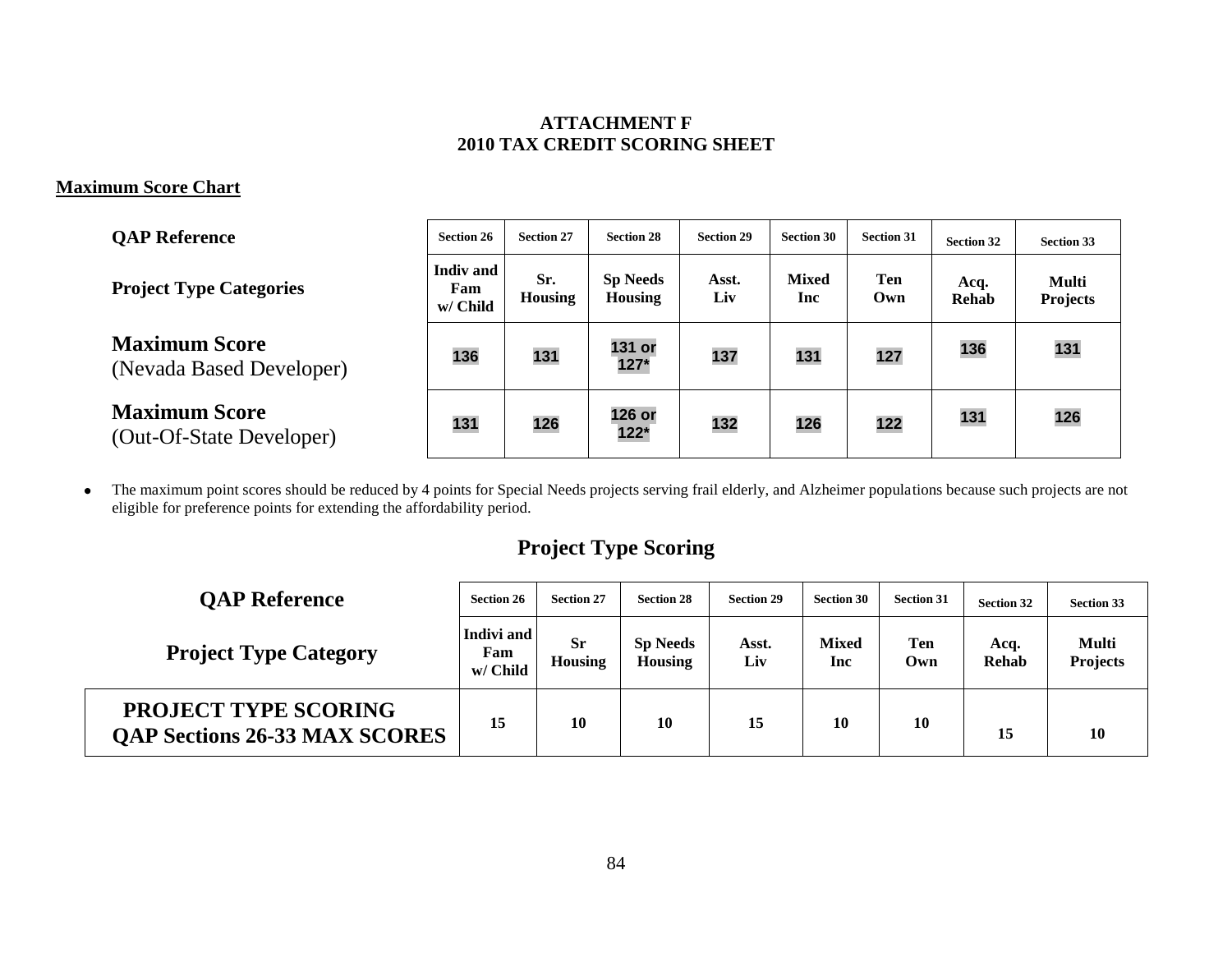**ATTACHMENT F**
**2010 TAX CREDIT SCORING SHEET**

**Maximum Score Chart**

| **QAP Reference** | **Section 26** | **Section 27** | **Section 28** | **Section 29** | **Section 30** | **Section 31** | **Section 32** | **Section 33** |
|---|---|---|---|---|---|---|---|---|
| **Project Type Categories** | **Indiv and Fam w/ Child** | **Sr. Housing** | **Sp Needs Housing** | **Asst. Liv** | **Mixed Inc** | **Ten Own** | **Acq. Rehab** | **Multi Projects** |
| **Maximum Score** (Nevada Based Developer) | 136 | 131 | 131 or 127* | 137 | 131 | 127 | 136 | 131 |
| **Maximum Score** (Out-Of-State Developer) | 131 | 126 | 126 or 122* | 132 | 126 | 122 | 131 | 126 |

- The maximum point scores should be reduced by 4 points for Special Needs projects serving frail elderly, and Alzheimer populations because such projects are not eligible for preference points for extending the affordability period.

## Project Type Scoring

| **QAP Reference** | **Section 26** | **Section 27** | **Section 28** | **Section 29** | **Section 30** | **Section 31** | **Section 32** | **Section 33** |
|---|---|---|---|---|---|---|---|---|
| **Project Type Category** | **Indivi and Fam w/ Child** | **Sr Housing** | **Sp Needs Housing** | **Asst. Liv** | **Mixed Inc** | **Ten Own** | **Acq. Rehab** | **Multi Projects** |
| **PROJECT TYPE SCORING QAP Sections 26-33 MAX SCORES** | 15 | 10 | 10 | 15 | 10 | 10 | 15 | 10 |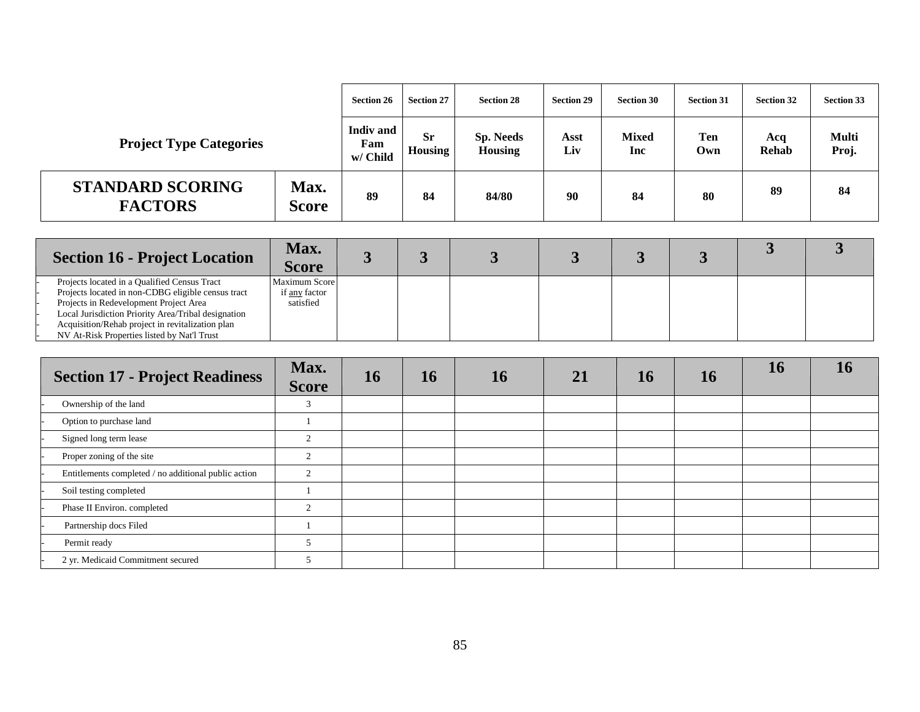| Project Type Categories | | Section 26 Indiv and Fam w/ Child | Section 27 Sr Housing | Section 28 Sp. Needs Housing | Section 29 Asst Liv | Section 30 Mixed Inc | Section 31 Ten Own | Section 32 Acq Rehab | Section 33 Multi Proj. |
|---|---|---|---|---|---|---|---|---|---|
| **STANDARD SCORING FACTORS** | **Max. Score** | **89** | **84** | **84/80** | **90** | **84** | **80** | **89** | **84** |

| **Section 16 - Project Location** | **Max. Score** | **3** | **3** | **3** | **3** | **3** | **3** | **3** | **3** |
|---|---|---|---|---|---|---|---|---|---|
| - Projects located in a Qualified Census Tract<br>- Projects located in non-CDBG eligible census tract<br>- Projects in Redevelopment Project Area<br>- Local Jurisdiction Priority Area/Tribal designation<br>- Acquisition/Rehab project in revitalization plan<br>- NV At-Risk Properties listed by Nat'l Trust | Maximum Score if any factor satisfied | | | | | | | | |

| **Section 17 - Project Readiness** | **Max. Score** | **16** | **16** | **16** | **21** | **16** | **16** | **16** | **16** |
|---|---|---|---|---|---|---|---|---|---|
| - Ownership of the land | 3 | | | | | | | | |
| - Option to purchase land | 1 | | | | | | | | |
| - Signed long term lease | 2 | | | | | | | | |
| - Proper zoning of the site | 2 | | | | | | | | |
| - Entitlements completed / no additional public action | 2 | | | | | | | | |
| - Soil testing completed | 1 | | | | | | | | |
| - Phase II Environ. completed | 2 | | | | | | | | |
| - Partnership docs Filed | 1 | | | | | | | | |
| - Permit ready | 5 | | | | | | | | |
| - 2 yr. Medicaid Commitment secured | 5 | | | | | | | | |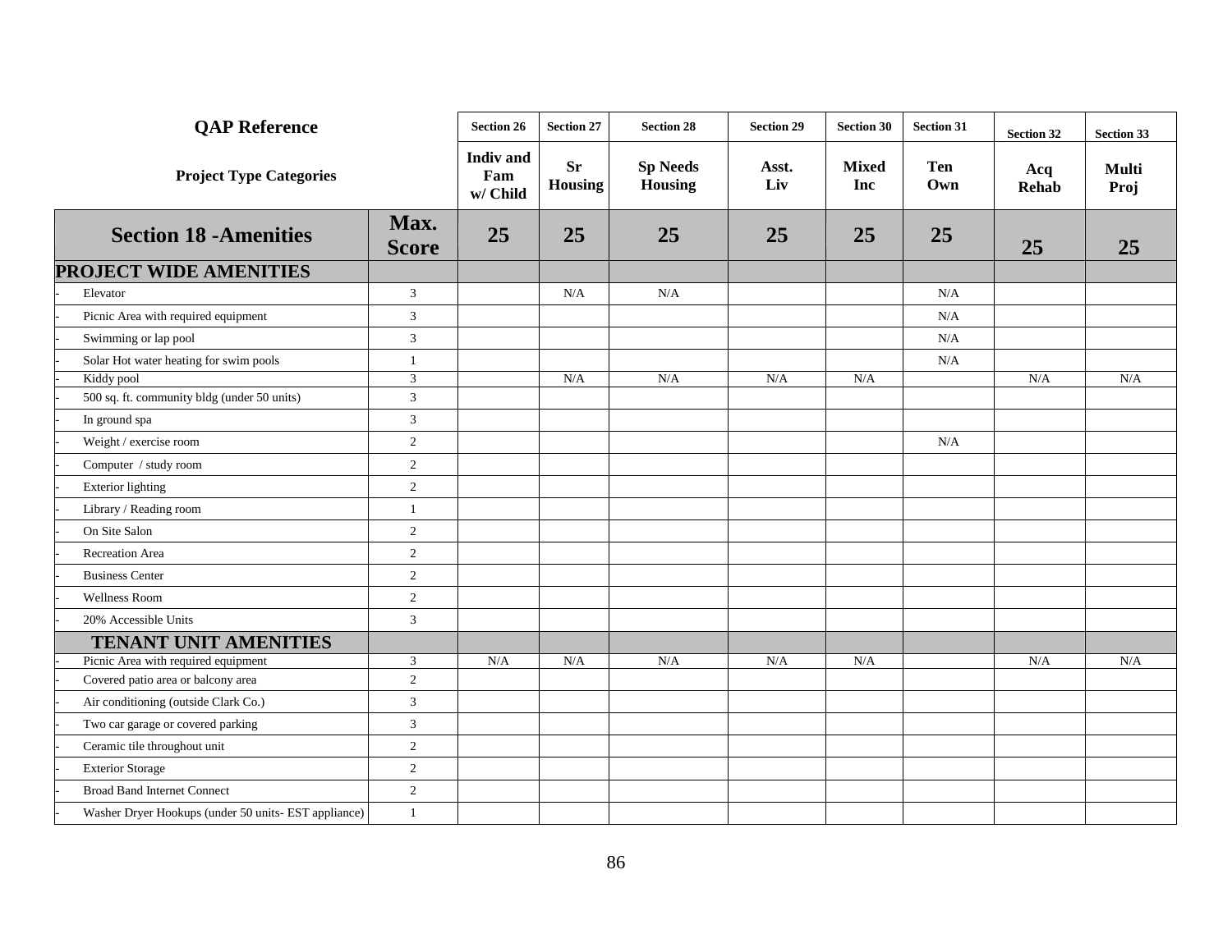| QAP Reference | | Section 26 | Section 27 | Section 28 | Section 29 | Section 30 | Section 31 | Section 32 | Section 33 |
|---|---|---|---|---|---|---|---|---|---|
| **Project Type Categories** | | **Indiv and Fam w/ Child** | **Sr Housing** | **Sp Needs Housing** | **Asst. Liv** | **Mixed Inc** | **Ten Own** | **Acq Rehab** | **Multi Proj** |
| **Section 18 -Amenities** | **Max. Score** | **25** | **25** | **25** | **25** | **25** | **25** | **25** | **25** |
| **PROJECT WIDE AMENITIES** | | | | | | | | | |
| - Elevator | 3 | | N/A | N/A | | | N/A | | |
| - Picnic Area with required equipment | 3 | | | | | | N/A | | |
| - Swimming or lap pool | 3 | | | | | | N/A | | |
| - Solar Hot water heating for swim pools | 1 | | | | | | N/A | | |
| - Kiddy pool | 3 | | N/A | N/A | N/A | N/A | | N/A | N/A |
| - 500 sq. ft. community bldg (under 50 units) | 3 | | | | | | | | |
| - In ground spa | 3 | | | | | | | | |
| - Weight / exercise room | 2 | | | | | | N/A | | |
| - Computer / study room | 2 | | | | | | | | |
| - Exterior lighting | 2 | | | | | | | | |
| - Library / Reading room | 1 | | | | | | | | |
| - On Site Salon | 2 | | | | | | | | |
| - Recreation Area | 2 | | | | | | | | |
| - Business Center | 2 | | | | | | | | |
| - Wellness Room | 2 | | | | | | | | |
| - 20% Accessible Units | 3 | | | | | | | | |
| **TENANT UNIT AMENITIES** | | | | | | | | | |
| - Picnic Area with required equipment | 3 | N/A | N/A | N/A | N/A | N/A | | N/A | N/A |
| - Covered patio area or balcony area | 2 | | | | | | | | |
| - Air conditioning (outside Clark Co.) | 3 | | | | | | | | |
| - Two car garage or covered parking | 3 | | | | | | | | |
| - Ceramic tile throughout unit | 2 | | | | | | | | |
| - Exterior Storage | 2 | | | | | | | | |
| - Broad Band Internet Connect | 2 | | | | | | | | |
| - Washer Dryer Hookups (under 50 units- EST appliance) | 1 | | | | | | | | |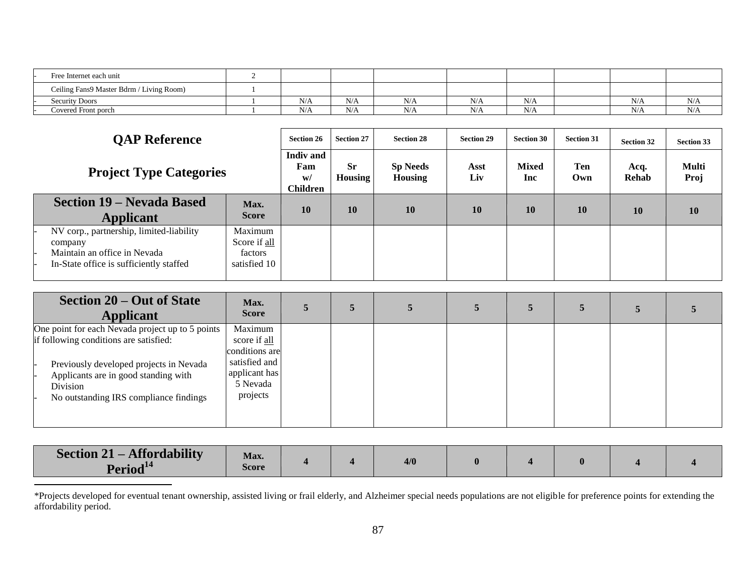| | | | | | | | | | |
|---|---|---|---|---|---|---|---|---|---|
| - Free Internet each unit | 2 | | | | | | | | |
| Ceiling Fans9 Master Bdrm / Living Room) | 1 | | | | | | | | |
| - Security Doors | 1 | N/A | N/A | N/A | N/A | N/A | | N/A | N/A |
| - Covered Front porch | 1 | N/A | N/A | N/A | N/A | N/A | | N/A | N/A |

| **QAP Reference** | | **Section 26** | **Section 27** | **Section 28** | **Section 29** | **Section 30** | **Section 31** | **Section 32** | **Section 33** |
|---|---|---|---|---|---|---|---|---|---|
| **Project Type Categories** | | **Indiv and Fam w/ Children** | **Sr Housing** | **Sp Needs Housing** | **Asst Liv** | **Mixed Inc** | **Ten Own** | **Acq. Rehab** | **Multi Proj** |
| **Section 19 – Nevada Based Applicant** | **Max. Score** | **10** | **10** | **10** | **10** | **10** | **10** | **10** | **10** |
| - NV corp., partnership, limited-liability company<br>- Maintain an office in Nevada<br>- In-State office is sufficiently staffed | Maximum Score if all factors satisfied 10 | | | | | | | | |

| **Section 20 – Out of State Applicant** | **Max. Score** | **5** | **5** | **5** | **5** | **5** | **5** | **5** | **5** |
|---|---|---|---|---|---|---|---|---|---|
| One point for each Nevada project up to 5 points if following conditions are satisfied:<br>- Previously developed projects in Nevada<br>- Applicants are in good standing with Division<br>- No outstanding IRS compliance findings | Maximum score if all conditions are satisfied and applicant has 5 Nevada projects | | | | | | | | |

| **Section 21 – Affordability Period[14]** | **Max. Score** | **4** | **4** | **4/0** | **0** | **4** | **0** | **4** | **4** |
|---|---|---|---|---|---|---|---|---|---|

*Projects developed for eventual tenant ownership, assisted living or frail elderly, and Alzheimer special needs populations are not eligible for preference points for extending the affordability period.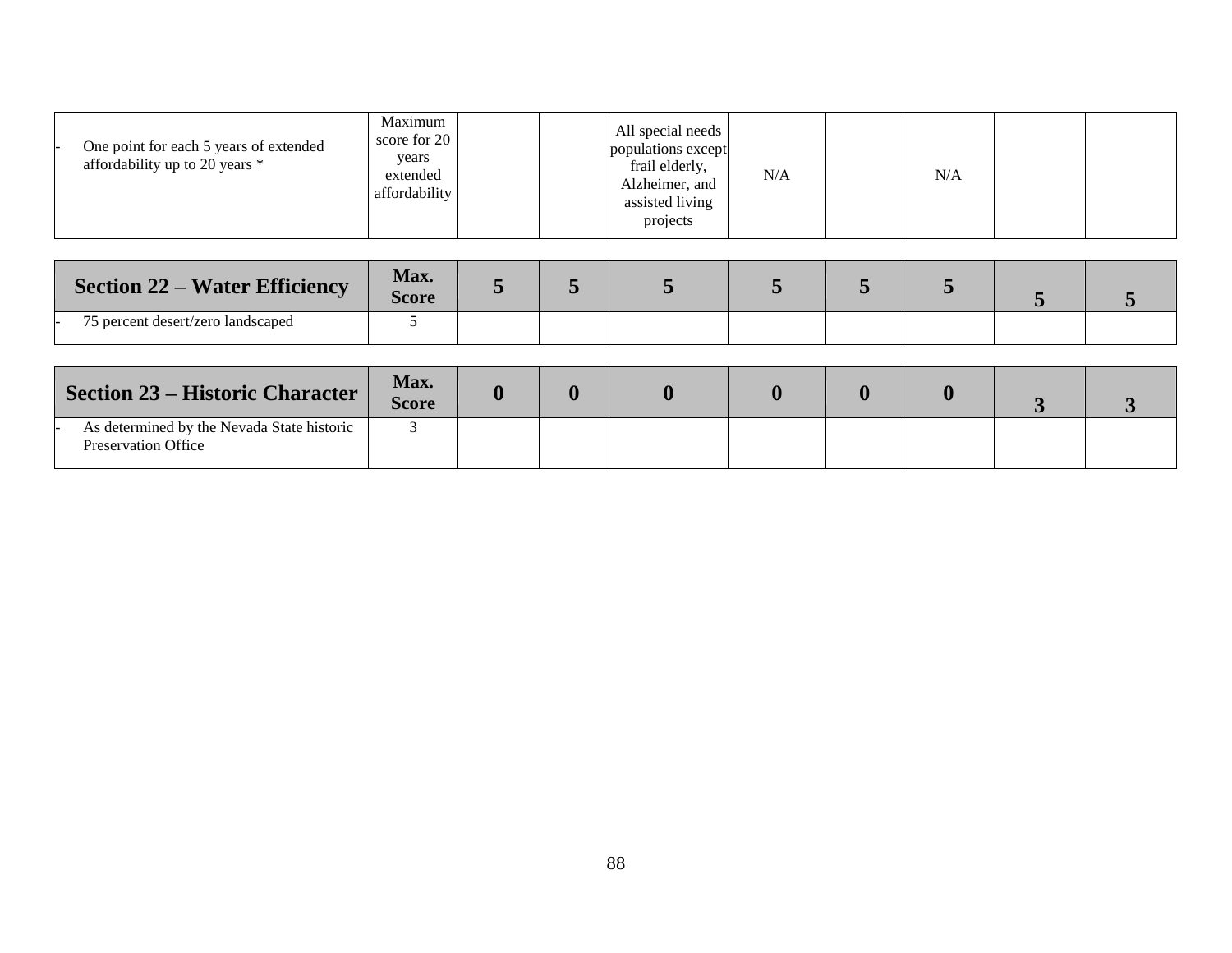| | | | | | | | | | |
|---|---|---|---|---|---|---|---|---|---|
| - One point for each 5 years of extended affordability up to 20 years * | Maximum score for 20 years extended affordability | | | All special needs populations except frail elderly, Alzheimer, and assisted living projects | N/A | | N/A | | |

| **Section 22 – Water Efficiency** | **Max. Score** | **5** | **5** | **5** | **5** | **5** | **5** | **5** | **5** |
|---|---|---|---|---|---|---|---|---|---|
| - 75 percent desert/zero landscaped | 5 | | | | | | | | |

| **Section 23 – Historic Character** | **Max. Score** | **0** | **0** | **0** | **0** | **0** | **0** | **3** | **3** |
|---|---|---|---|---|---|---|---|---|---|
| - As determined by the Nevada State historic Preservation Office | 3 | | | | | | | | |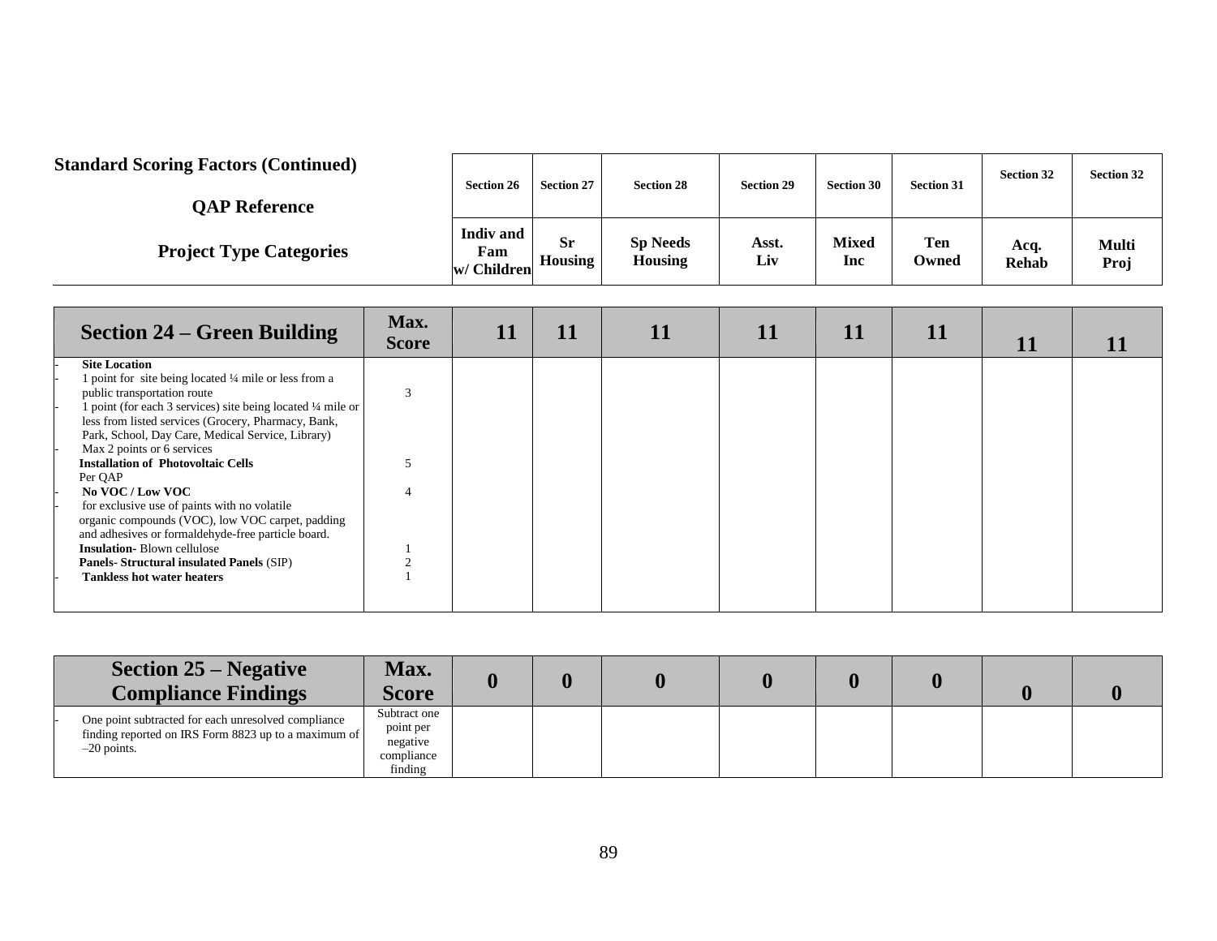**Standard Scoring Factors (Continued)**

| QAP Reference | | Section 26 | Section 27 | Section 28 | Section 29 | Section 30 | Section 31 | Section 32 | Section 32 |
|---|---|---|---|---|---|---|---|---|---|
| **Project Type Categories** | | **Indiv and Fam w/ Children** | **Sr Housing** | **Sp Needs Housing** | **Asst. Liv** | **Mixed Inc** | **Ten Owned** | **Acq. Rehab** | **Multi Proj** |
| **Section 24 – Green Building** | **Max. Score** | **11** | **11** | **11** | **11** | **11** | **11** | **11** | **11** |
| - **Site Location**<br>- 1 point for site being located ¼ mile or less from a public transportation route<br>- 1 point (for each 3 services) site being located ¼ mile or less from listed services (Grocery, Pharmacy, Bank, Park, School, Day Care, Medical Service, Library)<br>- Max 2 points or 6 services | 3 | | | | | | | | |
| **Installation of Photovoltaic Cells**<br>Per QAP | 5 | | | | | | | | |
| - **No VOC / Low VOC**<br>- for exclusive use of paints with no volatile organic compounds (VOC), low VOC carpet, padding and adhesives or formaldehyde-free particle board. | 4 | | | | | | | | |
| **Insulation**- Blown cellulose | 1 | | | | | | | | |
| **Panels- Structural insulated Panels** (SIP) | 2 | | | | | | | | |
| - **Tankless hot water heaters** | 1 | | | | | | | | |

| **Section 25 – Negative Compliance Findings** | **Max. Score** | **0** | **0** | **0** | **0** | **0** | **0** | **0** | **0** |
|---|---|---|---|---|---|---|---|---|---|
| - One point subtracted for each unresolved compliance finding reported on IRS Form 8823 up to a maximum of –20 points. | Subtract one point per negative compliance finding | | | | | | | | |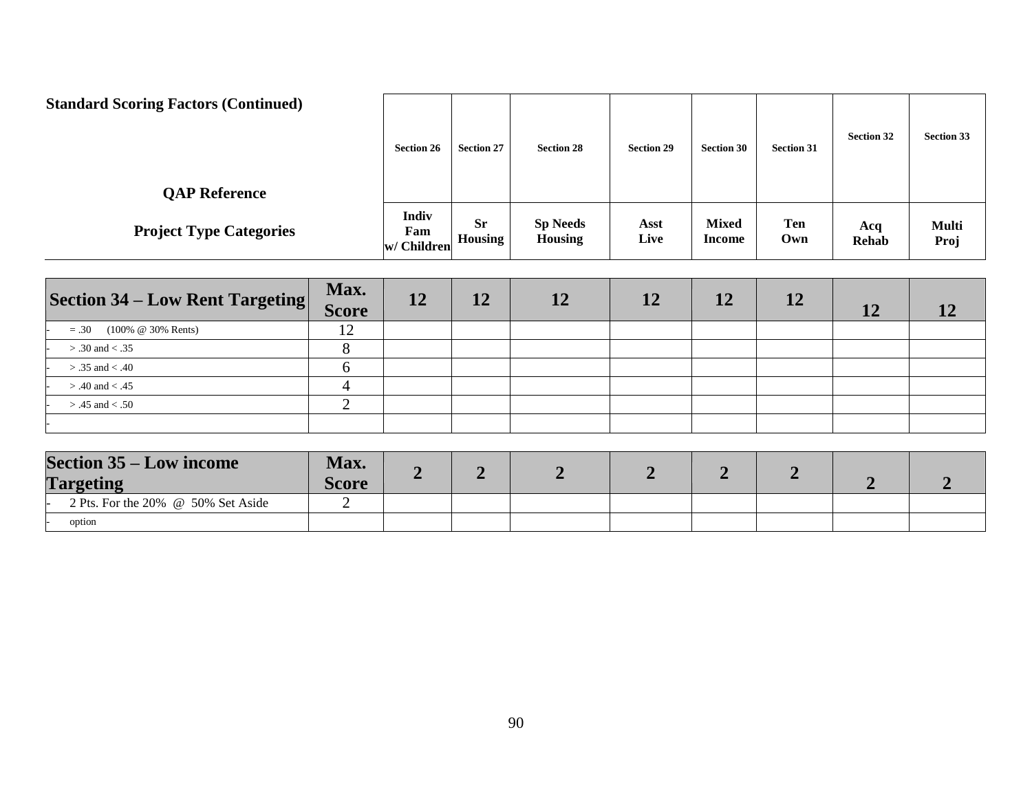**Standard Scoring Factors (Continued)**

| QAP Reference | | Section 26 | Section 27 | Section 28 | Section 29 | Section 30 | Section 31 | Section 32 | Section 33 |
|---|---|---|---|---|---|---|---|---|---|
| **Project Type Categories** | | **Indiv Fam w/ Children** | **Sr Housing** | **Sp Needs Housing** | **Asst Live** | **Mixed Income** | **Ten Own** | **Acq Rehab** | **Multi Proj** |

| **Section 34 – Low Rent Targeting** | **Max. Score** | **12** | **12** | **12** | **12** | **12** | **12** | **12** | **12** |
|---|---|---|---|---|---|---|---|---|---|
| - = .30 (100% @ 30% Rents) | 12 | | | | | | | | |
| - > .30 and < .35 | 8 | | | | | | | | |
| - > .35 and < .40 | 6 | | | | | | | | |
| - > .40 and < .45 | 4 | | | | | | | | |
| - > .45 and < .50 | 2 | | | | | | | | |
| - | | | | | | | | | |

| **Section 35 – Low income Targeting** | **Max. Score** | **2** | **2** | **2** | **2** | **2** | **2** | **2** | **2** |
|---|---|---|---|---|---|---|---|---|---|
| - 2 Pts. For the 20% @ 50% Set Aside | 2 | | | | | | | | |
| - option | | | | | | | | | |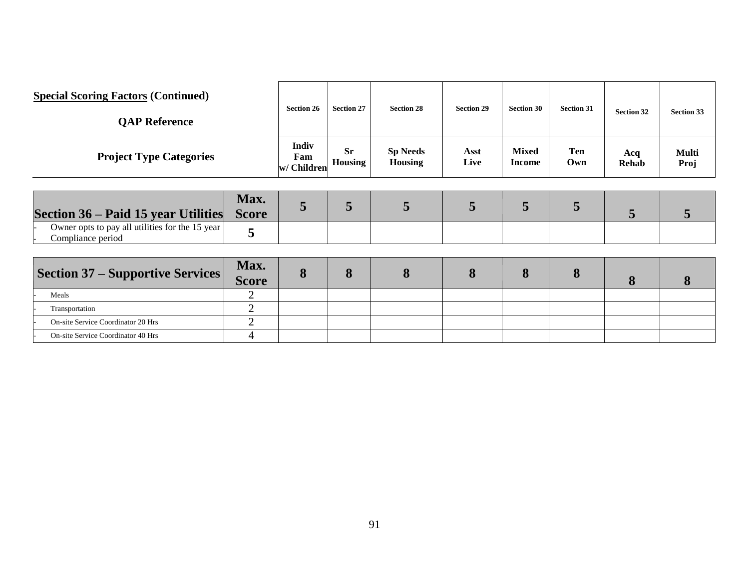| **Special Scoring Factors** (Continued) | | Section 26 | Section 27 | Section 28 | Section 29 | Section 30 | Section 31 | Section 32 | Section 33 |
|---|---|---|---|---|---|---|---|---|---|
| **QAP Reference** | | | | | | | | | |
| **Project Type Categories** | | Indiv Fam w/ Children | Sr Housing | Sp Needs Housing | Asst Live | Mixed Income | Ten Own | Acq Rehab | Multi Proj |

| **Section 36 – Paid 15 year Utilities** | **Max. Score** | **5** | **5** | **5** | **5** | **5** | **5** | **5** | **5** |
|---|---|---|---|---|---|---|---|---|---|
| - Owner opts to pay all utilities for the 15 year<br>- Compliance period | **5** | | | | | | | | |

| **Section 37 – Supportive Services** | **Max. Score** | **8** | **8** | **8** | **8** | **8** | **8** | **8** | **8** |
|---|---|---|---|---|---|---|---|---|---|
| - Meals | 2 | | | | | | | | |
| - Transportation | 2 | | | | | | | | |
| - On-site Service Coordinator 20 Hrs | 2 | | | | | | | | |
| - On-site Service Coordinator 40 Hrs | 4 | | | | | | | | |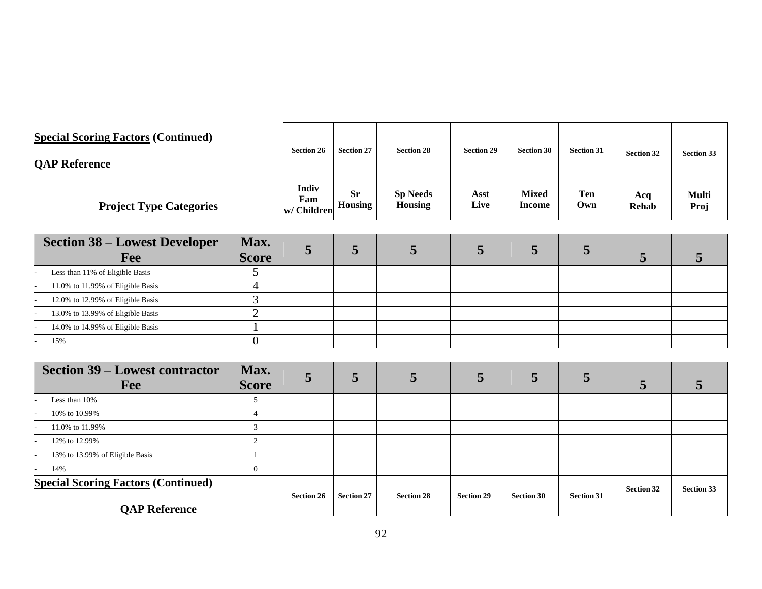**Special Scoring Factors (Continued)**

| QAP Reference | | Section 26 | Section 27 | Section 28 | Section 29 | Section 30 | Section 31 | Section 32 | Section 33 |
|---|---|---|---|---|---|---|---|---|---|
| **Project Type Categories** | | **Indiv Fam w/ Children** | **Sr Housing** | **Sp Needs Housing** | **Asst Live** | **Mixed Income** | **Ten Own** | **Acq Rehab** | **Multi Proj** |
| **Section 38 – Lowest Developer Fee** | **Max. Score** | **5** | **5** | **5** | **5** | **5** | **5** | **5** | **5** |
| - Less than 11% of Eligible Basis | 5 | | | | | | | | |
| - 11.0% to 11.99% of Eligible Basis | 4 | | | | | | | | |
| - 12.0% to 12.99% of Eligible Basis | 3 | | | | | | | | |
| - 13.0% to 13.99% of Eligible Basis | 2 | | | | | | | | |
| - 14.0% to 14.99% of Eligible Basis | 1 | | | | | | | | |
| - 15% | 0 | | | | | | | | |
| **Section 39 – Lowest contractor Fee** | **Max. Score** | **5** | **5** | **5** | **5** | **5** | **5** | **5** | **5** |
| - Less than 10% | 5 | | | | | | | | |
| - 10% to 10.99% | 4 | | | | | | | | |
| - 11.0% to 11.99% | 3 | | | | | | | | |
| - 12% to 12.99% | 2 | | | | | | | | |
| - 13% to 13.99% of Eligible Basis | 1 | | | | | | | | |
| - 14% | 0 | | | | | | | | |

**Special Scoring Factors (Continued)**

| QAP Reference | Section 26 | Section 27 | Section 28 | Section 29 | Section 30 | Section 31 | Section 32 | Section 33 |
|---|---|---|---|---|---|---|---|---|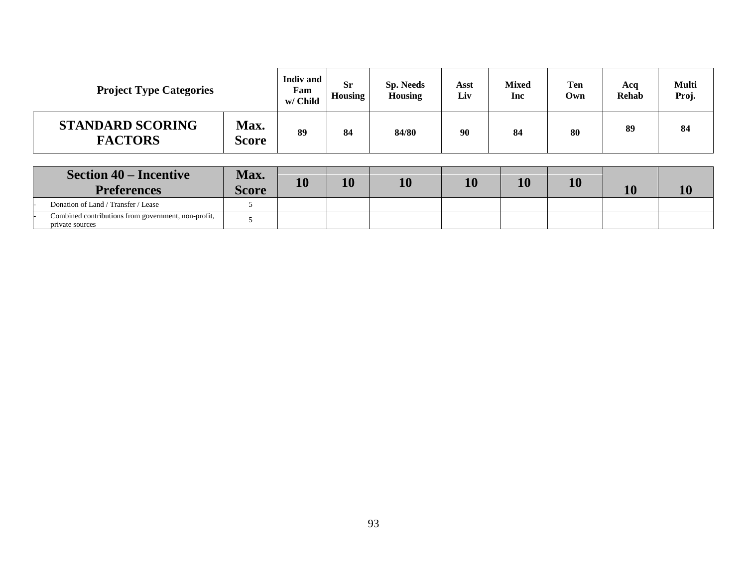| Project Type Categories | | Indiv and Fam w/ Child | Sr Housing | Sp. Needs Housing | Asst Liv | Mixed Inc | Ten Own | Acq Rehab | Multi Proj. |
|---|---|---|---|---|---|---|---|---|---|
| **STANDARD SCORING FACTORS** | **Max. Score** | **89** | **84** | **84/80** | **90** | **84** | **80** | **89** | **84** |
| **Section 40 – Incentive Preferences** | **Max. Score** | **10** | **10** | **10** | **10** | **10** | **10** | **10** | **10** |
| - Donation of Land / Transfer / Lease | 5 | | | | | | | | |
| - Combined contributions from government, non-profit, private sources | 5 | | | | | | | | |